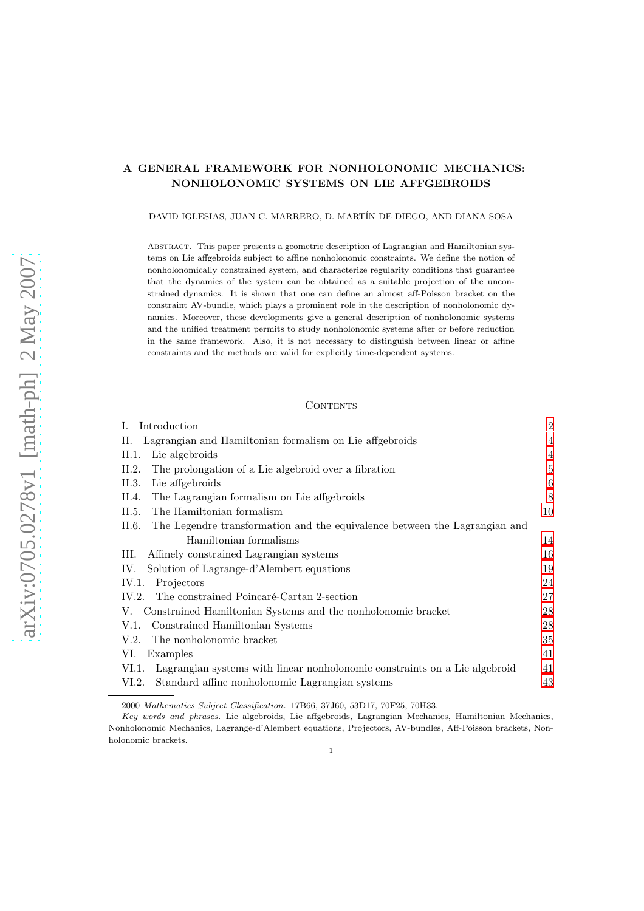# A GENERAL FRAMEWORK FOR NONHOLONOMIC MECHANICS: NONHOLONOMIC SYSTEMS ON LIE AFFGEBROIDS

DAVID IGLESIAS, JUAN C. MARRERO, D. MARTÍN DE DIEGO, AND DIANA SOSA

Abstract. This paper presents a geometric description of Lagrangian and Hamiltonian systems on Lie affgebroids subject to affine nonholonomic constraints. We define the notion of nonholonomically constrained system, and characterize regularity conditions that guarantee that the dynamics of the system can be obtained as a suitable projection of the unconstrained dynamics. It is shown that one can define an almost aff-Poisson bracket on the constraint AV-bundle, which plays a prominent role in the description of nonholonomic dynamics. Moreover, these developments give a general description of nonholonomic systems and the unified treatment permits to study nonholonomic systems after or before reduction in the same framework. Also, it is not necessary to distinguish between linear or affine constraints and the methods are valid for explicitly time-dependent systems.

## Contents

| | |
|---|---|
| I. Introduction | 2 |
| II. Lagrangian and Hamiltonian formalism on Lie affgebroids | 4 |
| II.1. Lie algebroids | 4 |
| II.2. The prolongation of a Lie algebroid over a fibration | 5 |
| II.3. Lie affgebroids | 6 |
| II.4. The Lagrangian formalism on Lie affgebroids | 8 |
| II.5. The Hamiltonian formalism | 10 |
| II.6. The Legendre transformation and the equivalence between the Lagrangian and Hamiltonian formalisms | 14 |
| III. Affinely constrained Lagrangian systems | 16 |
| IV. Solution of Lagrange-d'Alembert equations | 19 |
| IV.1. Projectors | 24 |
| IV.2. The constrained Poincaré-Cartan 2-section | 27 |
| V. Constrained Hamiltonian Systems and the nonholonomic bracket | 28 |
| V.1. Constrained Hamiltonian Systems | 28 |
| V.2. The nonholonomic bracket | 35 |
| VI. Examples | 41 |
| VI.1. Lagrangian systems with linear nonholonomic constraints on a Lie algebroid | 41 |
| VI.2. Standard affine nonholonomic Lagrangian systems | 43 |

2000 *Mathematics Subject Classification.* 17B66, 37J60, 53D17, 70F25, 70H33.

*Key words and phrases.* Lie algebroids, Lie affgebroids, Lagrangian Mechanics, Hamiltonian Mechanics, Nonholonomic Mechanics, Lagrange-d'Alembert equations, Projectors, AV-bundles, Aff-Poisson brackets, Nonholonomic brackets.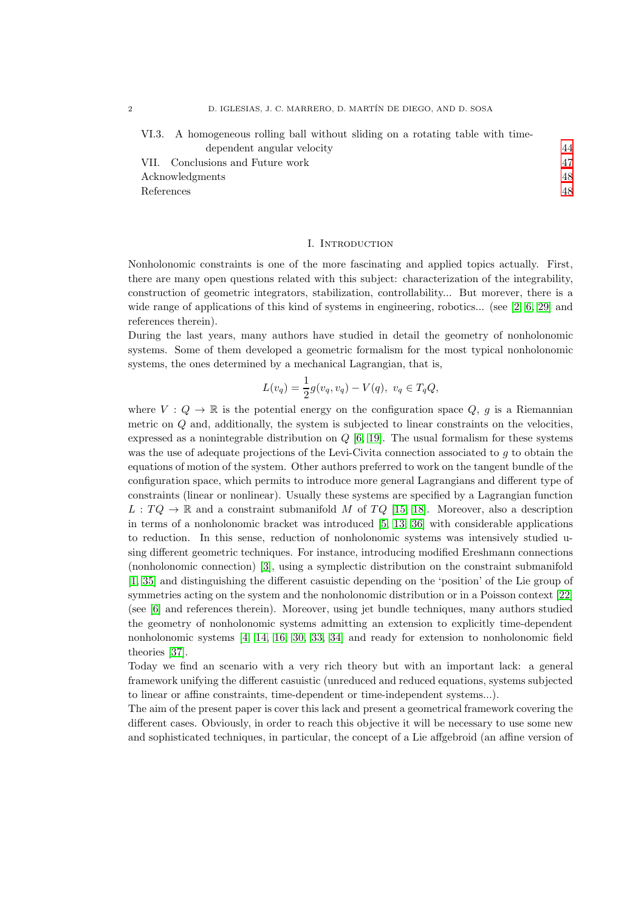VI.3. A homogeneous rolling ball without sliding on a rotating table with time-dependent angular velocity 44
VII. Conclusions and Future work 47
Acknowledgments 48
References 48

## I. Introduction

Nonholonomic constraints is one of the more fascinating and applied topics actually. First, there are many open questions related with this subject: characterization of the integrability, construction of geometric integrators, stabilization, controllability... But morever, there is a wide range of applications of this kind of systems in engineering, robotics... (see [2, 6, 29] and references therein).

During the last years, many authors have studied in detail the geometry of nonholonomic systems. Some of them developed a geometric formalism for the most typical nonholonomic systems, the ones determined by a mechanical Lagrangian, that is,

$$L(v_q) = \frac{1}{2} g(v_q, v_q) - V(q),\ v_q \in T_qQ,$$

where $V : Q \to \mathbb{R}$ is the potential energy on the configuration space $Q$, $g$ is a Riemannian metric on $Q$ and, additionally, the system is subjected to linear constraints on the velocities, expressed as a nonintegrable distribution on $Q$ [6, 19]. The usual formalism for these systems was the use of adequate projections of the Levi-Civita connection associated to $g$ to obtain the equations of motion of the system. Other authors preferred to work on the tangent bundle of the configuration space, which permits to introduce more general Lagrangians and different type of constraints (linear or nonlinear). Usually these systems are specified by a Lagrangian function $L : TQ \to \mathbb{R}$ and a constraint submanifold $M$ of $TQ$ [15, 18]. Moreover, also a description in terms of a nonholonomic bracket was introduced [5, 13, 36] with considerable applications to reduction. In this sense, reduction of nonholonomic systems was intensively studied using different geometric techniques. For instance, introducing modified Ereshmann connections (nonholonomic connection) [3], using a symplectic distribution on the constraint submanifold [1, 35] and distinguishing the different casuistic depending on the 'position' of the Lie group of symmetries acting on the system and the nonholonomic distribution or in a Poisson context [22] (see [6] and references therein). Moreover, using jet bundle techniques, many authors studied the geometry of nonholonomic systems admitting an extension to explicitly time-dependent nonholonomic systems [4, 14, 16, 30, 33, 34] and ready for extension to nonholonomic field theories [37].

Today we find an scenario with a very rich theory but with an important lack: a general framework unifying the different casuistic (unreduced and reduced equations, systems subjected to linear or affine constraints, time-dependent or time-independent systems...).

The aim of the present paper is cover this lack and present a geometrical framework covering the different cases. Obviously, in order to reach this objective it will be necessary to use some new and sophisticated techniques, in particular, the concept of a Lie affgebroid (an affine version of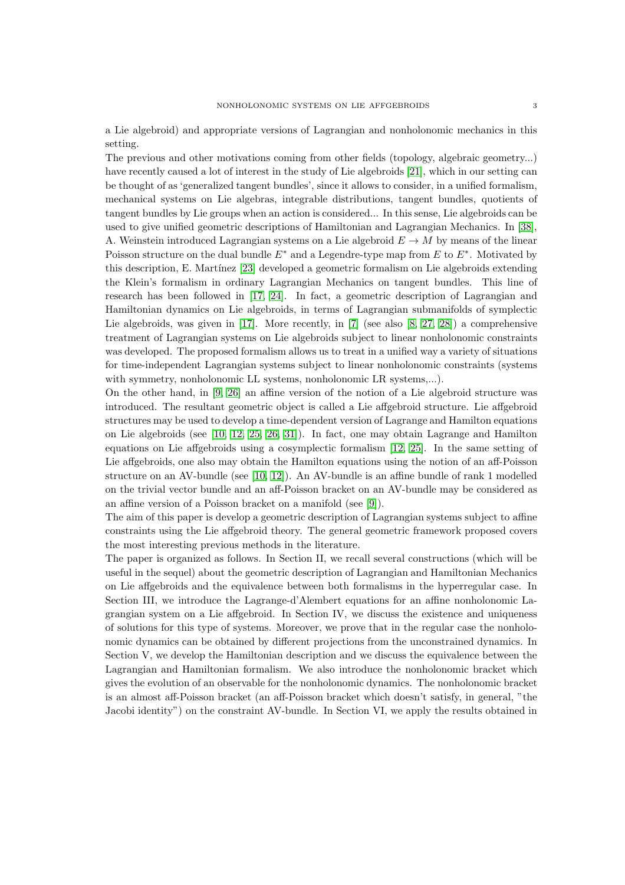a Lie algebroid) and appropriate versions of Lagrangian and nonholonomic mechanics in this setting.

The previous and other motivations coming from other fields (topology, algebraic geometry...) have recently caused a lot of interest in the study of Lie algebroids [21], which in our setting can be thought of as 'generalized tangent bundles', since it allows to consider, in a unified formalism, mechanical systems on Lie algebras, integrable distributions, tangent bundles, quotients of tangent bundles by Lie groups when an action is considered... In this sense, Lie algebroids can be used to give unified geometric descriptions of Hamiltonian and Lagrangian Mechanics. In [38], A. Weinstein introduced Lagrangian systems on a Lie algebroid $E \to M$ by means of the linear Poisson structure on the dual bundle $E^*$ and a Legendre-type map from $E$ to $E^*$. Motivated by this description, E. Martínez [23] developed a geometric formalism on Lie algebroids extending the Klein's formalism in ordinary Lagrangian Mechanics on tangent bundles. This line of research has been followed in [17, 24]. In fact, a geometric description of Lagrangian and Hamiltonian dynamics on Lie algebroids, in terms of Lagrangian submanifolds of symplectic Lie algebroids, was given in [17]. More recently, in [7] (see also [8, 27, 28]) a comprehensive treatment of Lagrangian systems on Lie algebroids subject to linear nonholonomic constraints was developed. The proposed formalism allows us to treat in a unified way a variety of situations for time-independent Lagrangian systems subject to linear nonholonomic constraints (systems with symmetry, nonholonomic LL systems, nonholonomic LR systems,...).

On the other hand, in [9, 26] an affine version of the notion of a Lie algebroid structure was introduced. The resultant geometric object is called a Lie affgebroid structure. Lie affgebroid structures may be used to develop a time-dependent version of Lagrange and Hamilton equations on Lie algebroids (see [10, 12, 25, 26, 31]). In fact, one may obtain Lagrange and Hamilton equations on Lie affgebroids using a cosymplectic formalism [12, 25]. In the same setting of Lie affgebroids, one also may obtain the Hamilton equations using the notion of an aff-Poisson structure on an AV-bundle (see [10, 12]). An AV-bundle is an affine bundle of rank 1 modelled on the trivial vector bundle and an aff-Poisson bracket on an AV-bundle may be considered as an affine version of a Poisson bracket on a manifold (see [9]).

The aim of this paper is develop a geometric description of Lagrangian systems subject to affine constraints using the Lie affgebroid theory. The general geometric framework proposed covers the most interesting previous methods in the literature.

The paper is organized as follows. In Section II, we recall several constructions (which will be useful in the sequel) about the geometric description of Lagrangian and Hamiltonian Mechanics on Lie affgebroids and the equivalence between both formalisms in the hyperregular case. In Section III, we introduce the Lagrange-d'Alembert equations for an affine nonholonomic Lagrangian system on a Lie affgebroid. In Section IV, we discuss the existence and uniqueness of solutions for this type of systems. Moreover, we prove that in the regular case the nonholonomic dynamics can be obtained by different projections from the unconstrained dynamics. In Section V, we develop the Hamiltonian description and we discuss the equivalence between the Lagrangian and Hamiltonian formalism. We also introduce the nonholonomic bracket which gives the evolution of an observable for the nonholonomic dynamics. The nonholonomic bracket is an almost aff-Poisson bracket (an aff-Poisson bracket which doesn't satisfy, in general, "the Jacobi identity") on the constraint AV-bundle. In Section VI, we apply the results obtained in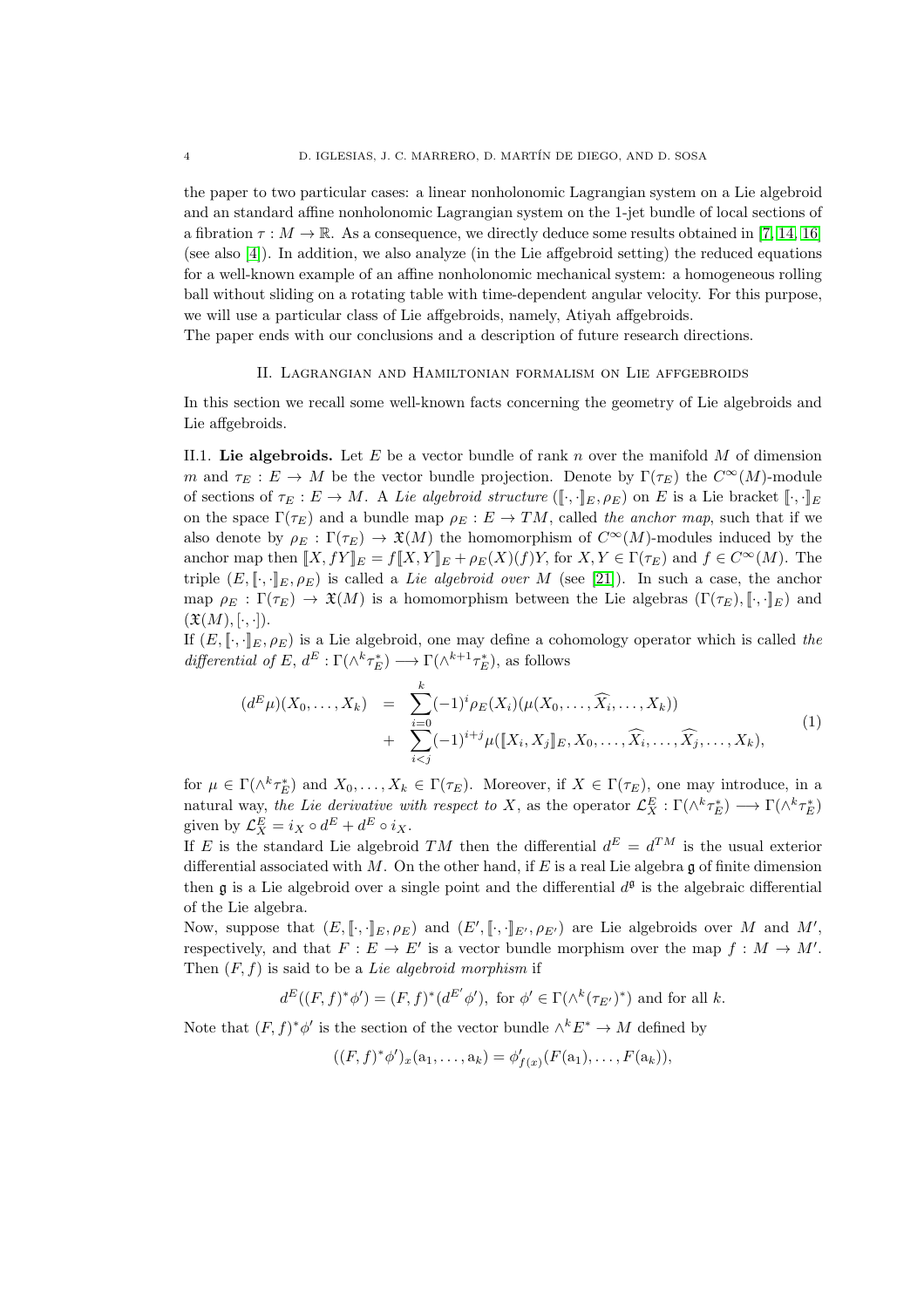the paper to two particular cases: a linear nonholonomic Lagrangian system on a Lie algebroid and an standard affine nonholonomic Lagrangian system on the 1-jet bundle of local sections of a fibration $\tau : M \to \mathbb{R}$. As a consequence, we directly deduce some results obtained in [7, 14, 16] (see also [4]). In addition, we also analyze (in the Lie affgebroid setting) the reduced equations for a well-known example of an affine nonholonomic mechanical system: a homogeneous rolling ball without sliding on a rotating table with time-dependent angular velocity. For this purpose, we will use a particular class of Lie affgebroids, namely, Atiyah affgebroids.

The paper ends with our conclusions and a description of future research directions.

## II. Lagrangian and Hamiltonian formalism on Lie affgebroids

In this section we recall some well-known facts concerning the geometry of Lie algebroids and Lie affgebroids.

II.1. **Lie algebroids.** Let $E$ be a vector bundle of rank $n$ over the manifold $M$ of dimension $m$ and $\tau_E : E \to M$ be the vector bundle projection. Denote by $\Gamma(\tau_E)$ the $C^\infty(M)$-module of sections of $\tau_E : E \to M$. A *Lie algebroid structure* $(\llbracket\cdot,\cdot\rrbracket_E, \rho_E)$ on $E$ is a Lie bracket $\llbracket\cdot,\cdot\rrbracket_E$ on the space $\Gamma(\tau_E)$ and a bundle map $\rho_E : E \to TM$, called *the anchor map*, such that if we also denote by $\rho_E : \Gamma(\tau_E) \to \mathfrak{X}(M)$ the homomorphism of $C^\infty(M)$-modules induced by the anchor map then $\llbracket X, fY\rrbracket_E = f\llbracket X, Y\rrbracket_E + \rho_E(X)(f)Y$, for $X, Y \in \Gamma(\tau_E)$ and $f \in C^\infty(M)$. The triple $(E, \llbracket\cdot,\cdot\rrbracket_E, \rho_E)$ is called a *Lie algebroid over* $M$ (see [21]). In such a case, the anchor map $\rho_E : \Gamma(\tau_E) \to \mathfrak{X}(M)$ is a homomorphism between the Lie algebras $(\Gamma(\tau_E), \llbracket\cdot,\cdot\rrbracket_E)$ and $(\mathfrak{X}(M), [\cdot,\cdot])$.

If $(E, \llbracket\cdot,\cdot\rrbracket_E, \rho_E)$ is a Lie algebroid, one may define a cohomology operator which is called *the differential of* $E$, $d^E : \Gamma(\wedge^k \tau_E^*) \longrightarrow \Gamma(\wedge^{k+1}\tau_E^*)$, as follows

$$
\begin{aligned}
(d^E\mu)(X_0, \ldots, X_k) &= \sum_{i=0}^{k}(-1)^i \rho_E(X_i)(\mu(X_0, \ldots, \widehat{X_i}, \ldots, X_k)) \\
&+ \sum_{i<j}(-1)^{i+j}\mu(\llbracket X_i, X_j\rrbracket_E, X_0, \ldots, \widehat{X_i}, \ldots, \widehat{X_j}, \ldots, X_k),
\end{aligned}
\tag{1}
$$

for $\mu \in \Gamma(\wedge^k \tau_E^*)$ and $X_0, \ldots, X_k \in \Gamma(\tau_E)$. Moreover, if $X \in \Gamma(\tau_E)$, one may introduce, in a natural way, *the Lie derivative with respect to* $X$, as the operator $\mathcal{L}_X^E : \Gamma(\wedge^k \tau_E^*) \longrightarrow \Gamma(\wedge^k \tau_E^*)$ given by $\mathcal{L}_X^E = i_X \circ d^E + d^E \circ i_X$.

If $E$ is the standard Lie algebroid $TM$ then the differential $d^E = d^{TM}$ is the usual exterior differential associated with $M$. On the other hand, if $E$ is a real Lie algebra $\mathfrak{g}$ of finite dimension then $\mathfrak{g}$ is a Lie algebroid over a single point and the differential $d^{\mathfrak{g}}$ is the algebraic differential of the Lie algebra.

Now, suppose that $(E, \llbracket\cdot,\cdot\rrbracket_E, \rho_E)$ and $(E', \llbracket\cdot,\cdot\rrbracket_{E'}, \rho_{E'})$ are Lie algebroids over $M$ and $M'$, respectively, and that $F : E \to E'$ is a vector bundle morphism over the map $f : M \to M'$. Then $(F, f)$ is said to be a *Lie algebroid morphism* if

$$
d^E((F, f)^*\phi') = (F, f)^*(d^{E'}\phi'), \text{ for } \phi' \in \Gamma(\wedge^k(\tau_{E'})^*) \text{ and for all } k.
$$

Note that $(F, f)^*\phi'$ is the section of the vector bundle $\wedge^k E^* \to M$ defined by

$$
((F, f)^*\phi')_x(\mathrm{a}_1, \ldots, \mathrm{a}_k) = \phi'_{f(x)}(F(\mathrm{a}_1), \ldots, F(\mathrm{a}_k)),
$$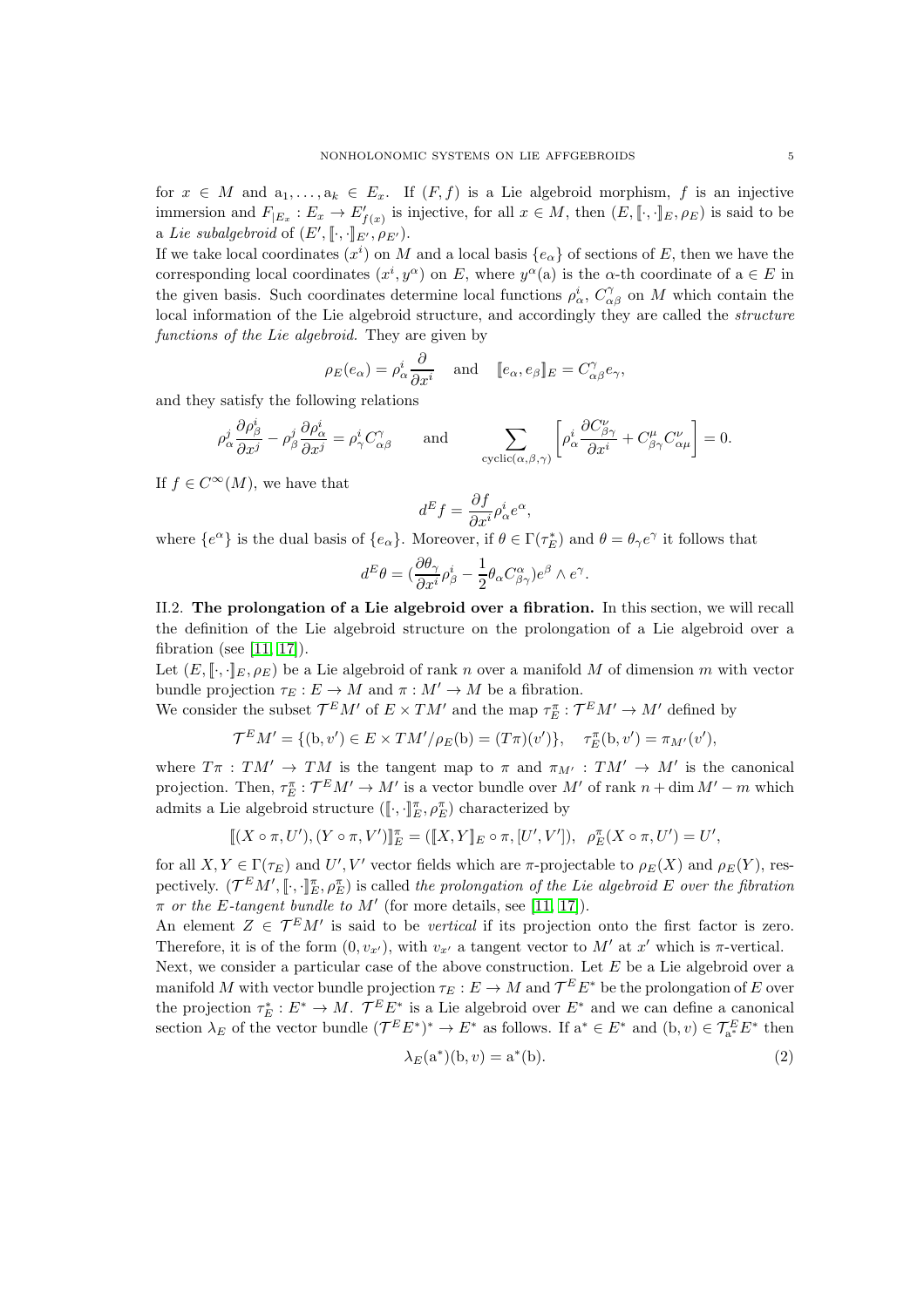for $x \in M$ and $\mathrm{a}_1, \dots, \mathrm{a}_k \in E_x$. If $(F, f)$ is a Lie algebroid morphism, $f$ is an injective immersion and $F_{|E_x} : E_x \to E'_{f(x)}$ is injective, for all $x \in M$, then $(E, [\![\cdot,\cdot]\!]_E, \rho_E)$ is said to be a *Lie subalgebroid* of $(E', [\![\cdot,\cdot]\!]_{E'}, \rho_{E'})$.

If we take local coordinates $(x^i)$ on $M$ and a local basis $\{e_\alpha\}$ of sections of $E$, then we have the corresponding local coordinates $(x^i, y^\alpha)$ on $E$, where $y^\alpha(\mathrm{a})$ is the $\alpha$-th coordinate of $\mathrm{a} \in E$ in the given basis. Such coordinates determine local functions $\rho^i_\alpha$, $C^\gamma_{\alpha\beta}$ on $M$ which contain the local information of the Lie algebroid structure, and accordingly they are called the *structure functions of the Lie algebroid.* They are given by

$$\rho_E(e_\alpha) = \rho^i_\alpha \frac{\partial}{\partial x^i} \quad \text{and} \quad [\![e_\alpha, e_\beta]\!]_E = C^\gamma_{\alpha\beta} e_\gamma,$$

and they satisfy the following relations

$$\rho^j_\alpha \frac{\partial \rho^i_\beta}{\partial x^j} - \rho^j_\beta \frac{\partial \rho^i_\alpha}{\partial x^j} = \rho^i_\gamma C^\gamma_{\alpha\beta} \qquad \text{and} \qquad \sum_{\text{cyclic}(\alpha,\beta,\gamma)} \left[ \rho^i_\alpha \frac{\partial C^\nu_{\beta\gamma}}{\partial x^i} + C^\mu_{\beta\gamma} C^\nu_{\alpha\mu} \right] = 0.$$

If $f \in C^\infty(M)$, we have that

$$d^E f = \frac{\partial f}{\partial x^i} \rho^i_\alpha e^\alpha,$$

where $\{e^\alpha\}$ is the dual basis of $\{e_\alpha\}$. Moreover, if $\theta \in \Gamma(\tau^*_E)$ and $\theta = \theta_\gamma e^\gamma$ it follows that

$$d^E \theta = (\frac{\partial \theta_\gamma}{\partial x^i} \rho^i_\beta - \frac{1}{2} \theta_\alpha C^\alpha_{\beta\gamma}) e^\beta \wedge e^\gamma.$$

II.2. **The prolongation of a Lie algebroid over a fibration.** In this section, we will recall the definition of the Lie algebroid structure on the prolongation of a Lie algebroid over a fibration (see [11, 17]).

Let $(E, [\![\cdot,\cdot]\!]_E, \rho_E)$ be a Lie algebroid of rank $n$ over a manifold $M$ of dimension $m$ with vector bundle projection $\tau_E : E \to M$ and $\pi : M' \to M$ be a fibration.

We consider the subset $\mathcal{T}^E M'$ of $E \times TM'$ and the map $\tau^\pi_E : \mathcal{T}^E M' \to M'$ defined by

$$\mathcal{T}^E M' = \{(\mathrm{b}, v') \in E \times TM' / \rho_E(\mathrm{b}) = (T\pi)(v')\}, \quad \tau^\pi_E(\mathrm{b}, v') = \pi_{M'}(v'),$$

where $T\pi : TM' \to TM$ is the tangent map to $\pi$ and $\pi_{M'} : TM' \to M'$ is the canonical projection. Then, $\tau^\pi_E : \mathcal{T}^E M' \to M'$ is a vector bundle over $M'$ of rank $n + \dim M' - m$ which admits a Lie algebroid structure $([\![\cdot,\cdot]\!]^\pi_E, \rho^\pi_E)$ characterized by

$$[\![(X \circ \pi, U'), (Y \circ \pi, V')]\!]^\pi_E = ([\![X, Y]\!]_E \circ \pi, [U', V']), \quad \rho^\pi_E(X \circ \pi, U') = U',$$

for all $X, Y \in \Gamma(\tau_E)$ and $U', V'$ vector fields which are $\pi$-projectable to $\rho_E(X)$ and $\rho_E(Y)$, respectively. $(\mathcal{T}^E M', [\![\cdot,\cdot]\!]^\pi_E, \rho^\pi_E)$ is called *the prolongation of the Lie algebroid $E$ over the fibration $\pi$ or the $E$-tangent bundle to $M'$* (for more details, see [11, 17]).

An element $Z \in \mathcal{T}^E M'$ is said to be *vertical* if its projection onto the first factor is zero. Therefore, it is of the form $(0, v_{x'})$, with $v_{x'}$ a tangent vector to $M'$ at $x'$ which is $\pi$-vertical.

Next, we consider a particular case of the above construction. Let $E$ be a Lie algebroid over a manifold $M$ with vector bundle projection $\tau_E : E \to M$ and $\mathcal{T}^E E^*$ be the prolongation of $E$ over the projection $\tau^*_E : E^* \to M$. $\mathcal{T}^E E^*$ is a Lie algebroid over $E^*$ and we can define a canonical section $\lambda_E$ of the vector bundle $(\mathcal{T}^E E^*)^* \to E^*$ as follows. If $\mathrm{a}^* \in E^*$ and $(\mathrm{b}, v) \in \mathcal{T}^E_{\mathrm{a}^*} E^*$ then

$$\lambda_E(\mathrm{a}^*)(\mathrm{b}, v) = \mathrm{a}^*(\mathrm{b}). \tag{2}$$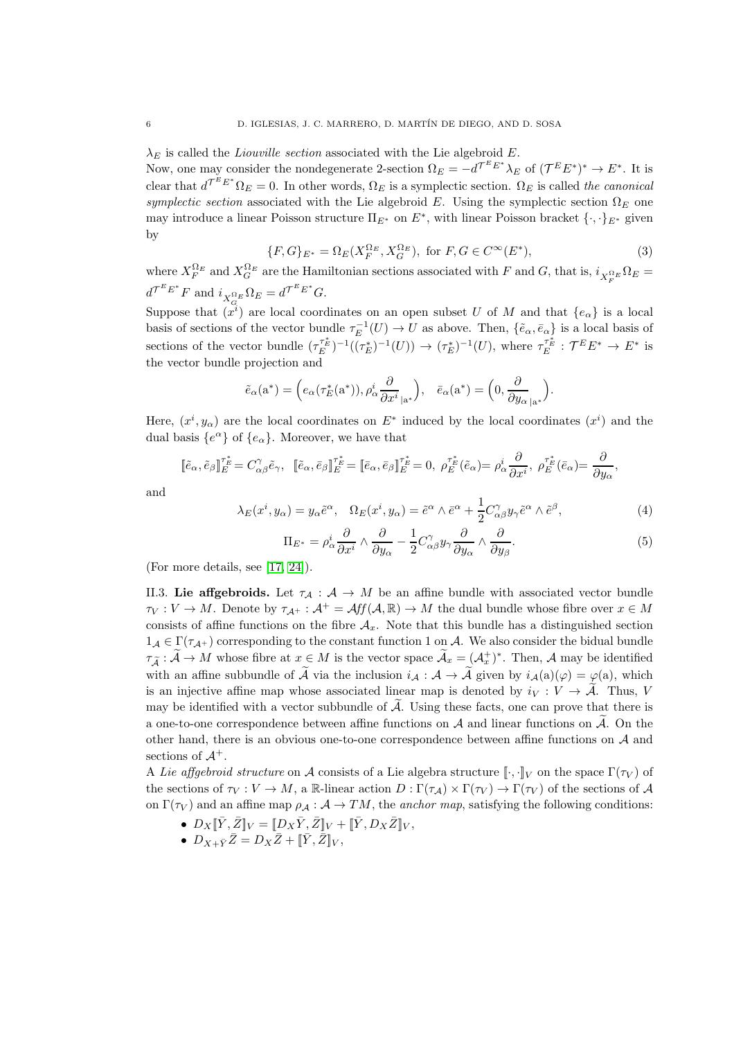$\lambda_E$ is called the *Liouville section* associated with the Lie algebroid $E$.

Now, one may consider the nondegenerate 2-section $\Omega_E = -d^{\mathcal{T}^E E^*}\lambda_E$ of $(\mathcal{T}^E E^*)^* \to E^*$. It is clear that $d^{\mathcal{T}^E E^*}\Omega_E = 0$. In other words, $\Omega_E$ is a symplectic section. $\Omega_E$ is called *the canonical symplectic section* associated with the Lie algebroid $E$. Using the symplectic section $\Omega_E$ one may introduce a linear Poisson structure $\Pi_{E^*}$ on $E^*$, with linear Poisson bracket $\{\cdot,\cdot\}_{E^*}$ given by

$$\{F, G\}_{E^*} = \Omega_E(X_F^{\Omega_E}, X_G^{\Omega_E}), \text{ for } F, G \in C^\infty(E^*), \tag{3}$$

where $X_F^{\Omega_E}$ and $X_G^{\Omega_E}$ are the Hamiltonian sections associated with $F$ and $G$, that is, $i_{X_F^{\Omega_E}}\Omega_E = d^{\mathcal{T}^E E^*}F$ and $i_{X_G^{\Omega_E}}\Omega_E = d^{\mathcal{T}^E E^*}G$.

Suppose that $(x^i)$ are local coordinates on an open subset $U$ of $M$ and that $\{e_\alpha\}$ is a local basis of sections of the vector bundle $\tau_E^{-1}(U) \to U$ as above. Then, $\{\tilde{e}_\alpha, \bar{e}_\alpha\}$ is a local basis of sections of the vector bundle $(\tau_E^{\tau_E^*})^{-1}((\tau_E^*)^{-1}(U)) \to (\tau_E^*)^{-1}(U)$, where $\tau_E^{\tau_E^*} : \mathcal{T}^E E^* \to E^*$ is the vector bundle projection and

$$\tilde{e}_\alpha(\mathrm{a}^*) = \Big(e_\alpha(\tau_E^*(\mathrm{a}^*)), \rho_\alpha^i \frac{\partial}{\partial x^i}_{|\mathrm{a}^*}\Big), \quad \bar{e}_\alpha(\mathrm{a}^*) = \Big(0, \frac{\partial}{\partial y_\alpha}_{|\mathrm{a}^*}\Big).$$

Here, $(x^i, y_\alpha)$ are the local coordinates on $E^*$ induced by the local coordinates $(x^i)$ and the dual basis $\{e^\alpha\}$ of $\{e_\alpha\}$. Moreover, we have that

$$[\![\tilde{e}_\alpha, \tilde{e}_\beta]\!]_E^{\tau_E^*} = C_{\alpha\beta}^\gamma \tilde{e}_\gamma, \quad [\![\tilde{e}_\alpha, \bar{e}_\beta]\!]_E^{\tau_E^*} = [\![\bar{e}_\alpha, \bar{e}_\beta]\!]_E^{\tau_E^*} = 0, \;\; \rho_E^{\tau_E^*}(\tilde{e}_\alpha) = \rho_\alpha^i \frac{\partial}{\partial x^i}, \;\; \rho_E^{\tau_E^*}(\bar{e}_\alpha) = \frac{\partial}{\partial y_\alpha},$$

and

$$\lambda_E(x^i, y_\alpha) = y_\alpha \tilde{e}^\alpha, \quad \Omega_E(x^i, y_\alpha) = \tilde{e}^\alpha \wedge \bar{e}^\alpha + \frac{1}{2} C_{\alpha\beta}^\gamma y_\gamma \tilde{e}^\alpha \wedge \tilde{e}^\beta, \tag{4}$$

$$\Pi_{E^*} = \rho_\alpha^i \frac{\partial}{\partial x^i} \wedge \frac{\partial}{\partial y_\alpha} - \frac{1}{2} C_{\alpha\beta}^\gamma y_\gamma \frac{\partial}{\partial y_\alpha} \wedge \frac{\partial}{\partial y_\beta}. \tag{5}$$

(For more details, see [17, 24]).

II.3. **Lie affgebroids.** Let $\tau_{\mathcal{A}} : \mathcal{A} \to M$ be an affine bundle with associated vector bundle $\tau_V : V \to M$. Denote by $\tau_{\mathcal{A}^+} : \mathcal{A}^+ = \mathcal{A}ff(\mathcal{A}, \mathbb{R}) \to M$ the dual bundle whose fibre over $x \in M$ consists of affine functions on the fibre $\mathcal{A}_x$. Note that this bundle has a distinguished section $1_{\mathcal{A}} \in \Gamma(\tau_{\mathcal{A}^+})$ corresponding to the constant function 1 on $\mathcal{A}$. We also consider the bidual bundle $\tau_{\widetilde{\mathcal{A}}} : \widetilde{\mathcal{A}} \to M$ whose fibre at $x \in M$ is the vector space $\widetilde{\mathcal{A}}_x = (\mathcal{A}_x^+)^*$. Then, $\mathcal{A}$ may be identified with an affine subbundle of $\widetilde{\mathcal{A}}$ via the inclusion $i_{\mathcal{A}} : \mathcal{A} \to \widetilde{\mathcal{A}}$ given by $i_{\mathcal{A}}(\mathrm{a})(\varphi) = \varphi(\mathrm{a})$, which is an injective affine map whose associated linear map is denoted by $i_V : V \to \widetilde{\mathcal{A}}$. Thus, $V$ may be identified with a vector subbundle of $\widetilde{\mathcal{A}}$. Using these facts, one can prove that there is a one-to-one correspondence between affine functions on $\mathcal{A}$ and linear functions on $\widetilde{\mathcal{A}}$. On the other hand, there is an obvious one-to-one correspondence between affine functions on $\mathcal{A}$ and sections of $\mathcal{A}^+$.

A *Lie affgebroid structure* on $\mathcal{A}$ consists of a Lie algebra structure $[\![\cdot,\cdot]\!]_V$ on the space $\Gamma(\tau_V)$ of the sections of $\tau_V : V \to M$, a $\mathbb{R}$-linear action $D : \Gamma(\tau_{\mathcal{A}}) \times \Gamma(\tau_V) \to \Gamma(\tau_V)$ of the sections of $\mathcal{A}$ on $\Gamma(\tau_V)$ and an affine map $\rho_{\mathcal{A}} : \mathcal{A} \to TM$, the *anchor map*, satisfying the following conditions:

- $D_X[\![\bar{Y}, \bar{Z}]\!]_V = [\![D_X\bar{Y}, \bar{Z}]\!]_V + [\![\bar{Y}, D_X\bar{Z}]\!]_V$,
- $D_{X+\bar{Y}}\bar{Z} = D_X\bar{Z} + [\![\bar{Y}, \bar{Z}]\!]_V$,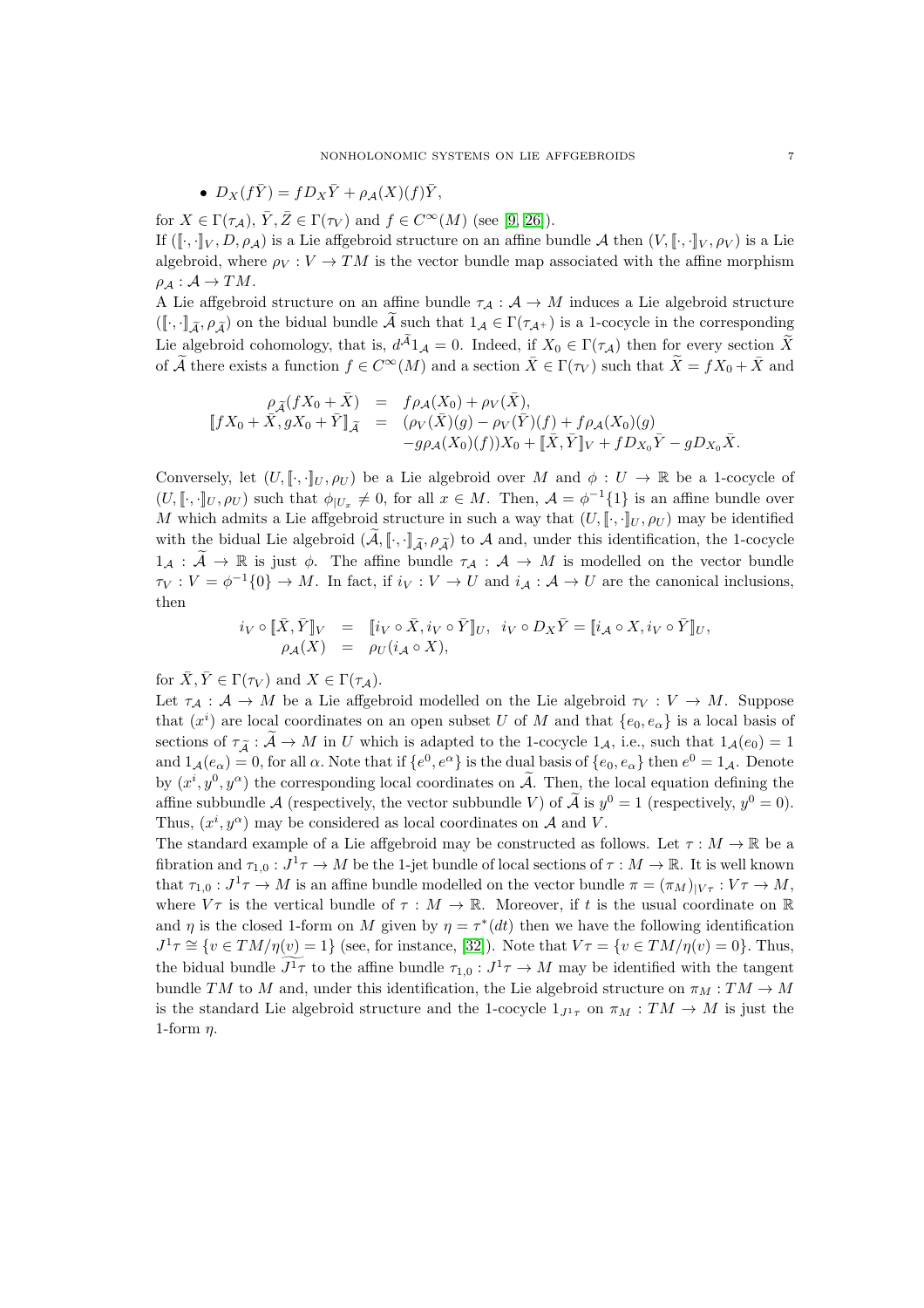- $D_X(f\bar{Y}) = fD_X\bar{Y} + \rho_{\mathcal{A}}(X)(f)\bar{Y}$,

for $X \in \Gamma(\tau_{\mathcal{A}})$, $\bar{Y}, \bar{Z} \in \Gamma(\tau_V)$ and $f \in C^\infty(M)$ (see [9, 26]).

If $([\![\cdot,\cdot]\!]_V, D, \rho_{\mathcal{A}})$ is a Lie affgebroid structure on an affine bundle $\mathcal{A}$ then $(V, [\![\cdot,\cdot]\!]_V, \rho_V)$ is a Lie algebroid, where $\rho_V : V \to TM$ is the vector bundle map associated with the affine morphism $\rho_{\mathcal{A}} : \mathcal{A} \to TM$.

A Lie affgebroid structure on an affine bundle $\tau_{\mathcal{A}} : \mathcal{A} \to M$ induces a Lie algebroid structure $([\![\cdot,\cdot]\!]_{\widetilde{\mathcal{A}}}, \rho_{\widetilde{\mathcal{A}}})$ on the bidual bundle $\widetilde{\mathcal{A}}$ such that $1_{\mathcal{A}} \in \Gamma(\tau_{\mathcal{A}^+})$ is a 1-cocycle in the corresponding Lie algebroid cohomology, that is, $d^{\widetilde{\mathcal{A}}} 1_{\mathcal{A}} = 0$. Indeed, if $X_0 \in \Gamma(\tau_{\mathcal{A}})$ then for every section $\widetilde{X}$ of $\widetilde{\mathcal{A}}$ there exists a function $f \in C^\infty(M)$ and a section $\bar{X} \in \Gamma(\tau_V)$ such that $\widetilde{X} = fX_0 + \bar{X}$ and

$$
\begin{aligned}
\rho_{\widetilde{\mathcal{A}}}(fX_0 + \bar{X}) &= f\rho_{\mathcal{A}}(X_0) + \rho_V(\bar{X}), \\
[\![fX_0 + \bar{X}, gX_0 + \bar{Y}]\!]_{\widetilde{\mathcal{A}}} &= (\rho_V(\bar{X})(g) - \rho_V(\bar{Y})(f) + f\rho_{\mathcal{A}}(X_0)(g) \\
&\quad - g\rho_{\mathcal{A}}(X_0)(f))X_0 + [\![\bar{X}, \bar{Y}]\!]_V + fD_{X_0}\bar{Y} - gD_{X_0}\bar{X}.
\end{aligned}
$$

Conversely, let $(U, [\![\cdot,\cdot]\!]_U, \rho_U)$ be a Lie algebroid over $M$ and $\phi : U \to \mathbb{R}$ be a 1-cocycle of $(U, [\![\cdot,\cdot]\!]_U, \rho_U)$ such that $\phi_{|U_x} \neq 0$, for all $x \in M$. Then, $\mathcal{A} = \phi^{-1}\{1\}$ is an affine bundle over $M$ which admits a Lie affgebroid structure in such a way that $(U, [\![\cdot,\cdot]\!]_U, \rho_U)$ may be identified with the bidual Lie algebroid $(\widetilde{\mathcal{A}}, [\![\cdot,\cdot]\!]_{\widetilde{\mathcal{A}}}, \rho_{\widetilde{\mathcal{A}}})$ to $\mathcal{A}$ and, under this identification, the 1-cocycle $1_{\mathcal{A}} : \widetilde{\mathcal{A}} \to \mathbb{R}$ is just $\phi$. The affine bundle $\tau_{\mathcal{A}} : \mathcal{A} \to M$ is modelled on the vector bundle $\tau_V : V = \phi^{-1}\{0\} \to M$. In fact, if $i_V : V \to U$ and $i_{\mathcal{A}} : \mathcal{A} \to U$ are the canonical inclusions, then

$$
\begin{aligned}
i_V \circ [\![\bar{X}, \bar{Y}]\!]_V &= [\![i_V \circ \bar{X}, i_V \circ \bar{Y}]\!]_U, \quad i_V \circ D_X\bar{Y} = [\![i_{\mathcal{A}} \circ X, i_V \circ \bar{Y}]\!]_U, \\
\rho_{\mathcal{A}}(X) &= \rho_U(i_{\mathcal{A}} \circ X),
\end{aligned}
$$

for $\bar{X}, \bar{Y} \in \Gamma(\tau_V)$ and $X \in \Gamma(\tau_{\mathcal{A}})$.

Let $\tau_{\mathcal{A}} : \mathcal{A} \to M$ be a Lie affgebroid modelled on the Lie algebroid $\tau_V : V \to M$. Suppose that $(x^i)$ are local coordinates on an open subset $U$ of $M$ and that $\{e_0, e_\alpha\}$ is a local basis of sections of $\tau_{\widetilde{\mathcal{A}}} : \widetilde{\mathcal{A}} \to M$ in $U$ which is adapted to the 1-cocycle $1_{\mathcal{A}}$, i.e., such that $1_{\mathcal{A}}(e_0) = 1$ and $1_{\mathcal{A}}(e_\alpha) = 0$, for all $\alpha$. Note that if $\{e^0, e^\alpha\}$ is the dual basis of $\{e_0, e_\alpha\}$ then $e^0 = 1_{\mathcal{A}}$. Denote by $(x^i, y^0, y^\alpha)$ the corresponding local coordinates on $\widetilde{\mathcal{A}}$. Then, the local equation defining the affine subbundle $\mathcal{A}$ (respectively, the vector subbundle $V$) of $\widetilde{\mathcal{A}}$ is $y^0 = 1$ (respectively, $y^0 = 0$). Thus, $(x^i, y^\alpha)$ may be considered as local coordinates on $\mathcal{A}$ and $V$.

The standard example of a Lie affgebroid may be constructed as follows. Let $\tau : M \to \mathbb{R}$ be a fibration and $\tau_{1,0} : J^1\tau \to M$ be the 1-jet bundle of local sections of $\tau : M \to \mathbb{R}$. It is well known that $\tau_{1,0} : J^1\tau \to M$ is an affine bundle modelled on the vector bundle $\pi = (\pi_M)_{|V\tau} : V\tau \to M$, where $V\tau$ is the vertical bundle of $\tau : M \to \mathbb{R}$. Moreover, if $t$ is the usual coordinate on $\mathbb{R}$ and $\eta$ is the closed 1-form on $M$ given by $\eta = \tau^*(dt)$ then we have the following identification $J^1\tau \cong \{v \in TM / \eta(v) = 1\}$ (see, for instance, [32]). Note that $V\tau = \{v \in TM / \eta(v) = 0\}$. Thus, the bidual bundle $\widetilde{J^1\tau}$ to the affine bundle $\tau_{1,0} : J^1\tau \to M$ may be identified with the tangent bundle $TM$ to $M$ and, under this identification, the Lie algebroid structure on $\pi_M : TM \to M$ is the standard Lie algebroid structure and the 1-cocycle $1_{J^1\tau}$ on $\pi_M : TM \to M$ is just the 1-form $\eta$.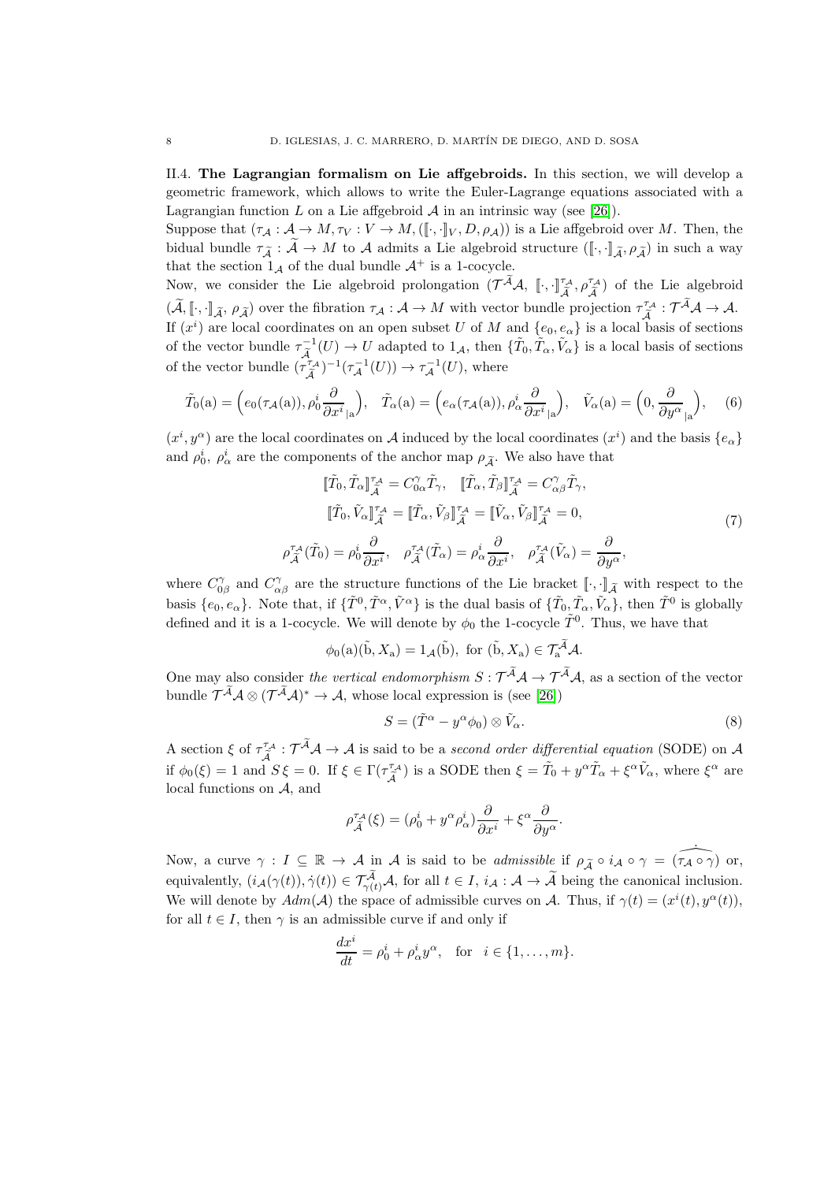II.4. **The Lagrangian formalism on Lie affgebroids.** In this section, we will develop a geometric framework, which allows to write the Euler-Lagrange equations associated with a Lagrangian function $L$ on a Lie affgebroid $\mathcal{A}$ in an intrinsic way (see [26]).

Suppose that $(\tau_{\mathcal{A}} : \mathcal{A} \to M, \tau_V : V \to M, (\llbracket \cdot, \cdot \rrbracket_V, D, \rho_{\mathcal{A}}))$ is a Lie affgebroid over $M$. Then, the bidual bundle $\tau_{\widetilde{\mathcal{A}}} : \widetilde{\mathcal{A}} \to M$ to $\mathcal{A}$ admits a Lie algebroid structure $(\llbracket \cdot, \cdot \rrbracket_{\widetilde{\mathcal{A}}}, \rho_{\widetilde{\mathcal{A}}})$ in such a way that the section $1_{\mathcal{A}}$ of the dual bundle $\mathcal{A}^+$ is a 1-cocycle.

Now, we consider the Lie algebroid prolongation $(\mathcal{T}^{\widetilde{\mathcal{A}}}\mathcal{A}, \llbracket \cdot, \cdot \rrbracket^{\tau_{\mathcal{A}}}_{\widetilde{\mathcal{A}}}, \rho^{\tau_{\mathcal{A}}}_{\widetilde{\mathcal{A}}})$ of the Lie algebroid $(\widetilde{\mathcal{A}}, \llbracket \cdot, \cdot \rrbracket_{\widetilde{\mathcal{A}}}, \rho_{\widetilde{\mathcal{A}}})$ over the fibration $\tau_{\mathcal{A}} : \mathcal{A} \to M$ with vector bundle projection $\tau^{\tau_{\mathcal{A}}}_{\widetilde{\mathcal{A}}} : \mathcal{T}^{\widetilde{\mathcal{A}}}\mathcal{A} \to \mathcal{A}$. If $(x^i)$ are local coordinates on an open subset $U$ of $M$ and $\{e_0, e_\alpha\}$ is a local basis of sections of the vector bundle $\tau^{-1}_{\widetilde{\mathcal{A}}}(U) \to U$ adapted to $1_{\mathcal{A}}$, then $\{\tilde{T}_0, \tilde{T}_\alpha, \tilde{V}_\alpha\}$ is a local basis of sections of the vector bundle $(\tau^{\tau_{\mathcal{A}}}_{\widetilde{\mathcal{A}}})^{-1}(\tau^{-1}_{\mathcal{A}}(U)) \to \tau^{-1}_{\mathcal{A}}(U)$, where

$$\tilde{T}_0(\mathrm{a}) = \Big(e_0(\tau_{\mathcal{A}}(\mathrm{a})), \rho^i_0 \frac{\partial}{\partial x^i}_{|\mathrm{a}}\Big), \quad \tilde{T}_\alpha(\mathrm{a}) = \Big(e_\alpha(\tau_{\mathcal{A}}(\mathrm{a})), \rho^i_\alpha \frac{\partial}{\partial x^i}_{|\mathrm{a}}\Big), \quad \tilde{V}_\alpha(\mathrm{a}) = \Big(0, \frac{\partial}{\partial y^\alpha}_{|\mathrm{a}}\Big), \tag{6}$$

$(x^i, y^\alpha)$ are the local coordinates on $\mathcal{A}$ induced by the local coordinates $(x^i)$ and the basis $\{e_\alpha\}$ and $\rho^i_0$, $\rho^i_\alpha$ are the components of the anchor map $\rho_{\widetilde{\mathcal{A}}}$. We also have that

$$\begin{gathered}
\llbracket \tilde{T}_0, \tilde{T}_\alpha \rrbracket^{\tau_{\mathcal{A}}}_{\widetilde{\mathcal{A}}} = C^\gamma_{0\alpha} \tilde{T}_\gamma, \quad \llbracket \tilde{T}_\alpha, \tilde{T}_\beta \rrbracket^{\tau_{\mathcal{A}}}_{\widetilde{\mathcal{A}}} = C^\gamma_{\alpha\beta} \tilde{T}_\gamma, \\
\llbracket \tilde{T}_0, \tilde{V}_\alpha \rrbracket^{\tau_{\mathcal{A}}}_{\widetilde{\mathcal{A}}} = \llbracket \tilde{T}_\alpha, \tilde{V}_\beta \rrbracket^{\tau_{\mathcal{A}}}_{\widetilde{\mathcal{A}}} = \llbracket \tilde{V}_\alpha, \tilde{V}_\beta \rrbracket^{\tau_{\mathcal{A}}}_{\widetilde{\mathcal{A}}} = 0, \\
\rho^{\tau_{\mathcal{A}}}_{\widetilde{\mathcal{A}}}(\tilde{T}_0) = \rho^i_0 \frac{\partial}{\partial x^i}, \quad \rho^{\tau_{\mathcal{A}}}_{\widetilde{\mathcal{A}}}(\tilde{T}_\alpha) = \rho^i_\alpha \frac{\partial}{\partial x^i}, \quad \rho^{\tau_{\mathcal{A}}}_{\widetilde{\mathcal{A}}}(\tilde{V}_\alpha) = \frac{\partial}{\partial y^\alpha},
\end{gathered} \tag{7}$$

where $C^\gamma_{0\beta}$ and $C^\gamma_{\alpha\beta}$ are the structure functions of the Lie bracket $\llbracket \cdot, \cdot \rrbracket_{\widetilde{\mathcal{A}}}$ with respect to the basis $\{e_0, e_\alpha\}$. Note that, if $\{\tilde{T}^0, \tilde{T}^\alpha, \tilde{V}^\alpha\}$ is the dual basis of $\{\tilde{T}_0, \tilde{T}_\alpha, \tilde{V}_\alpha\}$, then $\tilde{T}^0$ is globally defined and it is a 1-cocycle. We will denote by $\phi_0$ the 1-cocycle $\tilde{T}^0$. Thus, we have that

$$\phi_0(\mathrm{a})(\tilde{\mathrm{b}}, X_{\mathrm{a}}) = 1_{\mathcal{A}}(\tilde{\mathrm{b}}), \text{ for } (\tilde{\mathrm{b}}, X_{\mathrm{a}}) \in \mathcal{T}^{\widetilde{\mathcal{A}}}_{\mathrm{a}}\mathcal{A}.$$

One may also consider *the vertical endomorphism* $S : \mathcal{T}^{\widetilde{\mathcal{A}}}\mathcal{A} \to \mathcal{T}^{\widetilde{\mathcal{A}}}\mathcal{A}$, as a section of the vector bundle $\mathcal{T}^{\widetilde{\mathcal{A}}}\mathcal{A} \otimes (\mathcal{T}^{\widetilde{\mathcal{A}}}\mathcal{A})^* \to \mathcal{A}$, whose local expression is (see [26])

$$S = (\tilde{T}^\alpha - y^\alpha \phi_0) \otimes \tilde{V}_\alpha. \tag{8}$$

A section $\xi$ of $\tau^{\tau_{\mathcal{A}}}_{\widetilde{\mathcal{A}}} : \mathcal{T}^{\widetilde{\mathcal{A}}}\mathcal{A} \to \mathcal{A}$ is said to be a *second order differential equation* (SODE) on $\mathcal{A}$ if $\phi_0(\xi) = 1$ and $S\xi = 0$. If $\xi \in \Gamma(\tau^{\tau_{\mathcal{A}}}_{\widetilde{\mathcal{A}}})$ is a SODE then $\xi = \tilde{T}_0 + y^\alpha \tilde{T}_\alpha + \xi^\alpha \tilde{V}_\alpha$, where $\xi^\alpha$ are local functions on $\mathcal{A}$, and

$$\rho^{\tau_{\mathcal{A}}}_{\widetilde{\mathcal{A}}}(\xi) = (\rho^i_0 + y^\alpha \rho^i_\alpha) \frac{\partial}{\partial x^i} + \xi^\alpha \frac{\partial}{\partial y^\alpha}.$$

Now, a curve $\gamma : I \subseteq \mathbb{R} \to \mathcal{A}$ in $\mathcal{A}$ is said to be *admissible* if $\rho_{\widetilde{\mathcal{A}}} \circ i_{\mathcal{A}} \circ \gamma = \widehat{(\tau_{\mathcal{A}} \circ \gamma)}^{\cdot}$ or, equivalently, $(i_{\mathcal{A}}(\gamma(t)), \dot{\gamma}(t)) \in \mathcal{T}^{\widetilde{\mathcal{A}}}_{\gamma(t)}\mathcal{A}$, for all $t \in I$, $i_{\mathcal{A}} : \mathcal{A} \to \widetilde{\mathcal{A}}$ being the canonical inclusion. We will denote by $Adm(\mathcal{A})$ the space of admissible curves on $\mathcal{A}$. Thus, if $\gamma(t) = (x^i(t), y^\alpha(t))$, for all $t \in I$, then $\gamma$ is an admissible curve if and only if

$$\frac{dx^i}{dt} = \rho^i_0 + \rho^i_\alpha y^\alpha, \quad \text{for} \quad i \in \{1, \ldots, m\}.$$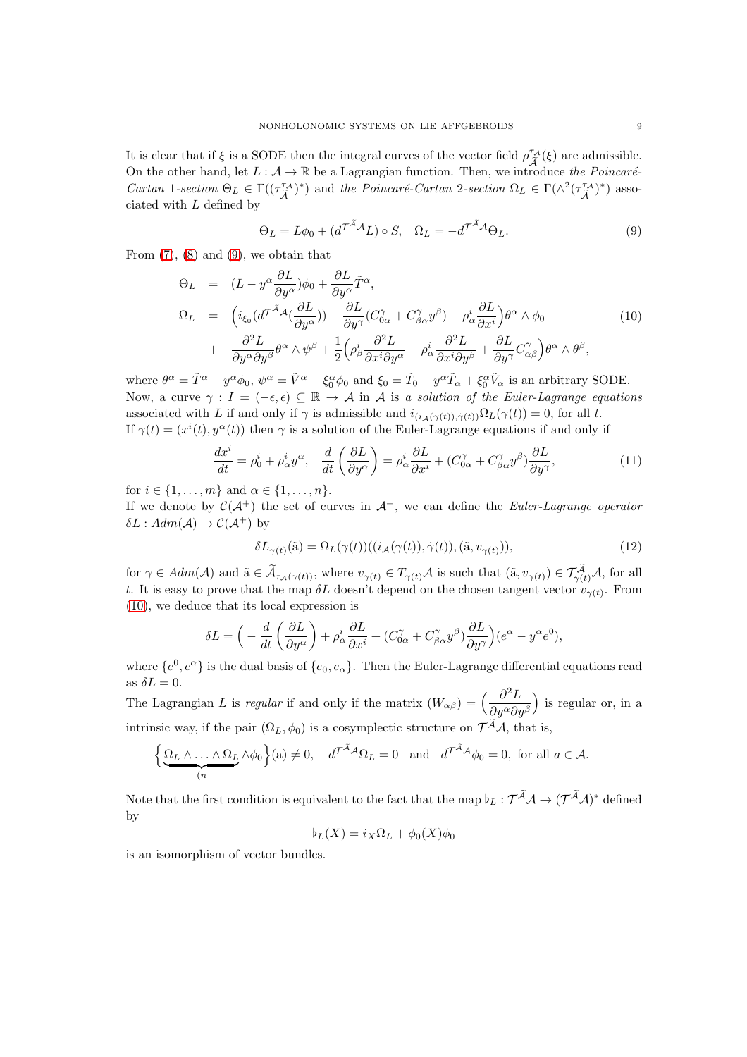It is clear that if $\xi$ is a SODE then the integral curves of the vector field $\rho^{\tau_{\mathcal{A}}}_{\tilde{A}}(\xi)$ are admissible. On the other hand, let $L : \mathcal{A} \to \mathbb{R}$ be a Lagrangian function. Then, we introduce *the Poincaré-Cartan 1-section* $\Theta_L \in \Gamma((\tau^{\tau_{\mathcal{A}}}_{\tilde{A}})^*)$ and *the Poincaré-Cartan 2-section* $\Omega_L \in \Gamma(\wedge^2(\tau^{\tau_{\mathcal{A}}}_{\tilde{A}})^*)$ associated with $L$ defined by

$$
\Theta_L = L\phi_0 + (d^{\mathcal{T}^{\tilde{A}}\mathcal{A}} L) \circ S, \quad \Omega_L = -d^{\mathcal{T}^{\tilde{A}}\mathcal{A}}\Theta_L. \tag{9}
$$

From (7), (8) and (9), we obtain that

$$
\begin{aligned}
\Theta_L &= (L - y^\alpha \frac{\partial L}{\partial y^\alpha})\phi_0 + \frac{\partial L}{\partial y^\alpha}\tilde{T}^\alpha, \\
\Omega_L &= \Big( i_{\xi_0}(d^{\mathcal{T}^{\tilde{A}}\mathcal{A}}(\frac{\partial L}{\partial y^\alpha})) - \frac{\partial L}{\partial y^\gamma}(C^\gamma_{0\alpha} + C^\gamma_{\beta\alpha}y^\beta) - \rho^i_\alpha \frac{\partial L}{\partial x^i}\Big)\theta^\alpha \wedge \phi_0 \\
&+ \frac{\partial^2 L}{\partial y^\alpha \partial y^\beta}\theta^\alpha \wedge \psi^\beta + \frac{1}{2}\Big(\rho^i_\beta \frac{\partial^2 L}{\partial x^i \partial y^\alpha} - \rho^i_\alpha \frac{\partial^2 L}{\partial x^i \partial y^\beta} + \frac{\partial L}{\partial y^\gamma} C^\gamma_{\alpha\beta}\Big)\theta^\alpha \wedge \theta^\beta,
\end{aligned} \tag{10}
$$

where $\theta^\alpha = \tilde{T}^\alpha - y^\alpha \phi_0$, $\psi^\alpha = \tilde{V}^\alpha - \xi^\alpha_0 \phi_0$ and $\xi_0 = \tilde{T}_0 + y^\alpha \tilde{T}_\alpha + \xi^\alpha_0 \tilde{V}_\alpha$ is an arbitrary SODE.
Now, a curve $\gamma : I = (-\epsilon, \epsilon) \subseteq \mathbb{R} \to \mathcal{A}$ in $\mathcal{A}$ is *a solution of the Euler-Lagrange equations* associated with $L$ if and only if $\gamma$ is admissible and $i_{(i_{\mathcal{A}}(\gamma(t)), \dot{\gamma}(t))}\Omega_L(\gamma(t)) = 0$, for all $t$.
If $\gamma(t) = (x^i(t), y^\alpha(t))$ then $\gamma$ is a solution of the Euler-Lagrange equations if and only if

$$
\frac{dx^i}{dt} = \rho^i_0 + \rho^i_\alpha y^\alpha, \quad \frac{d}{dt}\left(\frac{\partial L}{\partial y^\alpha}\right) = \rho^i_\alpha \frac{\partial L}{\partial x^i} + (C^\gamma_{0\alpha} + C^\gamma_{\beta\alpha}y^\beta)\frac{\partial L}{\partial y^\gamma}, \tag{11}
$$

for $i \in \{1, \ldots, m\}$ and $\alpha \in \{1, \ldots, n\}$.
If we denote by $\mathcal{C}(\mathcal{A}^+)$ the set of curves in $\mathcal{A}^+$, we can define the *Euler-Lagrange operator* $\delta L : Adm(\mathcal{A}) \to \mathcal{C}(\mathcal{A}^+)$ by

$$
\delta L_{\gamma(t)}(\tilde{\mathrm{a}}) = \Omega_L(\gamma(t))((i_{\mathcal{A}}(\gamma(t)), \dot{\gamma}(t)), (\tilde{\mathrm{a}}, v_{\gamma(t)})), \tag{12}
$$

for $\gamma \in Adm(\mathcal{A})$ and $\tilde{\mathrm{a}} \in \widetilde{\mathcal{A}}_{\tau_{\mathcal{A}}(\gamma(t))}$, where $v_{\gamma(t)} \in T_{\gamma(t)}\mathcal{A}$ is such that $(\tilde{\mathrm{a}}, v_{\gamma(t)}) \in \mathcal{T}^{\widetilde{A}}_{\gamma(t)}\mathcal{A}$, for all $t$. It is easy to prove that the map $\delta L$ doesn't depend on the chosen tangent vector $v_{\gamma(t)}$. From (10), we deduce that its local expression is

$$
\delta L = \Big( - \frac{d}{dt}\left(\frac{\partial L}{\partial y^\alpha}\right) + \rho^i_\alpha \frac{\partial L}{\partial x^i} + (C^\gamma_{0\alpha} + C^\gamma_{\beta\alpha}y^\beta)\frac{\partial L}{\partial y^\gamma}\Big)(e^\alpha - y^\alpha e^0),
$$

where $\{e^0, e^\alpha\}$ is the dual basis of $\{e_0, e_\alpha\}$. Then the Euler-Lagrange differential equations read as $\delta L = 0$.
The Lagrangian $L$ is *regular* if and only if the matrix $(W_{\alpha\beta}) = \Big(\dfrac{\partial^2 L}{\partial y^\alpha \partial y^\beta}\Big)$ is regular or, in a intrinsic way, if the pair $(\Omega_L, \phi_0)$ is a cosymplectic structure on $\mathcal{T}^{\tilde{A}}\mathcal{A}$, that is,

$$
\Big\{\underbrace{\Omega_L \wedge \ldots \wedge \Omega_L}_{(n} \wedge \phi_0\Big\}(\mathrm{a}) \neq 0, \quad d^{\mathcal{T}^{\tilde{A}}\mathcal{A}}\Omega_L = 0 \quad \text{and} \quad d^{\mathcal{T}^{\tilde{A}}\mathcal{A}}\phi_0 = 0, \text{ for all } a \in \mathcal{A}.
$$

Note that the first condition is equivalent to the fact that the map $\flat_L : \mathcal{T}^{\tilde{A}}\mathcal{A} \to (\mathcal{T}^{\tilde{A}}\mathcal{A})^*$ defined by

$$
\flat_L(X) = i_X \Omega_L + \phi_0(X)\phi_0
$$

is an isomorphism of vector bundles.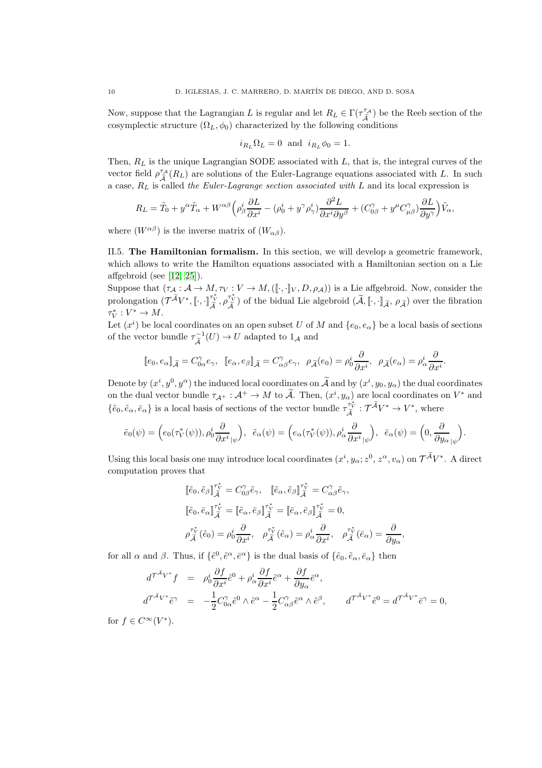Now, suppose that the Lagrangian $L$ is regular and let $R_L \in \Gamma(\tau^{\tau_{\mathcal{A}}}_{\tilde{\mathcal{A}}})$ be the Reeb section of the cosymplectic structure $(\Omega_L, \phi_0)$ characterized by the following conditions

$$i_{R_L}\Omega_L = 0 \text{ and } i_{R_L}\phi_0 = 1.$$

Then, $R_L$ is the unique Lagrangian SODE associated with $L$, that is, the integral curves of the vector field $\rho^{\tau_{\mathcal{A}}}_{\tilde{\mathcal{A}}}(R_L)$ are solutions of the Euler-Lagrange equations associated with $L$. In such a case, $R_L$ is called *the Euler-Lagrange section associated with* $L$ and its local expression is

$$R_L = \tilde{T}_0 + y^\alpha \tilde{T}_\alpha + W^{\alpha\beta}\Big(\rho^i_\beta \frac{\partial L}{\partial x^i} - (\rho^i_0 + y^\gamma \rho^i_\gamma)\frac{\partial^2 L}{\partial x^i \partial y^\beta} + (C^\gamma_{0\beta} + y^\mu C^\gamma_{\mu\beta})\frac{\partial L}{\partial y^\gamma}\Big)\tilde{V}_\alpha,$$

where $(W^{\alpha\beta})$ is the inverse matrix of $(W_{\alpha\beta})$.

II.5. **The Hamiltonian formalism.** In this section, we will develop a geometric framework, which allows to write the Hamilton equations associated with a Hamiltonian section on a Lie affgebroid (see [12, 25]).

Suppose that $(\tau_{\mathcal{A}} : \mathcal{A} \to M, \tau_V : V \to M, (\llbracket\cdot,\cdot\rrbracket_V, D, \rho_{\mathcal{A}}))$ is a Lie affgebroid. Now, consider the prolongation $(\mathcal{T}^{\tilde{\mathcal{A}}}V^*, \llbracket\cdot,\cdot\rrbracket^{\tau^*_V}_{\tilde{\mathcal{A}}}, \rho^{\tau^*_V}_{\tilde{\mathcal{A}}})$ of the bidual Lie algebroid $(\widetilde{\mathcal{A}}, \llbracket\cdot,\cdot\rrbracket_{\widetilde{\mathcal{A}}}, \rho_{\widetilde{\mathcal{A}}})$ over the fibration $\tau^*_V : V^* \to M$.

Let $(x^i)$ be local coordinates on an open subset $U$ of $M$ and $\{e_0, e_\alpha\}$ be a local basis of sections of the vector bundle $\tau^{-1}_{\widetilde{\mathcal{A}}}(U) \to U$ adapted to $1_{\mathcal{A}}$ and

$$\llbracket e_0, e_\alpha\rrbracket_{\widetilde{\mathcal{A}}} = C^\gamma_{0\alpha} e_\gamma, \;\; \llbracket e_\alpha, e_\beta\rrbracket_{\widetilde{\mathcal{A}}} = C^\gamma_{\alpha\beta} e_\gamma, \;\; \rho_{\widetilde{\mathcal{A}}}(e_0) = \rho^i_0 \frac{\partial}{\partial x^i}, \;\; \rho_{\widetilde{\mathcal{A}}}(e_\alpha) = \rho^i_\alpha \frac{\partial}{\partial x^i}.$$

Denote by $(x^i, y^0, y^\alpha)$ the induced local coordinates on $\widetilde{\mathcal{A}}$ and by $(x^i, y_0, y_\alpha)$ the dual coordinates on the dual vector bundle $\tau_{\mathcal{A}^+} : \mathcal{A}^+ \to M$ to $\widetilde{\mathcal{A}}$. Then, $(x^i, y_\alpha)$ are local coordinates on $V^*$ and $\{\tilde{e}_0, \tilde{e}_\alpha, \bar{e}_\alpha\}$ is a local basis of sections of the vector bundle $\tau^{\tau^*_V}_{\tilde{\mathcal{A}}} : \mathcal{T}^{\tilde{\mathcal{A}}}V^* \to V^*$, where

$$\tilde{e}_0(\psi) = \Big(e_0(\tau^*_V(\psi)), \rho^i_0 \frac{\partial}{\partial x^i}_{|\psi}\Big), \;\; \tilde{e}_\alpha(\psi) = \Big(e_\alpha(\tau^*_V(\psi)), \rho^i_\alpha \frac{\partial}{\partial x^i}_{|\psi}\Big), \;\; \bar{e}_\alpha(\psi) = \Big(0, \frac{\partial}{\partial y_\alpha}_{|\psi}\Big).$$

Using this local basis one may introduce local coordinates $(x^i, y_\alpha; z^0, z^\alpha, v_\alpha)$ on $\mathcal{T}^{\tilde{\mathcal{A}}}V^*$. A direct computation proves that

$$\begin{aligned}
&\llbracket\tilde{e}_0, \tilde{e}_\beta\rrbracket^{\tau^*_V}_{\tilde{\mathcal{A}}} = C^\gamma_{0\beta}\tilde{e}_\gamma, \quad \llbracket\tilde{e}_\alpha, \tilde{e}_\beta\rrbracket^{\tau^*_V}_{\tilde{\mathcal{A}}} = C^\gamma_{\alpha\beta}\tilde{e}_\gamma,\\
&\llbracket\tilde{e}_0, \bar{e}_\alpha\rrbracket^{\tau^*_V}_{\tilde{\mathcal{A}}} = \llbracket\tilde{e}_\alpha, \bar{e}_\beta\rrbracket^{\tau^*_V}_{\tilde{\mathcal{A}}} = \llbracket\bar{e}_\alpha, \bar{e}_\beta\rrbracket^{\tau^*_V}_{\tilde{\mathcal{A}}} = 0,\\
&\rho^{\tau^*_V}_{\tilde{\mathcal{A}}}(\tilde{e}_0) = \rho^i_0 \frac{\partial}{\partial x^i}, \quad \rho^{\tau^*_V}_{\tilde{\mathcal{A}}}(\tilde{e}_\alpha) = \rho^i_\alpha \frac{\partial}{\partial x^i}, \quad \rho^{\tau^*_V}_{\tilde{\mathcal{A}}}(\bar{e}_\alpha) = \frac{\partial}{\partial y_\alpha},
\end{aligned}$$

for all $\alpha$ and $\beta$. Thus, if $\{\tilde{e}^0, \tilde{e}^\alpha, \bar{e}^\alpha\}$ is the dual basis of $\{\tilde{e}_0, \tilde{e}_\alpha, \bar{e}_\alpha\}$ then

$$\begin{aligned}
d^{\mathcal{T}^{\tilde{\mathcal{A}}}V^*} f &= \rho^i_0 \frac{\partial f}{\partial x^i}\tilde{e}^0 + \rho^i_\alpha \frac{\partial f}{\partial x^i}\tilde{e}^\alpha + \frac{\partial f}{\partial y_\alpha}\bar{e}^\alpha,\\
d^{\mathcal{T}^{\tilde{\mathcal{A}}}V^*}\tilde{e}^\gamma &= -\frac{1}{2}C^\gamma_{0\alpha}\tilde{e}^0 \wedge \tilde{e}^\alpha - \frac{1}{2}C^\gamma_{\alpha\beta}\tilde{e}^\alpha \wedge \tilde{e}^\beta, \qquad d^{\mathcal{T}^{\tilde{\mathcal{A}}}V^*}\tilde{e}^0 = d^{\mathcal{T}^{\tilde{\mathcal{A}}}V^*}\bar{e}^\gamma = 0,
\end{aligned}$$

for $f \in C^\infty(V^*)$.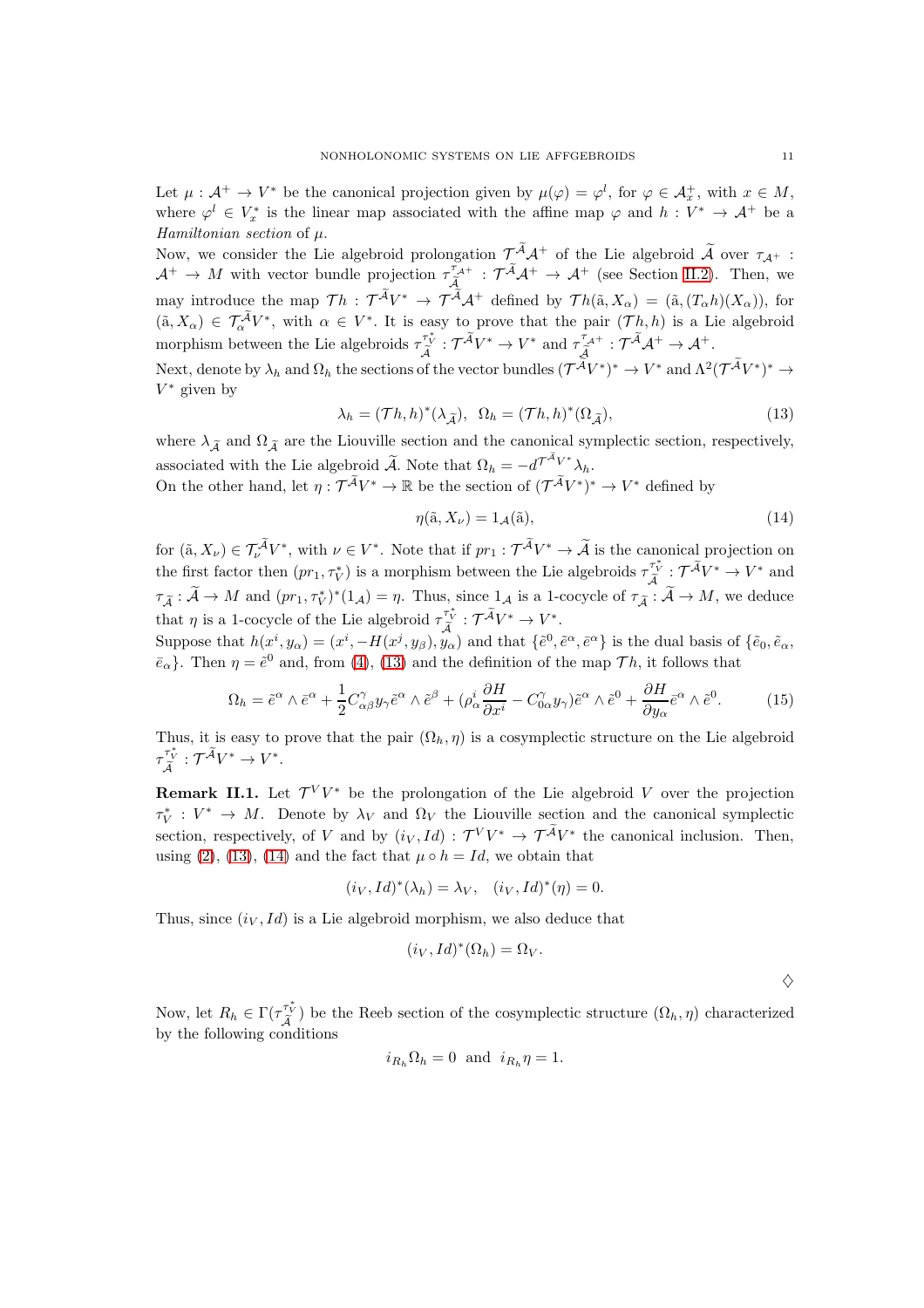Let $\mu : \mathcal{A}^+ \to V^*$ be the canonical projection given by $\mu(\varphi) = \varphi^l$, for $\varphi \in \mathcal{A}^+_x$, with $x \in M$, where $\varphi^l \in V^*_x$ is the linear map associated with the affine map $\varphi$ and $h : V^* \to \mathcal{A}^+$ be a *Hamiltonian section* of $\mu$.

Now, we consider the Lie algebroid prolongation $\mathcal{T}^{\widetilde{\mathcal{A}}}\mathcal{A}^+$ of the Lie algebroid $\widetilde{\mathcal{A}}$ over $\tau_{\mathcal{A}^+} : \mathcal{A}^+ \to M$ with vector bundle projection $\tau^{\tau_{\mathcal{A}^+}}_{\widetilde{\mathcal{A}}} : \mathcal{T}^{\widetilde{\mathcal{A}}}\mathcal{A}^+ \to \mathcal{A}^+$ (see Section II.2). Then, we may introduce the map $\mathcal{T}h : \mathcal{T}^{\widetilde{\mathcal{A}}}V^* \to \mathcal{T}^{\widetilde{\mathcal{A}}}\mathcal{A}^+$ defined by $\mathcal{T}h(\tilde{a}, X_\alpha) = (\tilde{a}, (T_\alpha h)(X_\alpha))$, for $(\tilde{a}, X_\alpha) \in \mathcal{T}^{\widetilde{\mathcal{A}}}_\alpha V^*$, with $\alpha \in V^*$. It is easy to prove that the pair $(\mathcal{T}h, h)$ is a Lie algebroid morphism between the Lie algebroids $\tau^{\tau^*_V}_{\widetilde{\mathcal{A}}} : \mathcal{T}^{\widetilde{\mathcal{A}}}V^* \to V^*$ and $\tau^{\tau_{\mathcal{A}^+}}_{\widetilde{\mathcal{A}}} : \mathcal{T}^{\widetilde{\mathcal{A}}}\mathcal{A}^+ \to \mathcal{A}^+$.

Next, denote by $\lambda_h$ and $\Omega_h$ the sections of the vector bundles $(\mathcal{T}^{\widetilde{\mathcal{A}}}V^*)^* \to V^*$ and $\Lambda^2(\mathcal{T}^{\widetilde{\mathcal{A}}}V^*)^* \to V^*$ given by

$$\lambda_h = (\mathcal{T}h, h)^*(\lambda_{\widetilde{\mathcal{A}}}), \;\; \Omega_h = (\mathcal{T}h, h)^*(\Omega_{\widetilde{\mathcal{A}}}), \tag{13}$$

where $\lambda_{\widetilde{\mathcal{A}}}$ and $\Omega_{\widetilde{\mathcal{A}}}$ are the Liouville section and the canonical symplectic section, respectively, associated with the Lie algebroid $\widetilde{\mathcal{A}}$. Note that $\Omega_h = -d^{\mathcal{T}^{\widetilde{\mathcal{A}}}V^*}\lambda_h$.

On the other hand, let $\eta : \mathcal{T}^{\widetilde{\mathcal{A}}}V^* \to \mathbb{R}$ be the section of $(\mathcal{T}^{\widetilde{\mathcal{A}}}V^*)^* \to V^*$ defined by

$$\eta(\tilde{a}, X_\nu) = 1_{\mathcal{A}}(\tilde{a}), \tag{14}$$

for $(\tilde{a}, X_\nu) \in \mathcal{T}^{\widetilde{\mathcal{A}}}_\nu V^*$, with $\nu \in V^*$. Note that if $pr_1 : \mathcal{T}^{\widetilde{\mathcal{A}}}V^* \to \widetilde{\mathcal{A}}$ is the canonical projection on the first factor then $(pr_1, \tau^*_V)$ is a morphism between the Lie algebroids $\tau^{\tau^*_V}_{\widetilde{\mathcal{A}}} : \mathcal{T}^{\widetilde{\mathcal{A}}}V^* \to V^*$ and $\tau_{\widetilde{\mathcal{A}}} : \widetilde{\mathcal{A}} \to M$ and $(pr_1, \tau^*_V)^*(1_{\mathcal{A}}) = \eta$. Thus, since $1_{\mathcal{A}}$ is a 1-cocycle of $\tau_{\widetilde{\mathcal{A}}} : \widetilde{\mathcal{A}} \to M$, we deduce that $\eta$ is a 1-cocycle of the Lie algebroid $\tau^{\tau^*_V}_{\widetilde{\mathcal{A}}} : \mathcal{T}^{\widetilde{\mathcal{A}}}V^* \to V^*$.

Suppose that $h(x^i, y_\alpha) = (x^i, -H(x^j, y_\beta), y_\alpha)$ and that $\{\tilde{e}^0, \tilde{e}^\alpha, \bar{e}^\alpha\}$ is the dual basis of $\{\tilde{e}_0, \tilde{e}_\alpha, \bar{e}_\alpha\}$. Then $\eta = \tilde{e}^0$ and, from (4), (13) and the definition of the map $\mathcal{T}h$, it follows that

$$\Omega_h = \tilde{e}^\alpha \wedge \bar{e}^\alpha + \frac{1}{2}C^\gamma_{\alpha\beta}y_\gamma \tilde{e}^\alpha \wedge \tilde{e}^\beta + (\rho^i_\alpha \frac{\partial H}{\partial x^i} - C^\gamma_{0\alpha}y_\gamma)\tilde{e}^\alpha \wedge \tilde{e}^0 + \frac{\partial H}{\partial y_\alpha}\bar{e}^\alpha \wedge \tilde{e}^0. \tag{15}$$

Thus, it is easy to prove that the pair $(\Omega_h, \eta)$ is a cosymplectic structure on the Lie algebroid $\tau^{\tau^*_V}_{\widetilde{\mathcal{A}}} : \mathcal{T}^{\widetilde{\mathcal{A}}}V^* \to V^*$.

**Remark II.1.** Let $\mathcal{T}^V V^*$ be the prolongation of the Lie algebroid $V$ over the projection $\tau^*_V : V^* \to M$. Denote by $\lambda_V$ and $\Omega_V$ the Liouville section and the canonical symplectic section, respectively, of $V$ and by $(i_V, Id) : \mathcal{T}^V V^* \to \mathcal{T}^{\widetilde{\mathcal{A}}}V^*$ the canonical inclusion. Then, using (2), (13), (14) and the fact that $\mu \circ h = Id$, we obtain that

$$(i_V, Id)^*(\lambda_h) = \lambda_V, \quad (i_V, Id)^*(\eta) = 0.$$

Thus, since $(i_V, Id)$ is a Lie algebroid morphism, we also deduce that

$$(i_V, Id)^*(\Omega_h) = \Omega_V.$$

$\diamondsuit$

Now, let $R_h \in \Gamma(\tau^{\tau^*_V}_{\widetilde{\mathcal{A}}})$ be the Reeb section of the cosymplectic structure $(\Omega_h, \eta)$ characterized by the following conditions

$$i_{R_h}\Omega_h = 0 \;\text{ and }\; i_{R_h}\eta = 1.$$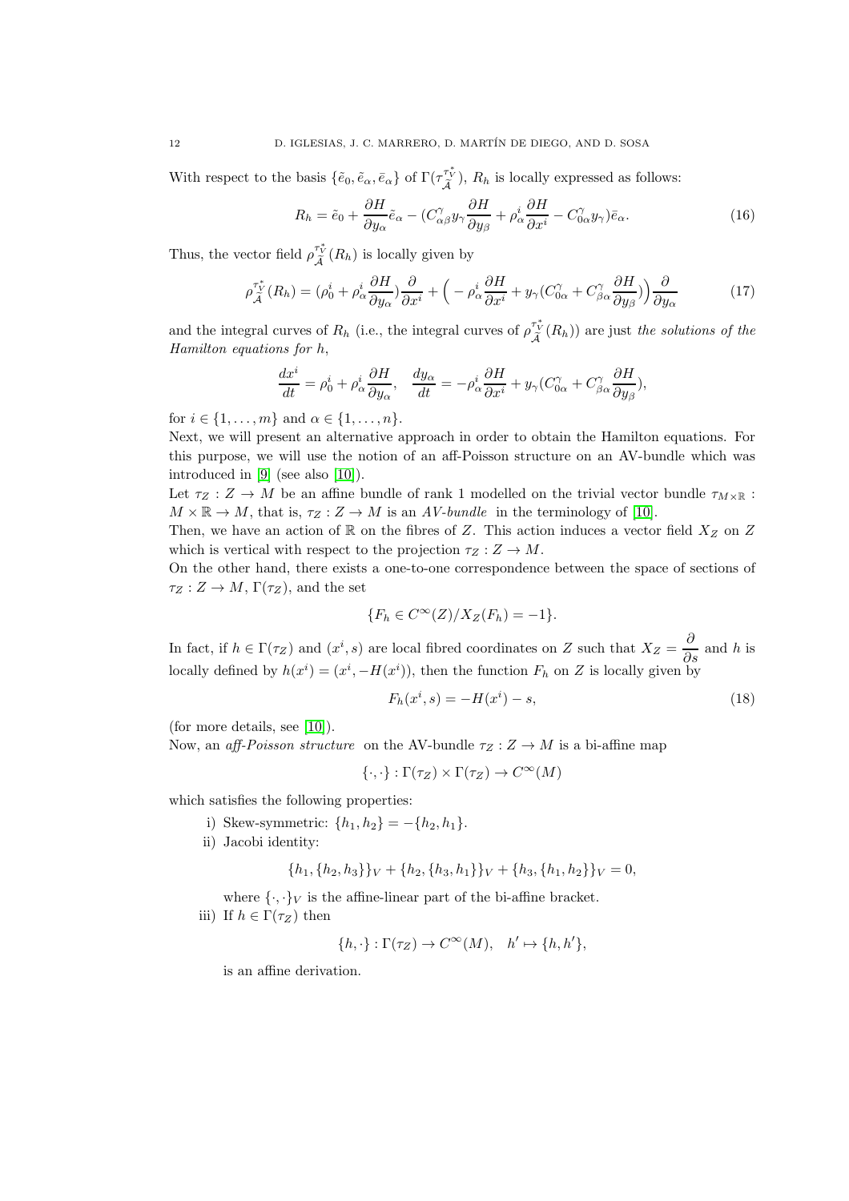With respect to the basis $\{\tilde{e}_0, \tilde{e}_\alpha, \bar{e}_\alpha\}$ of $\Gamma(\tau_{\tilde{\mathcal{A}}}^{\tau_V^*})$, $R_h$ is locally expressed as follows:

$$R_h = \tilde{e}_0 + \frac{\partial H}{\partial y_\alpha}\tilde{e}_\alpha - (C_{\alpha\beta}^\gamma y_\gamma \frac{\partial H}{\partial y_\beta} + \rho_\alpha^i \frac{\partial H}{\partial x^i} - C_{0\alpha}^\gamma y_\gamma)\bar{e}_\alpha. \tag{16}$$

Thus, the vector field $\rho_{\tilde{\mathcal{A}}}^{\tau_V^*}(R_h)$ is locally given by

$$\rho_{\tilde{\mathcal{A}}}^{\tau_V^*}(R_h) = (\rho_0^i + \rho_\alpha^i \frac{\partial H}{\partial y_\alpha})\frac{\partial}{\partial x^i} + \Big( - \rho_\alpha^i \frac{\partial H}{\partial x^i} + y_\gamma (C_{0\alpha}^\gamma + C_{\beta\alpha}^\gamma \frac{\partial H}{\partial y_\beta})\Big)\frac{\partial}{\partial y_\alpha} \tag{17}$$

and the integral curves of $R_h$ (i.e., the integral curves of $\rho_{\tilde{\mathcal{A}}}^{\tau_V^*}(R_h)$) are just *the solutions of the Hamilton equations for* $h$,

$$\frac{dx^i}{dt} = \rho_0^i + \rho_\alpha^i \frac{\partial H}{\partial y_\alpha}, \quad \frac{dy_\alpha}{dt} = -\rho_\alpha^i \frac{\partial H}{\partial x^i} + y_\gamma (C_{0\alpha}^\gamma + C_{\beta\alpha}^\gamma \frac{\partial H}{\partial y_\beta}),$$

for $i \in \{1, \ldots, m\}$ and $\alpha \in \{1, \ldots, n\}$.

Next, we will present an alternative approach in order to obtain the Hamilton equations. For this purpose, we will use the notion of an aff-Poisson structure on an AV-bundle which was introduced in [9] (see also [10]).

Let $\tau_Z : Z \to M$ be an affine bundle of rank 1 modelled on the trivial vector bundle $\tau_{M\times\mathbb{R}} : M \times \mathbb{R} \to M$, that is, $\tau_Z : Z \to M$ is an *AV-bundle* in the terminology of [10].

Then, we have an action of $\mathbb{R}$ on the fibres of $Z$. This action induces a vector field $X_Z$ on $Z$ which is vertical with respect to the projection $\tau_Z : Z \to M$.

On the other hand, there exists a one-to-one correspondence between the space of sections of $\tau_Z : Z \to M$, $\Gamma(\tau_Z)$, and the set

$$\{F_h \in C^\infty(Z) / X_Z(F_h) = -1\}.$$

In fact, if $h \in \Gamma(\tau_Z)$ and $(x^i, s)$ are local fibred coordinates on $Z$ such that $X_Z = \dfrac{\partial}{\partial s}$ and $h$ is locally defined by $h(x^i) = (x^i, -H(x^i))$, then the function $F_h$ on $Z$ is locally given by

$$F_h(x^i, s) = -H(x^i) - s, \tag{18}$$

(for more details, see [10]).

Now, an *aff-Poisson structure* on the AV-bundle $\tau_Z : Z \to M$ is a bi-affine map

$$\{\cdot, \cdot\} : \Gamma(\tau_Z) \times \Gamma(\tau_Z) \to C^\infty(M)$$

which satisfies the following properties:

i) Skew-symmetric: $\{h_1, h_2\} = -\{h_2, h_1\}$.

ii) Jacobi identity:

$$\{h_1, \{h_2, h_3\}\}_V + \{h_2, \{h_3, h_1\}\}_V + \{h_3, \{h_1, h_2\}\}_V = 0,$$

where $\{\cdot, \cdot\}_V$ is the affine-linear part of the bi-affine bracket.

iii) If $h \in \Gamma(\tau_Z)$ then

$$\{h, \cdot\} : \Gamma(\tau_Z) \to C^\infty(M), \quad h' \mapsto \{h, h'\},$$

is an affine derivation.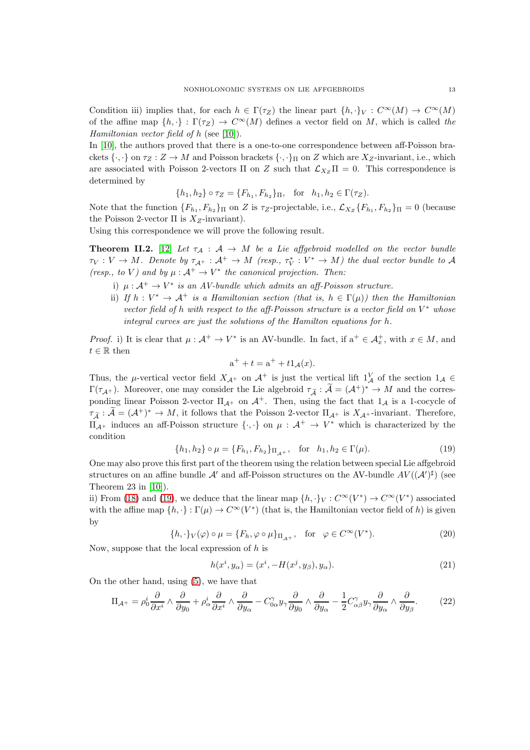Condition iii) implies that, for each $h \in \Gamma(\tau_Z)$ the linear part $\{h, \cdot\}_V : C^\infty(M) \to C^\infty(M)$ of the affine map $\{h, \cdot\} : \Gamma(\tau_Z) \to C^\infty(M)$ defines a vector field on $M$, which is called *the Hamiltonian vector field of* $h$ (see [10]).

In [10], the authors proved that there is a one-to-one correspondence between aff-Poisson brackets $\{\cdot, \cdot\}$ on $\tau_Z : Z \to M$ and Poisson brackets $\{\cdot, \cdot\}_\Pi$ on $Z$ which are $X_Z$-invariant, i.e., which are associated with Poisson 2-vectors $\Pi$ on $Z$ such that $\mathcal{L}_{X_Z}\Pi = 0$. This correspondence is determined by

$$\{h_1, h_2\} \circ \tau_Z = \{F_{h_1}, F_{h_2}\}_\Pi, \quad \text{for} \quad h_1, h_2 \in \Gamma(\tau_Z).$$

Note that the function $\{F_{h_1}, F_{h_2}\}_\Pi$ on $Z$ is $\tau_Z$-projectable, i.e., $\mathcal{L}_{X_Z}\{F_{h_1}, F_{h_2}\}_\Pi = 0$ (because the Poisson 2-vector $\Pi$ is $X_Z$-invariant).

Using this correspondence we will prove the following result.

**Theorem II.2.** [12] *Let $\tau_\mathcal{A} : \mathcal{A} \to M$ be a Lie affgebroid modelled on the vector bundle $\tau_V : V \to M$. Denote by $\tau_{\mathcal{A}^+} : \mathcal{A}^+ \to M$ (resp., $\tau_V^* : V^* \to M$) the dual vector bundle to $\mathcal{A}$ (resp., to $V$) and by $\mu : \mathcal{A}^+ \to V^*$ the canonical projection. Then:*

i) *$\mu : \mathcal{A}^+ \to V^*$ is an AV-bundle which admits an aff-Poisson structure.*

ii) *If $h : V^* \to \mathcal{A}^+$ is a Hamiltonian section (that is, $h \in \Gamma(\mu)$) then the Hamiltonian vector field of $h$ with respect to the aff-Poisson structure is a vector field on $V^*$ whose integral curves are just the solutions of the Hamilton equations for $h$.*

*Proof.* i) It is clear that $\mu : \mathcal{A}^+ \to V^*$ is an AV-bundle. In fact, if $\mathrm{a}^+ \in \mathcal{A}^+_x$, with $x \in M$, and $t \in \mathbb{R}$ then

$$\mathrm{a}^+ + t = \mathrm{a}^+ + t1_\mathcal{A}(x).$$

Thus, the $\mu$-vertical vector field $X_{\mathcal{A}^+}$ on $\mathcal{A}^+$ is just the vertical lift $1_\mathcal{A}^V$ of the section $1_\mathcal{A} \in \Gamma(\tau_{\mathcal{A}^+})$. Moreover, one may consider the Lie algebroid $\tau_{\widetilde{\mathcal{A}}} : \widetilde{\mathcal{A}} = (\mathcal{A}^+)^* \to M$ and the corresponding linear Poisson 2-vector $\Pi_{\mathcal{A}^+}$ on $\mathcal{A}^+$. Then, using the fact that $1_\mathcal{A}$ is a 1-cocycle of $\tau_{\widetilde{\mathcal{A}}} : \widetilde{\mathcal{A}} = (\mathcal{A}^+)^* \to M$, it follows that the Poisson 2-vector $\Pi_{\mathcal{A}^+}$ is $X_{\mathcal{A}^+}$-invariant. Therefore, $\Pi_{\mathcal{A}^+}$ induces an aff-Poisson structure $\{\cdot, \cdot\}$ on $\mu : \mathcal{A}^+ \to V^*$ which is characterized by the condition

$$\{h_1, h_2\} \circ \mu = \{F_{h_1}, F_{h_2}\}_{\Pi_{\mathcal{A}^+}}, \quad \text{for} \quad h_1, h_2 \in \Gamma(\mu). \tag{19}$$

One may also prove this first part of the theorem using the relation between special Lie affgebroid structures on an affine bundle $\mathcal{A}'$ and aff-Poisson structures on the AV-bundle $AV((\mathcal{A}')^\sharp)$ (see Theorem 23 in [10]).

ii) From (18) and (19), we deduce that the linear map $\{h, \cdot\}_V : C^\infty(V^*) \to C^\infty(V^*)$ associated with the affine map $\{h, \cdot\} : \Gamma(\mu) \to C^\infty(V^*)$ (that is, the Hamiltonian vector field of $h$) is given by

$$\{h, \cdot\}_V(\varphi) \circ \mu = \{F_h, \varphi \circ \mu\}_{\Pi_{\mathcal{A}^+}}, \quad \text{for} \quad \varphi \in C^\infty(V^*). \tag{20}$$

Now, suppose that the local expression of $h$ is

$$h(x^i, y_\alpha) = (x^i, -H(x^j, y_\beta), y_\alpha). \tag{21}$$

On the other hand, using (5), we have that

$$\Pi_{\mathcal{A}^+} = \rho_0^i \frac{\partial}{\partial x^i} \wedge \frac{\partial}{\partial y_0} + \rho_\alpha^i \frac{\partial}{\partial x^i} \wedge \frac{\partial}{\partial y_\alpha} - C_{0\alpha}^\gamma y_\gamma \frac{\partial}{\partial y_0} \wedge \frac{\partial}{\partial y_\alpha} - \frac{1}{2} C_{\alpha\beta}^\gamma y_\gamma \frac{\partial}{\partial y_\alpha} \wedge \frac{\partial}{\partial y_\beta}. \tag{22}$$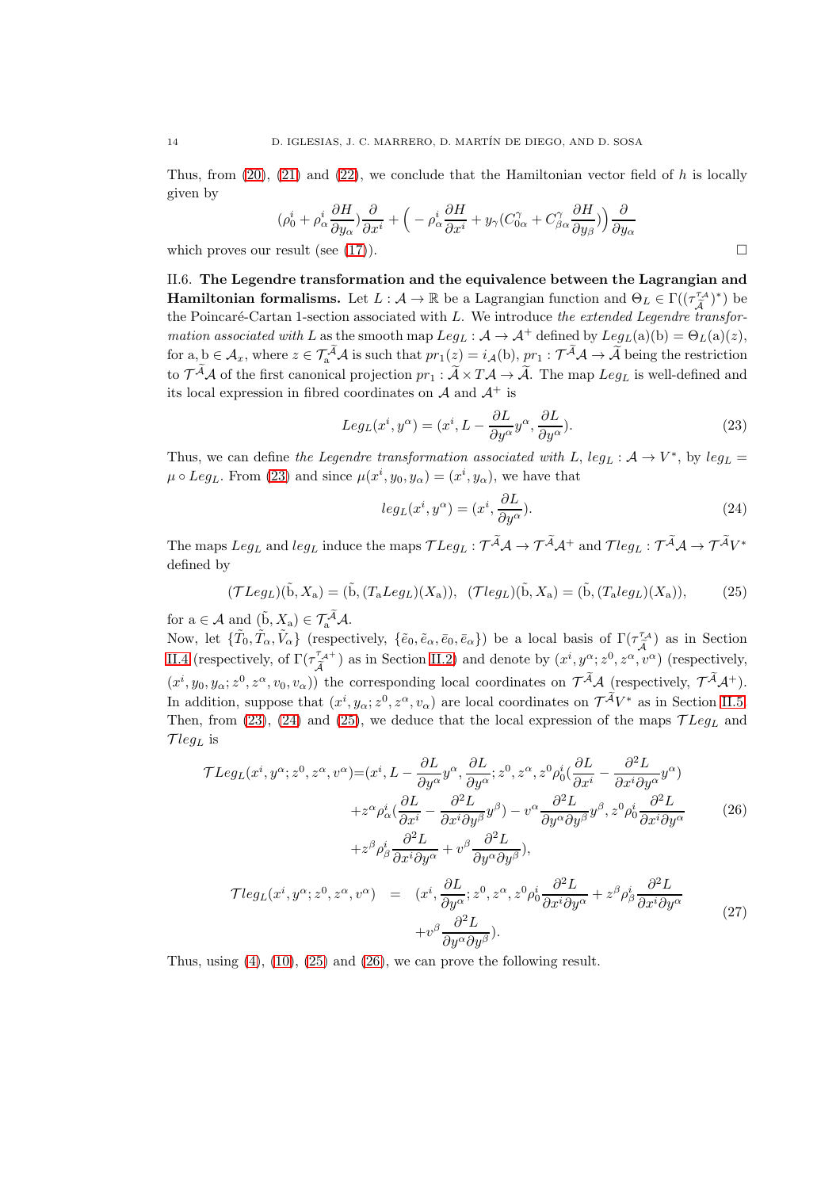Thus, from (20), (21) and (22), we conclude that the Hamiltonian vector field of $h$ is locally given by

$$(\rho_0^i + \rho_\alpha^i \frac{\partial H}{\partial y_\alpha})\frac{\partial}{\partial x^i} + \Big( -\rho_\alpha^i \frac{\partial H}{\partial x^i} + y_\gamma (C_{0\alpha}^\gamma + C_{\beta\alpha}^\gamma \frac{\partial H}{\partial y_\beta})\Big)\frac{\partial}{\partial y_\alpha}$$

which proves our result (see (17)). $\square$

II.6. **The Legendre transformation and the equivalence between the Lagrangian and Hamiltonian formalisms.** Let $L : \mathcal{A} \to \mathbb{R}$ be a Lagrangian function and $\Theta_L \in \Gamma((\tau^{\tau_\mathcal{A}}_{\tilde{\mathcal{A}}})^*)$ be the Poincaré-Cartan 1-section associated with $L$. We introduce *the extended Legendre transformation associated with* $L$ as the smooth map $Leg_L : \mathcal{A} \to \mathcal{A}^+$ defined by $Leg_L(\mathrm{a})(\mathrm{b}) = \Theta_L(\mathrm{a})(z)$, for $\mathrm{a}, \mathrm{b} \in \mathcal{A}_x$, where $z \in \mathcal{T}^{\tilde{\mathcal{A}}}_{\mathrm{a}}\mathcal{A}$ is such that $pr_1(z) = i_\mathcal{A}(\mathrm{b})$, $pr_1 : \mathcal{T}^{\tilde{\mathcal{A}}}\mathcal{A} \to \tilde{\mathcal{A}}$ being the restriction to $\mathcal{T}^{\tilde{\mathcal{A}}}\mathcal{A}$ of the first canonical projection $pr_1 : \tilde{\mathcal{A}} \times T\mathcal{A} \to \tilde{\mathcal{A}}$. The map $Leg_L$ is well-defined and its local expression in fibred coordinates on $\mathcal{A}$ and $\mathcal{A}^+$ is

$$Leg_L(x^i, y^\alpha) = (x^i, L - \frac{\partial L}{\partial y^\alpha} y^\alpha, \frac{\partial L}{\partial y^\alpha}). \tag{23}$$

Thus, we can define *the Legendre transformation associated with* $L$, $leg_L : \mathcal{A} \to V^*$, by $leg_L = \mu \circ Leg_L$. From (23) and since $\mu(x^i, y_0, y_\alpha) = (x^i, y_\alpha)$, we have that

$$leg_L(x^i, y^\alpha) = (x^i, \frac{\partial L}{\partial y^\alpha}). \tag{24}$$

The maps $Leg_L$ and $leg_L$ induce the maps $\mathcal{T}Leg_L : \mathcal{T}^{\tilde{\mathcal{A}}}\mathcal{A} \to \mathcal{T}^{\tilde{\mathcal{A}}}\mathcal{A}^+$ and $\mathcal{T}leg_L : \mathcal{T}^{\tilde{\mathcal{A}}}\mathcal{A} \to \mathcal{T}^{\tilde{\mathcal{A}}}V^*$ defined by

$$(\mathcal{T}Leg_L)(\tilde{\mathrm{b}}, X_\mathrm{a}) = (\tilde{\mathrm{b}}, (T_\mathrm{a}Leg_L)(X_\mathrm{a})), \;\; (\mathcal{T}leg_L)(\tilde{\mathrm{b}}, X_\mathrm{a}) = (\tilde{\mathrm{b}}, (T_\mathrm{a}leg_L)(X_\mathrm{a})), \tag{25}$$

for $\mathrm{a} \in \mathcal{A}$ and $(\tilde{\mathrm{b}}, X_\mathrm{a}) \in \mathcal{T}^{\tilde{\mathcal{A}}}_{\mathrm{a}}\mathcal{A}$.

Now, let $\{\tilde{T}_0, \tilde{T}_\alpha, \tilde{V}_\alpha\}$ (respectively, $\{\tilde{e}_0, \tilde{e}_\alpha, \bar{e}_0, \bar{e}_\alpha\}$) be a local basis of $\Gamma(\tau^{\tau_\mathcal{A}}_{\tilde{\mathcal{A}}})$ as in Section II.4 (respectively, of $\Gamma(\tau^{\tau_{\mathcal{A}^+}}_{\tilde{\mathcal{A}}})$ as in Section II.2) and denote by $(x^i, y^\alpha; z^0, z^\alpha, v^\alpha)$ (respectively, $(x^i, y_0, y_\alpha; z^0, z^\alpha, v_0, v_\alpha)$) the corresponding local coordinates on $\mathcal{T}^{\tilde{\mathcal{A}}}\mathcal{A}$ (respectively, $\mathcal{T}^{\tilde{\mathcal{A}}}\mathcal{A}^+$). In addition, suppose that $(x^i, y_\alpha; z^0, z^\alpha, v_\alpha)$ are local coordinates on $\mathcal{T}^{\tilde{\mathcal{A}}}V^*$ as in Section II.5. Then, from (23), (24) and (25), we deduce that the local expression of the maps $\mathcal{T}Leg_L$ and $\mathcal{T}leg_L$ is

$$\begin{aligned}
\mathcal{T}Leg_L(x^i, y^\alpha; z^0, z^\alpha, v^\alpha) = (&x^i, L - \frac{\partial L}{\partial y^\alpha}y^\alpha, \frac{\partial L}{\partial y^\alpha}; z^0, z^\alpha, z^0\rho_0^i(\frac{\partial L}{\partial x^i} - \frac{\partial^2 L}{\partial x^i \partial y^\alpha}y^\alpha) \\
&+ z^\alpha \rho_\alpha^i(\frac{\partial L}{\partial x^i} - \frac{\partial^2 L}{\partial x^i \partial y^\beta}y^\beta) - v^\alpha \frac{\partial^2 L}{\partial y^\alpha \partial y^\beta}y^\beta, z^0\rho_0^i \frac{\partial^2 L}{\partial x^i \partial y^\alpha} \\
&+ z^\beta \rho_\beta^i \frac{\partial^2 L}{\partial x^i \partial y^\alpha} + v^\beta \frac{\partial^2 L}{\partial y^\alpha \partial y^\beta}),
\end{aligned} \tag{26}$$

$$\begin{aligned}
\mathcal{T}leg_L(x^i, y^\alpha; z^0, z^\alpha, v^\alpha) = (&x^i, \frac{\partial L}{\partial y^\alpha}; z^0, z^\alpha, z^0\rho_0^i \frac{\partial^2 L}{\partial x^i \partial y^\alpha} + z^\beta \rho_\beta^i \frac{\partial^2 L}{\partial x^i \partial y^\alpha} \\
&+ v^\beta \frac{\partial^2 L}{\partial y^\alpha \partial y^\beta}).
\end{aligned} \tag{27}$$

Thus, using (4), (10), (25) and (26), we can prove the following result.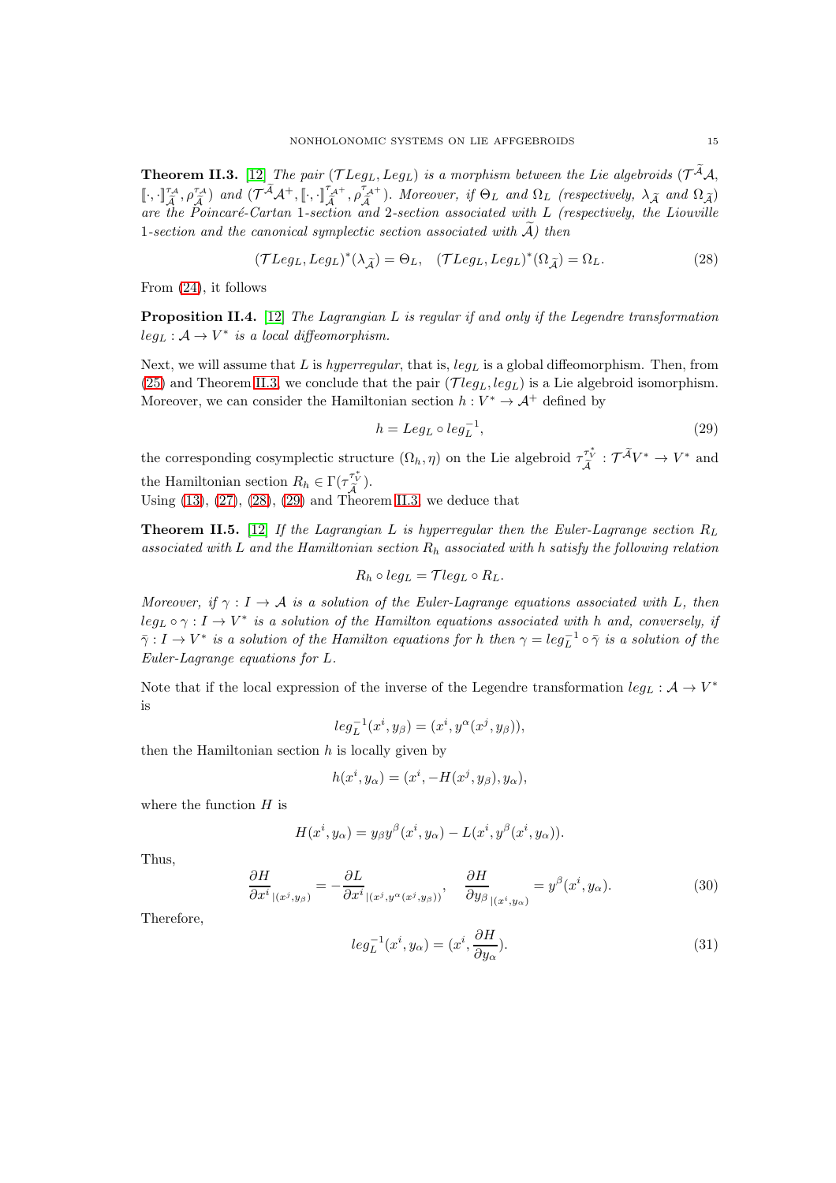**Theorem II.3.** [12] *The pair $(\mathcal{T}Leg_L, Leg_L)$ is a morphism between the Lie algebroids $(\mathcal{T}^{\widetilde{\mathcal{A}}}\mathcal{A}, [\![\cdot,\cdot]\!]^{\tau_{\mathcal{A}}}_{\widetilde{\mathcal{A}}}, \rho^{\tau_{\mathcal{A}}}_{\widetilde{\mathcal{A}}})$ and $(\mathcal{T}^{\widetilde{\mathcal{A}}}\mathcal{A}^+, [\![\cdot,\cdot]\!]^{\tau_{\mathcal{A}^+}}_{\widetilde{\mathcal{A}}}, \rho^{\tau_{\mathcal{A}^+}}_{\widetilde{\mathcal{A}}})$. Moreover, if $\Theta_L$ and $\Omega_L$ (respectively, $\lambda_{\widetilde{\mathcal{A}}}$ and $\Omega_{\widetilde{\mathcal{A}}}$) are the Poincaré-Cartan 1-section and 2-section associated with $L$ (respectively, the Liouville 1-section and the canonical symplectic section associated with $\widetilde{\mathcal{A}}$) then*

$$(\mathcal{T}Leg_L, Leg_L)^*(\lambda_{\widetilde{\mathcal{A}}}) = \Theta_L, \quad (\mathcal{T}Leg_L, Leg_L)^*(\Omega_{\widetilde{\mathcal{A}}}) = \Omega_L. \tag{28}$$

From (24), it follows

**Proposition II.4.** [12] *The Lagrangian $L$ is regular if and only if the Legendre transformation $leg_L : \mathcal{A} \to V^*$ is a local diffeomorphism.*

Next, we will assume that $L$ is *hyperregular*, that is, $leg_L$ is a global diffeomorphism. Then, from (25) and Theorem II.3, we conclude that the pair $(\mathcal{T}leg_L, leg_L)$ is a Lie algebroid isomorphism. Moreover, we can consider the Hamiltonian section $h : V^* \to \mathcal{A}^+$ defined by

$$h = Leg_L \circ leg_L^{-1}, \tag{29}$$

the corresponding cosymplectic structure $(\Omega_h, \eta)$ on the Lie algebroid $\tau^{\tau^*_V}_{\widetilde{\mathcal{A}}} : \mathcal{T}^{\widetilde{\mathcal{A}}}V^* \to V^*$ and the Hamiltonian section $R_h \in \Gamma(\tau^{\tau^*_V}_{\widetilde{\mathcal{A}}})$.
Using (13), (27), (28), (29) and Theorem II.3, we deduce that

**Theorem II.5.** [12] *If the Lagrangian $L$ is hyperregular then the Euler-Lagrange section $R_L$ associated with $L$ and the Hamiltonian section $R_h$ associated with $h$ satisfy the following relation*

$$R_h \circ leg_L = \mathcal{T}leg_L \circ R_L.$$

*Moreover, if $\gamma : I \to \mathcal{A}$ is a solution of the Euler-Lagrange equations associated with $L$, then $leg_L \circ \gamma : I \to V^*$ is a solution of the Hamilton equations associated with $h$ and, conversely, if $\bar{\gamma} : I \to V^*$ is a solution of the Hamilton equations for $h$ then $\gamma = leg_L^{-1} \circ \bar{\gamma}$ is a solution of the Euler-Lagrange equations for $L$.*

Note that if the local expression of the inverse of the Legendre transformation $leg_L : \mathcal{A} \to V^*$ is

$$leg_L^{-1}(x^i, y_\beta) = (x^i, y^\alpha(x^j, y_\beta)),$$

then the Hamiltonian section $h$ is locally given by

$$h(x^i, y_\alpha) = (x^i, -H(x^j, y_\beta), y_\alpha),$$

where the function $H$ is

$$H(x^i, y_\alpha) = y_\beta y^\beta(x^i, y_\alpha) - L(x^i, y^\beta(x^i, y_\alpha)).$$

Thus,

$$\frac{\partial H}{\partial x^i}_{|(x^j, y_\beta)} = -\frac{\partial L}{\partial x^i}_{|(x^j, y^\alpha(x^j, y_\beta))}, \quad \frac{\partial H}{\partial y_\beta}_{|(x^i, y_\alpha)} = y^\beta(x^i, y_\alpha). \tag{30}$$

Therefore,

$$leg_L^{-1}(x^i, y_\alpha) = (x^i, \frac{\partial H}{\partial y_\alpha}). \tag{31}$$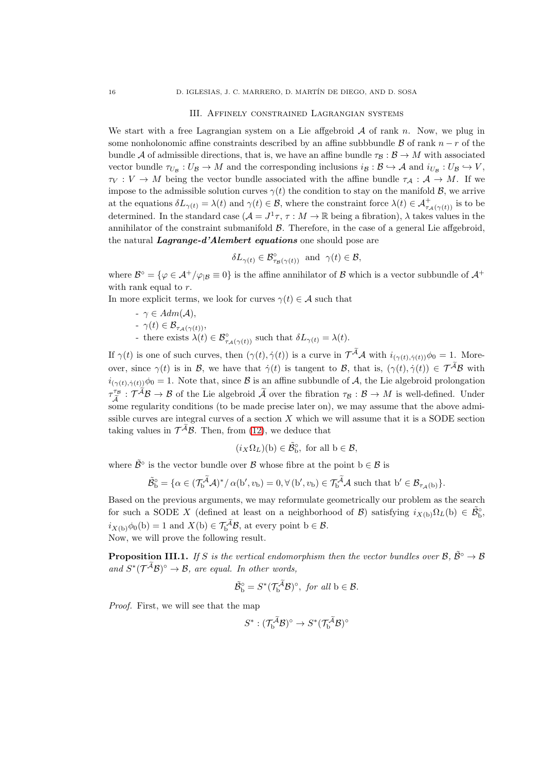## III. Affinely constrained Lagrangian systems

We start with a free Lagrangian system on a Lie affgebroid $\mathcal{A}$ of rank $n$. Now, we plug in some nonholonomic affine constraints described by an affine subbundle $\mathcal{B}$ of rank $n-r$ of the bundle $\mathcal{A}$ of admissible directions, that is, we have an affine bundle $\tau_{\mathcal{B}}: \mathcal{B} \to M$ with associated vector bundle $\tau_{U_{\mathcal{B}}}: U_{\mathcal{B}} \to M$ and the corresponding inclusions $i_{\mathcal{B}}: \mathcal{B} \hookrightarrow \mathcal{A}$ and $i_{U_{\mathcal{B}}}: U_{\mathcal{B}} \hookrightarrow V$, $\tau_V: V \to M$ being the vector bundle associated with the affine bundle $\tau_{\mathcal{A}}: \mathcal{A} \to M$. If we impose to the admissible solution curves $\gamma(t)$ the condition to stay on the manifold $\mathcal{B}$, we arrive at the equations $\delta L_{\gamma(t)} = \lambda(t)$ and $\gamma(t) \in \mathcal{B}$, where the constraint force $\lambda(t) \in \mathcal{A}^{+}_{\tau_{\mathcal{A}}(\gamma(t))}$ is to be determined. In the standard case ($\mathcal{A} = J^1\tau$, $\tau: M \to \mathbb{R}$ being a fibration), $\lambda$ takes values in the annihilator of the constraint submanifold $\mathcal{B}$. Therefore, in the case of a general Lie affgebroid, the natural ***Lagrange-d'Alembert equations*** one should pose are

$$\delta L_{\gamma(t)} \in \mathcal{B}^{\circ}_{\tau_{\mathcal{B}}(\gamma(t))} \text{ and } \gamma(t) \in \mathcal{B},$$

where $\mathcal{B}^{\circ} = \{\varphi \in \mathcal{A}^{+} / \varphi_{|\mathcal{B}} \equiv 0\}$ is the affine annihilator of $\mathcal{B}$ which is a vector subbundle of $\mathcal{A}^{+}$ with rank equal to $r$.

In more explicit terms, we look for curves $\gamma(t) \in \mathcal{A}$ such that

- $\gamma \in Adm(\mathcal{A})$,
- $\gamma(t) \in \mathcal{B}_{\tau_{\mathcal{A}}(\gamma(t))}$,
- there exists $\lambda(t) \in \mathcal{B}^{\circ}_{\tau_{\mathcal{A}}(\gamma(t))}$ such that $\delta L_{\gamma(t)} = \lambda(t)$.

If $\gamma(t)$ is one of such curves, then $(\gamma(t), \dot{\gamma}(t))$ is a curve in $\mathcal{T}^{\tilde{\mathcal{A}}}\mathcal{A}$ with $i_{(\gamma(t),\dot{\gamma}(t))}\phi_0 = 1$. Moreover, since $\gamma(t)$ is in $\mathcal{B}$, we have that $\dot{\gamma}(t)$ is tangent to $\mathcal{B}$, that is, $(\gamma(t), \dot{\gamma}(t)) \in \mathcal{T}^{\tilde{\mathcal{A}}}\mathcal{B}$ with $i_{(\gamma(t),\dot{\gamma}(t))}\phi_0 = 1$. Note that, since $\mathcal{B}$ is an affine subbundle of $\mathcal{A}$, the Lie algebroid prolongation $\tau^{\tau_{\mathcal{B}}}_{\tilde{\mathcal{A}}}: \mathcal{T}^{\tilde{\mathcal{A}}}\mathcal{B} \to \mathcal{B}$ of the Lie algebroid $\tilde{\mathcal{A}}$ over the fibration $\tau_{\mathcal{B}}: \mathcal{B} \to M$ is well-defined. Under some regularity conditions (to be made precise later on), we may assume that the above admissible curves are integral curves of a section $X$ which we will assume that it is a SODE section taking values in $\mathcal{T}^{\tilde{\mathcal{A}}}\mathcal{B}$. Then, from (12), we deduce that

$$(i_X\Omega_L)(\mathrm{b}) \in \tilde{\mathcal{B}}^{\circ}_{\mathrm{b}}, \text{ for all } \mathrm{b} \in \mathcal{B},$$

where $\tilde{\mathcal{B}}^{\circ}$ is the vector bundle over $\mathcal{B}$ whose fibre at the point $\mathrm{b} \in \mathcal{B}$ is

$$\tilde{\mathcal{B}}^{\circ}_{\mathrm{b}} = \{\alpha \in (\mathcal{T}^{\tilde{\mathcal{A}}}_{\mathrm{b}}\mathcal{A})^* / \alpha(\mathrm{b}', v_{\mathrm{b}}) = 0, \forall\, (\mathrm{b}', v_{\mathrm{b}}) \in \mathcal{T}^{\tilde{\mathcal{A}}}_{\mathrm{b}}\mathcal{A} \text{ such that } \mathrm{b}' \in \mathcal{B}_{\tau_{\mathcal{A}}(\mathrm{b})}\}.$$

Based on the previous arguments, we may reformulate geometrically our problem as the search for such a SODE $X$ (defined at least on a neighborhood of $\mathcal{B}$) satisfying $i_{X(\mathrm{b})}\Omega_L(\mathrm{b}) \in \tilde{\mathcal{B}}^{\circ}_{\mathrm{b}}$, $i_{X(\mathrm{b})}\phi_0(\mathrm{b}) = 1$ and $X(\mathrm{b}) \in \mathcal{T}^{\tilde{\mathcal{A}}}_{\mathrm{b}}\mathcal{B}$, at every point $\mathrm{b} \in \mathcal{B}$.

Now, we will prove the following result.

**Proposition III.1.** *If $S$ is the vertical endomorphism then the vector bundles over $\mathcal{B}$, $\tilde{\mathcal{B}}^{\circ} \to \mathcal{B}$ and $S^*(\mathcal{T}^{\tilde{\mathcal{A}}}\mathcal{B})^{\circ} \to \mathcal{B}$, are equal. In other words,*

$$\tilde{\mathcal{B}}^{\circ}_{\mathrm{b}} = S^*(\mathcal{T}^{\tilde{\mathcal{A}}}_{\mathrm{b}}\mathcal{B})^{\circ}, \text{ for all } \mathrm{b} \in \mathcal{B}.$$

*Proof.* First, we will see that the map

$$S^*: (\mathcal{T}^{\tilde{\mathcal{A}}}_{\mathrm{b}}\mathcal{B})^{\circ} \to S^*(\mathcal{T}^{\tilde{\mathcal{A}}}_{\mathrm{b}}\mathcal{B})^{\circ}$$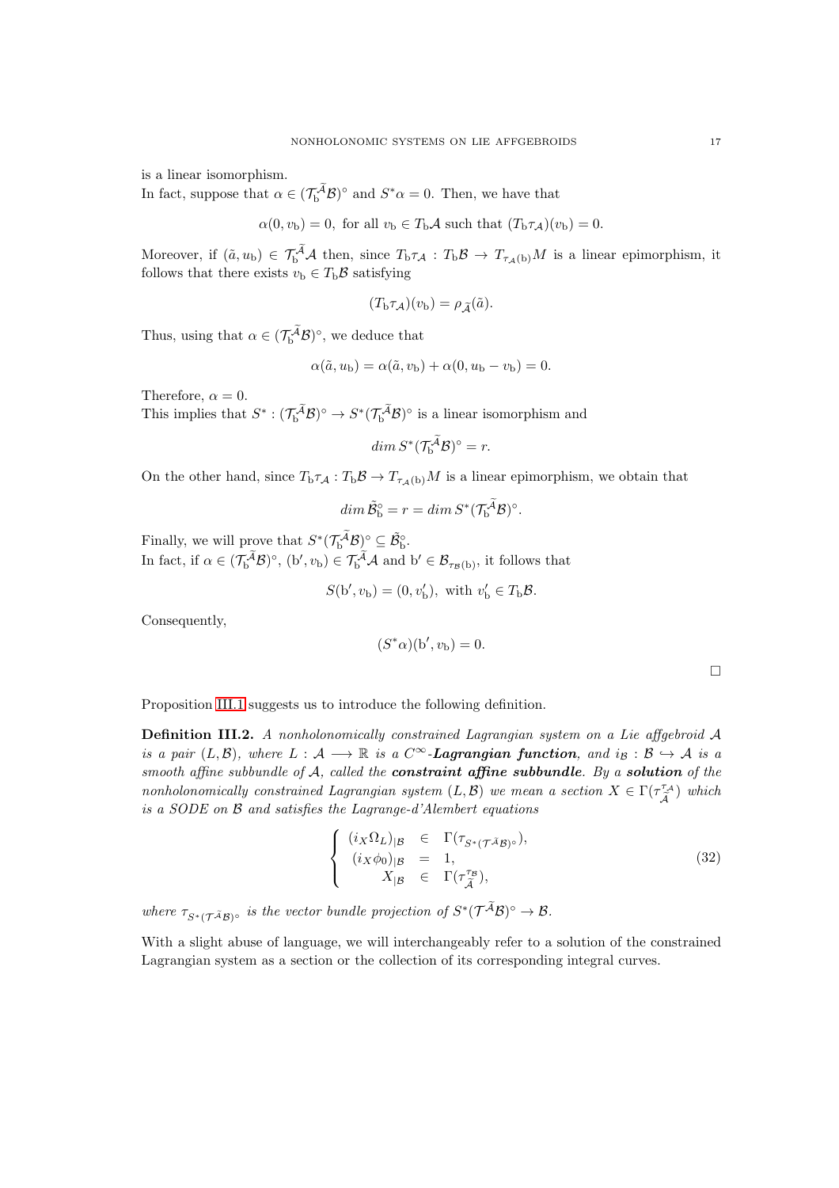is a linear isomorphism.

In fact, suppose that $\alpha \in (\mathcal{T}_{\mathrm{b}}^{\widetilde{\mathcal{A}}}\mathcal{B})^{\circ}$ and $S^*\alpha = 0$. Then, we have that

$$\alpha(0, v_{\mathrm{b}}) = 0, \text{ for all } v_{\mathrm{b}} \in T_{\mathrm{b}}\mathcal{A} \text{ such that } (T_{\mathrm{b}}\tau_{\mathcal{A}})(v_{\mathrm{b}}) = 0.$$

Moreover, if $(\tilde{a}, u_{\mathrm{b}}) \in \mathcal{T}_{\mathrm{b}}^{\widetilde{\mathcal{A}}}\mathcal{A}$ then, since $T_{\mathrm{b}}\tau_{\mathcal{A}} : T_{\mathrm{b}}\mathcal{B} \to T_{\tau_{\mathcal{A}}(\mathrm{b})}M$ is a linear epimorphism, it follows that there exists $v_{\mathrm{b}} \in T_{\mathrm{b}}\mathcal{B}$ satisfying

$$(T_{\mathrm{b}}\tau_{\mathcal{A}})(v_{\mathrm{b}}) = \rho_{\widetilde{\mathcal{A}}}(\tilde{a}).$$

Thus, using that $\alpha \in (\mathcal{T}_{\mathrm{b}}^{\widetilde{\mathcal{A}}}\mathcal{B})^{\circ}$, we deduce that

$$\alpha(\tilde{a}, u_{\mathrm{b}}) = \alpha(\tilde{a}, v_{\mathrm{b}}) + \alpha(0, u_{\mathrm{b}} - v_{\mathrm{b}}) = 0.$$

Therefore, $\alpha = 0$.

This implies that $S^* : (\mathcal{T}_{\mathrm{b}}^{\widetilde{\mathcal{A}}}\mathcal{B})^{\circ} \to S^*(\mathcal{T}_{\mathrm{b}}^{\widetilde{\mathcal{A}}}\mathcal{B})^{\circ}$ is a linear isomorphism and

$$dim\, S^*(\mathcal{T}_{\mathrm{b}}^{\widetilde{\mathcal{A}}}\mathcal{B})^{\circ} = r.$$

On the other hand, since $T_{\mathrm{b}}\tau_{\mathcal{A}} : T_{\mathrm{b}}\mathcal{B} \to T_{\tau_{\mathcal{A}}(\mathrm{b})}M$ is a linear epimorphism, we obtain that

$$dim\, \tilde{\mathcal{B}}_{\mathrm{b}}^{\circ} = r = dim\, S^*(\mathcal{T}_{\mathrm{b}}^{\widetilde{\mathcal{A}}}\mathcal{B})^{\circ}.$$

Finally, we will prove that $S^*(\mathcal{T}_{\mathrm{b}}^{\widetilde{\mathcal{A}}}\mathcal{B})^{\circ} \subseteq \tilde{\mathcal{B}}_{\mathrm{b}}^{\circ}$.

In fact, if $\alpha \in (\mathcal{T}_{\mathrm{b}}^{\widetilde{\mathcal{A}}}\mathcal{B})^{\circ}$, $(\mathrm{b}', v_{\mathrm{b}}) \in \mathcal{T}_{\mathrm{b}}^{\widetilde{\mathcal{A}}}\mathcal{A}$ and $\mathrm{b}' \in \mathcal{B}_{\tau_{\mathcal{B}}(\mathrm{b})}$, it follows that

$$S(\mathrm{b}', v_{\mathrm{b}}) = (0, v'_{\mathrm{b}}), \text{ with } v'_{\mathrm{b}} \in T_{\mathrm{b}}\mathcal{B}.$$

Consequently,

$$(S^*\alpha)(\mathrm{b}', v_{\mathrm{b}}) = 0.$$

□

Proposition III.1 suggests us to introduce the following definition.

**Definition III.2.** *A nonholonomically constrained Lagrangian system on a Lie affgebroid $\mathcal{A}$ is a pair $(L, \mathcal{B})$, where $L : \mathcal{A} \longrightarrow \mathbb{R}$ is a $C^\infty$-**Lagrangian function**, and $i_{\mathcal{B}} : \mathcal{B} \hookrightarrow \mathcal{A}$ is a smooth affine subbundle of $\mathcal{A}$, called the **constraint affine subbundle**. By a **solution** of the nonholonomically constrained Lagrangian system $(L, \mathcal{B})$ we mean a section $X \in \Gamma(\tau_{\widetilde{\mathcal{A}}}^{\tau_{\mathcal{A}}})$ which is a SODE on $\mathcal{B}$ and satisfies the Lagrange-d'Alembert equations*

$$\left\{ \begin{array}{rcl} (i_X \Omega_L)_{|\mathcal{B}} & \in & \Gamma(\tau_{S^*(\mathcal{T}^{\tilde{\mathcal{A}}}\mathcal{B})^{\circ}}), \\ (i_X \phi_0)_{|\mathcal{B}} & = & 1, \\ X_{|\mathcal{B}} & \in & \Gamma(\tau_{\widetilde{\mathcal{A}}}^{\tau_{\mathcal{B}}}), \end{array} \right. \tag{32}$$

*where $\tau_{S^*(\mathcal{T}^{\tilde{\mathcal{A}}}\mathcal{B})^{\circ}}$ is the vector bundle projection of $S^*(\mathcal{T}^{\tilde{\mathcal{A}}}\mathcal{B})^{\circ} \to \mathcal{B}$.*

With a slight abuse of language, we will interchangeably refer to a solution of the constrained Lagrangian system as a section or the collection of its corresponding integral curves.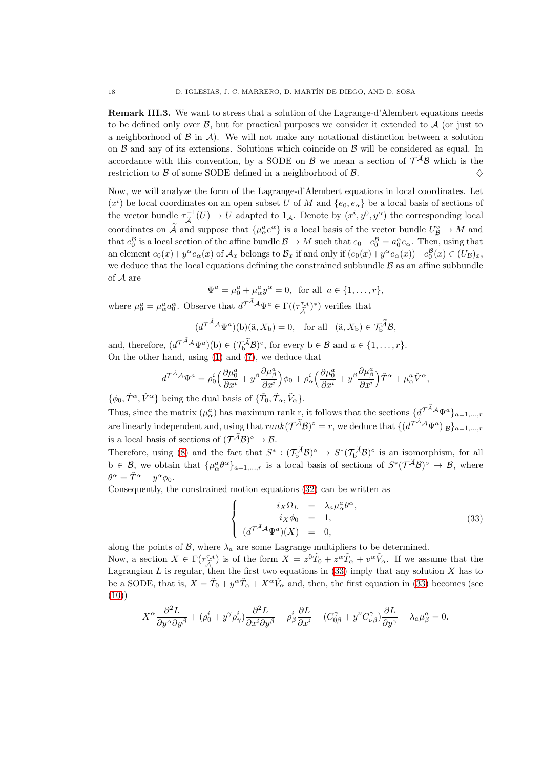**Remark III.3.** We want to stress that a solution of the Lagrange-d'Alembert equations needs to be defined only over $\mathcal{B}$, but for practical purposes we consider it extended to $\mathcal{A}$ (or just to a neighborhood of $\mathcal{B}$ in $\mathcal{A}$). We will not make any notational distinction between a solution on $\mathcal{B}$ and any of its extensions. Solutions which coincide on $\mathcal{B}$ will be considered as equal. In accordance with this convention, by a SODE on $\mathcal{B}$ we mean a section of $\mathcal{T}^{\tilde{\mathcal{A}}}\mathcal{B}$ which is the restriction to $\mathcal{B}$ of some SODE defined in a neighborhood of $\mathcal{B}$. $\diamondsuit$

Now, we will analyze the form of the Lagrange-d'Alembert equations in local coordinates. Let $(x^i)$ be local coordinates on an open subset $U$ of $M$ and $\{e_0, e_\alpha\}$ be a local basis of sections of the vector bundle $\tau_{\tilde{\mathcal{A}}}^{-1}(U) \to U$ adapted to $1_{\mathcal{A}}$. Denote by $(x^i, y^0, y^\alpha)$ the corresponding local coordinates on $\widetilde{\mathcal{A}}$ and suppose that $\{\mu^a_\alpha e^\alpha\}$ is a local basis of the vector bundle $U^\circ_{\mathcal{B}} \to M$ and that $e_0^{\mathcal{B}}$ is a local section of the affine bundle $\mathcal{B} \to M$ such that $e_0 - e_0^{\mathcal{B}} = a_0^\alpha e_\alpha$. Then, using that an element $e_0(x) + y^\alpha e_\alpha(x)$ of $\mathcal{A}_x$ belongs to $\mathcal{B}_x$ if and only if $(e_0(x) + y^\alpha e_\alpha(x)) - e_0^{\mathcal{B}}(x) \in (U_{\mathcal{B}})_x$, we deduce that the local equations defining the constrained subbundle $\mathcal{B}$ as an affine subbundle of $\mathcal{A}$ are

$$\Psi^a = \mu^a_0 + \mu^a_\alpha y^\alpha = 0, \quad \text{for all } \; a \in \{1, \dots, r\},$$

where $\mu^a_0 = \mu^a_\alpha a^\alpha_0$. Observe that $d^{\mathcal{T}^{\tilde{\mathcal{A}}}\mathcal{A}}\Psi^a \in \Gamma((\tau^{\tau_{\mathcal{A}}}_{\tilde{\mathcal{A}}})^*)$ verifies that

$$(d^{\mathcal{T}^{\tilde{\mathcal{A}}}\mathcal{A}}\Psi^a)(\mathrm{b})(\tilde{\mathrm{a}}, X_{\mathrm{b}}) = 0, \quad \text{for all} \quad (\tilde{\mathrm{a}}, X_{\mathrm{b}}) \in \mathcal{T}^{\tilde{\mathcal{A}}}_{\mathrm{b}}\mathcal{B},$$

and, therefore, $(d^{\mathcal{T}^{\tilde{\mathcal{A}}}\mathcal{A}}\Psi^a)(\mathrm{b}) \in (\mathcal{T}^{\tilde{\mathcal{A}}}_{\mathrm{b}}\mathcal{B})^\circ$, for every $\mathrm{b} \in \mathcal{B}$ and $a \in \{1, \dots, r\}$.
On the other hand, using (1) and (7), we deduce that

$$d^{\mathcal{T}^{\tilde{\mathcal{A}}}\mathcal{A}}\Psi^a = \rho^i_0\Big(\frac{\partial \mu^a_0}{\partial x^i} + y^\beta \frac{\partial \mu^a_\beta}{\partial x^i}\Big)\phi_0 + \rho^i_\alpha\Big(\frac{\partial \mu^a_0}{\partial x^i} + y^\beta \frac{\partial \mu^a_\beta}{\partial x^i}\Big)\tilde{T}^\alpha + \mu^a_\alpha \tilde{V}^\alpha,$$

$\{\phi_0, \tilde{T}^\alpha, \tilde{V}^\alpha\}$ being the dual basis of $\{\tilde{T}_0, \tilde{T}_\alpha, \tilde{V}_\alpha\}$.
Thus, since the matrix $(\mu^a_\alpha)$ has maximum rank r, it follows that the sections $\{d^{\mathcal{T}^{\tilde{\mathcal{A}}}\mathcal{A}}\Psi^a\}_{a=1,\dots,r}$ are linearly independent and, using that $rank(\mathcal{T}^{\tilde{\mathcal{A}}}\mathcal{B})^\circ = r$, we deduce that $\{(d^{\mathcal{T}^{\tilde{\mathcal{A}}}\mathcal{A}}\Psi^a)_{|\mathcal{B}}\}_{a=1,\dots,r}$ is a local basis of sections of $(\mathcal{T}^{\tilde{\mathcal{A}}}\mathcal{B})^\circ \to \mathcal{B}$.
Therefore, using (8) and the fact that $S^* : (\mathcal{T}^{\tilde{\mathcal{A}}}_{\mathrm{b}}\mathcal{B})^\circ \to S^*(\mathcal{T}^{\tilde{\mathcal{A}}}_{\mathrm{b}}\mathcal{B})^\circ$ is an isomorphism, for all $\mathrm{b} \in \mathcal{B}$, we obtain that $\{\mu^a_\alpha \theta^\alpha\}_{a=1,\dots,r}$ is a local basis of sections of $S^*(\mathcal{T}^{\tilde{\mathcal{A}}}\mathcal{B})^\circ \to \mathcal{B}$, where $\theta^\alpha = \tilde{T}^\alpha - y^\alpha\phi_0$.
Consequently, the constrained motion equations (32) can be written as

$$\left\{\begin{array}{rcl} i_X\Omega_L & = & \lambda_a \mu^a_\alpha \theta^\alpha, \\ i_X\phi_0 & = & 1, \\ (d^{\mathcal{T}^{\tilde{\mathcal{A}}}\mathcal{A}}\Psi^a)(X) & = & 0, \end{array}\right. \tag{33}$$

along the points of $\mathcal{B}$, where $\lambda_a$ are some Lagrange multipliers to be determined.
Now, a section $X \in \Gamma(\tau^{\tau_{\mathcal{A}}}_{\tilde{\mathcal{A}}})$ is of the form $X = z^0\tilde{T}_0 + z^\alpha\tilde{T}_\alpha + v^\alpha\tilde{V}_\alpha$. If we assume that the Lagrangian $L$ is regular, then the first two equations in (33) imply that any solution $X$ has to be a SODE, that is, $X = \tilde{T}_0 + y^\alpha\tilde{T}_\alpha + X^\alpha\tilde{V}_\alpha$ and, then, the first equation in (33) becomes (see (10))

$$X^\alpha \frac{\partial^2 L}{\partial y^\alpha \partial y^\beta} + (\rho^i_0 + y^\gamma\rho^i_\gamma)\frac{\partial^2 L}{\partial x^i \partial y^\beta} - \rho^i_\beta \frac{\partial L}{\partial x^i} - (C^\gamma_{0\beta} + y^\nu C^\gamma_{\nu\beta})\frac{\partial L}{\partial y^\gamma} + \lambda_a \mu^a_\beta = 0.$$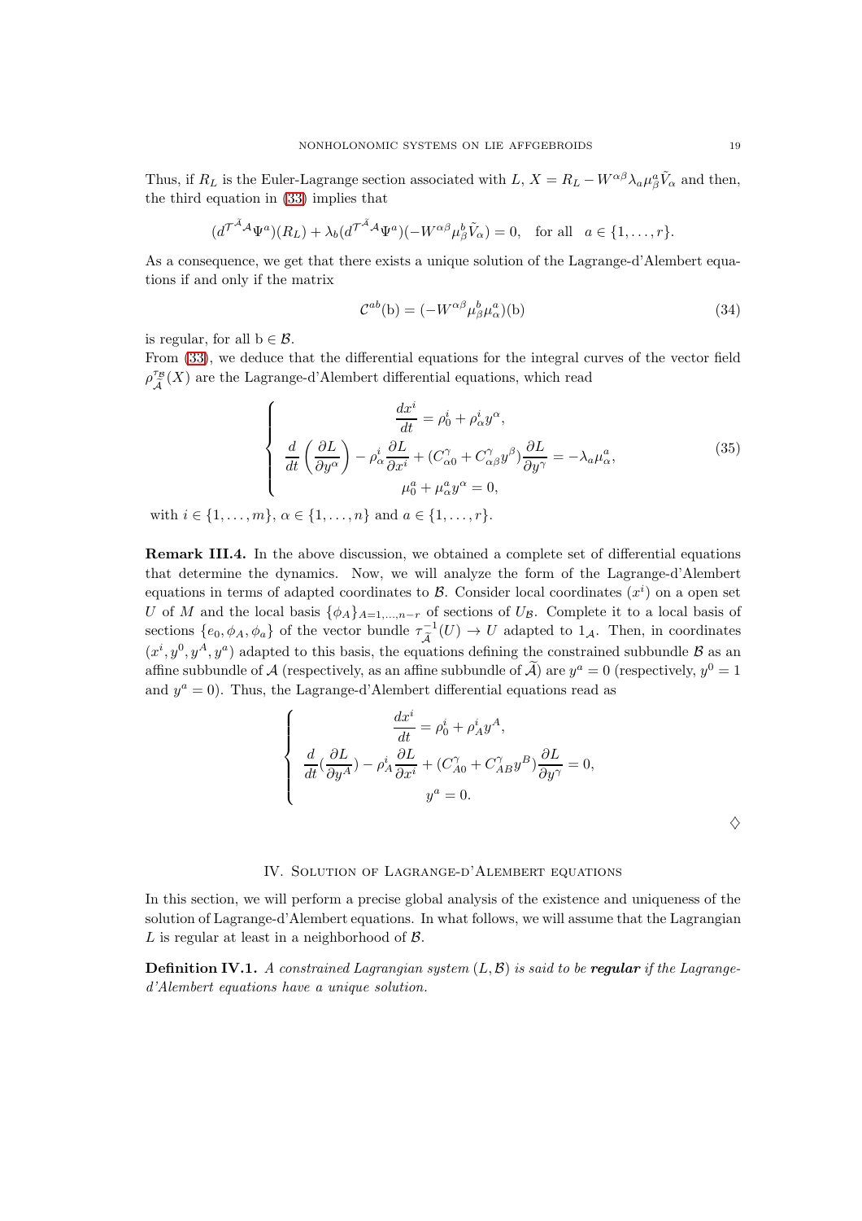Thus, if $R_L$ is the Euler-Lagrange section associated with $L$, $X = R_L - W^{\alpha\beta}\lambda_a\mu^a_\beta\tilde{V}_\alpha$ and then, the third equation in (33) implies that

$$(d^{\mathcal{T}^{\tilde{A}}\mathcal{A}}\Psi^a)(R_L) + \lambda_b(d^{\mathcal{T}^{\tilde{A}}\mathcal{A}}\Psi^a)(-W^{\alpha\beta}\mu^b_\beta\tilde{V}_\alpha) = 0, \quad \text{for all} \quad a \in \{1,\dots,r\}.$$

As a consequence, we get that there exists a unique solution of the Lagrange-d'Alembert equations if and only if the matrix

$$\mathcal{C}^{ab}(\mathrm{b}) = (-W^{\alpha\beta}\mu^b_\beta\mu^a_\alpha)(\mathrm{b}) \tag{34}$$

is regular, for all $\mathrm{b} \in \mathcal{B}$.

From (33), we deduce that the differential equations for the integral curves of the vector field $\rho^{\tau_{\mathcal{B}}}_{\tilde{\mathcal{A}}}(X)$ are the Lagrange-d'Alembert differential equations, which read

$$\begin{cases} \dfrac{dx^i}{dt} = \rho^i_0 + \rho^i_\alpha y^\alpha, \\ \dfrac{d}{dt}\left(\dfrac{\partial L}{\partial y^\alpha}\right) - \rho^i_\alpha \dfrac{\partial L}{\partial x^i} + (C^\gamma_{\alpha 0} + C^\gamma_{\alpha\beta}y^\beta)\dfrac{\partial L}{\partial y^\gamma} = -\lambda_a\mu^a_\alpha, \\ \mu^a_0 + \mu^a_\alpha y^\alpha = 0, \end{cases} \tag{35}$$

with $i \in \{1,\dots,m\}$, $\alpha \in \{1,\dots,n\}$ and $a \in \{1,\dots,r\}$.

**Remark III.4.** In the above discussion, we obtained a complete set of differential equations that determine the dynamics. Now, we will analyze the form of the Lagrange-d'Alembert equations in terms of adapted coordinates to $\mathcal{B}$. Consider local coordinates $(x^i)$ on a open set $U$ of $M$ and the local basis $\{\phi_A\}_{A=1,\dots,n-r}$ of sections of $U_{\mathcal{B}}$. Complete it to a local basis of sections $\{e_0, \phi_A, \phi_a\}$ of the vector bundle $\tau^{-1}_{\tilde{\mathcal{A}}}(U) \to U$ adapted to $1_{\mathcal{A}}$. Then, in coordinates $(x^i, y^0, y^A, y^a)$ adapted to this basis, the equations defining the constrained subbundle $\mathcal{B}$ as an affine subbundle of $\mathcal{A}$ (respectively, as an affine subbundle of $\widetilde{\mathcal{A}}$) are $y^a = 0$ (respectively, $y^0 = 1$ and $y^a = 0$). Thus, the Lagrange-d'Alembert differential equations read as

$$\begin{cases} \dfrac{dx^i}{dt} = \rho^i_0 + \rho^i_A y^A, \\ \dfrac{d}{dt}(\dfrac{\partial L}{\partial y^A}) - \rho^i_A \dfrac{\partial L}{\partial x^i} + (C^\gamma_{A0} + C^\gamma_{AB}y^B)\dfrac{\partial L}{\partial y^\gamma} = 0, \\ y^a = 0. \end{cases}$$

$\diamondsuit$

## IV. Solution of Lagrange-d'Alembert equations

In this section, we will perform a precise global analysis of the existence and uniqueness of the solution of Lagrange-d'Alembert equations. In what follows, we will assume that the Lagrangian $L$ is regular at least in a neighborhood of $\mathcal{B}$.

**Definition IV.1.** *A constrained Lagrangian system $(L, \mathcal{B})$ is said to be* ***regular*** *if the Lagrange-d'Alembert equations have a unique solution.*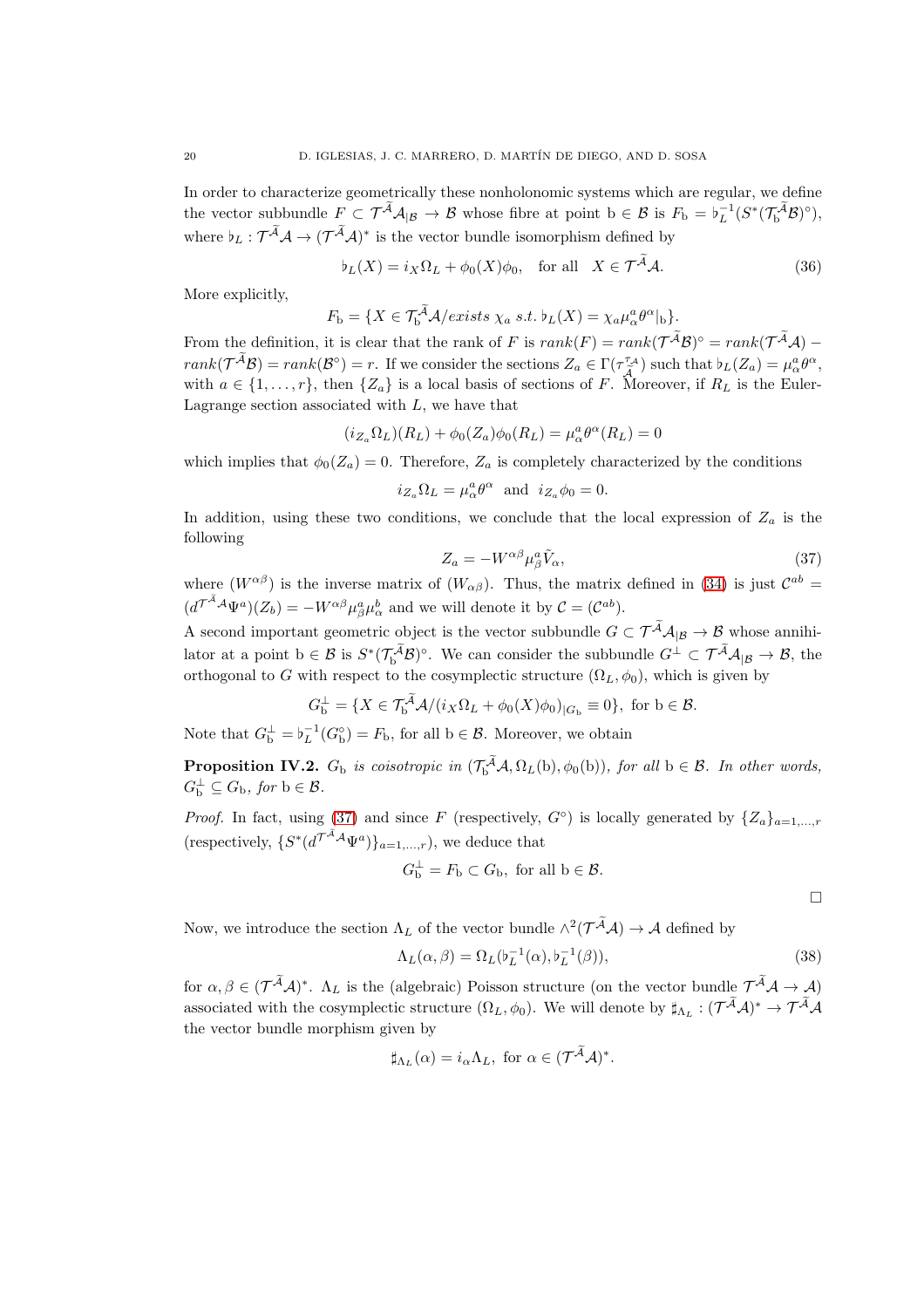In order to characterize geometrically these nonholonomic systems which are regular, we define the vector subbundle $F \subset \mathcal{T}^{\tilde{\mathcal{A}}}\mathcal{A}_{|\mathcal{B}} \to \mathcal{B}$ whose fibre at point $\mathrm{b} \in \mathcal{B}$ is $F_{\mathrm{b}} = \flat_L^{-1}(S^*(\mathcal{T}^{\tilde{\mathcal{A}}}_{\mathrm{b}}\mathcal{B})^\circ)$, where $\flat_L : \mathcal{T}^{\tilde{\mathcal{A}}}\mathcal{A} \to (\mathcal{T}^{\tilde{\mathcal{A}}}\mathcal{A})^*$ is the vector bundle isomorphism defined by

$$\flat_L(X) = i_X\Omega_L + \phi_0(X)\phi_0, \quad \text{for all} \quad X \in \mathcal{T}^{\tilde{\mathcal{A}}}\mathcal{A}. \tag{36}$$

More explicitly,

$$F_{\mathrm{b}} = \{X \in \mathcal{T}^{\tilde{\mathcal{A}}}_{\mathrm{b}}\mathcal{A}/exists\ \chi_a\ s.t.\ \flat_L(X) = \chi_a\mu^a_\alpha\theta^\alpha|_{\mathrm{b}}\}.$$

From the definition, it is clear that the rank of $F$ is $rank(F) = rank(\mathcal{T}^{\tilde{\mathcal{A}}}\mathcal{B})^\circ = rank(\mathcal{T}^{\tilde{\mathcal{A}}}\mathcal{A}) - rank(\mathcal{T}^{\tilde{\mathcal{A}}}\mathcal{B}) = rank(\mathcal{B}^\circ) = r$. If we consider the sections $Z_a \in \Gamma(\tau^{\tau_{\mathcal{A}}}_{\tilde{\mathcal{A}}})$ such that $\flat_L(Z_a) = \mu^a_\alpha\theta^\alpha$, with $a \in \{1, \ldots, r\}$, then $\{Z_a\}$ is a local basis of sections of $F$. Moreover, if $R_L$ is the Euler-Lagrange section associated with $L$, we have that

$$(i_{Z_a}\Omega_L)(R_L) + \phi_0(Z_a)\phi_0(R_L) = \mu^a_\alpha\theta^\alpha(R_L) = 0$$

which implies that $\phi_0(Z_a) = 0$. Therefore, $Z_a$ is completely characterized by the conditions

$$i_{Z_a}\Omega_L = \mu^a_\alpha\theta^\alpha \ \text{ and } \ i_{Z_a}\phi_0 = 0.$$

In addition, using these two conditions, we conclude that the local expression of $Z_a$ is the following

$$Z_a = -W^{\alpha\beta}\mu^a_\beta\tilde{V}_\alpha, \tag{37}$$

where $(W^{\alpha\beta})$ is the inverse matrix of $(W_{\alpha\beta})$. Thus, the matrix defined in (34) is just $\mathcal{C}^{ab} = (d^{\mathcal{T}^{\tilde{\mathcal{A}}}\mathcal{A}}\Psi^a)(Z_b) = -W^{\alpha\beta}\mu^a_\beta\mu^b_\alpha$ and we will denote it by $\mathcal{C} = (\mathcal{C}^{ab})$.

A second important geometric object is the vector subbundle $G \subset \mathcal{T}^{\tilde{\mathcal{A}}}\mathcal{A}_{|\mathcal{B}} \to \mathcal{B}$ whose annihilator at a point $\mathrm{b} \in \mathcal{B}$ is $S^*(\mathcal{T}^{\tilde{\mathcal{A}}}_{\mathrm{b}}\mathcal{B})^\circ$. We can consider the subbundle $G^\perp \subset \mathcal{T}^{\tilde{\mathcal{A}}}\mathcal{A}_{|\mathcal{B}} \to \mathcal{B}$, the orthogonal to $G$ with respect to the cosymplectic structure $(\Omega_L, \phi_0)$, which is given by

$$G^\perp_{\mathrm{b}} = \{X \in \mathcal{T}^{\tilde{\mathcal{A}}}_{\mathrm{b}}\mathcal{A}/(i_X\Omega_L + \phi_0(X)\phi_0)_{|G_{\mathrm{b}}} \equiv 0\}, \text{ for } \mathrm{b} \in \mathcal{B}.$$

Note that $G^\perp_{\mathrm{b}} = \flat_L^{-1}(G^\circ_{\mathrm{b}}) = F_{\mathrm{b}}$, for all $\mathrm{b} \in \mathcal{B}$. Moreover, we obtain

**Proposition IV.2.** *$G_{\mathrm{b}}$ is coisotropic in $(\mathcal{T}^{\tilde{\mathcal{A}}}_{\mathrm{b}}\mathcal{A}, \Omega_L(\mathrm{b}), \phi_0(\mathrm{b}))$, for all $\mathrm{b} \in \mathcal{B}$. In other words, $G^\perp_{\mathrm{b}} \subseteq G_{\mathrm{b}}$, for $\mathrm{b} \in \mathcal{B}$.*

*Proof.* In fact, using (37) and since $F$ (respectively, $G^\circ$) is locally generated by $\{Z_a\}_{a=1,\ldots,r}$ (respectively, $\{S^*(d^{\mathcal{T}^{\tilde{\mathcal{A}}}\mathcal{A}}\Psi^a)\}_{a=1,\ldots,r}$), we deduce that

$$G^\perp_{\mathrm{b}} = F_{\mathrm{b}} \subset G_{\mathrm{b}}, \text{ for all } \mathrm{b} \in \mathcal{B}.$$

$\square$

Now, we introduce the section $\Lambda_L$ of the vector bundle $\wedge^2(\mathcal{T}^{\tilde{\mathcal{A}}}\mathcal{A}) \to \mathcal{A}$ defined by

$$\Lambda_L(\alpha, \beta) = \Omega_L(\flat_L^{-1}(\alpha), \flat_L^{-1}(\beta)), \tag{38}$$

for $\alpha, \beta \in (\mathcal{T}^{\tilde{\mathcal{A}}}\mathcal{A})^*$. $\Lambda_L$ is the (algebraic) Poisson structure (on the vector bundle $\mathcal{T}^{\tilde{\mathcal{A}}}\mathcal{A} \to \mathcal{A}$) associated with the cosymplectic structure $(\Omega_L, \phi_0)$. We will denote by $\sharp_{\Lambda_L} : (\mathcal{T}^{\tilde{\mathcal{A}}}\mathcal{A})^* \to \mathcal{T}^{\tilde{\mathcal{A}}}\mathcal{A}$ the vector bundle morphism given by

$$\sharp_{\Lambda_L}(\alpha) = i_\alpha\Lambda_L, \text{ for } \alpha \in (\mathcal{T}^{\tilde{\mathcal{A}}}\mathcal{A})^*.$$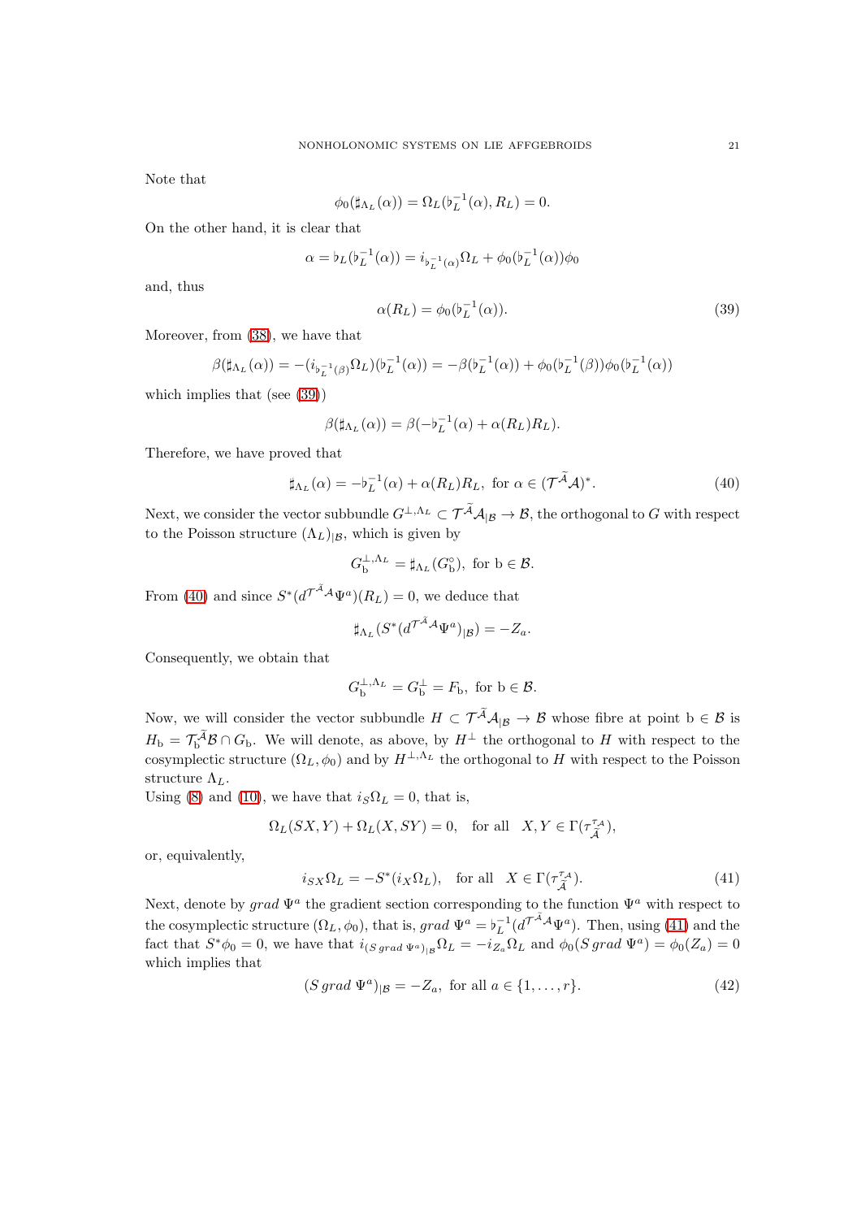Note that

$$\phi_0(\sharp_{\Lambda_L}(\alpha)) = \Omega_L(\flat_L^{-1}(\alpha), R_L) = 0.$$

On the other hand, it is clear that

$$\alpha = \flat_L(\flat_L^{-1}(\alpha)) = i_{\flat_L^{-1}(\alpha)}\Omega_L + \phi_0(\flat_L^{-1}(\alpha))\phi_0$$

and, thus

$$\alpha(R_L) = \phi_0(\flat_L^{-1}(\alpha)). \tag{39}$$

Moreover, from (38), we have that

$$\beta(\sharp_{\Lambda_L}(\alpha)) = -(i_{\flat_L^{-1}(\beta)}\Omega_L)(\flat_L^{-1}(\alpha)) = -\beta(\flat_L^{-1}(\alpha)) + \phi_0(\flat_L^{-1}(\beta))\phi_0(\flat_L^{-1}(\alpha))$$

which implies that (see (39))

$$\beta(\sharp_{\Lambda_L}(\alpha)) = \beta(-\flat_L^{-1}(\alpha) + \alpha(R_L)R_L).$$

Therefore, we have proved that

$$\sharp_{\Lambda_L}(\alpha) = -\flat_L^{-1}(\alpha) + \alpha(R_L)R_L, \text{ for } \alpha \in (\mathcal{T}^{\tilde{\mathcal{A}}}\mathcal{A})^*. \tag{40}$$

Next, we consider the vector subbundle $G^{\perp,\Lambda_L} \subset \mathcal{T}^{\tilde{\mathcal{A}}}\mathcal{A}_{|\mathcal{B}} \to \mathcal{B}$, the orthogonal to $G$ with respect to the Poisson structure $(\Lambda_L)_{|\mathcal{B}}$, which is given by

$$G_{\mathrm{b}}^{\perp,\Lambda_L} = \sharp_{\Lambda_L}(G_{\mathrm{b}}^\circ), \text{ for } \mathrm{b} \in \mathcal{B}.$$

From (40) and since $S^*(d^{\mathcal{T}^{\tilde{\mathcal{A}}}\mathcal{A}}\Psi^a)(R_L) = 0$, we deduce that

$$\sharp_{\Lambda_L}(S^*(d^{\mathcal{T}^{\tilde{\mathcal{A}}}\mathcal{A}}\Psi^a)_{|\mathcal{B}}) = -Z_a.$$

Consequently, we obtain that

$$G_{\mathrm{b}}^{\perp,\Lambda_L} = G_{\mathrm{b}}^{\perp} = F_{\mathrm{b}}, \text{ for } \mathrm{b} \in \mathcal{B}.$$

Now, we will consider the vector subbundle $H \subset \mathcal{T}^{\tilde{\mathcal{A}}}\mathcal{A}_{|\mathcal{B}} \to \mathcal{B}$ whose fibre at point $\mathrm{b} \in \mathcal{B}$ is $H_{\mathrm{b}} = \mathcal{T}_{\mathrm{b}}^{\tilde{\mathcal{A}}}\mathcal{B} \cap G_{\mathrm{b}}$. We will denote, as above, by $H^\perp$ the orthogonal to $H$ with respect to the cosymplectic structure $(\Omega_L, \phi_0)$ and by $H^{\perp,\Lambda_L}$ the orthogonal to $H$ with respect to the Poisson structure $\Lambda_L$.
Using (8) and (10), we have that $i_S\Omega_L = 0$, that is,

$$\Omega_L(SX, Y) + \Omega_L(X, SY) = 0, \quad \text{for all} \quad X, Y \in \Gamma(\tau_{\tilde{\mathcal{A}}}^{\tau_{\mathcal{A}}}),$$

or, equivalently,

$$i_{SX}\Omega_L = -S^*(i_X\Omega_L), \quad \text{for all} \quad X \in \Gamma(\tau_{\tilde{\mathcal{A}}}^{\tau_{\mathcal{A}}}). \tag{41}$$

Next, denote by $grad\ \Psi^a$ the gradient section corresponding to the function $\Psi^a$ with respect to the cosymplectic structure $(\Omega_L, \phi_0)$, that is, $grad\ \Psi^a = \flat_L^{-1}(d^{\mathcal{T}^{\tilde{\mathcal{A}}}\mathcal{A}}\Psi^a)$. Then, using (41) and the fact that $S^*\phi_0 = 0$, we have that $i_{(S\,grad\ \Psi^a)_{|\mathcal{B}}}\Omega_L = -i_{Z_a}\Omega_L$ and $\phi_0(S\,grad\ \Psi^a) = \phi_0(Z_a) = 0$ which implies that

$$(S\,grad\ \Psi^a)_{|\mathcal{B}} = -Z_a, \text{ for all } a \in \{1, \dots, r\}. \tag{42}$$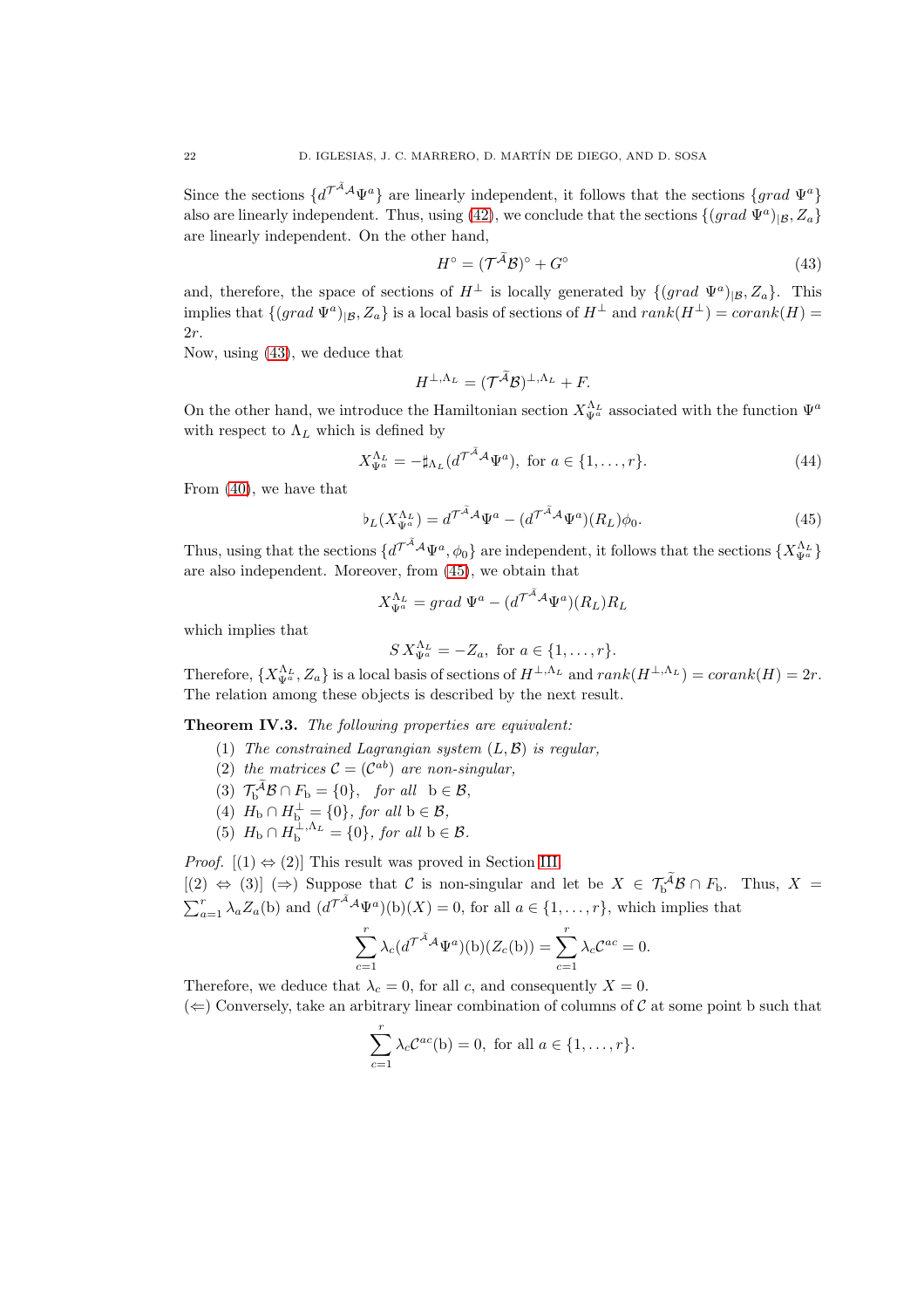Since the sections $\{d^{\mathcal{T}^{\tilde{A}}\mathcal{A}}\Psi^a\}$ are linearly independent, it follows that the sections $\{grad\ \Psi^a\}$ also are linearly independent. Thus, using (42), we conclude that the sections $\{(grad\ \Psi^a)_{|\mathcal{B}}, Z_a\}$ are linearly independent. On the other hand,

$$H^\circ = (\mathcal{T}^{\tilde{A}}\mathcal{B})^\circ + G^\circ \tag{43}$$

and, therefore, the space of sections of $H^\perp$ is locally generated by $\{(grad\ \Psi^a)_{|\mathcal{B}}, Z_a\}$. This implies that $\{(grad\ \Psi^a)_{|\mathcal{B}}, Z_a\}$ is a local basis of sections of $H^\perp$ and $rank(H^\perp) = corank(H) = 2r$.

Now, using (43), we deduce that

$$H^{\perp,\Lambda_L} = (\mathcal{T}^{\tilde{A}}\mathcal{B})^{\perp,\Lambda_L} + F.$$

On the other hand, we introduce the Hamiltonian section $X^{\Lambda_L}_{\Psi^a}$ associated with the function $\Psi^a$ with respect to $\Lambda_L$ which is defined by

$$X^{\Lambda_L}_{\Psi^a} = -\sharp_{\Lambda_L}(d^{\mathcal{T}^{\tilde{A}}\mathcal{A}}\Psi^a), \text{ for } a \in \{1, \ldots, r\}. \tag{44}$$

From (40), we have that

$$\flat_L(X^{\Lambda_L}_{\Psi^a}) = d^{\mathcal{T}^{\tilde{A}}\mathcal{A}}\Psi^a - (d^{\mathcal{T}^{\tilde{A}}\mathcal{A}}\Psi^a)(R_L)\phi_0. \tag{45}$$

Thus, using that the sections $\{d^{\mathcal{T}^{\tilde{A}}\mathcal{A}}\Psi^a, \phi_0\}$ are independent, it follows that the sections $\{X^{\Lambda_L}_{\Psi^a}\}$ are also independent. Moreover, from (45), we obtain that

$$X^{\Lambda_L}_{\Psi^a} = grad\ \Psi^a - (d^{\mathcal{T}^{\tilde{A}}\mathcal{A}}\Psi^a)(R_L)R_L$$

which implies that

$$S\,X^{\Lambda_L}_{\Psi^a} = -Z_a, \text{ for } a \in \{1, \ldots, r\}.$$

Therefore, $\{X^{\Lambda_L}_{\Psi^a}, Z_a\}$ is a local basis of sections of $H^{\perp,\Lambda_L}$ and $rank(H^{\perp,\Lambda_L}) = corank(H) = 2r$. The relation among these objects is described by the next result.

**Theorem IV.3.** *The following properties are equivalent:*

1. *The constrained Lagrangian system $(L, \mathcal{B})$ is regular,*
2. *the matrices $\mathcal{C} = (\mathcal{C}^{ab})$ are non-singular,*
3. $\mathcal{T}^{\tilde{A}}_{\mathrm{b}}\mathcal{B} \cap F_{\mathrm{b}} = \{0\}$, *for all* $\mathrm{b} \in \mathcal{B}$,
4. $H_{\mathrm{b}} \cap H^\perp_{\mathrm{b}} = \{0\}$, *for all* $\mathrm{b} \in \mathcal{B}$,
5. $H_{\mathrm{b}} \cap H^{\perp,\Lambda_L}_{\mathrm{b}} = \{0\}$, *for all* $\mathrm{b} \in \mathcal{B}$.

*Proof.* $[(1) \Leftrightarrow (2)]$ This result was proved in Section III.

$[(2) \Leftrightarrow (3)]$ $(\Rightarrow)$ Suppose that $\mathcal{C}$ is non-singular and let be $X \in \mathcal{T}^{\tilde{A}}_{\mathrm{b}}\mathcal{B} \cap F_{\mathrm{b}}$. Thus, $X = \sum_{a=1}^r \lambda_a Z_a(\mathrm{b})$ and $(d^{\mathcal{T}^{\tilde{A}}\mathcal{A}}\Psi^a)(\mathrm{b})(X) = 0$, for all $a \in \{1, \ldots, r\}$, which implies that

$$\sum_{c=1}^r \lambda_c (d^{\mathcal{T}^{\tilde{A}}\mathcal{A}}\Psi^a)(\mathrm{b})(Z_c(\mathrm{b})) = \sum_{c=1}^r \lambda_c \mathcal{C}^{ac} = 0.$$

Therefore, we deduce that $\lambda_c = 0$, for all $c$, and consequently $X = 0$.

$(\Leftarrow)$ Conversely, take an arbitrary linear combination of columns of $\mathcal{C}$ at some point b such that

$$\sum_{c=1}^r \lambda_c \mathcal{C}^{ac}(\mathrm{b}) = 0, \text{ for all } a \in \{1, \ldots, r\}.$$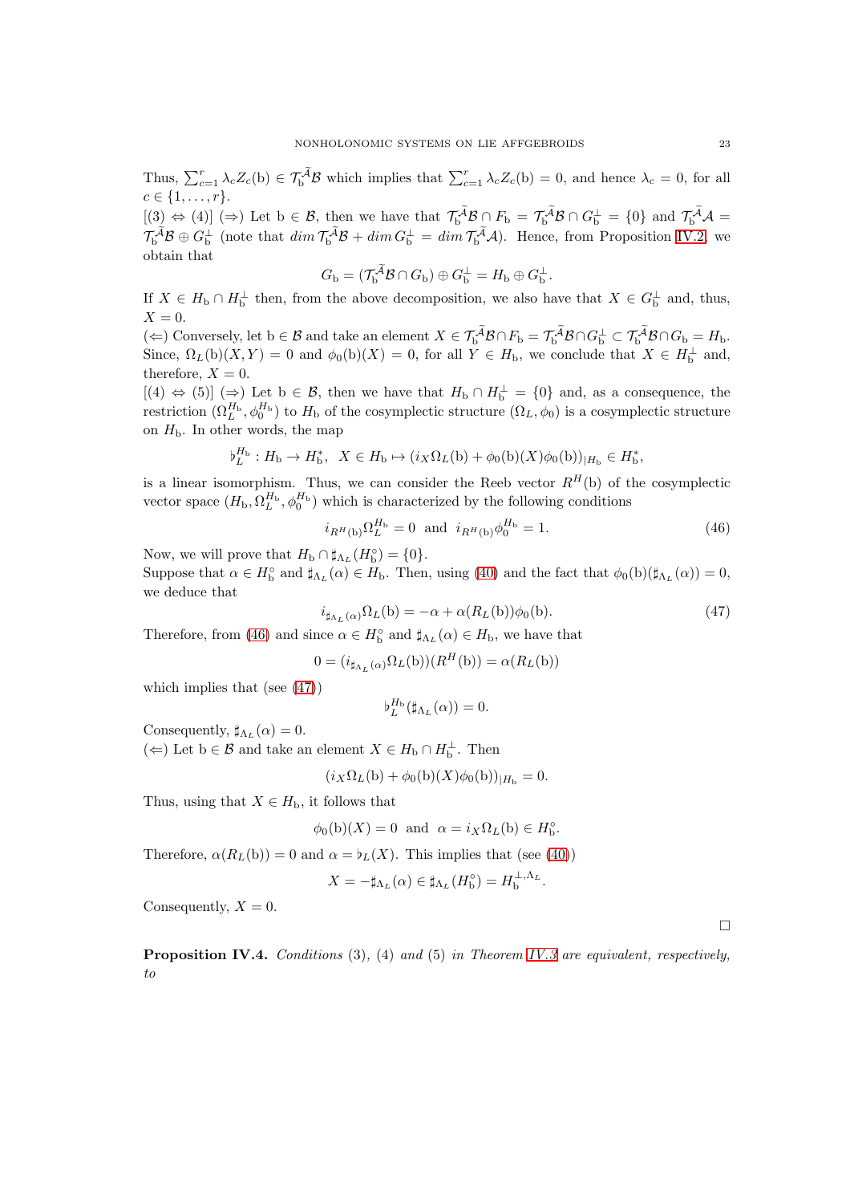Thus, $\sum_{c=1}^{r} \lambda_c Z_c(\mathrm{b}) \in \mathcal{T}^{\tilde{A}}_{\mathrm{b}}\mathcal{B}$ which implies that $\sum_{c=1}^{r} \lambda_c Z_c(\mathrm{b}) = 0$, and hence $\lambda_c = 0$, for all $c \in \{1, \dots, r\}$.

[(3) $\Leftrightarrow$ (4)] ($\Rightarrow$) Let $\mathrm{b} \in \mathcal{B}$, then we have that $\mathcal{T}^{\tilde{A}}_{\mathrm{b}}\mathcal{B} \cap F_{\mathrm{b}} = \mathcal{T}^{\tilde{A}}_{\mathrm{b}}\mathcal{B} \cap G_{\mathrm{b}}^{\perp} = \{0\}$ and $\mathcal{T}^{\tilde{A}}_{\mathrm{b}}\mathcal{A} = \mathcal{T}^{\tilde{A}}_{\mathrm{b}}\mathcal{B} \oplus G_{\mathrm{b}}^{\perp}$ (note that $dim\, \mathcal{T}^{\tilde{A}}_{\mathrm{b}}\mathcal{B} + dim\, G_{\mathrm{b}}^{\perp} = dim\, \mathcal{T}^{\tilde{A}}_{\mathrm{b}}\mathcal{A}$). Hence, from Proposition IV.2, we obtain that

$$G_{\mathrm{b}} = (\mathcal{T}^{\tilde{A}}_{\mathrm{b}}\mathcal{B} \cap G_{\mathrm{b}}) \oplus G_{\mathrm{b}}^{\perp} = H_{\mathrm{b}} \oplus G_{\mathrm{b}}^{\perp}.$$

If $X \in H_{\mathrm{b}} \cap H_{\mathrm{b}}^{\perp}$ then, from the above decomposition, we also have that $X \in G_{\mathrm{b}}^{\perp}$ and, thus, $X = 0$.

($\Leftarrow$) Conversely, let $\mathrm{b} \in \mathcal{B}$ and take an element $X \in \mathcal{T}^{\tilde{A}}_{\mathrm{b}}\mathcal{B} \cap F_{\mathrm{b}} = \mathcal{T}^{\tilde{A}}_{\mathrm{b}}\mathcal{B} \cap G_{\mathrm{b}}^{\perp} \subset \mathcal{T}^{\tilde{A}}_{\mathrm{b}}\mathcal{B} \cap G_{\mathrm{b}} = H_{\mathrm{b}}$. Since, $\Omega_L(\mathrm{b})(X, Y) = 0$ and $\phi_0(\mathrm{b})(X) = 0$, for all $Y \in H_{\mathrm{b}}$, we conclude that $X \in H_{\mathrm{b}}^{\perp}$ and, therefore, $X = 0$.

[(4) $\Leftrightarrow$ (5)] ($\Rightarrow$) Let $\mathrm{b} \in \mathcal{B}$, then we have that $H_{\mathrm{b}} \cap H_{\mathrm{b}}^{\perp} = \{0\}$ and, as a consequence, the restriction $(\Omega_L^{H_{\mathrm{b}}}, \phi_0^{H_{\mathrm{b}}})$ to $H_{\mathrm{b}}$ of the cosymplectic structure $(\Omega_L, \phi_0)$ is a cosymplectic structure on $H_{\mathrm{b}}$. In other words, the map

$$\flat_L^{H_{\mathrm{b}}} : H_{\mathrm{b}} \to H_{\mathrm{b}}^*, \;\; X \in H_{\mathrm{b}} \mapsto (i_X \Omega_L(\mathrm{b}) + \phi_0(\mathrm{b})(X)\phi_0(\mathrm{b}))_{|H_{\mathrm{b}}} \in H_{\mathrm{b}}^*,$$

is a linear isomorphism. Thus, we can consider the Reeb vector $R^H(\mathrm{b})$ of the cosymplectic vector space $(H_{\mathrm{b}}, \Omega_L^{H_{\mathrm{b}}}, \phi_0^{H_{\mathrm{b}}})$ which is characterized by the following conditions

$$i_{R^H(\mathrm{b})}\Omega_L^{H_{\mathrm{b}}} = 0 \;\text{ and }\; i_{R^H(\mathrm{b})}\phi_0^{H_{\mathrm{b}}} = 1. \tag{46}$$

Now, we will prove that $H_{\mathrm{b}} \cap \sharp_{\Lambda_L}(H_{\mathrm{b}}^{\circ}) = \{0\}$.

Suppose that $\alpha \in H_{\mathrm{b}}^{\circ}$ and $\sharp_{\Lambda_L}(\alpha) \in H_{\mathrm{b}}$. Then, using (40) and the fact that $\phi_0(\mathrm{b})(\sharp_{\Lambda_L}(\alpha)) = 0$, we deduce that

$$i_{\sharp_{\Lambda_L}(\alpha)}\Omega_L(\mathrm{b}) = -\alpha + \alpha(R_L(\mathrm{b}))\phi_0(\mathrm{b}). \tag{47}$$

Therefore, from (46) and since $\alpha \in H_{\mathrm{b}}^{\circ}$ and $\sharp_{\Lambda_L}(\alpha) \in H_{\mathrm{b}}$, we have that

$$0 = (i_{\sharp_{\Lambda_L}(\alpha)}\Omega_L(\mathrm{b}))(R^H(\mathrm{b})) = \alpha(R_L(\mathrm{b}))$$

which implies that (see (47))

$$\flat_L^{H_{\mathrm{b}}}(\sharp_{\Lambda_L}(\alpha)) = 0.$$

Consequently, $\sharp_{\Lambda_L}(\alpha) = 0$.

($\Leftarrow$) Let $\mathrm{b} \in \mathcal{B}$ and take an element $X \in H_{\mathrm{b}} \cap H_{\mathrm{b}}^{\perp}$. Then

$$(i_X \Omega_L(\mathrm{b}) + \phi_0(\mathrm{b})(X)\phi_0(\mathrm{b}))_{|H_{\mathrm{b}}} = 0.$$

Thus, using that $X \in H_{\mathrm{b}}$, it follows that

$$\phi_0(\mathrm{b})(X) = 0 \;\text{ and }\; \alpha = i_X \Omega_L(\mathrm{b}) \in H_{\mathrm{b}}^{\circ}.$$

Therefore, $\alpha(R_L(\mathrm{b})) = 0$ and $\alpha = \flat_L(X)$. This implies that (see (40))

$$X = -\sharp_{\Lambda_L}(\alpha) \in \sharp_{\Lambda_L}(H_{\mathrm{b}}^{\circ}) = H_{\mathrm{b}}^{\perp, \Lambda_L}.$$

Consequently, $X = 0$.

$\square$

**Proposition IV.4.** *Conditions* (3)*,* (4) *and* (5) *in Theorem IV.3 are equivalent, respectively, to*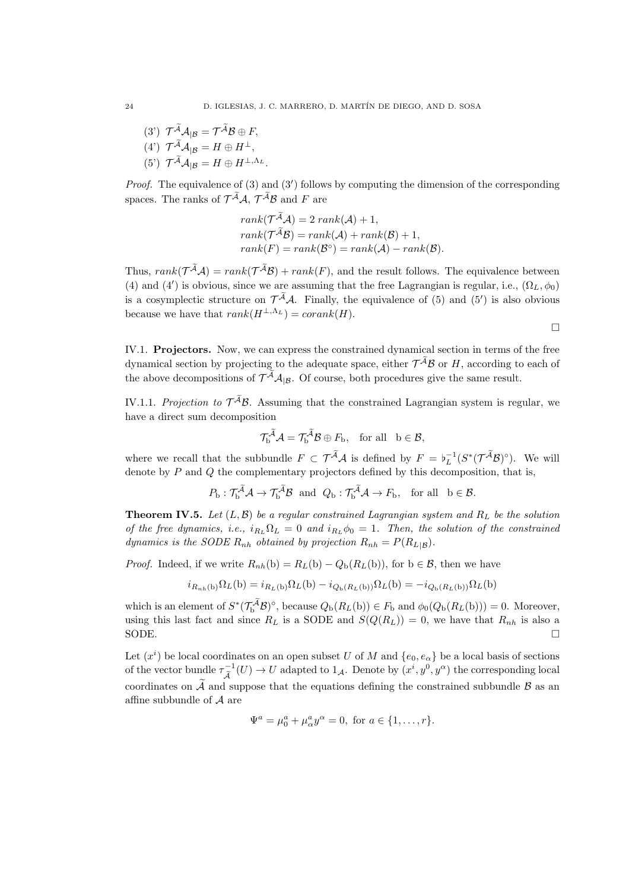(3') $\mathcal{T}^{\widetilde{\mathcal{A}}}\mathcal{A}_{|\mathcal{B}} = \mathcal{T}^{\widetilde{\mathcal{A}}}\mathcal{B} \oplus F$,

(4') $\mathcal{T}^{\widetilde{\mathcal{A}}}\mathcal{A}_{|\mathcal{B}} = H \oplus H^{\perp}$,

(5') $\mathcal{T}^{\widetilde{\mathcal{A}}}\mathcal{A}_{|\mathcal{B}} = H \oplus H^{\perp,\Lambda_L}$.

*Proof.* The equivalence of (3) and $(3')$ follows by computing the dimension of the corresponding spaces. The ranks of $\mathcal{T}^{\widetilde{\mathcal{A}}}\mathcal{A}$, $\mathcal{T}^{\widetilde{\mathcal{A}}}\mathcal{B}$ and $F$ are

$$
\begin{aligned}
rank(\mathcal{T}^{\widetilde{\mathcal{A}}}\mathcal{A}) &= 2\, rank(\mathcal{A}) + 1,\\
rank(\mathcal{T}^{\widetilde{\mathcal{A}}}\mathcal{B}) &= rank(\mathcal{A}) + rank(\mathcal{B}) + 1,\\
rank(F) = rank(\mathcal{B}^{\circ}) &= rank(\mathcal{A}) - rank(\mathcal{B}).
\end{aligned}
$$

Thus, $rank(\mathcal{T}^{\widetilde{\mathcal{A}}}\mathcal{A}) = rank(\mathcal{T}^{\widetilde{\mathcal{A}}}\mathcal{B}) + rank(F)$, and the result follows. The equivalence between (4) and $(4')$ is obvious, since we are assuming that the free Lagrangian is regular, i.e., $(\Omega_L, \phi_0)$ is a cosymplectic structure on $\mathcal{T}^{\widetilde{\mathcal{A}}}\mathcal{A}$. Finally, the equivalence of (5) and $(5')$ is also obvious because we have that $rank(H^{\perp,\Lambda_L}) = corank(H)$.

□

IV.1. **Projectors.** Now, we can express the constrained dynamical section in terms of the free dynamical section by projecting to the adequate space, either $\mathcal{T}^{\widetilde{\mathcal{A}}}\mathcal{B}$ or $H$, according to each of the above decompositions of $\mathcal{T}^{\widetilde{\mathcal{A}}}\mathcal{A}_{|\mathcal{B}}$. Of course, both procedures give the same result.

IV.1.1. *Projection to* $\mathcal{T}^{\widetilde{\mathcal{A}}}\mathcal{B}$. Assuming that the constrained Lagrangian system is regular, we have a direct sum decomposition

$$
\mathcal{T}^{\widetilde{\mathcal{A}}}_{\mathrm{b}}\mathcal{A} = \mathcal{T}^{\widetilde{\mathcal{A}}}_{\mathrm{b}}\mathcal{B} \oplus F_{\mathrm{b}}, \quad \text{for all} \quad \mathrm{b} \in \mathcal{B},
$$

where we recall that the subbundle $F \subset \mathcal{T}^{\widetilde{\mathcal{A}}}\mathcal{A}$ is defined by $F = \flat_L^{-1}(S^*(\mathcal{T}^{\widetilde{\mathcal{A}}}\mathcal{B})^{\circ})$. We will denote by $P$ and $Q$ the complementary projectors defined by this decomposition, that is,

$$
P_{\mathrm{b}} : \mathcal{T}^{\widetilde{\mathcal{A}}}_{\mathrm{b}}\mathcal{A} \to \mathcal{T}^{\widetilde{\mathcal{A}}}_{\mathrm{b}}\mathcal{B} \;\text{ and }\; Q_{\mathrm{b}} : \mathcal{T}^{\widetilde{\mathcal{A}}}_{\mathrm{b}}\mathcal{A} \to F_{\mathrm{b}}, \quad \text{for all} \quad \mathrm{b} \in \mathcal{B}.
$$

**Theorem IV.5.** *Let $(L, \mathcal{B})$ be a regular constrained Lagrangian system and $R_L$ be the solution of the free dynamics, i.e., $i_{R_L}\Omega_L = 0$ and $i_{R_L}\phi_0 = 1$. Then, the solution of the constrained dynamics is the SODE $R_{nh}$ obtained by projection $R_{nh} = P(R_{L|\mathcal{B}})$.*

*Proof.* Indeed, if we write $R_{nh}(\mathrm{b}) = R_L(\mathrm{b}) - Q_{\mathrm{b}}(R_L(\mathrm{b}))$, for $\mathrm{b} \in \mathcal{B}$, then we have

$$
i_{R_{nh}(\mathrm{b})}\Omega_L(\mathrm{b}) = i_{R_L(\mathrm{b})}\Omega_L(\mathrm{b}) - i_{Q_{\mathrm{b}}(R_L(\mathrm{b}))}\Omega_L(\mathrm{b}) = -i_{Q_{\mathrm{b}}(R_L(\mathrm{b}))}\Omega_L(\mathrm{b})
$$

which is an element of $S^*(\mathcal{T}^{\widetilde{\mathcal{A}}}_{\mathrm{b}}\mathcal{B})^{\circ}$, because $Q_{\mathrm{b}}(R_L(\mathrm{b})) \in F_{\mathrm{b}}$ and $\phi_0(Q_{\mathrm{b}}(R_L(\mathrm{b}))) = 0$. Moreover, using this last fact and since $R_L$ is a SODE and $S(Q(R_L)) = 0$, we have that $R_{nh}$ is also a SODE. □

Let $(x^i)$ be local coordinates on an open subset $U$ of $M$ and $\{e_0, e_\alpha\}$ be a local basis of sections of the vector bundle $\tau_{\widetilde{\mathcal{A}}}^{-1}(U) \to U$ adapted to $1_{\mathcal{A}}$. Denote by $(x^i, y^0, y^\alpha)$ the corresponding local coordinates on $\widetilde{\mathcal{A}}$ and suppose that the equations defining the constrained subbundle $\mathcal{B}$ as an affine subbundle of $\mathcal{A}$ are

$$
\Psi^a = \mu_0^a + \mu_\alpha^a y^\alpha = 0, \text{ for } a \in \{1, \ldots, r\}.
$$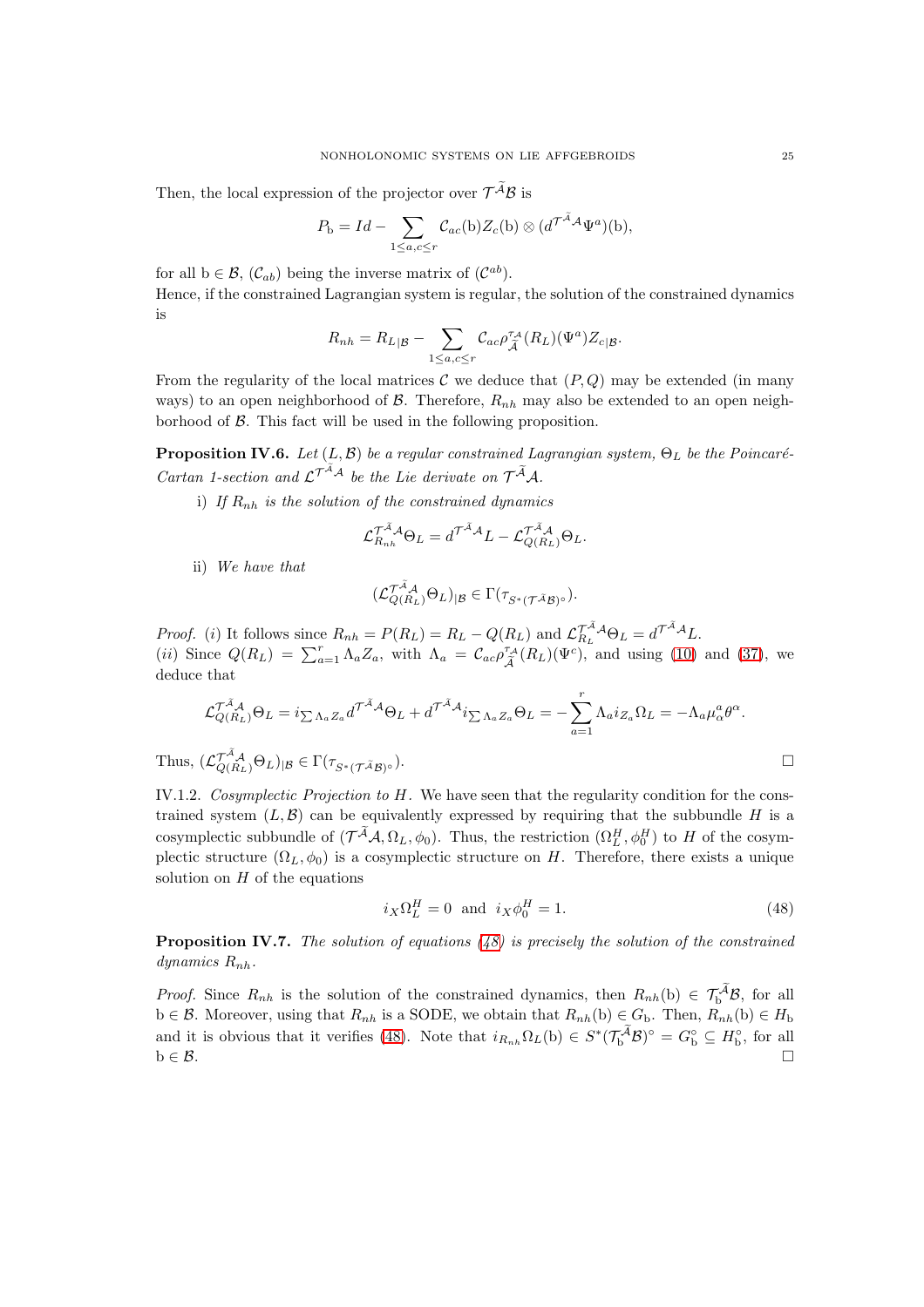Then, the local expression of the projector over $\mathcal{T}^{\tilde{A}}\mathcal{B}$ is

$$P_{\rm b} = Id - \sum_{1\leq a,c\leq r} \mathcal{C}_{ac}({\rm b}) Z_c({\rm b}) \otimes (d^{\mathcal{T}^{\tilde{A}}\mathcal{A}}\Psi^a)({\rm b}),$$

for all ${\rm b} \in \mathcal{B}$, $(\mathcal{C}_{ab})$ being the inverse matrix of $(\mathcal{C}^{ab})$.
Hence, if the constrained Lagrangian system is regular, the solution of the constrained dynamics is

$$R_{nh} = R_{L|\mathcal{B}} - \sum_{1\leq a,c\leq r} \mathcal{C}_{ac}\rho^{\tau_{\mathcal{A}}}_{\tilde{\mathcal{A}}}(R_L)(\Psi^a) Z_{c|\mathcal{B}}.$$

From the regularity of the local matrices $\mathcal{C}$ we deduce that $(P, Q)$ may be extended (in many ways) to an open neighborhood of $\mathcal{B}$. Therefore, $R_{nh}$ may also be extended to an open neighborhood of $\mathcal{B}$. This fact will be used in the following proposition.

**Proposition IV.6.** *Let $(L, \mathcal{B})$ be a regular constrained Lagrangian system, $\Theta_L$ be the Poincaré-Cartan 1-section and $\mathcal{L}^{\mathcal{T}^{\tilde{A}}\mathcal{A}}$ be the Lie derivate on $\mathcal{T}^{\tilde{A}}\mathcal{A}$.*

i) *If $R_{nh}$ is the solution of the constrained dynamics*

$$\mathcal{L}^{\mathcal{T}^{\tilde{A}}\mathcal{A}}_{R_{nh}}\Theta_L = d^{\mathcal{T}^{\tilde{A}}\mathcal{A}}L - \mathcal{L}^{\mathcal{T}^{\tilde{A}}\mathcal{A}}_{Q(R_L)}\Theta_L.$$

ii) *We have that*

$$(\mathcal{L}^{\mathcal{T}^{\tilde{A}}\mathcal{A}}_{Q(R_L)}\Theta_L)_{|\mathcal{B}} \in \Gamma(\tau_{S^*(\mathcal{T}^{\tilde{A}}\mathcal{B})^\circ}).$$

*Proof.* (*i*) It follows since $R_{nh} = P(R_L) = R_L - Q(R_L)$ and $\mathcal{L}^{\mathcal{T}^{\tilde{A}}\mathcal{A}}_{R_L}\Theta_L = d^{\mathcal{T}^{\tilde{A}}\mathcal{A}}L$.
(*ii*) Since $Q(R_L) = \sum_{a=1}^r \Lambda_a Z_a$, with $\Lambda_a = \mathcal{C}_{ac}\rho^{\tau_{\mathcal{A}}}_{\tilde{\mathcal{A}}}(R_L)(\Psi^c)$, and using (10) and (37), we deduce that

$$\mathcal{L}^{\mathcal{T}^{\tilde{A}}\mathcal{A}}_{Q(R_L)}\Theta_L = i_{\sum\Lambda_a Z_a} d^{\mathcal{T}^{\tilde{A}}\mathcal{A}}\Theta_L + d^{\mathcal{T}^{\tilde{A}}\mathcal{A}} i_{\sum\Lambda_a Z_a}\Theta_L = -\sum_{a=1}^r \Lambda_a i_{Z_a}\Omega_L = -\Lambda_a \mu^a_\alpha \theta^\alpha.$$

Thus, $(\mathcal{L}^{\mathcal{T}^{\tilde{A}}\mathcal{A}}_{Q(R_L)}\Theta_L)_{|\mathcal{B}} \in \Gamma(\tau_{S^*(\mathcal{T}^{\tilde{A}}\mathcal{B})^\circ})$. □

IV.1.2. *Cosymplectic Projection to $H$.* We have seen that the regularity condition for the constrained system $(L, \mathcal{B})$ can be equivalently expressed by requiring that the subbundle $H$ is a cosymplectic subbundle of $(\mathcal{T}^{\tilde{A}}\mathcal{A}, \Omega_L, \phi_0)$. Thus, the restriction $(\Omega^H_L, \phi^H_0)$ to $H$ of the cosymplectic structure $(\Omega_L, \phi_0)$ is a cosymplectic structure on $H$. Therefore, there exists a unique solution on $H$ of the equations

$$i_X\Omega^H_L = 0 \;\text{ and }\; i_X\phi^H_0 = 1. \tag{48}$$

**Proposition IV.7.** *The solution of equations (48) is precisely the solution of the constrained dynamics $R_{nh}$.*

*Proof.* Since $R_{nh}$ is the solution of the constrained dynamics, then $R_{nh}({\rm b}) \in \mathcal{T}^{\tilde{A}}_{\rm b}\mathcal{B}$, for all ${\rm b} \in \mathcal{B}$. Moreover, using that $R_{nh}$ is a SODE, we obtain that $R_{nh}({\rm b}) \in G_{\rm b}$. Then, $R_{nh}({\rm b}) \in H_{\rm b}$ and it is obvious that it verifies (48). Note that $i_{R_{nh}}\Omega_L({\rm b}) \in S^*(\mathcal{T}^{\tilde{A}}_{\rm b}\mathcal{B})^\circ = G^\circ_{\rm b} \subseteq H^\circ_{\rm b}$, for all ${\rm b} \in \mathcal{B}$. □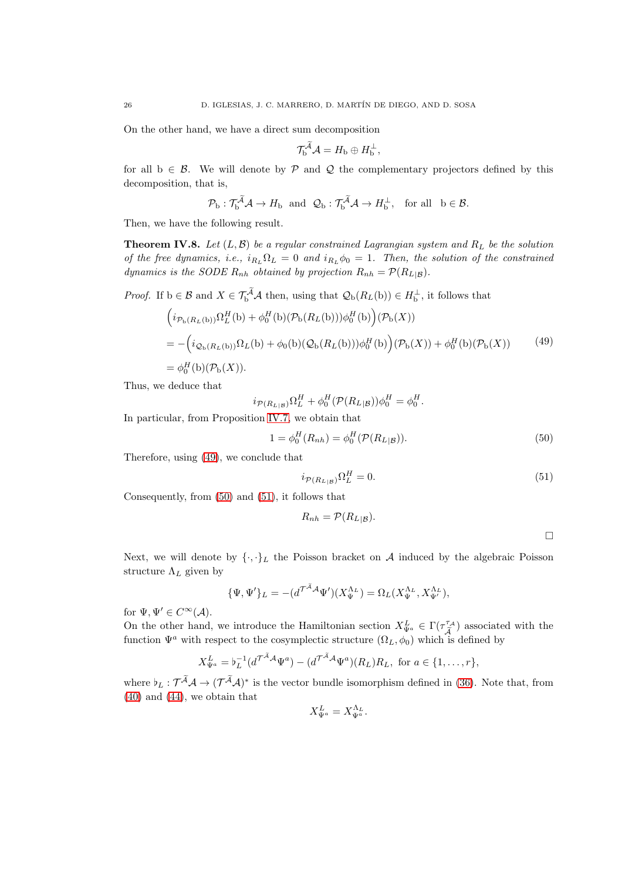On the other hand, we have a direct sum decomposition

$$\mathcal{T}^{\tilde{\mathcal{A}}}_{\mathrm{b}}\mathcal{A} = H_{\mathrm{b}} \oplus H_{\mathrm{b}}^{\perp},$$

for all $\mathrm{b} \in \mathcal{B}$. We will denote by $\mathcal{P}$ and $\mathcal{Q}$ the complementary projectors defined by this decomposition, that is,

$$\mathcal{P}_{\mathrm{b}} : \mathcal{T}^{\tilde{\mathcal{A}}}_{\mathrm{b}}\mathcal{A} \to H_{\mathrm{b}} \;\text{ and }\; \mathcal{Q}_{\mathrm{b}} : \mathcal{T}^{\tilde{\mathcal{A}}}_{\mathrm{b}}\mathcal{A} \to H_{\mathrm{b}}^{\perp}, \quad \text{for all } \;\mathrm{b} \in \mathcal{B}.$$

Then, we have the following result.

**Theorem IV.8.** *Let $(L, \mathcal{B})$ be a regular constrained Lagrangian system and $R_L$ be the solution of the free dynamics, i.e., $i_{R_L}\Omega_L = 0$ and $i_{R_L}\phi_0 = 1$. Then, the solution of the constrained dynamics is the SODE $R_{nh}$ obtained by projection $R_{nh} = \mathcal{P}(R_{L|\mathcal{B}})$.*

*Proof.* If $\mathrm{b} \in \mathcal{B}$ and $X \in \mathcal{T}^{\tilde{\mathcal{A}}}_{\mathrm{b}}\mathcal{A}$ then, using that $\mathcal{Q}_{\mathrm{b}}(R_L(\mathrm{b})) \in H_{\mathrm{b}}^{\perp}$, it follows that

$$\begin{aligned}
&\Big(i_{\mathcal{P}_{\mathrm{b}}(R_L(\mathrm{b}))}\Omega_L^H(\mathrm{b}) + \phi_0^H(\mathrm{b})(\mathcal{P}_{\mathrm{b}}(R_L(\mathrm{b})))\phi_0^H(\mathrm{b})\Big)(\mathcal{P}_{\mathrm{b}}(X)) \\
&= -\Big(i_{\mathcal{Q}_{\mathrm{b}}(R_L(\mathrm{b}))}\Omega_L(\mathrm{b}) + \phi_0(\mathrm{b})(\mathcal{Q}_{\mathrm{b}}(R_L(\mathrm{b})))\phi_0^H(\mathrm{b})\Big)(\mathcal{P}_{\mathrm{b}}(X)) + \phi_0^H(\mathrm{b})(\mathcal{P}_{\mathrm{b}}(X)) \\
&= \phi_0^H(\mathrm{b})(\mathcal{P}_{\mathrm{b}}(X)).
\end{aligned} \tag{49}$$

Thus, we deduce that

$$i_{\mathcal{P}(R_{L|\mathcal{B}})}\Omega_L^H + \phi_0^H(\mathcal{P}(R_{L|\mathcal{B}}))\phi_0^H = \phi_0^H.$$

In particular, from Proposition IV.7, we obtain that

$$1 = \phi_0^H(R_{nh}) = \phi_0^H(\mathcal{P}(R_{L|\mathcal{B}})). \tag{50}$$

Therefore, using (49), we conclude that

$$i_{\mathcal{P}(R_{L|\mathcal{B}})}\Omega_L^H = 0. \tag{51}$$

Consequently, from (50) and (51), it follows that

$$R_{nh} = \mathcal{P}(R_{L|\mathcal{B}}).$$

□

Next, we will denote by $\{\cdot,\cdot\}_L$ the Poisson bracket on $\mathcal{A}$ induced by the algebraic Poisson structure $\Lambda_L$ given by

$$\{\Psi, \Psi'\}_L = -(d^{\mathcal{T}^{\tilde{\mathcal{A}}}\mathcal{A}}\Psi')(X_{\Psi}^{\Lambda_L}) = \Omega_L(X_{\Psi}^{\Lambda_L}, X_{\Psi'}^{\Lambda_L}),$$

for $\Psi, \Psi' \in C^\infty(\mathcal{A})$.

On the other hand, we introduce the Hamiltonian section $X^L_{\Psi^a} \in \Gamma(\tau^{\tau_{\mathcal{A}}}_{\tilde{\mathcal{A}}})$ associated with the function $\Psi^a$ with respect to the cosymplectic structure $(\Omega_L, \phi_0)$ which is defined by

$$X^L_{\Psi^a} = \flat_L^{-1}(d^{\mathcal{T}^{\tilde{\mathcal{A}}}\mathcal{A}}\Psi^a) - (d^{\mathcal{T}^{\tilde{\mathcal{A}}}\mathcal{A}}\Psi^a)(R_L)R_L, \text{ for } a \in \{1, \ldots, r\},$$

where $\flat_L : \mathcal{T}^{\tilde{\mathcal{A}}}\mathcal{A} \to (\mathcal{T}^{\tilde{\mathcal{A}}}\mathcal{A})^*$ is the vector bundle isomorphism defined in (36). Note that, from (40) and (44), we obtain that

$$X^L_{\Psi^a} = X^{\Lambda_L}_{\Psi^a}.$$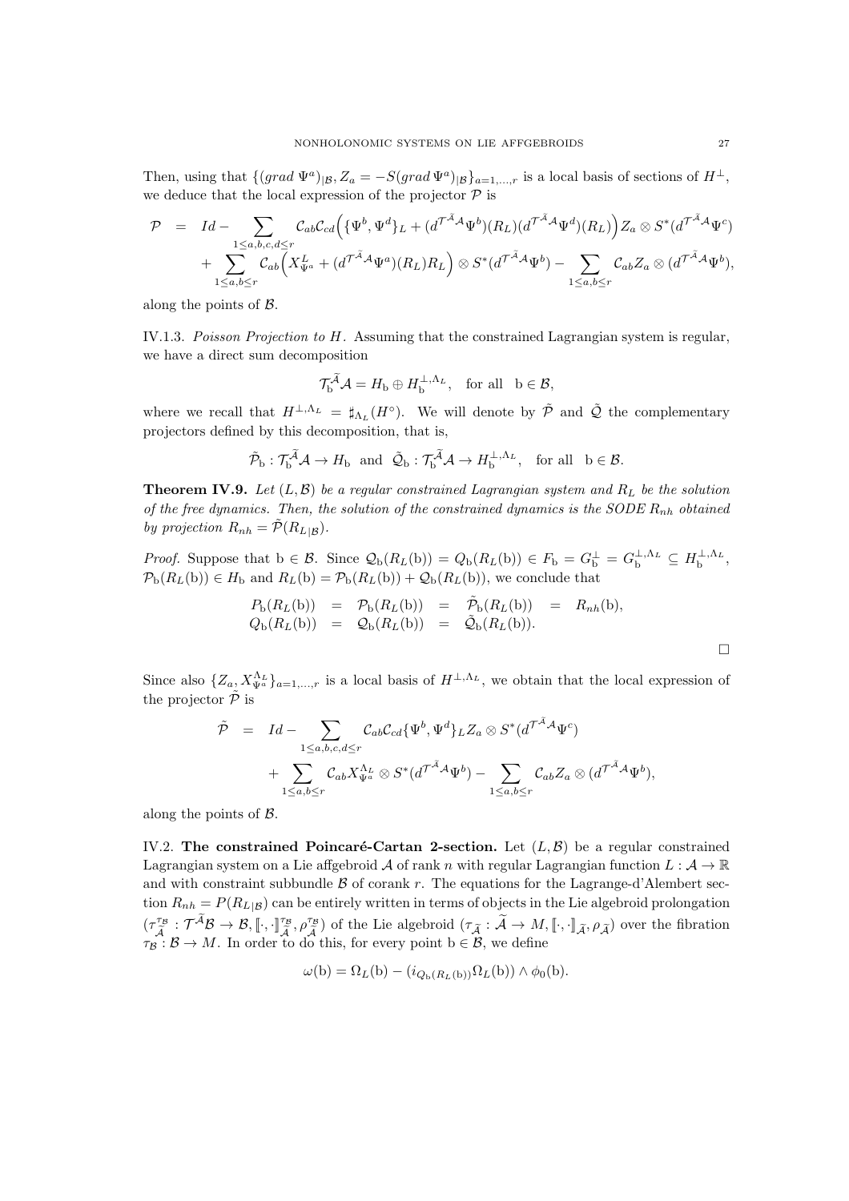Then, using that $\{(grad\ \Psi^a)_{|\mathcal{B}}, Z_a = -S(grad\ \Psi^a)_{|\mathcal{B}}\}_{a=1,\dots,r}$ is a local basis of sections of $H^\perp$, we deduce that the local expression of the projector $\mathcal{P}$ is

$$
\begin{aligned}
\mathcal{P} \;\;=\;\; & Id - \sum_{1\le a,b,c,d\le r} \mathcal{C}_{ab}\mathcal{C}_{cd}\Big(\{\Psi^b,\Psi^d\}_L + (d^{\mathcal{T}^{\tilde{A}}\mathcal{A}}\Psi^b)(R_L)(d^{\mathcal{T}^{\tilde{A}}\mathcal{A}}\Psi^d)(R_L)\Big) Z_a \otimes S^*(d^{\mathcal{T}^{\tilde{A}}\mathcal{A}}\Psi^c) \\
& + \sum_{1\le a,b\le r} \mathcal{C}_{ab}\Big(X^L_{\Psi^a} + (d^{\mathcal{T}^{\tilde{A}}\mathcal{A}}\Psi^a)(R_L)R_L\Big)\otimes S^*(d^{\mathcal{T}^{\tilde{A}}\mathcal{A}}\Psi^b) - \sum_{1\le a,b\le r}\mathcal{C}_{ab}Z_a\otimes(d^{\mathcal{T}^{\tilde{A}}\mathcal{A}}\Psi^b),
\end{aligned}
$$

along the points of $\mathcal{B}$.

IV.1.3. *Poisson Projection to* $H$. Assuming that the constrained Lagrangian system is regular, we have a direct sum decomposition

$$\mathcal{T}^{\tilde{A}}_{\rm b}\mathcal{A} = H_{\rm b} \oplus H_{\rm b}^{\perp,\Lambda_L}, \quad \text{for all} \quad {\rm b}\in\mathcal{B},$$

where we recall that $H^{\perp,\Lambda_L} = \sharp_{\Lambda_L}(H^\circ)$. We will denote by $\tilde{\mathcal{P}}$ and $\tilde{\mathcal{Q}}$ the complementary projectors defined by this decomposition, that is,

$$\tilde{\mathcal{P}}_{\rm b} : \mathcal{T}^{\tilde{A}}_{\rm b}\mathcal{A} \to H_{\rm b} \;\text{ and }\; \tilde{\mathcal{Q}}_{\rm b} : \mathcal{T}^{\tilde{A}}_{\rm b}\mathcal{A} \to H_{\rm b}^{\perp,\Lambda_L}, \quad \text{for all} \quad {\rm b}\in\mathcal{B}.$$

**Theorem IV.9.** *Let $(L,\mathcal{B})$ be a regular constrained Lagrangian system and $R_L$ be the solution of the free dynamics. Then, the solution of the constrained dynamics is the SODE $R_{nh}$ obtained by projection $R_{nh} = \tilde{\mathcal{P}}(R_{L|\mathcal{B}})$.*

*Proof.* Suppose that ${\rm b}\in\mathcal{B}$. Since $\mathcal{Q}_{\rm b}(R_L({\rm b})) = Q_{\rm b}(R_L({\rm b})) \in F_{\rm b} = G_{\rm b}^\perp = G_{\rm b}^{\perp,\Lambda_L} \subseteq H_{\rm b}^{\perp,\Lambda_L}$, $\mathcal{P}_{\rm b}(R_L({\rm b}))\in H_{\rm b}$ and $R_L({\rm b}) = \mathcal{P}_{\rm b}(R_L({\rm b})) + \mathcal{Q}_{\rm b}(R_L({\rm b}))$, we conclude that

$$
\begin{aligned}
P_{\rm b}(R_L({\rm b})) &= \mathcal{P}_{\rm b}(R_L({\rm b})) = \tilde{\mathcal{P}}_{\rm b}(R_L({\rm b})) = R_{nh}({\rm b}),\\
Q_{\rm b}(R_L({\rm b})) &= \mathcal{Q}_{\rm b}(R_L({\rm b})) = \tilde{\mathcal{Q}}_{\rm b}(R_L({\rm b})).
\end{aligned}
$$

□

Since also $\{Z_a, X^{\Lambda_L}_{\Psi^a}\}_{a=1,\dots,r}$ is a local basis of $H^{\perp,\Lambda_L}$, we obtain that the local expression of the projector $\tilde{\mathcal{P}}$ is

$$
\begin{aligned}
\tilde{\mathcal{P}} \;\;=\;\; & Id - \sum_{1\le a,b,c,d\le r}\mathcal{C}_{ab}\mathcal{C}_{cd}\{\Psi^b,\Psi^d\}_L Z_a\otimes S^*(d^{\mathcal{T}^{\tilde{A}}\mathcal{A}}\Psi^c) \\
& + \sum_{1\le a,b\le r}\mathcal{C}_{ab}X^{\Lambda_L}_{\Psi^a}\otimes S^*(d^{\mathcal{T}^{\tilde{A}}\mathcal{A}}\Psi^b) - \sum_{1\le a,b\le r}\mathcal{C}_{ab}Z_a\otimes(d^{\mathcal{T}^{\tilde{A}}\mathcal{A}}\Psi^b),
\end{aligned}
$$

along the points of $\mathcal{B}$.

IV.2. **The constrained Poincaré-Cartan 2-section.** Let $(L,\mathcal{B})$ be a regular constrained Lagrangian system on a Lie affgebroid $\mathcal{A}$ of rank $n$ with regular Lagrangian function $L:\mathcal{A}\to\mathbb{R}$ and with constraint subbundle $\mathcal{B}$ of corank $r$. The equations for the Lagrange-d'Alembert section $R_{nh} = P(R_{L|\mathcal{B}})$ can be entirely written in terms of objects in the Lie algebroid prolongation $(\tau^{\tau_\mathcal{B}}_{\tilde{\mathcal{A}}} : \mathcal{T}^{\tilde{\mathcal{A}}}\mathcal{B}\to\mathcal{B}, [\![\cdot,\cdot]\!]^{\tau_\mathcal{B}}_{\tilde{\mathcal{A}}}, \rho^{\tau_\mathcal{B}}_{\tilde{\mathcal{A}}})$ of the Lie algebroid $(\tau_{\tilde{\mathcal{A}}} : \tilde{\mathcal{A}}\to M, [\![\cdot,\cdot]\!]_{\tilde{\mathcal{A}}}, \rho_{\tilde{\mathcal{A}}})$ over the fibration $\tau_\mathcal{B} : \mathcal{B}\to M$. In order to do this, for every point ${\rm b}\in\mathcal{B}$, we define

$$\omega({\rm b}) = \Omega_L({\rm b}) - (i_{Q_{\rm b}(R_L({\rm b}))}\Omega_L({\rm b}))\wedge\phi_0({\rm b}).$$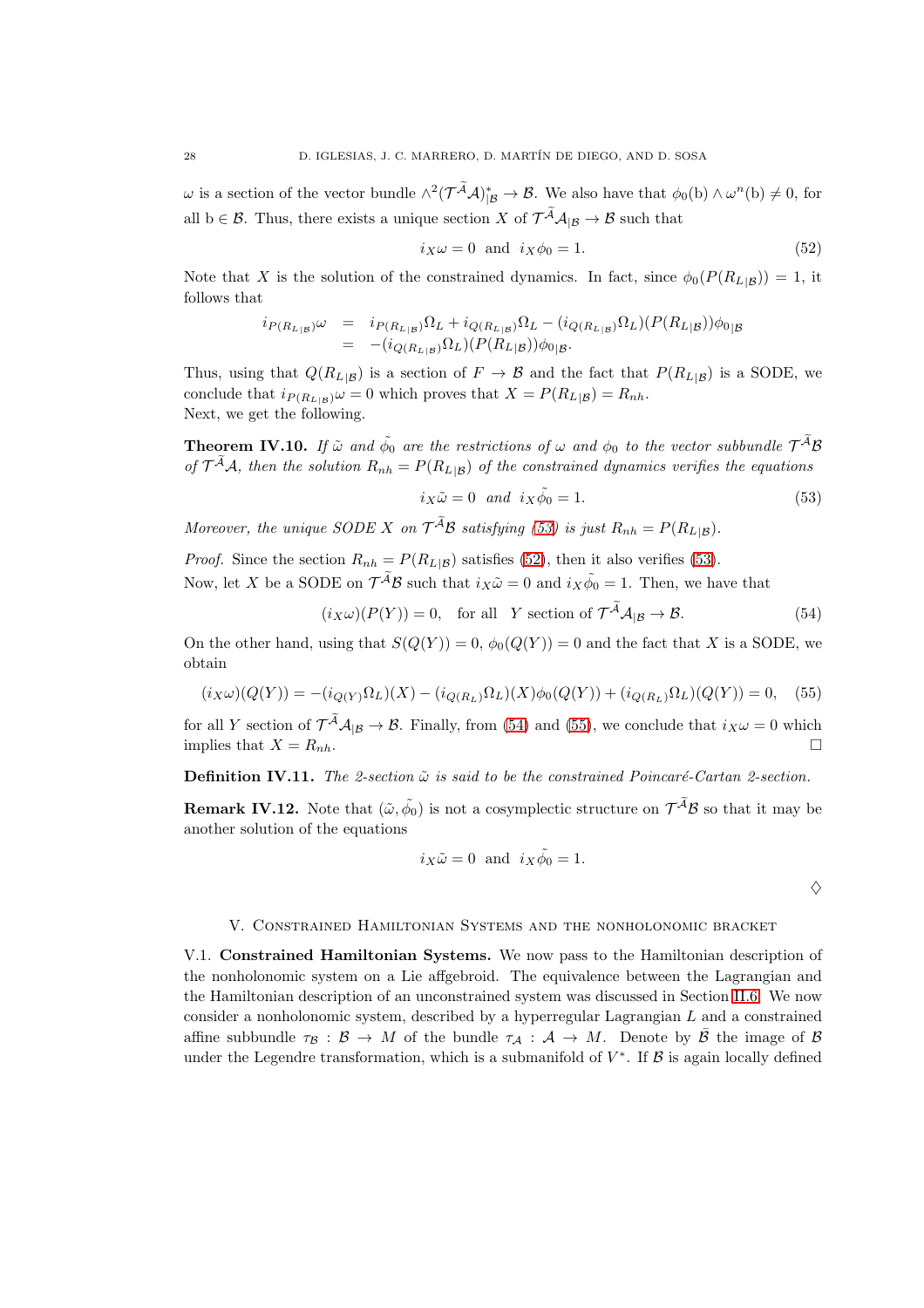$\omega$ is a section of the vector bundle $\wedge^2(\mathcal{T}^{\tilde{\mathcal{A}}}\mathcal{A})^*_{|\mathcal{B}} \to \mathcal{B}$. We also have that $\phi_0(\mathrm{b}) \wedge \omega^n(\mathrm{b}) \neq 0$, for all $\mathrm{b} \in \mathcal{B}$. Thus, there exists a unique section $X$ of $\mathcal{T}^{\tilde{\mathcal{A}}}\mathcal{A}_{|\mathcal{B}} \to \mathcal{B}$ such that

$$i_X\omega = 0 \text{ and } i_X\phi_0 = 1. \tag{52}$$

Note that $X$ is the solution of the constrained dynamics. In fact, since $\phi_0(P(R_{L|\mathcal{B}})) = 1$, it follows that

$$\begin{aligned} i_{P(R_{L|\mathcal{B}})}\omega &= i_{P(R_{L|\mathcal{B}})}\Omega_L + i_{Q(R_{L|\mathcal{B}})}\Omega_L - (i_{Q(R_{L|\mathcal{B}})}\Omega_L)(P(R_{L|\mathcal{B}}))\phi_{0|\mathcal{B}} \\ &= -(i_{Q(R_{L|\mathcal{B}})}\Omega_L)(P(R_{L|\mathcal{B}}))\phi_{0|\mathcal{B}}. \end{aligned}$$

Thus, using that $Q(R_{L|\mathcal{B}})$ is a section of $F \to \mathcal{B}$ and the fact that $P(R_{L|\mathcal{B}})$ is a SODE, we conclude that $i_{P(R_{L|\mathcal{B}})}\omega = 0$ which proves that $X = P(R_{L|\mathcal{B}}) = R_{nh}$.
Next, we get the following.

**Theorem IV.10.** *If $\tilde{\omega}$ and $\tilde{\phi_0}$ are the restrictions of $\omega$ and $\phi_0$ to the vector subbundle $\mathcal{T}^{\tilde{\mathcal{A}}}\mathcal{B}$ of $\mathcal{T}^{\tilde{\mathcal{A}}}\mathcal{A}$, then the solution $R_{nh} = P(R_{L|\mathcal{B}})$ of the constrained dynamics verifies the equations*

$$i_X\tilde{\omega} = 0 \text{ and } i_X\tilde{\phi_0} = 1. \tag{53}$$

*Moreover, the unique SODE $X$ on $\mathcal{T}^{\tilde{\mathcal{A}}}\mathcal{B}$ satisfying (53) is just $R_{nh} = P(R_{L|\mathcal{B}})$.*

*Proof.* Since the section $R_{nh} = P(R_{L|\mathcal{B}})$ satisfies (52), then it also verifies (53).
Now, let $X$ be a SODE on $\mathcal{T}^{\tilde{\mathcal{A}}}\mathcal{B}$ such that $i_X\tilde{\omega} = 0$ and $i_X\tilde{\phi_0} = 1$. Then, we have that

$$(i_X\omega)(P(Y)) = 0, \quad \text{for all } \; Y \text{ section of } \mathcal{T}^{\tilde{\mathcal{A}}}\mathcal{A}_{|\mathcal{B}} \to \mathcal{B}. \tag{54}$$

On the other hand, using that $S(Q(Y)) = 0$, $\phi_0(Q(Y)) = 0$ and the fact that $X$ is a SODE, we obtain

$$(i_X\omega)(Q(Y)) = -(i_{Q(Y)}\Omega_L)(X) - (i_{Q(R_L)}\Omega_L)(X)\phi_0(Q(Y)) + (i_{Q(R_L)}\Omega_L)(Q(Y)) = 0, \tag{55}$$

for all $Y$ section of $\mathcal{T}^{\tilde{\mathcal{A}}}\mathcal{A}_{|\mathcal{B}} \to \mathcal{B}$. Finally, from (54) and (55), we conclude that $i_X\omega = 0$ which implies that $X = R_{nh}$. □

**Definition IV.11.** *The 2-section $\tilde{\omega}$ is said to be the constrained Poincaré-Cartan 2-section.*

**Remark IV.12.** Note that $(\tilde{\omega}, \tilde{\phi_0})$ is not a cosymplectic structure on $\mathcal{T}^{\tilde{\mathcal{A}}}\mathcal{B}$ so that it may be another solution of the equations

$$i_X\tilde{\omega} = 0 \text{ and } i_X\tilde{\phi_0} = 1.$$

◇

## V. Constrained Hamiltonian Systems and the nonholonomic bracket

V.1. **Constrained Hamiltonian Systems.** We now pass to the Hamiltonian description of the nonholonomic system on a Lie affgebroid. The equivalence between the Lagrangian and the Hamiltonian description of an unconstrained system was discussed in Section II.6. We now consider a nonholonomic system, described by a hyperregular Lagrangian $L$ and a constrained affine subbundle $\tau_{\mathcal{B}} : \mathcal{B} \to M$ of the bundle $\tau_{\mathcal{A}} : \mathcal{A} \to M$. Denote by $\bar{\mathcal{B}}$ the image of $\mathcal{B}$ under the Legendre transformation, which is a submanifold of $V^*$. If $\mathcal{B}$ is again locally defined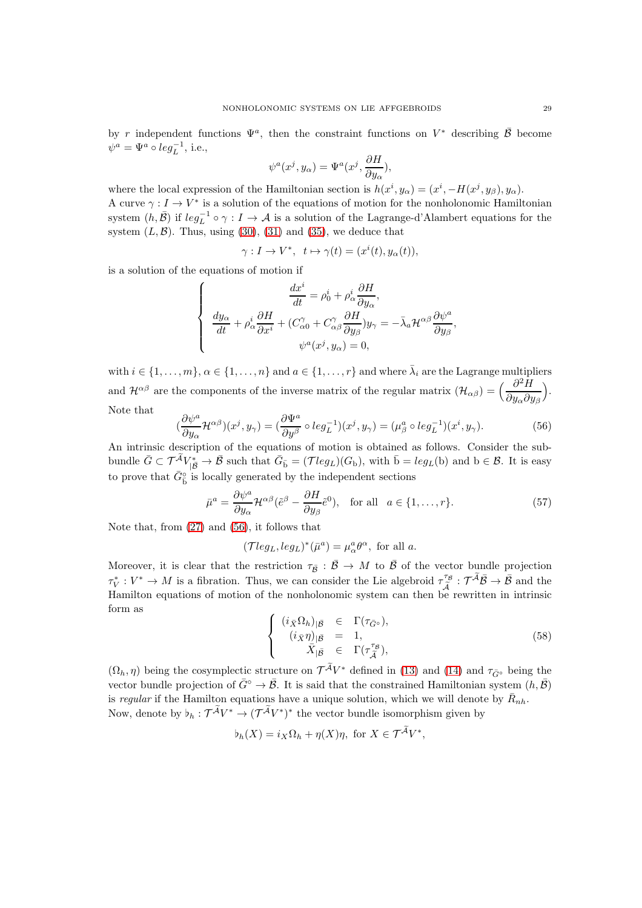by $r$ independent functions $\Psi^a$, then the constraint functions on $V^*$ describing $\bar{\mathcal{B}}$ become $\psi^a = \Psi^a \circ leg_L^{-1}$, i.e.,

$$\psi^a(x^j, y_\alpha) = \Psi^a(x^j, \frac{\partial H}{\partial y_\alpha}),$$

where the local expression of the Hamiltonian section is $h(x^i, y_\alpha) = (x^i, -H(x^j, y_\beta), y_\alpha)$.

A curve $\gamma : I \to V^*$ is a solution of the equations of motion for the nonholonomic Hamiltonian system $(h, \bar{\mathcal{B}})$ if $leg_L^{-1} \circ \gamma : I \to \mathcal{A}$ is a solution of the Lagrange-d'Alembert equations for the system $(L, \mathcal{B})$. Thus, using (30), (31) and (35), we deduce that

$$\gamma : I \to V^*, \ \ t \mapsto \gamma(t) = (x^i(t), y_\alpha(t)),$$

is a solution of the equations of motion if

$$\left\{ \begin{array}{c} \dfrac{dx^i}{dt} = \rho_0^i + \rho_\alpha^i \dfrac{\partial H}{\partial y_\alpha}, \\ \dfrac{dy_\alpha}{dt} + \rho_\alpha^i \dfrac{\partial H}{\partial x^i} + (C_{\alpha 0}^\gamma + C_{\alpha\beta}^\gamma \dfrac{\partial H}{\partial y_\beta}) y_\gamma = -\bar{\lambda}_a \mathcal{H}^{\alpha\beta} \dfrac{\partial \psi^a}{\partial y_\beta}, \\ \psi^a(x^j, y_\alpha) = 0, \end{array} \right.$$

with $i \in \{1, \dots, m\}$, $\alpha \in \{1, \dots, n\}$ and $a \in \{1, \dots, r\}$ and where $\bar{\lambda}_i$ are the Lagrange multipliers and $\mathcal{H}^{\alpha\beta}$ are the components of the inverse matrix of the regular matrix $(\mathcal{H}_{\alpha\beta}) = \Big( \dfrac{\partial^2 H}{\partial y_\alpha \partial y_\beta} \Big)$.

Note that

$$(\frac{\partial \psi^a}{\partial y_\alpha} \mathcal{H}^{\alpha\beta})(x^j, y_\gamma) = (\frac{\partial \Psi^a}{\partial y^\beta} \circ leg_L^{-1})(x^j, y_\gamma) = (\mu_\beta^a \circ leg_L^{-1})(x^i, y_\gamma). \tag{56}$$

An intrinsic description of the equations of motion is obtained as follows. Consider the subbundle $\bar{G} \subset \mathcal{T}^{\tilde{\mathcal{A}}} V^*_{|\bar{\mathcal{B}}} \to \bar{\mathcal{B}}$ such that $\bar{G}_{\bar{\mathrm{b}}} = (\mathcal{T} leg_L)(G_{\mathrm{b}})$, with $\bar{\mathrm{b}} = leg_L(\mathrm{b})$ and $\mathrm{b} \in \mathcal{B}$. It is easy to prove that $\bar{G}^\circ_{\bar{\mathrm{b}}}$ is locally generated by the independent sections

$$\bar{\mu}^a = \frac{\partial \psi^a}{\partial y_\alpha} \mathcal{H}^{\alpha\beta} (\tilde{e}^\beta - \frac{\partial H}{\partial y_\beta} \tilde{e}^0), \quad \text{for all} \quad a \in \{1, \dots, r\}. \tag{57}$$

Note that, from (27) and (56), it follows that

$$(\mathcal{T} leg_L, leg_L)^*(\bar{\mu}^a) = \mu_\alpha^a \theta^\alpha, \text{ for all } a.$$

Moreover, it is clear that the restriction $\tau_{\bar{\mathcal{B}}} : \bar{\mathcal{B}} \to M$ to $\bar{\mathcal{B}}$ of the vector bundle projection $\tau_V^* : V^* \to M$ is a fibration. Thus, we can consider the Lie algebroid $\tau_{\tilde{\mathcal{A}}}^{\tau_{\bar{\mathcal{B}}}} : \mathcal{T}^{\tilde{\mathcal{A}}} \bar{\mathcal{B}} \to \bar{\mathcal{B}}$ and the Hamilton equations of motion of the nonholonomic system can then be rewritten in intrinsic form as

$$\left\{ \begin{array}{rcl} (i_{\bar{X}} \Omega_h)_{|\bar{\mathcal{B}}} & \in & \Gamma(\tau_{\bar{G}^\circ}), \\ (i_{\bar{X}} \eta)_{|\bar{\mathcal{B}}} & = & 1, \\ \bar{X}_{|\bar{\mathcal{B}}} & \in & \Gamma(\tau_{\tilde{\mathcal{A}}}^{\tau_{\bar{\mathcal{B}}}}), \end{array} \right. \tag{58}$$

$(\Omega_h, \eta)$ being the cosymplectic structure on $\mathcal{T}^{\tilde{\mathcal{A}}} V^*$ defined in (13) and (14) and $\tau_{\bar{G}^\circ}$ being the vector bundle projection of $\bar{G}^\circ \to \bar{\mathcal{B}}$. It is said that the constrained Hamiltonian system $(h, \bar{\mathcal{B}})$ is *regular* if the Hamilton equations have a unique solution, which we will denote by $\bar{R}_{nh}$.

Now, denote by $\flat_h : \mathcal{T}^{\tilde{\mathcal{A}}} V^* \to (\mathcal{T}^{\tilde{\mathcal{A}}} V^*)^*$ the vector bundle isomorphism given by

$$\flat_h(X) = i_X \Omega_h + \eta(X) \eta, \text{ for } X \in \mathcal{T}^{\tilde{\mathcal{A}}} V^*,$$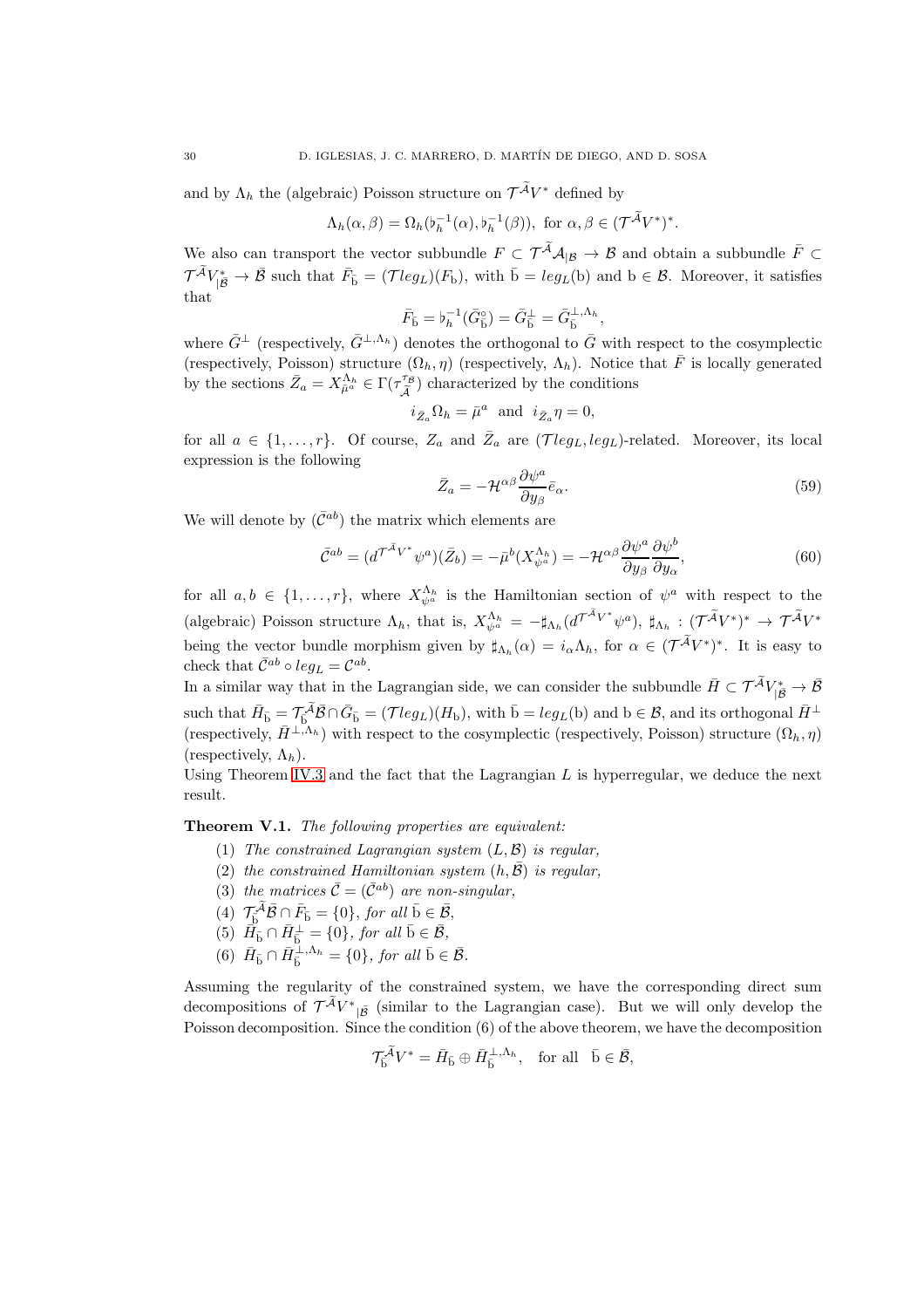and by $\Lambda_h$ the (algebraic) Poisson structure on $\mathcal{T}^{\tilde{\mathcal{A}}}V^*$ defined by

$$\Lambda_h(\alpha, \beta) = \Omega_h(\flat_h^{-1}(\alpha), \flat_h^{-1}(\beta)), \text{ for } \alpha, \beta \in (\mathcal{T}^{\tilde{\mathcal{A}}}V^*)^*.$$

We also can transport the vector subbundle $F \subset \mathcal{T}^{\tilde{\mathcal{A}}}\mathcal{A}_{|\mathcal{B}} \to \mathcal{B}$ and obtain a subbundle $\bar{F} \subset \mathcal{T}^{\tilde{\mathcal{A}}}V^*_{|\bar{\mathcal{B}}} \to \bar{\mathcal{B}}$ such that $\bar{F}_{\bar{\mathrm{b}}} = (\mathcal{T}leg_L)(F_{\mathrm{b}})$, with $\bar{\mathrm{b}} = leg_L(\mathrm{b})$ and $\mathrm{b} \in \mathcal{B}$. Moreover, it satisfies that

$$\bar{F}_{\bar{\mathrm{b}}} = \flat_h^{-1}(\bar{G}^{\circ}_{\bar{\mathrm{b}}}) = \bar{G}^{\perp}_{\bar{\mathrm{b}}} = \bar{G}^{\perp, \Lambda_h}_{\bar{\mathrm{b}}},$$

where $\bar{G}^{\perp}$ (respectively, $\bar{G}^{\perp,\Lambda_h}$) denotes the orthogonal to $\bar{G}$ with respect to the cosymplectic (respectively, Poisson) structure $(\Omega_h, \eta)$ (respectively, $\Lambda_h$). Notice that $\bar{F}$ is locally generated by the sections $\bar{Z}_a = X^{\Lambda_h}_{\bar{\mu}^a} \in \Gamma(\tau^{\tau_{\bar{\mathcal{B}}}}_{\tilde{\mathcal{A}}})$ characterized by the conditions

$$i_{\bar{Z}_a}\Omega_h = \bar{\mu}^a \text{ and } i_{\bar{Z}_a}\eta = 0,$$

for all $a \in \{1, \ldots, r\}$. Of course, $Z_a$ and $\bar{Z}_a$ are $(\mathcal{T}leg_L, leg_L)$-related. Moreover, its local expression is the following

$$\bar{Z}_a = -\mathcal{H}^{\alpha\beta}\frac{\partial \psi^a}{\partial y_\beta}\bar{e}_\alpha. \tag{59}$$

We will denote by $(\bar{\mathcal{C}}^{ab})$ the matrix which elements are

$$\bar{\mathcal{C}}^{ab} = (d^{\mathcal{T}^{\tilde{\mathcal{A}}}V^*}\psi^a)(\bar{Z}_b) = -\bar{\mu}^b(X^{\Lambda_h}_{\psi^a}) = -\mathcal{H}^{\alpha\beta}\frac{\partial \psi^a}{\partial y_\beta}\frac{\partial \psi^b}{\partial y_\alpha}, \tag{60}$$

for all $a, b \in \{1, \ldots, r\}$, where $X^{\Lambda_h}_{\psi^a}$ is the Hamiltonian section of $\psi^a$ with respect to the (algebraic) Poisson structure $\Lambda_h$, that is, $X^{\Lambda_h}_{\psi^a} = -\sharp_{\Lambda_h}(d^{\mathcal{T}^{\tilde{\mathcal{A}}}V^*}\psi^a)$, $\sharp_{\Lambda_h} : (\mathcal{T}^{\tilde{\mathcal{A}}}V^*)^* \to \mathcal{T}^{\tilde{\mathcal{A}}}V^*$ being the vector bundle morphism given by $\sharp_{\Lambda_h}(\alpha) = i_\alpha\Lambda_h$, for $\alpha \in (\mathcal{T}^{\tilde{\mathcal{A}}}V^*)^*$. It is easy to check that $\bar{\mathcal{C}}^{ab} \circ leg_L = \mathcal{C}^{ab}$.

In a similar way that in the Lagrangian side, we can consider the subbundle $\bar{H} \subset \mathcal{T}^{\tilde{\mathcal{A}}}V^*_{|\bar{\mathcal{B}}} \to \bar{\mathcal{B}}$ such that $\bar{H}_{\bar{\mathrm{b}}} = \mathcal{T}^{\tilde{\mathcal{A}}}_{\bar{\mathrm{b}}}\bar{\mathcal{B}} \cap \bar{G}_{\bar{\mathrm{b}}} = (\mathcal{T}leg_L)(H_{\mathrm{b}})$, with $\bar{\mathrm{b}} = leg_L(\mathrm{b})$ and $\mathrm{b} \in \mathcal{B}$, and its orthogonal $\bar{H}^{\perp}$ (respectively, $\bar{H}^{\perp,\Lambda_h}$) with respect to the cosymplectic (respectively, Poisson) structure $(\Omega_h, \eta)$ (respectively, $\Lambda_h$).

Using Theorem IV.3 and the fact that the Lagrangian $L$ is hyperregular, we deduce the next result.

**Theorem V.1.** *The following properties are equivalent:*

1. *The constrained Lagrangian system $(L, \mathcal{B})$ is regular,*
2. *the constrained Hamiltonian system $(h, \bar{\mathcal{B}})$ is regular,*
3. *the matrices $\bar{\mathcal{C}} = (\bar{\mathcal{C}}^{ab})$ are non-singular,*
4. *$\mathcal{T}^{\tilde{\mathcal{A}}}_{\bar{\mathrm{b}}}\bar{\mathcal{B}} \cap \bar{F}_{\bar{\mathrm{b}}} = \{0\}$, for all $\bar{\mathrm{b}} \in \bar{\mathcal{B}}$,*
5. *$\bar{H}_{\bar{\mathrm{b}}} \cap \bar{H}^{\perp}_{\bar{\mathrm{b}}} = \{0\}$, for all $\bar{\mathrm{b}} \in \bar{\mathcal{B}}$,*
6. *$\bar{H}_{\bar{\mathrm{b}}} \cap \bar{H}^{\perp,\Lambda_h}_{\bar{\mathrm{b}}} = \{0\}$, for all $\bar{\mathrm{b}} \in \bar{\mathcal{B}}$.*

Assuming the regularity of the constrained system, we have the corresponding direct sum decompositions of $\mathcal{T}^{\tilde{\mathcal{A}}}V^*_{|\bar{\mathcal{B}}}$ (similar to the Lagrangian case). But we will only develop the Poisson decomposition. Since the condition (6) of the above theorem, we have the decomposition

$$\mathcal{T}^{\tilde{\mathcal{A}}}_{\bar{\mathrm{b}}}V^* = \bar{H}_{\bar{\mathrm{b}}} \oplus \bar{H}^{\perp,\Lambda_h}_{\bar{\mathrm{b}}}, \quad \text{for all} \quad \bar{\mathrm{b}} \in \bar{\mathcal{B}},$$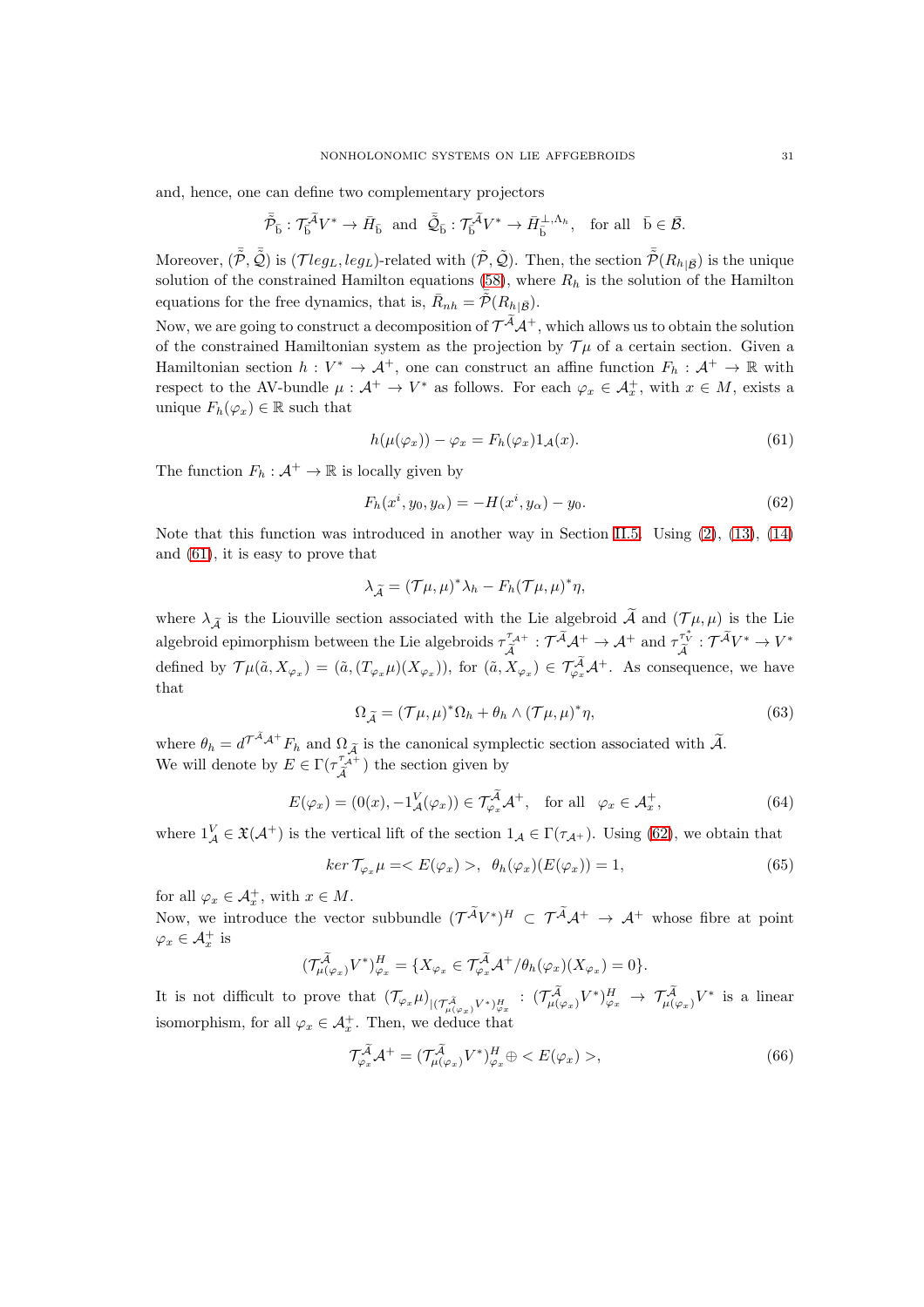and, hence, one can define two complementary projectors

$$\bar{\tilde{\mathcal{P}}}_{\bar{\mathrm{b}}} : \mathcal{T}^{\tilde{\mathcal{A}}}_{\bar{\mathrm{b}}} V^* \to \bar{H}_{\bar{\mathrm{b}}} \ \text{ and } \ \bar{\tilde{\mathcal{Q}}}_{\bar{\mathrm{b}}} : \mathcal{T}^{\tilde{\mathcal{A}}}_{\bar{\mathrm{b}}} V^* \to \bar{H}^{\perp, \Lambda_h}_{\bar{\mathrm{b}}}, \quad \text{for all } \ \bar{\mathrm{b}} \in \bar{\mathcal{B}}.$$

Moreover, $(\bar{\tilde{\mathcal{P}}}, \bar{\tilde{\mathcal{Q}}})$ is $(\mathcal{T}leg_L, leg_L)$-related with $(\tilde{\mathcal{P}}, \tilde{\mathcal{Q}})$. Then, the section $\bar{\tilde{\mathcal{P}}}(R_{h|\bar{\mathcal{B}}})$ is the unique solution of the constrained Hamilton equations (58), where $R_h$ is the solution of the Hamilton equations for the free dynamics, that is, $\bar{R}_{nh} = \bar{\tilde{\mathcal{P}}}(R_{h|\bar{\mathcal{B}}})$.

Now, we are going to construct a decomposition of $\mathcal{T}^{\tilde{\mathcal{A}}}\mathcal{A}^+$, which allows us to obtain the solution of the constrained Hamiltonian system as the projection by $\mathcal{T}\mu$ of a certain section. Given a Hamiltonian section $h : V^* \to \mathcal{A}^+$, one can construct an affine function $F_h : \mathcal{A}^+ \to \mathbb{R}$ with respect to the AV-bundle $\mu : \mathcal{A}^+ \to V^*$ as follows. For each $\varphi_x \in \mathcal{A}^+_x$, with $x \in M$, exists a unique $F_h(\varphi_x) \in \mathbb{R}$ such that

$$h(\mu(\varphi_x)) - \varphi_x = F_h(\varphi_x) 1_{\mathcal{A}}(x). \tag{61}$$

The function $F_h : \mathcal{A}^+ \to \mathbb{R}$ is locally given by

$$F_h(x^i, y_0, y_\alpha) = -H(x^i, y_\alpha) - y_0. \tag{62}$$

Note that this function was introduced in another way in Section II.5. Using (2), (13), (14) and (61), it is easy to prove that

$$\lambda_{\tilde{\mathcal{A}}} = (\mathcal{T}\mu, \mu)^* \lambda_h - F_h (\mathcal{T}\mu, \mu)^* \eta,$$

where $\lambda_{\tilde{\mathcal{A}}}$ is the Liouville section associated with the Lie algebroid $\tilde{\mathcal{A}}$ and $(\mathcal{T}\mu, \mu)$ is the Lie algebroid epimorphism between the Lie algebroids $\tau^{\tau_{\mathcal{A}^+}}_{\tilde{\mathcal{A}}} : \mathcal{T}^{\tilde{\mathcal{A}}}\mathcal{A}^+ \to \mathcal{A}^+$ and $\tau^{\tau^*_V}_{\tilde{\mathcal{A}}} : \mathcal{T}^{\tilde{\mathcal{A}}}V^* \to V^*$ defined by $\mathcal{T}\mu(\tilde{a}, X_{\varphi_x}) = (\tilde{a}, (T_{\varphi_x}\mu)(X_{\varphi_x}))$, for $(\tilde{a}, X_{\varphi_x}) \in \mathcal{T}^{\tilde{\mathcal{A}}}_{\varphi_x}\mathcal{A}^+$. As consequence, we have that

$$\Omega_{\tilde{\mathcal{A}}} = (\mathcal{T}\mu, \mu)^* \Omega_h + \theta_h \wedge (\mathcal{T}\mu, \mu)^* \eta, \tag{63}$$

where $\theta_h = d^{\mathcal{T}^{\tilde{\mathcal{A}}}\mathcal{A}^+} F_h$ and $\Omega_{\tilde{\mathcal{A}}}$ is the canonical symplectic section associated with $\tilde{\mathcal{A}}$.
We will denote by $E \in \Gamma(\tau^{\tau_{\mathcal{A}^+}}_{\tilde{\mathcal{A}}})$ the section given by

$$E(\varphi_x) = (0(x), -1^V_{\mathcal{A}}(\varphi_x)) \in \mathcal{T}^{\tilde{\mathcal{A}}}_{\varphi_x}\mathcal{A}^+, \quad \text{for all } \ \varphi_x \in \mathcal{A}^+_x, \tag{64}$$

where $1^V_{\mathcal{A}} \in \mathfrak{X}(\mathcal{A}^+)$ is the vertical lift of the section $1_{\mathcal{A}} \in \Gamma(\tau_{\mathcal{A}^+})$. Using (62), we obtain that

$$ker\, \mathcal{T}_{\varphi_x}\mu = < E(\varphi_x) >, \ \ \theta_h(\varphi_x)(E(\varphi_x)) = 1, \tag{65}$$

for all $\varphi_x \in \mathcal{A}^+_x$, with $x \in M$.
Now, we introduce the vector subbundle $(\mathcal{T}^{\tilde{\mathcal{A}}}V^*)^H \subset \mathcal{T}^{\tilde{\mathcal{A}}}\mathcal{A}^+ \to \mathcal{A}^+$ whose fibre at point $\varphi_x \in \mathcal{A}^+_x$ is

$$(\mathcal{T}^{\tilde{\mathcal{A}}}_{\mu(\varphi_x)}V^*)^H_{\varphi_x} = \{X_{\varphi_x} \in \mathcal{T}^{\tilde{\mathcal{A}}}_{\varphi_x}\mathcal{A}^+ / \theta_h(\varphi_x)(X_{\varphi_x}) = 0\}.$$

It is not difficult to prove that $(\mathcal{T}_{\varphi_x}\mu)_{|(\mathcal{T}^{\tilde{\mathcal{A}}}_{\mu(\varphi_x)}V^*)^H_{\varphi_x}} : (\mathcal{T}^{\tilde{\mathcal{A}}}_{\mu(\varphi_x)}V^*)^H_{\varphi_x} \to \mathcal{T}^{\tilde{\mathcal{A}}}_{\mu(\varphi_x)}V^*$ is a linear isomorphism, for all $\varphi_x \in \mathcal{A}^+_x$. Then, we deduce that

$$\mathcal{T}^{\tilde{\mathcal{A}}}_{\varphi_x}\mathcal{A}^+ = (\mathcal{T}^{\tilde{\mathcal{A}}}_{\mu(\varphi_x)}V^*)^H_{\varphi_x} \oplus < E(\varphi_x) >, \tag{66}$$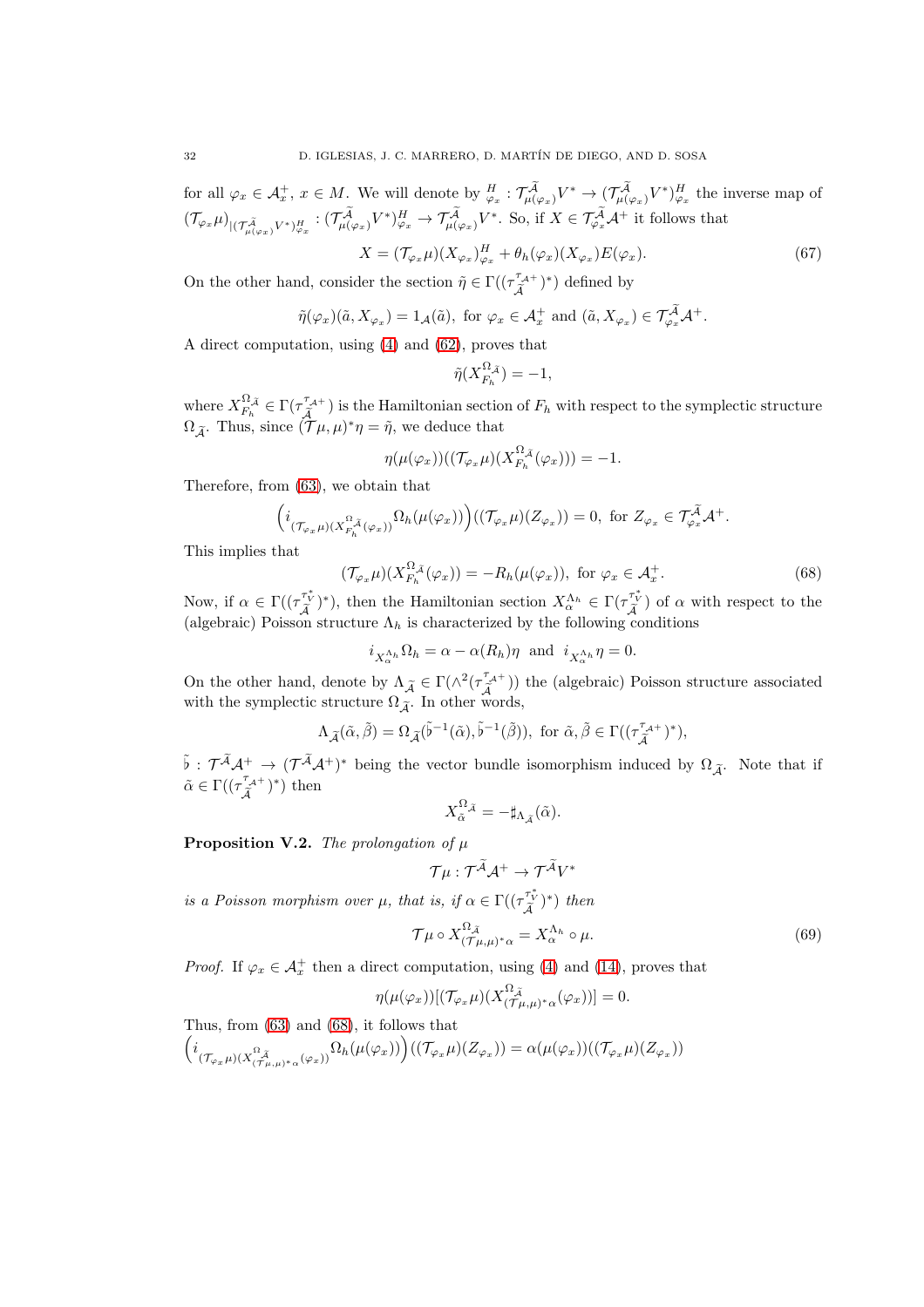for all $\varphi_x \in \mathcal{A}_x^+$, $x \in M$. We will denote by ${}^{H}_{\varphi_x} : \mathcal{T}^{\tilde{\mathcal{A}}}_{\mu(\varphi_x)} V^* \to (\mathcal{T}^{\tilde{\mathcal{A}}}_{\mu(\varphi_x)} V^*)^H_{\varphi_x}$ the inverse map of $(\mathcal{T}_{\varphi_x}\mu)_{|(\mathcal{T}^{\tilde{\mathcal{A}}}_{\mu(\varphi_x)} V^*)^H_{\varphi_x}} : (\mathcal{T}^{\tilde{\mathcal{A}}}_{\mu(\varphi_x)} V^*)^H_{\varphi_x} \to \mathcal{T}^{\tilde{\mathcal{A}}}_{\mu(\varphi_x)} V^*$. So, if $X \in \mathcal{T}^{\tilde{\mathcal{A}}}_{\varphi_x} \mathcal{A}^+$ it follows that

$$X = (\mathcal{T}_{\varphi_x}\mu)(X_{\varphi_x})^H_{\varphi_x} + \theta_h(\varphi_x)(X_{\varphi_x}) E(\varphi_x). \tag{67}$$

On the other hand, consider the section $\tilde{\eta} \in \Gamma((\tau^{\tau_{\mathcal{A}^+}}_{\tilde{\mathcal{A}}})^*)$ defined by

$$\tilde{\eta}(\varphi_x)(\tilde{a}, X_{\varphi_x}) = 1_{\mathcal{A}}(\tilde{a}), \text{ for } \varphi_x \in \mathcal{A}_x^+ \text{ and } (\tilde{a}, X_{\varphi_x}) \in \mathcal{T}^{\tilde{\mathcal{A}}}_{\varphi_x} \mathcal{A}^+.$$

A direct computation, using (4) and (62), proves that

$$\tilde{\eta}(X^{\Omega_{\tilde{\mathcal{A}}}}_{F_h}) = -1,$$

where $X^{\Omega_{\tilde{\mathcal{A}}}}_{F_h} \in \Gamma(\tau^{\tau_{\mathcal{A}^+}}_{\tilde{\mathcal{A}}})$ is the Hamiltonian section of $F_h$ with respect to the symplectic structure $\Omega_{\tilde{\mathcal{A}}}$. Thus, since $(\mathcal{T}\mu, \mu)^*\eta = \tilde{\eta}$, we deduce that

$$\eta(\mu(\varphi_x))((\mathcal{T}_{\varphi_x}\mu)(X^{\Omega_{\tilde{\mathcal{A}}}}_{F_h}(\varphi_x))) = -1.$$

Therefore, from (63), we obtain that

$$\Big(i_{(\mathcal{T}_{\varphi_x}\mu)(X^{\Omega_{\tilde{\mathcal{A}}}}_{F_h}(\varphi_x))}\Omega_h(\mu(\varphi_x))\Big)((\mathcal{T}_{\varphi_x}\mu)(Z_{\varphi_x})) = 0, \text{ for } Z_{\varphi_x} \in \mathcal{T}^{\tilde{\mathcal{A}}}_{\varphi_x} \mathcal{A}^+.$$

This implies that

$$(\mathcal{T}_{\varphi_x}\mu)(X^{\Omega_{\tilde{\mathcal{A}}}}_{F_h}(\varphi_x)) = -R_h(\mu(\varphi_x)), \text{ for } \varphi_x \in \mathcal{A}_x^+. \tag{68}$$

Now, if $\alpha \in \Gamma((\tau^{\tau^*_V}_{\tilde{\mathcal{A}}})^*)$, then the Hamiltonian section $X^{\Lambda_h}_\alpha \in \Gamma(\tau^{\tau^*_V}_{\tilde{\mathcal{A}}})$ of $\alpha$ with respect to the (algebraic) Poisson structure $\Lambda_h$ is characterized by the following conditions

$$i_{X^{\Lambda_h}_\alpha}\Omega_h = \alpha - \alpha(R_h)\eta \text{ and } i_{X^{\Lambda_h}_\alpha}\eta = 0.$$

On the other hand, denote by $\Lambda_{\tilde{\mathcal{A}}} \in \Gamma(\wedge^2(\tau^{\tau_{\mathcal{A}^+}}_{\tilde{\mathcal{A}}}))$ the (algebraic) Poisson structure associated with the symplectic structure $\Omega_{\tilde{\mathcal{A}}}$. In other words,

$$\Lambda_{\tilde{\mathcal{A}}}(\tilde{\alpha}, \tilde{\beta}) = \Omega_{\tilde{\mathcal{A}}}(\tilde{\flat}^{-1}(\tilde{\alpha}), \tilde{\flat}^{-1}(\tilde{\beta})), \text{ for } \tilde{\alpha}, \tilde{\beta} \in \Gamma((\tau^{\tau_{\mathcal{A}^+}}_{\tilde{\mathcal{A}}})^*),$$

$\tilde{\flat} : \mathcal{T}^{\tilde{\mathcal{A}}}\mathcal{A}^+ \to (\mathcal{T}^{\tilde{\mathcal{A}}}\mathcal{A}^+)^*$ being the vector bundle isomorphism induced by $\Omega_{\tilde{\mathcal{A}}}$. Note that if $\tilde{\alpha} \in \Gamma((\tau^{\tau_{\mathcal{A}^+}}_{\tilde{\mathcal{A}}})^*)$ then

$$X^{\Omega_{\tilde{\mathcal{A}}}}_{\tilde{\alpha}} = -\sharp_{\Lambda_{\tilde{\mathcal{A}}}}(\tilde{\alpha}).$$

**Proposition V.2.** *The prolongation of $\mu$*

$$\mathcal{T}\mu : \mathcal{T}^{\tilde{\mathcal{A}}}\mathcal{A}^+ \to \mathcal{T}^{\tilde{\mathcal{A}}}V^*$$

*is a Poisson morphism over $\mu$, that is, if $\alpha \in \Gamma((\tau^{\tau^*_V}_{\tilde{\mathcal{A}}})^*)$ then*

$$\mathcal{T}\mu \circ X^{\Omega_{\tilde{\mathcal{A}}}}_{(\mathcal{T}\mu,\mu)^*\alpha} = X^{\Lambda_h}_\alpha \circ \mu. \tag{69}$$

*Proof.* If $\varphi_x \in \mathcal{A}_x^+$ then a direct computation, using (4) and (14), proves that

$$\eta(\mu(\varphi_x))[(\mathcal{T}_{\varphi_x}\mu)(X^{\Omega_{\tilde{\mathcal{A}}}}_{(\mathcal{T}\mu,\mu)^*\alpha}(\varphi_x))] = 0.$$

Thus, from (63) and (68), it follows that
$\Big(i_{(\mathcal{T}_{\varphi_x}\mu)(X^{\Omega_{\tilde{\mathcal{A}}}}_{(\mathcal{T}\mu,\mu)^*\alpha}(\varphi_x))}\Omega_h(\mu(\varphi_x))\Big)((\mathcal{T}_{\varphi_x}\mu)(Z_{\varphi_x})) = \alpha(\mu(\varphi_x))((\mathcal{T}_{\varphi_x}\mu)(Z_{\varphi_x}))$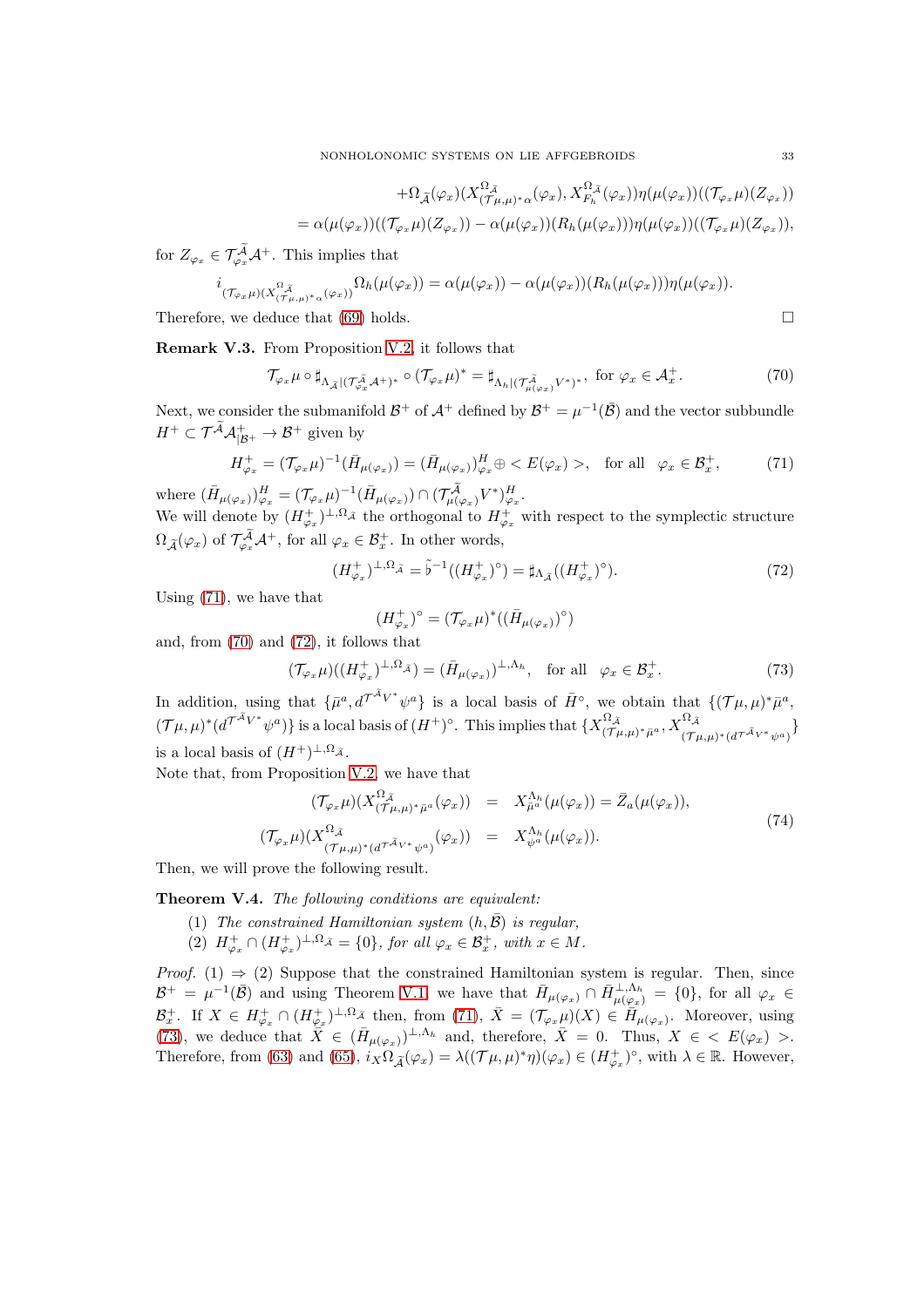$$+\Omega_{\tilde{\mathcal{A}}}(\varphi_x)(X^{\Omega_{\tilde{\mathcal{A}}}}_{(\mathcal{T}\mu,\mu)^*\alpha}(\varphi_x), X^{\Omega_{\tilde{\mathcal{A}}}}_{F_h}(\varphi_x))\eta(\mu(\varphi_x))((\mathcal{T}_{\varphi_x}\mu)(Z_{\varphi_x}))$$

$$= \alpha(\mu(\varphi_x))((\mathcal{T}_{\varphi_x}\mu)(Z_{\varphi_x})) - \alpha(\mu(\varphi_x))(R_h(\mu(\varphi_x)))\eta(\mu(\varphi_x))((\mathcal{T}_{\varphi_x}\mu)(Z_{\varphi_x})),$$

for $Z_{\varphi_x} \in \mathcal{T}^{\tilde{\mathcal{A}}}_{\varphi_x}\mathcal{A}^+$. This implies that

$$i_{(\mathcal{T}_{\varphi_x}\mu)(X^{\Omega_{\tilde{\mathcal{A}}}}_{(\mathcal{T}\mu,\mu)^*\alpha}(\varphi_x))}\Omega_h(\mu(\varphi_x)) = \alpha(\mu(\varphi_x)) - \alpha(\mu(\varphi_x))(R_h(\mu(\varphi_x)))\eta(\mu(\varphi_x)).$$

Therefore, we deduce that (69) holds. □

**Remark V.3.** From Proposition V.2, it follows that

$$\mathcal{T}_{\varphi_x}\mu \circ \sharp_{\Lambda_{\tilde{\mathcal{A}}}|(\mathcal{T}^{\tilde{\mathcal{A}}}_{\varphi_x}\mathcal{A}^+)^*} \circ (\mathcal{T}_{\varphi_x}\mu)^* = \sharp_{\Lambda_h|(\mathcal{T}^{\tilde{\mathcal{A}}}_{\mu(\varphi_x)}V^*)^*}, \text{ for } \varphi_x \in \mathcal{A}^+_x. \tag{70}$$

Next, we consider the submanifold $\mathcal{B}^+$ of $\mathcal{A}^+$ defined by $\mathcal{B}^+ = \mu^{-1}(\bar{\mathcal{B}})$ and the vector subbundle $H^+ \subset \mathcal{T}^{\tilde{\mathcal{A}}}\mathcal{A}^+_{|\mathcal{B}^+} \to \mathcal{B}^+$ given by

$$H^+_{\varphi_x} = (\mathcal{T}_{\varphi_x}\mu)^{-1}(\bar{H}_{\mu(\varphi_x)}) = (\bar{H}_{\mu(\varphi_x)})^H_{\varphi_x} \oplus < E(\varphi_x) >, \quad \text{for all} \quad \varphi_x \in \mathcal{B}^+_x, \tag{71}$$

where $(\bar{H}_{\mu(\varphi_x)})^H_{\varphi_x} = (\mathcal{T}_{\varphi_x}\mu)^{-1}(\bar{H}_{\mu(\varphi_x)}) \cap (\mathcal{T}^{\tilde{\mathcal{A}}}_{\mu(\varphi_x)}V^*)^H_{\varphi_x}$.
We will denote by $(H^+_{\varphi_x})^{\perp,\Omega_{\tilde{\mathcal{A}}}}$ the orthogonal to $H^+_{\varphi_x}$ with respect to the symplectic structure $\Omega_{\tilde{\mathcal{A}}}(\varphi_x)$ of $\mathcal{T}^{\tilde{\mathcal{A}}}_{\varphi_x}\mathcal{A}^+$, for all $\varphi_x \in \mathcal{B}^+_x$. In other words,

$$(H^+_{\varphi_x})^{\perp,\Omega_{\tilde{\mathcal{A}}}} = \tilde{\flat}^{-1}((H^+_{\varphi_x})^\circ) = \sharp_{\Lambda_{\tilde{\mathcal{A}}}}((H^+_{\varphi_x})^\circ). \tag{72}$$

Using (71), we have that

$$(H^+_{\varphi_x})^\circ = (\mathcal{T}_{\varphi_x}\mu)^*((\bar{H}_{\mu(\varphi_x)})^\circ)$$

and, from (70) and (72), it follows that

$$(\mathcal{T}_{\varphi_x}\mu)((H^+_{\varphi_x})^{\perp,\Omega_{\tilde{\mathcal{A}}}}) = (\bar{H}_{\mu(\varphi_x)})^{\perp,\Lambda_h}, \quad \text{for all} \quad \varphi_x \in \mathcal{B}^+_x. \tag{73}$$

In addition, using that $\{\bar{\mu}^a, d^{\mathcal{T}^{\tilde{\mathcal{A}}}V^*}\psi^a\}$ is a local basis of $\bar{H}^\circ$, we obtain that $\{(\mathcal{T}\mu,\mu)^*\bar{\mu}^a, (\mathcal{T}\mu,\mu)^*(d^{\mathcal{T}^{\tilde{\mathcal{A}}}V^*}\psi^a)\}$ is a local basis of $(H^+)^\circ$. This implies that $\{X^{\Omega_{\tilde{\mathcal{A}}}}_{(\mathcal{T}\mu,\mu)^*\bar{\mu}^a}, X^{\Omega_{\tilde{\mathcal{A}}}}_{(\mathcal{T}\mu,\mu)^*(d^{\mathcal{T}^{\tilde{\mathcal{A}}}V^*}\psi^a)}\}$ is a local basis of $(H^+)^{\perp,\Omega_{\tilde{\mathcal{A}}}}$.
Note that, from Proposition V.2, we have that

$$\begin{aligned} (\mathcal{T}_{\varphi_x}\mu)(X^{\Omega_{\tilde{\mathcal{A}}}}_{(\mathcal{T}\mu,\mu)^*\bar{\mu}^a}(\varphi_x)) &= X^{\Lambda_h}_{\bar{\mu}^a}(\mu(\varphi_x)) = \bar{Z}_a(\mu(\varphi_x)), \\ (\mathcal{T}_{\varphi_x}\mu)(X^{\Omega_{\tilde{\mathcal{A}}}}_{(\mathcal{T}\mu,\mu)^*(d^{\mathcal{T}^{\tilde{\mathcal{A}}}V^*}\psi^a)}(\varphi_x)) &= X^{\Lambda_h}_{\psi^a}(\mu(\varphi_x)). \end{aligned} \tag{74}$$

Then, we will prove the following result.

**Theorem V.4.** *The following conditions are equivalent:*

1. *The constrained Hamiltonian system $(h, \bar{\mathcal{B}})$ is regular,*
2. *$H^+_{\varphi_x} \cap (H^+_{\varphi_x})^{\perp,\Omega_{\tilde{\mathcal{A}}}} = \{0\}$, for all $\varphi_x \in \mathcal{B}^+_x$, with $x \in M$.*

*Proof.* (1) ⇒ (2) Suppose that the constrained Hamiltonian system is regular. Then, since $\mathcal{B}^+ = \mu^{-1}(\bar{\mathcal{B}})$ and using Theorem V.1 we have that $\bar{H}_{\mu(\varphi_x)} \cap \bar{H}^{\perp,\Lambda_h}_{\mu(\varphi_x)} = \{0\}$, for all $\varphi_x \in \mathcal{B}^+_x$. If $X \in H^+_{\varphi_x} \cap (H^+_{\varphi_x})^{\perp,\Omega_{\tilde{\mathcal{A}}}}$ then, from (71), $\bar{X} = (\mathcal{T}_{\varphi_x}\mu)(X) \in \bar{H}_{\mu(\varphi_x)}$. Moreover, using (73), we deduce that $\bar{X} \in (\bar{H}_{\mu(\varphi_x)})^{\perp,\Lambda_h}$ and, therefore, $\bar{X} = 0$. Thus, $X \in < E(\varphi_x) >$. Therefore, from (63) and (65), $i_X\Omega_{\tilde{\mathcal{A}}}(\varphi_x) = \lambda((\mathcal{T}\mu,\mu)^*\eta)(\varphi_x) \in (H^+_{\varphi_x})^\circ$, with $\lambda \in \mathbb{R}$. However,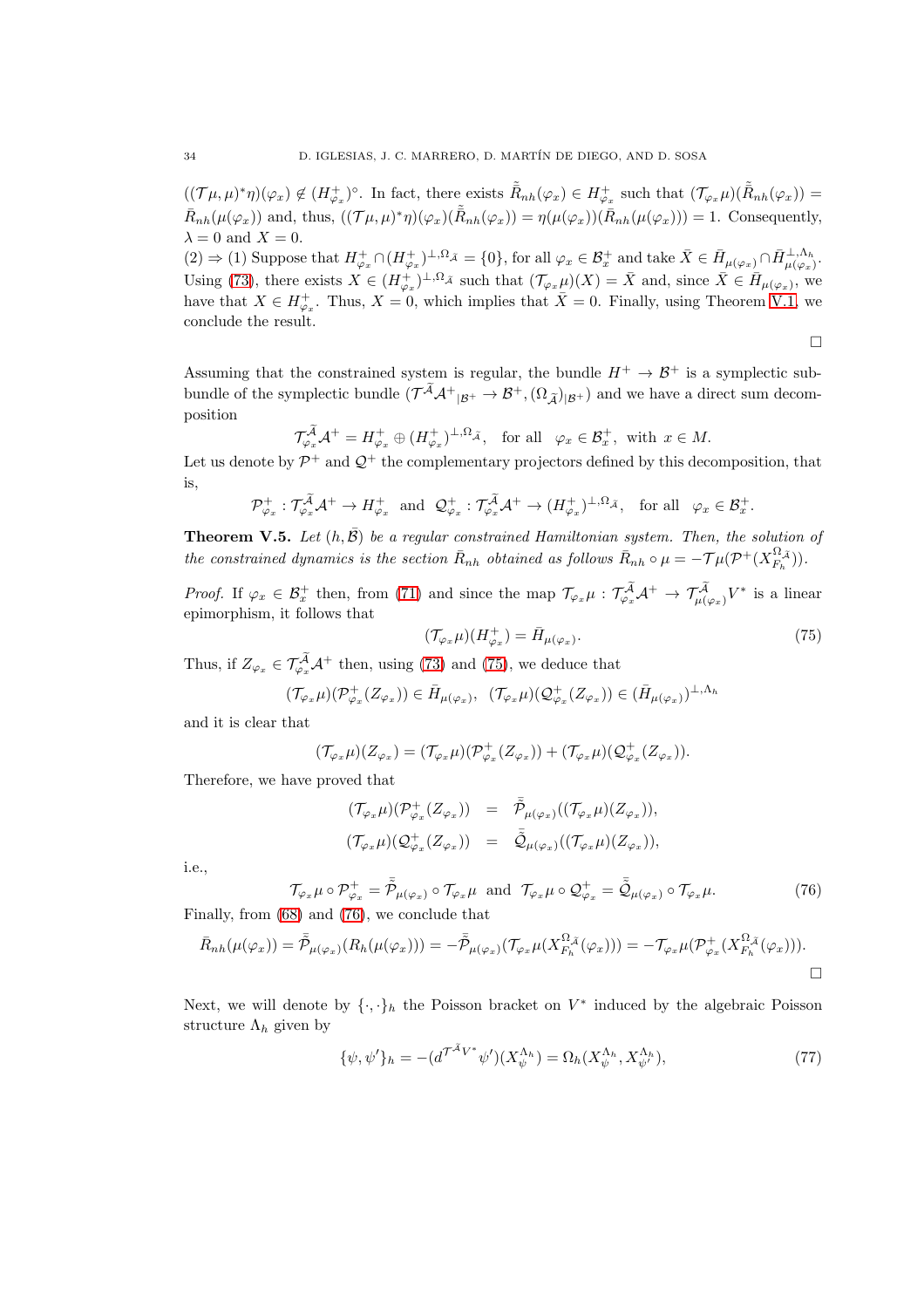$((\mathcal{T}\mu,\mu)^*\eta)(\varphi_x) \notin (H^+_{\varphi_x})^\circ$. In fact, there exists $\tilde{\bar{R}}_{nh}(\varphi_x) \in H^+_{\varphi_x}$ such that $(\mathcal{T}_{\varphi_x}\mu)(\tilde{\bar{R}}_{nh}(\varphi_x)) = \bar{R}_{nh}(\mu(\varphi_x))$ and, thus, $((\mathcal{T}\mu,\mu)^*\eta)(\varphi_x)(\tilde{\bar{R}}_{nh}(\varphi_x)) = \eta(\mu(\varphi_x))(\bar{R}_{nh}(\mu(\varphi_x))) = 1$. Consequently, $\lambda = 0$ and $X = 0$.

(2) $\Rightarrow$ (1) Suppose that $H^+_{\varphi_x} \cap (H^+_{\varphi_x})^{\perp,\Omega_{\tilde{\mathcal{A}}}} = \{0\}$, for all $\varphi_x \in \mathcal{B}^+_x$ and take $\bar{X} \in \bar{H}_{\mu(\varphi_x)} \cap \bar{H}^{\perp,\Lambda_h}_{\mu(\varphi_x)}$. Using (73), there exists $X \in (H^+_{\varphi_x})^{\perp,\Omega_{\tilde{\mathcal{A}}}}$ such that $(\mathcal{T}_{\varphi_x}\mu)(X) = \bar{X}$ and, since $\bar{X} \in \bar{H}_{\mu(\varphi_x)}$, we have that $X \in H^+_{\varphi_x}$. Thus, $X = 0$, which implies that $\bar{X} = 0$. Finally, using Theorem V.1, we conclude the result.

$\square$

Assuming that the constrained system is regular, the bundle $H^+ \to \mathcal{B}^+$ is a symplectic subbundle of the symplectic bundle $(\mathcal{T}^{\tilde{\mathcal{A}}}\mathcal{A}^+{}_{|\mathcal{B}^+} \to \mathcal{B}^+, (\Omega_{\tilde{\mathcal{A}}})_{|\mathcal{B}^+})$ and we have a direct sum decomposition

$$\mathcal{T}^{\tilde{\mathcal{A}}}_{\varphi_x}\mathcal{A}^+ = H^+_{\varphi_x} \oplus (H^+_{\varphi_x})^{\perp,\Omega_{\tilde{\mathcal{A}}}}, \quad \text{for all} \quad \varphi_x \in \mathcal{B}^+_x, \text{ with } x \in M.$$

Let us denote by $\mathcal{P}^+$ and $\mathcal{Q}^+$ the complementary projectors defined by this decomposition, that is,

$$\mathcal{P}^+_{\varphi_x} : \mathcal{T}^{\tilde{\mathcal{A}}}_{\varphi_x}\mathcal{A}^+ \to H^+_{\varphi_x} \quad \text{and} \quad \mathcal{Q}^+_{\varphi_x} : \mathcal{T}^{\tilde{\mathcal{A}}}_{\varphi_x}\mathcal{A}^+ \to (H^+_{\varphi_x})^{\perp,\Omega_{\tilde{\mathcal{A}}}}, \quad \text{for all} \quad \varphi_x \in \mathcal{B}^+_x.$$

**Theorem V.5.** *Let $(h,\bar{\mathcal{B}})$ be a regular constrained Hamiltonian system. Then, the solution of the constrained dynamics is the section $\bar{R}_{nh}$ obtained as follows $\bar{R}_{nh} \circ \mu = -\mathcal{T}\mu(\mathcal{P}^+(X^{\Omega_{\tilde{\mathcal{A}}}}_{F_h}))$.*

*Proof.* If $\varphi_x \in \mathcal{B}^+_x$ then, from (71) and since the map $\mathcal{T}_{\varphi_x}\mu : \mathcal{T}^{\tilde{\mathcal{A}}}_{\varphi_x}\mathcal{A}^+ \to \mathcal{T}^{\tilde{\mathcal{A}}}_{\mu(\varphi_x)}V^*$ is a linear epimorphism, it follows that

$$(\mathcal{T}_{\varphi_x}\mu)(H^+_{\varphi_x}) = \bar{H}_{\mu(\varphi_x)}. \tag{75}$$

Thus, if $Z_{\varphi_x} \in \mathcal{T}^{\tilde{\mathcal{A}}}_{\varphi_x}\mathcal{A}^+$ then, using (73) and (75), we deduce that

$$(\mathcal{T}_{\varphi_x}\mu)(\mathcal{P}^+_{\varphi_x}(Z_{\varphi_x})) \in \bar{H}_{\mu(\varphi_x)}, \;\; (\mathcal{T}_{\varphi_x}\mu)(\mathcal{Q}^+_{\varphi_x}(Z_{\varphi_x})) \in (\bar{H}_{\mu(\varphi_x)})^{\perp,\Lambda_h}$$

and it is clear that

$$(\mathcal{T}_{\varphi_x}\mu)(Z_{\varphi_x}) = (\mathcal{T}_{\varphi_x}\mu)(\mathcal{P}^+_{\varphi_x}(Z_{\varphi_x})) + (\mathcal{T}_{\varphi_x}\mu)(\mathcal{Q}^+_{\varphi_x}(Z_{\varphi_x})).$$

Therefore, we have proved that

$$\begin{aligned}
(\mathcal{T}_{\varphi_x}\mu)(\mathcal{P}^+_{\varphi_x}(Z_{\varphi_x})) &= \bar{\bar{\mathcal{P}}}_{\mu(\varphi_x)}((\mathcal{T}_{\varphi_x}\mu)(Z_{\varphi_x})), \\
(\mathcal{T}_{\varphi_x}\mu)(\mathcal{Q}^+_{\varphi_x}(Z_{\varphi_x})) &= \bar{\bar{\mathcal{Q}}}_{\mu(\varphi_x)}((\mathcal{T}_{\varphi_x}\mu)(Z_{\varphi_x})),
\end{aligned}$$

i.e.,

$$\mathcal{T}_{\varphi_x}\mu \circ \mathcal{P}^+_{\varphi_x} = \bar{\bar{\mathcal{P}}}_{\mu(\varphi_x)} \circ \mathcal{T}_{\varphi_x}\mu \;\text{ and }\; \mathcal{T}_{\varphi_x}\mu \circ \mathcal{Q}^+_{\varphi_x} = \bar{\bar{\mathcal{Q}}}_{\mu(\varphi_x)} \circ \mathcal{T}_{\varphi_x}\mu. \tag{76}$$

Finally, from (68) and (76), we conclude that

$$\bar{R}_{nh}(\mu(\varphi_x)) = \bar{\bar{\mathcal{P}}}_{\mu(\varphi_x)}(R_h(\mu(\varphi_x))) = -\bar{\bar{\mathcal{P}}}_{\mu(\varphi_x)}(\mathcal{T}_{\varphi_x}\mu(X^{\Omega_{\tilde{\mathcal{A}}}}_{F_h}(\varphi_x))) = -\mathcal{T}_{\varphi_x}\mu(\mathcal{P}^+_{\varphi_x}(X^{\Omega_{\tilde{\mathcal{A}}}}_{F_h}(\varphi_x))).$$

$\square$

Next, we will denote by $\{\cdot,\cdot\}_h$ the Poisson bracket on $V^*$ induced by the algebraic Poisson structure $\Lambda_h$ given by

$$\{\psi,\psi'\}_h = -(d^{\mathcal{T}^{\tilde{\mathcal{A}}}V^*}\psi')(X^{\Lambda_h}_{\psi}) = \Omega_h(X^{\Lambda_h}_{\psi}, X^{\Lambda_h}_{\psi'}), \tag{77}$$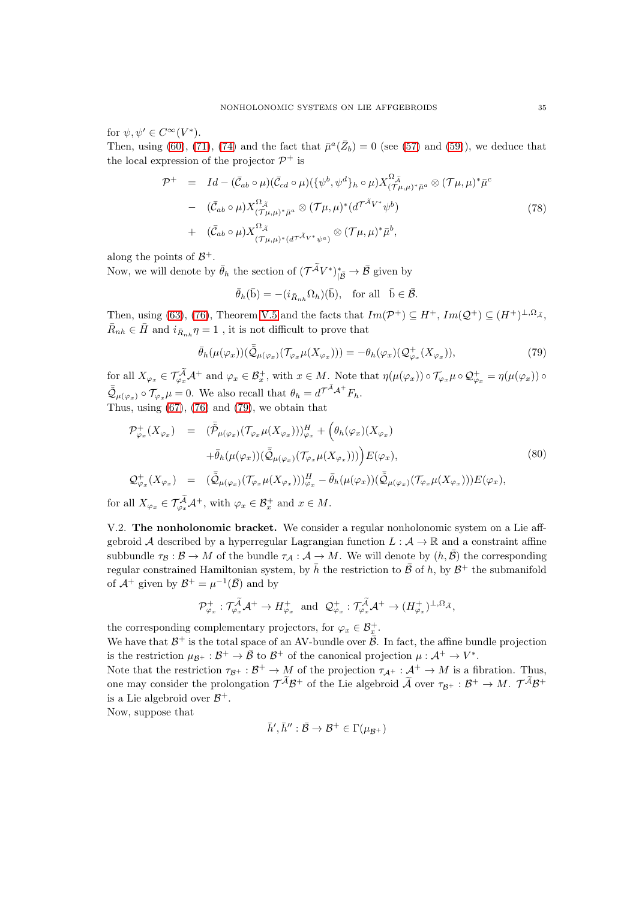for $\psi, \psi' \in C^\infty(V^*)$.

Then, using (60), (71), (74) and the fact that $\bar{\mu}^a(\bar{Z}_b) = 0$ (see (57) and (59)), we deduce that the local expression of the projector $\mathcal{P}^+$ is

$$
\begin{aligned}
\mathcal{P}^+ &= Id - (\bar{\mathcal{C}}_{ab} \circ \mu)(\bar{\mathcal{C}}_{cd} \circ \mu)(\{\psi^b, \psi^d\}_h \circ \mu) X^{\Omega_{\tilde{\mathcal{A}}}}_{(\mathcal{T}\mu,\mu)^*\bar{\mu}^a} \otimes (\mathcal{T}\mu,\mu)^*\bar{\mu}^c \\
&- (\bar{\mathcal{C}}_{ab} \circ \mu) X^{\Omega_{\tilde{\mathcal{A}}}}_{(\mathcal{T}\mu,\mu)^*\bar{\mu}^a} \otimes (\mathcal{T}\mu,\mu)^*(d^{\mathcal{T}^{\tilde{\mathcal{A}}}V^*}\psi^b) \\
&+ (\bar{\mathcal{C}}_{ab} \circ \mu) X^{\Omega_{\tilde{\mathcal{A}}}}_{(\mathcal{T}\mu,\mu)^*(d^{\mathcal{T}^{\tilde{\mathcal{A}}}V^*}\psi^a)} \otimes (\mathcal{T}\mu,\mu)^*\bar{\mu}^b,
\end{aligned} \tag{78}
$$

along the points of $\mathcal{B}^+$.

Now, we will denote by $\bar{\theta}_h$ the section of $(\mathcal{T}^{\tilde{\mathcal{A}}}V^*)^*_{|\bar{\mathcal{B}}} \to \bar{\mathcal{B}}$ given by

$$
\bar{\theta}_h(\bar{\mathrm{b}}) = -(i_{\bar{R}_{nh}}\Omega_h)(\bar{\mathrm{b}}), \quad \text{for all } \bar{\mathrm{b}} \in \bar{\mathcal{B}}.
$$

Then, using (63), (76), Theorem V.5 and the facts that $Im(\mathcal{P}^+) \subseteq H^+$, $Im(\mathcal{Q}^+) \subseteq (H^+)^{\perp,\Omega_{\tilde{\mathcal{A}}}}$, $\bar{R}_{nh} \in \bar{H}$ and $i_{\bar{R}_{nh}}\eta = 1$ , it is not difficult to prove that

$$
\bar{\theta}_h(\mu(\varphi_x))(\bar{\bar{\mathcal{Q}}}_{\mu(\varphi_x)}(\mathcal{T}_{\varphi_x}\mu(X_{\varphi_x}))) = -\theta_h(\varphi_x)(\mathcal{Q}^+_{\varphi_x}(X_{\varphi_x})), \tag{79}
$$

for all $X_{\varphi_x} \in \mathcal{T}^{\tilde{\mathcal{A}}}_{\varphi_x}\mathcal{A}^+$ and $\varphi_x \in \mathcal{B}^+_x$, with $x \in M$. Note that $\eta(\mu(\varphi_x)) \circ \mathcal{T}_{\varphi_x}\mu \circ \mathcal{Q}^+_{\varphi_x} = \eta(\mu(\varphi_x)) \circ \bar{\bar{\mathcal{Q}}}_{\mu(\varphi_x)} \circ \mathcal{T}_{\varphi_x}\mu = 0$. We also recall that $\theta_h = d^{\mathcal{T}^{\tilde{\mathcal{A}}}\mathcal{A}^+}F_h$.

Thus, using (67), (76) and (79), we obtain that

$$
\begin{aligned}
\mathcal{P}^+_{\varphi_x}(X_{\varphi_x}) &= (\bar{\bar{\mathcal{P}}}_{\mu(\varphi_x)}(\mathcal{T}_{\varphi_x}\mu(X_{\varphi_x})))^H_{\varphi_x} + \Big(\theta_h(\varphi_x)(X_{\varphi_x}) \\
&\quad + \bar{\theta}_h(\mu(\varphi_x))(\bar{\bar{\mathcal{Q}}}_{\mu(\varphi_x)}(\mathcal{T}_{\varphi_x}\mu(X_{\varphi_x})))\Big)E(\varphi_x), \\
\mathcal{Q}^+_{\varphi_x}(X_{\varphi_x}) &= (\bar{\bar{\mathcal{Q}}}_{\mu(\varphi_x)}(\mathcal{T}_{\varphi_x}\mu(X_{\varphi_x})))^H_{\varphi_x} - \bar{\theta}_h(\mu(\varphi_x))(\bar{\bar{\mathcal{Q}}}_{\mu(\varphi_x)}(\mathcal{T}_{\varphi_x}\mu(X_{\varphi_x})))E(\varphi_x),
\end{aligned} \tag{80}
$$

for all $X_{\varphi_x} \in \mathcal{T}^{\tilde{\mathcal{A}}}_{\varphi_x}\mathcal{A}^+$, with $\varphi_x \in \mathcal{B}^+_x$ and $x \in M$.

V.2. **The nonholonomic bracket.** We consider a regular nonholonomic system on a Lie affgebroid $\mathcal{A}$ described by a hyperregular Lagrangian function $L : \mathcal{A} \to \mathbb{R}$ and a constraint affine subbundle $\tau_{\mathcal{B}} : \mathcal{B} \to M$ of the bundle $\tau_{\mathcal{A}} : \mathcal{A} \to M$. We will denote by $(h, \bar{\mathcal{B}})$ the corresponding regular constrained Hamiltonian system, by $\bar{h}$ the restriction to $\bar{\mathcal{B}}$ of $h$, by $\mathcal{B}^+$ the submanifold of $\mathcal{A}^+$ given by $\mathcal{B}^+ = \mu^{-1}(\bar{\mathcal{B}})$ and by

$$
\mathcal{P}^+_{\varphi_x} : \mathcal{T}^{\tilde{\mathcal{A}}}_{\varphi_x}\mathcal{A}^+ \to H^+_{\varphi_x} \text{ and } \mathcal{Q}^+_{\varphi_x} : \mathcal{T}^{\tilde{\mathcal{A}}}_{\varphi_x}\mathcal{A}^+ \to (H^+_{\varphi_x})^{\perp,\Omega_{\tilde{\mathcal{A}}}},
$$

the corresponding complementary projectors, for $\varphi_x \in \mathcal{B}^+_x$.

We have that $\mathcal{B}^+$ is the total space of an AV-bundle over $\bar{\mathcal{B}}$. In fact, the affine bundle projection is the restriction $\mu_{\mathcal{B}^+} : \mathcal{B}^+ \to \bar{\mathcal{B}}$ to $\mathcal{B}^+$ of the canonical projection $\mu : \mathcal{A}^+ \to V^*$.

Note that the restriction $\tau_{\mathcal{B}^+} : \mathcal{B}^+ \to M$ of the projection $\tau_{\mathcal{A}^+} : \mathcal{A}^+ \to M$ is a fibration. Thus, one may consider the prolongation $\mathcal{T}^{\tilde{\mathcal{A}}}\mathcal{B}^+$ of the Lie algebroid $\tilde{\mathcal{A}}$ over $\tau_{\mathcal{B}^+} : \mathcal{B}^+ \to M$. $\mathcal{T}^{\tilde{\mathcal{A}}}\mathcal{B}^+$ is a Lie algebroid over $\mathcal{B}^+$.

Now, suppose that

$$
\bar{h}', \bar{h}'' : \bar{\mathcal{B}} \to \mathcal{B}^+ \in \Gamma(\mu_{\mathcal{B}^+})
$$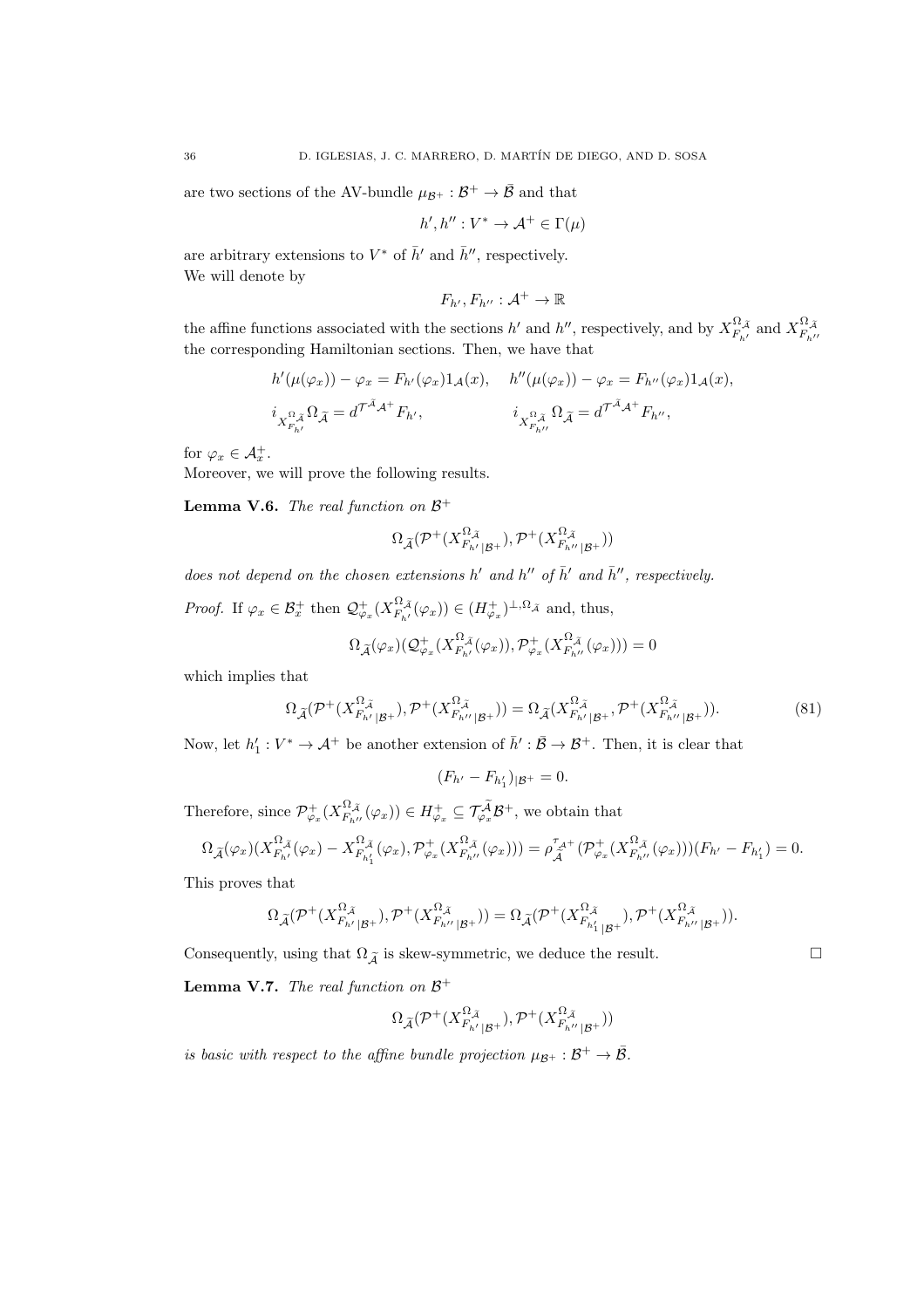are two sections of the AV-bundle $\mu_{\mathcal{B}^+} : \mathcal{B}^+ \to \bar{\mathcal{B}}$ and that

$$h', h'' : V^* \to \mathcal{A}^+ \in \Gamma(\mu)$$

are arbitrary extensions to $V^*$ of $\bar{h}'$ and $\bar{h}''$, respectively.
We will denote by

$$F_{h'}, F_{h''} : \mathcal{A}^+ \to \mathbb{R}$$

the affine functions associated with the sections $h'$ and $h''$, respectively, and by $X^{\Omega_{\tilde{\mathcal{A}}}}_{F_{h'}}$ and $X^{\Omega_{\tilde{\mathcal{A}}}}_{F_{h''}}$ the corresponding Hamiltonian sections. Then, we have that

$$h'(\mu(\varphi_x)) - \varphi_x = F_{h'}(\varphi_x) 1_{\mathcal{A}}(x), \quad h''(\mu(\varphi_x)) - \varphi_x = F_{h''}(\varphi_x) 1_{\mathcal{A}}(x),$$

$$i_{X^{\Omega_{\tilde{\mathcal{A}}}}_{F_{h'}}} \Omega_{\tilde{\mathcal{A}}} = d^{\mathcal{T}^{\tilde{\mathcal{A}}}\mathcal{A}^+} F_{h'}, \qquad i_{X^{\Omega_{\tilde{\mathcal{A}}}}_{F_{h''}}} \Omega_{\tilde{\mathcal{A}}} = d^{\mathcal{T}^{\tilde{\mathcal{A}}}\mathcal{A}^+} F_{h''},$$

for $\varphi_x \in \mathcal{A}^+_x$.
Moreover, we will prove the following results.

**Lemma V.6.** *The real function on $\mathcal{B}^+$*

$$\Omega_{\tilde{\mathcal{A}}}(\mathcal{P}^+(X^{\Omega_{\tilde{\mathcal{A}}}}_{F_{h'}|\mathcal{B}^+}), \mathcal{P}^+(X^{\Omega_{\tilde{\mathcal{A}}}}_{F_{h''}|\mathcal{B}^+}))$$

*does not depend on the chosen extensions $h'$ and $h''$ of $\bar{h}'$ and $\bar{h}''$, respectively.*

*Proof.* If $\varphi_x \in \mathcal{B}^+_x$ then $\mathcal{Q}^+_{\varphi_x}(X^{\Omega_{\tilde{\mathcal{A}}}}_{F_{h'}}(\varphi_x)) \in (H^+_{\varphi_x})^{\perp, \Omega_{\tilde{\mathcal{A}}}}$ and, thus,

$$\Omega_{\tilde{\mathcal{A}}}(\varphi_x)(\mathcal{Q}^+_{\varphi_x}(X^{\Omega_{\tilde{\mathcal{A}}}}_{F_{h'}}(\varphi_x)), \mathcal{P}^+_{\varphi_x}(X^{\Omega_{\tilde{\mathcal{A}}}}_{F_{h''}}(\varphi_x))) = 0$$

which implies that

$$\Omega_{\tilde{\mathcal{A}}}(\mathcal{P}^+(X^{\Omega_{\tilde{\mathcal{A}}}}_{F_{h'}|\mathcal{B}^+}), \mathcal{P}^+(X^{\Omega_{\tilde{\mathcal{A}}}}_{F_{h''}|\mathcal{B}^+})) = \Omega_{\tilde{\mathcal{A}}}(X^{\Omega_{\tilde{\mathcal{A}}}}_{F_{h'}|\mathcal{B}^+}, \mathcal{P}^+(X^{\Omega_{\tilde{\mathcal{A}}}}_{F_{h''}|\mathcal{B}^+})). \tag{81}$$

Now, let $h'_1 : V^* \to \mathcal{A}^+$ be another extension of $\bar{h}' : \bar{\mathcal{B}} \to \mathcal{B}^+$. Then, it is clear that

$$(F_{h'} - F_{h'_1})_{|\mathcal{B}^+} = 0.$$

Therefore, since $\mathcal{P}^+_{\varphi_x}(X^{\Omega_{\tilde{\mathcal{A}}}}_{F_{h''}}(\varphi_x)) \in H^+_{\varphi_x} \subseteq \mathcal{T}^{\tilde{\mathcal{A}}}_{\varphi_x}\mathcal{B}^+$, we obtain that

$$\Omega_{\tilde{\mathcal{A}}}(\varphi_x)(X^{\Omega_{\tilde{\mathcal{A}}}}_{F_{h'}}(\varphi_x) - X^{\Omega_{\tilde{\mathcal{A}}}}_{F_{h'_1}}(\varphi_x), \mathcal{P}^+_{\varphi_x}(X^{\Omega_{\tilde{\mathcal{A}}}}_{F_{h''}}(\varphi_x))) = \rho^{\tau_{\mathcal{A}^+}}_{\tilde{\mathcal{A}}}(\mathcal{P}^+_{\varphi_x}(X^{\Omega_{\tilde{\mathcal{A}}}}_{F_{h''}}(\varphi_x)))(F_{h'} - F_{h'_1}) = 0.$$

This proves that

$$\Omega_{\tilde{\mathcal{A}}}(\mathcal{P}^+(X^{\Omega_{\tilde{\mathcal{A}}}}_{F_{h'}|\mathcal{B}^+}), \mathcal{P}^+(X^{\Omega_{\tilde{\mathcal{A}}}}_{F_{h''}|\mathcal{B}^+})) = \Omega_{\tilde{\mathcal{A}}}(\mathcal{P}^+(X^{\Omega_{\tilde{\mathcal{A}}}}_{F_{h'_1}|\mathcal{B}^+}), \mathcal{P}^+(X^{\Omega_{\tilde{\mathcal{A}}}}_{F_{h''}|\mathcal{B}^+})).$$

Consequently, using that $\Omega_{\tilde{\mathcal{A}}}$ is skew-symmetric, we deduce the result. $\square$

**Lemma V.7.** *The real function on $\mathcal{B}^+$*

$$\Omega_{\tilde{\mathcal{A}}}(\mathcal{P}^+(X^{\Omega_{\tilde{\mathcal{A}}}}_{F_{h'}|\mathcal{B}^+}), \mathcal{P}^+(X^{\Omega_{\tilde{\mathcal{A}}}}_{F_{h''}|\mathcal{B}^+}))$$

*is basic with respect to the affine bundle projection $\mu_{\mathcal{B}^+} : \mathcal{B}^+ \to \bar{\mathcal{B}}$.*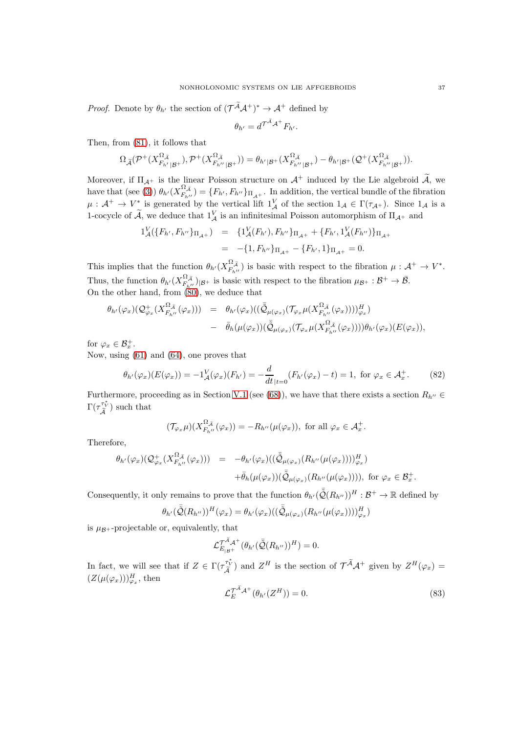*Proof.* Denote by $\theta_{h'}$ the section of $(\mathcal{T}^{\widetilde{\mathcal{A}}}\mathcal{A}^+)^* \to \mathcal{A}^+$ defined by

$$\theta_{h'} = d^{\mathcal{T}^{\widetilde{\mathcal{A}}}\mathcal{A}^+} F_{h'}.$$

Then, from (81), it follows that

$$\Omega_{\widetilde{\mathcal{A}}}(\mathcal{P}^+(X^{\Omega_{\widetilde{\mathcal{A}}}}_{F_{h'}|\mathcal{B}^+}), \mathcal{P}^+(X^{\Omega_{\widetilde{\mathcal{A}}}}_{F_{h''}|\mathcal{B}^+})) = \theta_{h'|\mathcal{B}^+}(X^{\Omega_{\widetilde{\mathcal{A}}}}_{F_{h''}|\mathcal{B}^+}) - \theta_{h'|\mathcal{B}^+}(\mathcal{Q}^+(X^{\Omega_{\widetilde{\mathcal{A}}}}_{F_{h''}|\mathcal{B}^+})).$$

Moreover, if $\Pi_{\mathcal{A}^+}$ is the linear Poisson structure on $\mathcal{A}^+$ induced by the Lie algebroid $\widetilde{\mathcal{A}}$, we have that (see (3)) $\theta_{h'}(X^{\Omega_{\widetilde{\mathcal{A}}}}_{F_{h''}}) = \{F_{h'}, F_{h''}\}_{\Pi_{\mathcal{A}^+}}$. In addition, the vertical bundle of the fibration $\mu : \mathcal{A}^+ \to V^*$ is generated by the vertical lift $1^V_{\mathcal{A}}$ of the section $1_{\mathcal{A}} \in \Gamma(\tau_{\mathcal{A}^+})$. Since $1_{\mathcal{A}}$ is a 1-cocycle of $\widetilde{\mathcal{A}}$, we deduce that $1^V_{\mathcal{A}}$ is an infinitesimal Poisson automorphism of $\Pi_{\mathcal{A}^+}$ and

$$\begin{aligned}
1^V_{\mathcal{A}}(\{F_{h'}, F_{h''}\}_{\Pi_{\mathcal{A}^+}}) &= \{1^V_{\mathcal{A}}(F_{h'}), F_{h''}\}_{\Pi_{\mathcal{A}^+}} + \{F_{h'}, 1^V_{\mathcal{A}}(F_{h''})\}_{\Pi_{\mathcal{A}^+}} \\
&= -\{1, F_{h''}\}_{\Pi_{\mathcal{A}^+}} - \{F_{h'}, 1\}_{\Pi_{\mathcal{A}^+}} = 0.
\end{aligned}$$

This implies that the function $\theta_{h'}(X^{\Omega_{\widetilde{\mathcal{A}}}}_{F_{h''}})$ is basic with respect to the fibration $\mu : \mathcal{A}^+ \to V^*$. Thus, the function $\theta_{h'}(X^{\Omega_{\widetilde{\mathcal{A}}}}_{F_{h''}})_{|\mathcal{B}^+}$ is basic with respect to the fibration $\mu_{\mathcal{B}^+} : \mathcal{B}^+ \to \bar{\mathcal{B}}$.
On the other hand, from (80), we deduce that

$$\begin{aligned}
\theta_{h'}(\varphi_x)(\mathcal{Q}^+_{\varphi_x}(X^{\Omega_{\widetilde{\mathcal{A}}}}_{F_{h''}}(\varphi_x))) &= \theta_{h'}(\varphi_x)((\bar{\widetilde{\mathcal{Q}}}_{\mu(\varphi_x)}(\mathcal{T}_{\varphi_x}\mu(X^{\Omega_{\widetilde{\mathcal{A}}}}_{F_{h''}}(\varphi_x))))^H_{\varphi_x}) \\
&- \bar{\theta}_h(\mu(\varphi_x))(\bar{\widetilde{\mathcal{Q}}}_{\mu(\varphi_x)}(\mathcal{T}_{\varphi_x}\mu(X^{\Omega_{\widetilde{\mathcal{A}}}}_{F_{h''}}(\varphi_x))))\theta_{h'}(\varphi_x)(E(\varphi_x)),
\end{aligned}$$

for $\varphi_x \in \mathcal{B}^+_x$.
Now, using (61) and (64), one proves that

$$\theta_{h'}(\varphi_x)(E(\varphi_x)) = -1^V_{\mathcal{A}}(\varphi_x)(F_{h'}) = -\frac{d}{dt}_{|t=0}(F_{h'}(\varphi_x) - t) = 1, \text{ for } \varphi_x \in \mathcal{A}^+_x. \tag{82}$$

Furthermore, proceeding as in Section V.1 (see (68)), we have that there exists a section $R_{h''} \in \Gamma(\tau^{\tau^*_V}_{\widetilde{\mathcal{A}}})$ such that

$$(\mathcal{T}_{\varphi_x}\mu)(X^{\Omega_{\widetilde{\mathcal{A}}}}_{F_{h''}}(\varphi_x)) = -R_{h''}(\mu(\varphi_x)), \text{ for all } \varphi_x \in \mathcal{A}^+_x.$$

Therefore,

$$\begin{aligned}
\theta_{h'}(\varphi_x)(\mathcal{Q}^+_{\varphi_x}(X^{\Omega_{\widetilde{\mathcal{A}}}}_{F_{h''}}(\varphi_x))) &= -\theta_{h'}(\varphi_x)((\bar{\widetilde{\mathcal{Q}}}_{\mu(\varphi_x)}(R_{h''}(\mu(\varphi_x))))^H_{\varphi_x}) \\
&+ \bar{\theta}_h(\mu(\varphi_x))(\bar{\widetilde{\mathcal{Q}}}_{\mu(\varphi_x)}(R_{h''}(\mu(\varphi_x)))), \text{ for } \varphi_x \in \mathcal{B}^+_x.
\end{aligned}$$

Consequently, it only remains to prove that the function $\theta_{h'}(\bar{\widetilde{\mathcal{Q}}}(R_{h''}))^H : \mathcal{B}^+ \to \mathbb{R}$ defined by

$$\theta_{h'}(\bar{\widetilde{\mathcal{Q}}}(R_{h''}))^H(\varphi_x) = \theta_{h'}(\varphi_x)((\bar{\widetilde{\mathcal{Q}}}_{\mu(\varphi_x)}(R_{h''}(\mu(\varphi_x))))^H_{\varphi_x})$$

is $\mu_{\mathcal{B}^+}$-projectable or, equivalently, that

$$\mathcal{L}^{\mathcal{T}^{\widetilde{\mathcal{A}}}\mathcal{A}^+}_{E_{|\mathcal{B}^+}}(\theta_{h'}(\bar{\widetilde{\mathcal{Q}}}(R_{h''}))^H) = 0.$$

In fact, we will see that if $Z \in \Gamma(\tau^{\tau^*_V}_{\widetilde{\mathcal{A}}})$ and $Z^H$ is the section of $\mathcal{T}^{\widetilde{\mathcal{A}}}\mathcal{A}^+$ given by $Z^H(\varphi_x) = (Z(\mu(\varphi_x)))^H_{\varphi_x}$, then

$$\mathcal{L}^{\mathcal{T}^{\widetilde{\mathcal{A}}}\mathcal{A}^+}_{E}(\theta_{h'}(Z^H)) = 0. \tag{83}$$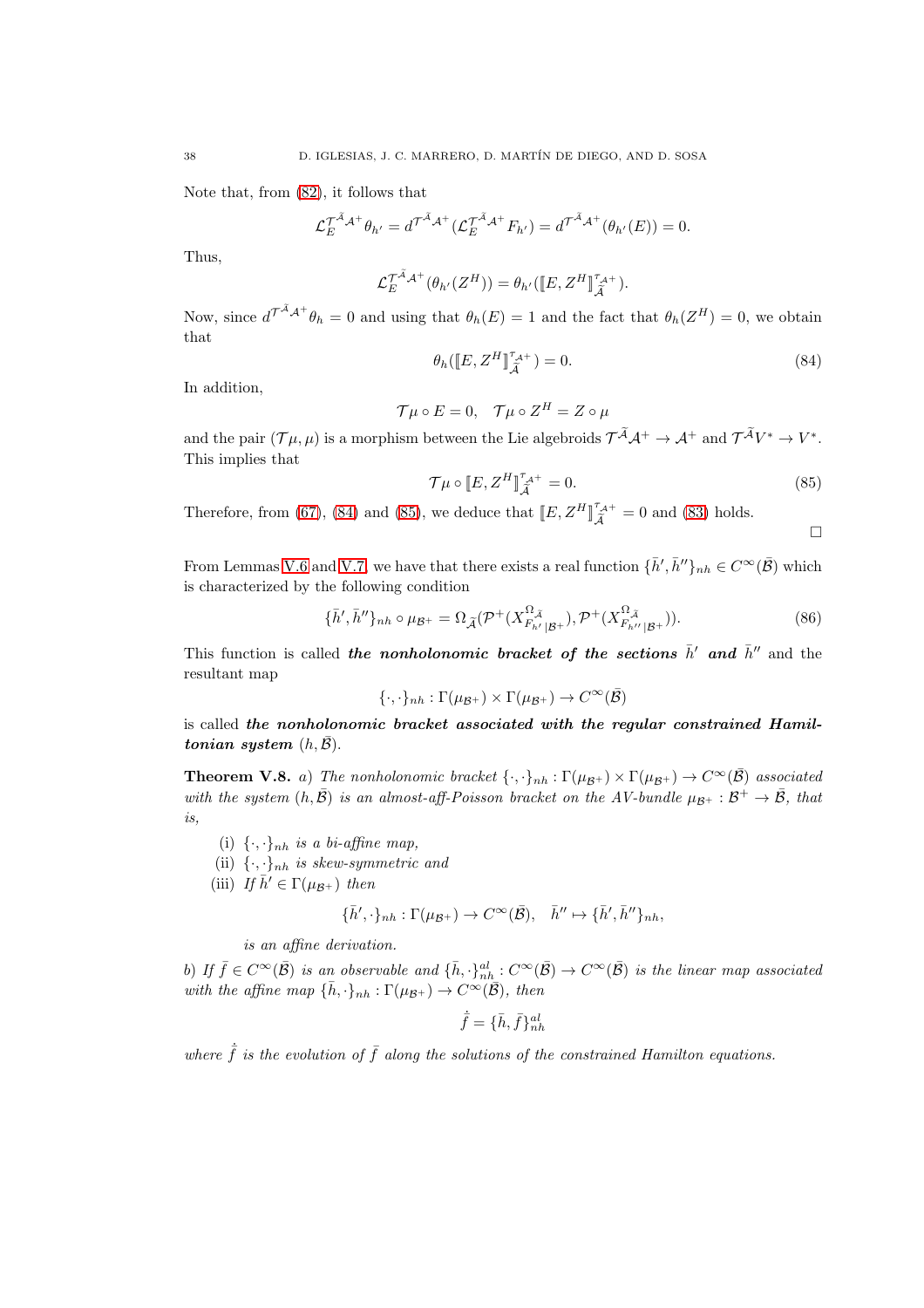Note that, from (82), it follows that

$$\mathcal{L}_E^{\mathcal{T}^{\tilde{\mathcal{A}}}\mathcal{A}^+}\theta_{h'} = d^{\mathcal{T}^{\tilde{\mathcal{A}}}\mathcal{A}^+}(\mathcal{L}_E^{\mathcal{T}^{\tilde{\mathcal{A}}}\mathcal{A}^+}F_{h'}) = d^{\mathcal{T}^{\tilde{\mathcal{A}}}\mathcal{A}^+}(\theta_{h'}(E)) = 0.$$

Thus,

$$\mathcal{L}_E^{\mathcal{T}^{\tilde{\mathcal{A}}}\mathcal{A}^+}(\theta_{h'}(Z^H)) = \theta_{h'}([\![E, Z^H]\!]_{\tilde{\mathcal{A}}}^{\tau_{\mathcal{A}^+}}).$$

Now, since $d^{\mathcal{T}^{\tilde{\mathcal{A}}}\mathcal{A}^+}\theta_h = 0$ and using that $\theta_h(E) = 1$ and the fact that $\theta_h(Z^H) = 0$, we obtain that

$$\theta_h([\![E, Z^H]\!]_{\tilde{\mathcal{A}}}^{\tau_{\mathcal{A}^+}}) = 0. \tag{84}$$

In addition,

$$\mathcal{T}\mu \circ E = 0, \quad \mathcal{T}\mu \circ Z^H = Z \circ \mu$$

and the pair $(\mathcal{T}\mu, \mu)$ is a morphism between the Lie algebroids $\mathcal{T}^{\tilde{\mathcal{A}}}\mathcal{A}^+ \to \mathcal{A}^+$ and $\mathcal{T}^{\tilde{\mathcal{A}}}V^* \to V^*$. This implies that

$$\mathcal{T}\mu \circ [\![E, Z^H]\!]_{\tilde{\mathcal{A}}}^{\tau_{\mathcal{A}^+}} = 0. \tag{85}$$

Therefore, from (67), (84) and (85), we deduce that $[\![E, Z^H]\!]_{\tilde{\mathcal{A}}}^{\tau_{\mathcal{A}^+}} = 0$ and (83) holds. $\square$

From Lemmas V.6 and V.7, we have that there exists a real function $\{\bar{h}', \bar{h}''\}_{nh} \in C^\infty(\bar{\mathcal{B}})$ which is characterized by the following condition

$$\{\bar{h}', \bar{h}''\}_{nh} \circ \mu_{\mathcal{B}^+} = \Omega_{\tilde{\mathcal{A}}}(\mathcal{P}^+(X^{\Omega_{\tilde{\mathcal{A}}}}_{F_{h'}|\mathcal{B}^+}), \mathcal{P}^+(X^{\Omega_{\tilde{\mathcal{A}}}}_{F_{h''}|\mathcal{B}^+})). \tag{86}$$

This function is called ***the nonholonomic bracket of the sections*** $\bar{h}'$ ***and*** $\bar{h}''$ and the resultant map

$$\{\cdot,\cdot\}_{nh} : \Gamma(\mu_{\mathcal{B}^+}) \times \Gamma(\mu_{\mathcal{B}^+}) \to C^\infty(\bar{\mathcal{B}})$$

is called ***the nonholonomic bracket associated with the regular constrained Hamiltonian system*** $(h, \bar{\mathcal{B}})$.

**Theorem V.8.** *a) The nonholonomic bracket $\{\cdot,\cdot\}_{nh} : \Gamma(\mu_{\mathcal{B}^+}) \times \Gamma(\mu_{\mathcal{B}^+}) \to C^\infty(\bar{\mathcal{B}})$ associated with the system $(h, \bar{\mathcal{B}})$ is an almost-aff-Poisson bracket on the AV-bundle $\mu_{\mathcal{B}^+} : \mathcal{B}^+ \to \bar{\mathcal{B}}$, that is,*

- (i) *$\{\cdot,\cdot\}_{nh}$ is a bi-affine map,*
- (ii) *$\{\cdot,\cdot\}_{nh}$ is skew-symmetric and*
- (iii) *If $\bar{h}' \in \Gamma(\mu_{\mathcal{B}^+})$ then*

$$\{\bar{h}', \cdot\}_{nh} : \Gamma(\mu_{\mathcal{B}^+}) \to C^\infty(\bar{\mathcal{B}}), \quad \bar{h}'' \mapsto \{\bar{h}', \bar{h}''\}_{nh},$$

*is an affine derivation.*

*b) If $\bar{f} \in C^\infty(\bar{\mathcal{B}})$ is an observable and $\{\bar{h}, \cdot\}^{al}_{nh} : C^\infty(\bar{\mathcal{B}}) \to C^\infty(\bar{\mathcal{B}})$ is the linear map associated with the affine map $\{\bar{h}, \cdot\}_{nh} : \Gamma(\mu_{\mathcal{B}^+}) \to C^\infty(\bar{\mathcal{B}})$, then*

$$\dot{\bar{f}} = \{\bar{h}, \bar{f}\}^{al}_{nh}$$

*where $\dot{\bar{f}}$ is the evolution of $\bar{f}$ along the solutions of the constrained Hamilton equations.*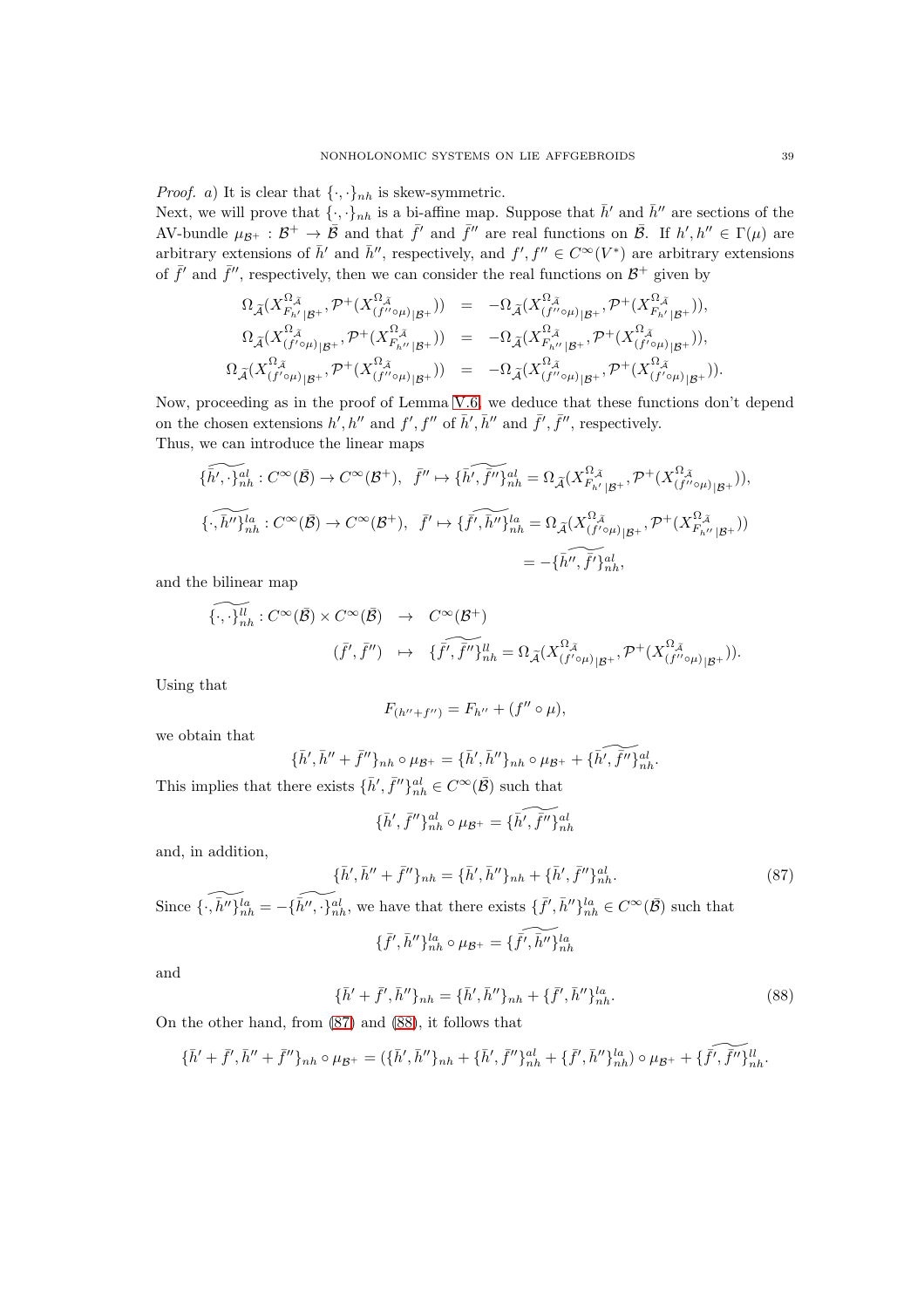*Proof. a)* It is clear that $\{\cdot,\cdot\}_{nh}$ is skew-symmetric.

Next, we will prove that $\{\cdot,\cdot\}_{nh}$ is a bi-affine map. Suppose that $\bar{h}'$ and $\bar{h}''$ are sections of the AV-bundle $\mu_{\mathcal{B}^+}:\mathcal{B}^+\to\bar{\mathcal{B}}$ and that $\bar{f}'$ and $\bar{f}''$ are real functions on $\bar{\mathcal{B}}$. If $h',h''\in\Gamma(\mu)$ are arbitrary extensions of $\bar{h}'$ and $\bar{h}''$, respectively, and $f',f''\in C^\infty(V^*)$ are arbitrary extensions of $\bar{f}'$ and $\bar{f}''$, respectively, then we can consider the real functions on $\mathcal{B}^+$ given by

$$
\begin{aligned}
\Omega_{\tilde{\mathcal{A}}}(X^{\Omega_{\tilde{\mathcal{A}}}}_{F_{h'}|\mathcal{B}^+},\mathcal{P}^+(X^{\Omega_{\tilde{\mathcal{A}}}}_{(f''\circ\mu)|\mathcal{B}^+})) &= -\Omega_{\tilde{\mathcal{A}}}(X^{\Omega_{\tilde{\mathcal{A}}}}_{(f''\circ\mu)|\mathcal{B}^+},\mathcal{P}^+(X^{\Omega_{\tilde{\mathcal{A}}}}_{F_{h'}|\mathcal{B}^+})),\\
\Omega_{\tilde{\mathcal{A}}}(X^{\Omega_{\tilde{\mathcal{A}}}}_{(f'\circ\mu)|\mathcal{B}^+},\mathcal{P}^+(X^{\Omega_{\tilde{\mathcal{A}}}}_{F_{h''}|\mathcal{B}^+})) &= -\Omega_{\tilde{\mathcal{A}}}(X^{\Omega_{\tilde{\mathcal{A}}}}_{F_{h''}|\mathcal{B}^+},\mathcal{P}^+(X^{\Omega_{\tilde{\mathcal{A}}}}_{(f'\circ\mu)|\mathcal{B}^+})),\\
\Omega_{\tilde{\mathcal{A}}}(X^{\Omega_{\tilde{\mathcal{A}}}}_{(f'\circ\mu)|\mathcal{B}^+},\mathcal{P}^+(X^{\Omega_{\tilde{\mathcal{A}}}}_{(f''\circ\mu)|\mathcal{B}^+})) &= -\Omega_{\tilde{\mathcal{A}}}(X^{\Omega_{\tilde{\mathcal{A}}}}_{(f''\circ\mu)|\mathcal{B}^+},\mathcal{P}^+(X^{\Omega_{\tilde{\mathcal{A}}}}_{(f'\circ\mu)|\mathcal{B}^+})).
\end{aligned}
$$

Now, proceeding as in the proof of Lemma V.6, we deduce that these functions don't depend on the chosen extensions $h',h''$ and $f',f''$ of $\bar{h}',\bar{h}''$ and $\bar{f}',\bar{f}''$, respectively.

Thus, we can introduce the linear maps

$$
\widetilde{\{\bar{h}',\cdot\}}^{al}_{nh}:C^\infty(\bar{\mathcal{B}})\to C^\infty(\mathcal{B}^+),\;\; \bar{f}''\mapsto\widetilde{\{\bar{h}',\bar{f}''\}}^{al}_{nh}=\Omega_{\tilde{\mathcal{A}}}(X^{\Omega_{\tilde{\mathcal{A}}}}_{F_{h'}|\mathcal{B}^+},\mathcal{P}^+(X^{\Omega_{\tilde{\mathcal{A}}}}_{(f''\circ\mu)|\mathcal{B}^+})),
$$

$$
\begin{aligned}
\widetilde{\{\cdot,\bar{h}''\}}^{la}_{nh}:C^\infty(\bar{\mathcal{B}})\to C^\infty(\mathcal{B}^+),\;\; \bar{f}'\mapsto\widetilde{\{\bar{f}',\bar{h}''\}}^{la}_{nh}&=\Omega_{\tilde{\mathcal{A}}}(X^{\Omega_{\tilde{\mathcal{A}}}}_{(f'\circ\mu)|\mathcal{B}^+},\mathcal{P}^+(X^{\Omega_{\tilde{\mathcal{A}}}}_{F_{h''}|\mathcal{B}^+}))\\
&=-\widetilde{\{\bar{h}'',\bar{f}'\}}^{al}_{nh},
\end{aligned}
$$

and the bilinear map

$$
\begin{aligned}
\widetilde{\{\cdot,\cdot\}}^{ll}_{nh}:C^\infty(\bar{\mathcal{B}})\times C^\infty(\bar{\mathcal{B}}) &\to C^\infty(\mathcal{B}^+)\\
(\bar{f}',\bar{f}'') &\mapsto \widetilde{\{\bar{f}',\bar{f}''\}}^{ll}_{nh}=\Omega_{\tilde{\mathcal{A}}}(X^{\Omega_{\tilde{\mathcal{A}}}}_{(f'\circ\mu)|\mathcal{B}^+},\mathcal{P}^+(X^{\Omega_{\tilde{\mathcal{A}}}}_{(f''\circ\mu)|\mathcal{B}^+})).
\end{aligned}
$$

Using that

$$
F_{(h''+f'')}=F_{h''}+(f''\circ\mu),
$$

we obtain that

$$
\{\bar{h}',\bar{h}''+\bar{f}''\}_{nh}\circ\mu_{\mathcal{B}^+}=\{\bar{h}',\bar{h}''\}_{nh}\circ\mu_{\mathcal{B}^+}+\widetilde{\{\bar{h}',\bar{f}''\}}^{al}_{nh}.
$$

This implies that there exists $\{\bar{h}',\bar{f}''\}^{al}_{nh}\in C^\infty(\bar{\mathcal{B}})$ such that

$$
\{\bar{h}',\bar{f}''\}^{al}_{nh}\circ\mu_{\mathcal{B}^+}=\widetilde{\{\bar{h}',\bar{f}''\}}^{al}_{nh}
$$

and, in addition,

$$
\{\bar{h}',\bar{h}''+\bar{f}''\}_{nh}=\{\bar{h}',\bar{h}''\}_{nh}+\{\bar{h}',\bar{f}''\}^{al}_{nh}. \tag{87}
$$

Since $\widetilde{\{\cdot,\bar{h}''\}}^{la}_{nh}=-\widetilde{\{\bar{h}'',\cdot\}}^{al}_{nh}$, we have that there exists $\{\bar{f}',\bar{h}''\}^{la}_{nh}\in C^\infty(\bar{\mathcal{B}})$ such that

$$
\{\bar{f}',\bar{h}''\}^{la}_{nh}\circ\mu_{\mathcal{B}^+}=\widetilde{\{\bar{f}',\bar{h}''\}}^{la}_{nh}
$$

and

$$
\{\bar{h}'+\bar{f}',\bar{h}''\}_{nh}=\{\bar{h}',\bar{h}''\}_{nh}+\{\bar{f}',\bar{h}''\}^{la}_{nh}. \tag{88}
$$

On the other hand, from (87) and (88), it follows that

$$
\{\bar{h}'+\bar{f}',\bar{h}''+\bar{f}''\}_{nh}\circ\mu_{\mathcal{B}^+}=(\{\bar{h}',\bar{h}''\}_{nh}+\{\bar{h}',\bar{f}''\}^{al}_{nh}+\{\bar{f}',\bar{h}''\}^{la}_{nh})\circ\mu_{\mathcal{B}^+}+\widetilde{\{\bar{f}',\bar{f}''\}}^{ll}_{nh}.
$$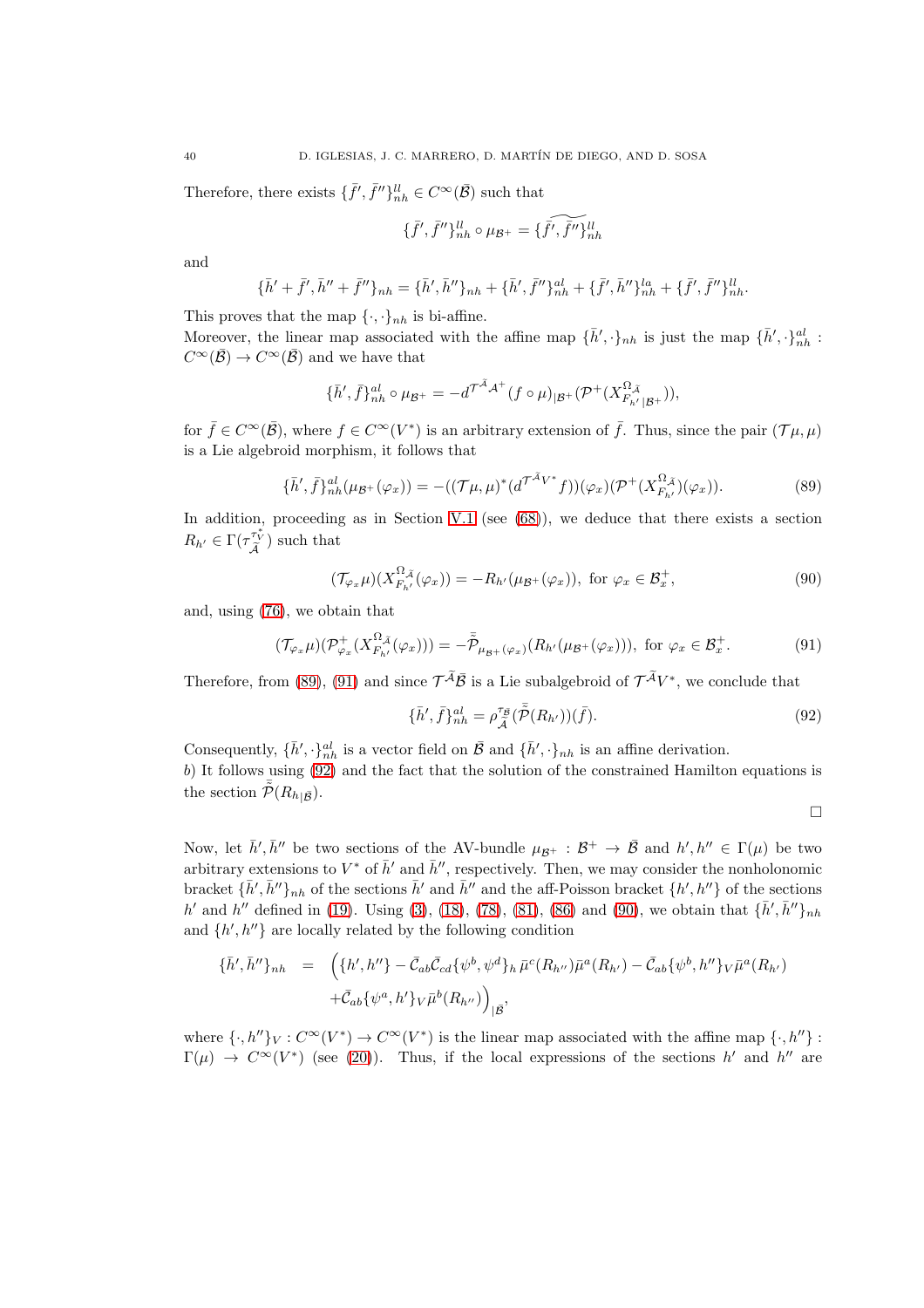Therefore, there exists $\{\bar f', \bar f''\}^{ll}_{nh} \in C^\infty(\bar{\mathcal{B}})$ such that

$$\{\bar f', \bar f''\}^{ll}_{nh} \circ \mu_{\mathcal{B}^+} = \widetilde{\{\bar f', \bar f''\}}^{ll}_{nh}$$

and

$$\{\bar h' + \bar f', \bar h'' + \bar f''\}_{nh} = \{\bar h', \bar h''\}_{nh} + \{\bar h', \bar f''\}^{al}_{nh} + \{\bar f', \bar h''\}^{la}_{nh} + \{\bar f', \bar f''\}^{ll}_{nh}.$$

This proves that the map $\{\cdot,\cdot\}_{nh}$ is bi-affine.

Moreover, the linear map associated with the affine map $\{\bar h', \cdot\}_{nh}$ is just the map $\{\bar h', \cdot\}^{al}_{nh} : C^\infty(\bar{\mathcal{B}}) \to C^\infty(\bar{\mathcal{B}})$ and we have that

$$\{\bar h', \bar f\}^{al}_{nh} \circ \mu_{\mathcal{B}^+} = -d^{\mathcal{T}^{\tilde{\mathcal{A}}}\mathcal{A}^+}(f \circ \mu)_{|\mathcal{B}^+}(\mathcal{P}^+(X^{\Omega_{\tilde{\mathcal{A}}}}_{F_{h'}|\mathcal{B}^+})),$$

for $\bar f \in C^\infty(\bar{\mathcal{B}})$, where $f \in C^\infty(V^*)$ is an arbitrary extension of $\bar f$. Thus, since the pair $(\mathcal{T}\mu, \mu)$ is a Lie algebroid morphism, it follows that

$$\{\bar h', \bar f\}^{al}_{nh}(\mu_{\mathcal{B}^+}(\varphi_x)) = -((\mathcal{T}\mu, \mu)^*(d^{\mathcal{T}^{\tilde{\mathcal{A}}}V^*} f))(\varphi_x)(\mathcal{P}^+(X^{\Omega_{\tilde{\mathcal{A}}}}_{F_{h'}})(\varphi_x)). \tag{89}$$

In addition, proceeding as in Section V.1 (see (68)), we deduce that there exists a section $R_{h'} \in \Gamma(\tau^{\tau^*_V}_{\tilde{\mathcal{A}}})$ such that

$$(\mathcal{T}_{\varphi_x}\mu)(X^{\Omega_{\tilde{\mathcal{A}}}}_{F_{h'}}(\varphi_x)) = -R_{h'}(\mu_{\mathcal{B}^+}(\varphi_x)), \text{ for } \varphi_x \in \mathcal{B}^+_x, \tag{90}$$

and, using (76), we obtain that

$$(\mathcal{T}_{\varphi_x}\mu)(\mathcal{P}^+_{\varphi_x}(X^{\Omega_{\tilde{\mathcal{A}}}}_{F_{h'}}(\varphi_x))) = -\bar{\tilde{\mathcal{P}}}_{\mu_{\mathcal{B}^+}(\varphi_x)}(R_{h'}(\mu_{\mathcal{B}^+}(\varphi_x))), \text{ for } \varphi_x \in \mathcal{B}^+_x. \tag{91}$$

Therefore, from (89), (91) and since $\mathcal{T}^{\tilde{\mathcal{A}}}\bar{\mathcal{B}}$ is a Lie subalgebroid of $\mathcal{T}^{\tilde{\mathcal{A}}}V^*$, we conclude that

$$\{\bar h', \bar f\}^{al}_{nh} = \rho^{\tau_{\bar{\mathcal{B}}}}_{\tilde{\mathcal{A}}}(\bar{\tilde{\mathcal{P}}}(R_{h'}))(\bar f). \tag{92}$$

Consequently, $\{\bar h', \cdot\}^{al}_{nh}$ is a vector field on $\bar{\mathcal{B}}$ and $\{\bar h', \cdot\}_{nh}$ is an affine derivation.

*b*) It follows using (92) and the fact that the solution of the constrained Hamilton equations is the section $\bar{\tilde{\mathcal{P}}}(R_{h|\bar{\mathcal{B}}})$.

□

Now, let $\bar h', \bar h''$ be two sections of the AV-bundle $\mu_{\mathcal{B}^+} : \mathcal{B}^+ \to \bar{\mathcal{B}}$ and $h', h'' \in \Gamma(\mu)$ be two arbitrary extensions to $V^*$ of $\bar h'$ and $\bar h''$, respectively. Then, we may consider the nonholonomic bracket $\{\bar h', \bar h''\}_{nh}$ of the sections $\bar h'$ and $\bar h''$ and the aff-Poisson bracket $\{h', h''\}$ of the sections $h'$ and $h''$ defined in (19). Using (3), (18), (78), (81), (86) and (90), we obtain that $\{\bar h', \bar h''\}_{nh}$ and $\{h', h''\}$ are locally related by the following condition

$$\begin{aligned}
\{\bar h', \bar h''\}_{nh} &= \Big(\{h', h''\} - \bar{\mathcal{C}}_{ab}\bar{\mathcal{C}}_{cd}\{\psi^b, \psi^d\}_h\, \bar\mu^c(R_{h''})\bar\mu^a(R_{h'}) - \bar{\mathcal{C}}_{ab}\{\psi^b, h''\}_V \bar\mu^a(R_{h'}) \\
&\quad + \bar{\mathcal{C}}_{ab}\{\psi^a, h'\}_V \bar\mu^b(R_{h''})\Big)_{|\bar{\mathcal{B}}},
\end{aligned}$$

where $\{\cdot, h''\}_V : C^\infty(V^*) \to C^\infty(V^*)$ is the linear map associated with the affine map $\{\cdot, h''\} : \Gamma(\mu) \to C^\infty(V^*)$ (see (20)). Thus, if the local expressions of the sections $h'$ and $h''$ are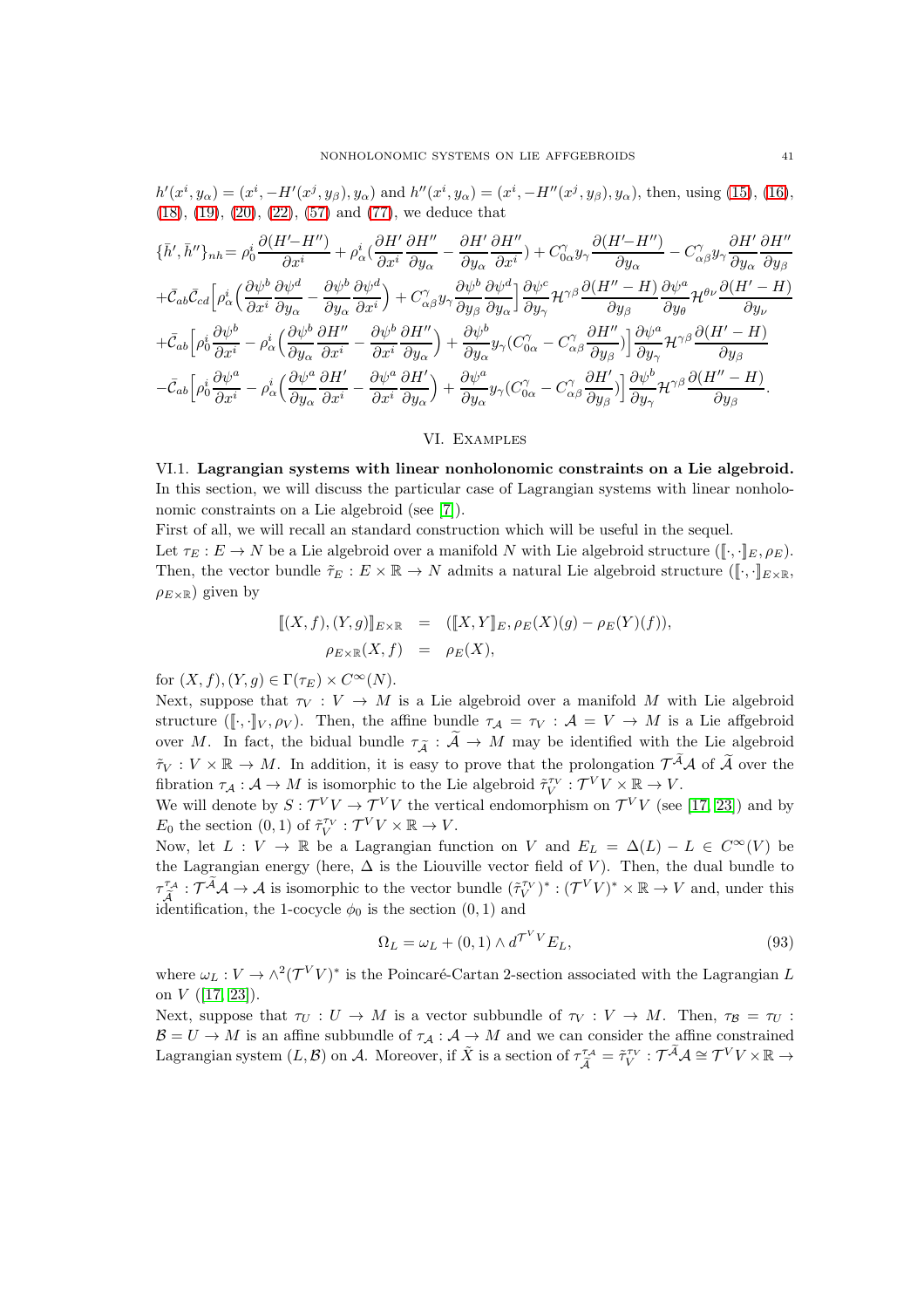$h'(x^i, y_\alpha) = (x^i, -H'(x^j, y_\beta), y_\alpha)$ and $h''(x^i, y_\alpha) = (x^i, -H''(x^j, y_\beta), y_\alpha)$, then, using (15), (16), (18), (19), (20), (22), (57) and (77), we deduce that

$$
\begin{aligned}
\{\bar{h}', \bar{h}''\}_{nh} = & \rho_0^i \frac{\partial (H' - H'')}{\partial x^i} + \rho_\alpha^i \Big( \frac{\partial H'}{\partial x^i} \frac{\partial H''}{\partial y_\alpha} - \frac{\partial H'}{\partial y_\alpha} \frac{\partial H''}{\partial x^i} \Big) + C_{0\alpha}^\gamma y_\gamma \frac{\partial (H' - H'')}{\partial y_\alpha} - C_{\alpha\beta}^\gamma y_\gamma \frac{\partial H'}{\partial y_\alpha} \frac{\partial H''}{\partial y_\beta} \\
& + \bar{\mathcal{C}}_{ab} \bar{\mathcal{C}}_{cd} \Big[ \rho_\alpha^i \Big( \frac{\partial \psi^b}{\partial x^i} \frac{\partial \psi^d}{\partial y_\alpha} - \frac{\partial \psi^b}{\partial y_\alpha} \frac{\partial \psi^d}{\partial x^i} \Big) + C_{\alpha\beta}^\gamma y_\gamma \frac{\partial \psi^b}{\partial y_\beta} \frac{\partial \psi^d}{\partial y_\alpha} \Big] \frac{\partial \psi^c}{\partial y_\gamma} \mathcal{H}^{\gamma\beta} \frac{\partial (H'' - H)}{\partial y_\beta} \frac{\partial \psi^a}{\partial y_\theta} \mathcal{H}^{\theta\nu} \frac{\partial (H' - H)}{\partial y_\nu} \\
& + \bar{\mathcal{C}}_{ab} \Big[ \rho_0^i \frac{\partial \psi^b}{\partial x^i} - \rho_\alpha^i \Big( \frac{\partial \psi^b}{\partial y_\alpha} \frac{\partial H''}{\partial x^i} - \frac{\partial \psi^b}{\partial x^i} \frac{\partial H''}{\partial y_\alpha} \Big) + \frac{\partial \psi^b}{\partial y_\alpha} y_\gamma \big( C_{0\alpha}^\gamma - C_{\alpha\beta}^\gamma \frac{\partial H''}{\partial y_\beta} \big) \Big] \frac{\partial \psi^a}{\partial y_\gamma} \mathcal{H}^{\gamma\beta} \frac{\partial (H' - H)}{\partial y_\beta} \\
& - \bar{\mathcal{C}}_{ab} \Big[ \rho_0^i \frac{\partial \psi^a}{\partial x^i} - \rho_\alpha^i \Big( \frac{\partial \psi^a}{\partial y_\alpha} \frac{\partial H'}{\partial x^i} - \frac{\partial \psi^a}{\partial x^i} \frac{\partial H'}{\partial y_\alpha} \Big) + \frac{\partial \psi^a}{\partial y_\alpha} y_\gamma \big( C_{0\alpha}^\gamma - C_{\alpha\beta}^\gamma \frac{\partial H'}{\partial y_\beta} \big) \Big] \frac{\partial \psi^b}{\partial y_\gamma} \mathcal{H}^{\gamma\beta} \frac{\partial (H'' - H)}{\partial y_\beta}.
\end{aligned}
$$

## VI. Examples

**VI.1. Lagrangian systems with linear nonholonomic constraints on a Lie algebroid.** In this section, we will discuss the particular case of Lagrangian systems with linear nonholonomic constraints on a Lie algebroid (see [7]).

First of all, we will recall an standard construction which will be useful in the sequel.

Let $\tau_E : E \to N$ be a Lie algebroid over a manifold $N$ with Lie algebroid structure $(\llbracket\cdot,\cdot\rrbracket_E, \rho_E)$. Then, the vector bundle $\tilde{\tau}_E : E \times \mathbb{R} \to N$ admits a natural Lie algebroid structure $(\llbracket\cdot,\cdot\rrbracket_{E\times\mathbb{R}}, \rho_{E\times\mathbb{R}})$ given by

$$
\begin{aligned}
\llbracket (X,f),(Y,g) \rrbracket_{E\times\mathbb{R}} &= (\llbracket X, Y\rrbracket_E, \rho_E(X)(g) - \rho_E(Y)(f)), \\
\rho_{E\times\mathbb{R}}(X,f) &= \rho_E(X),
\end{aligned}
$$

for $(X,f),(Y,g) \in \Gamma(\tau_E) \times C^\infty(N)$.

Next, suppose that $\tau_V : V \to M$ is a Lie algebroid over a manifold $M$ with Lie algebroid structure $(\llbracket\cdot,\cdot\rrbracket_V, \rho_V)$. Then, the affine bundle $\tau_{\mathcal{A}} = \tau_V : \mathcal{A} = V \to M$ is a Lie affgebroid over $M$. In fact, the bidual bundle $\tau_{\widetilde{\mathcal{A}}} : \widetilde{\mathcal{A}} \to M$ may be identified with the Lie algebroid $\tilde{\tau}_V : V \times \mathbb{R} \to M$. In addition, it is easy to prove that the prolongation $\mathcal{T}^{\widetilde{\mathcal{A}}}\mathcal{A}$ of $\widetilde{\mathcal{A}}$ over the fibration $\tau_{\mathcal{A}} : \mathcal{A} \to M$ is isomorphic to the Lie algebroid $\tilde{\tau}_V^{\tau_V} : \mathcal{T}^V V \times \mathbb{R} \to V$.

We will denote by $S : \mathcal{T}^V V \to \mathcal{T}^V V$ the vertical endomorphism on $\mathcal{T}^V V$ (see [17, 23]) and by $E_0$ the section $(0,1)$ of $\tilde{\tau}_V^{\tau_V} : \mathcal{T}^V V \times \mathbb{R} \to V$.

Now, let $L : V \to \mathbb{R}$ be a Lagrangian function on $V$ and $E_L = \Delta(L) - L \in C^\infty(V)$ be the Lagrangian energy (here, $\Delta$ is the Liouville vector field of $V$). Then, the dual bundle to $\tau_{\widetilde{\mathcal{A}}}^{\tau_{\mathcal{A}}} : \mathcal{T}^{\widetilde{\mathcal{A}}}\mathcal{A} \to \mathcal{A}$ is isomorphic to the vector bundle $(\tilde{\tau}_V^{\tau_V})^* : (\mathcal{T}^V V)^* \times \mathbb{R} \to V$ and, under this identification, the 1-cocycle $\phi_0$ is the section $(0,1)$ and

$$
\Omega_L = \omega_L + (0,1) \wedge d^{\mathcal{T}^V V} E_L, \tag{93}
$$

where $\omega_L : V \to \wedge^2 (\mathcal{T}^V V)^*$ is the Poincaré-Cartan 2-section associated with the Lagrangian $L$ on $V$ ([17, 23]).

Next, suppose that $\tau_U : U \to M$ is a vector subbundle of $\tau_V : V \to M$. Then, $\tau_{\mathcal{B}} = \tau_U : \mathcal{B} = U \to M$ is an affine subbundle of $\tau_{\mathcal{A}} : \mathcal{A} \to M$ and we can consider the affine constrained Lagrangian system $(L, \mathcal{B})$ on $\mathcal{A}$. Moreover, if $\tilde{X}$ is a section of $\tau_{\widetilde{\mathcal{A}}}^{\tau_{\mathcal{A}}} = \tilde{\tau}_V^{\tau_V} : \mathcal{T}^{\widetilde{\mathcal{A}}}\mathcal{A} \cong \mathcal{T}^V V \times \mathbb{R} \to$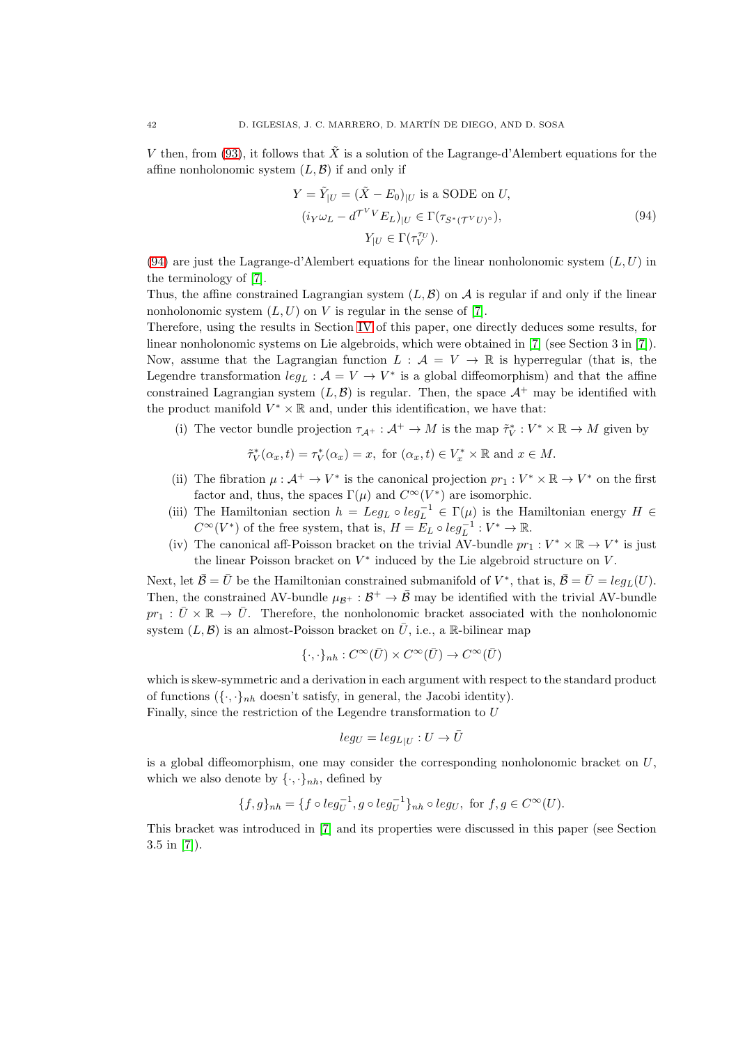$V$ then, from (93), it follows that $\tilde{X}$ is a solution of the Lagrange-d'Alembert equations for the affine nonholonomic system $(L, \mathcal{B})$ if and only if

$$
\begin{gathered}
Y = \tilde{Y}_{|U} = (\tilde{X} - E_0)_{|U} \text{ is a SODE on } U, \\
(i_Y \omega_L - d^{\mathcal{T}^V V} E_L)_{|U} \in \Gamma(\tau_{S^*(\mathcal{T}^V U)^\circ}), \\
Y_{|U} \in \Gamma(\tau_V^{\mathcal{T}^U}).
\end{gathered}
\tag{94}
$$

(94) are just the Lagrange-d'Alembert equations for the linear nonholonomic system $(L, U)$ in the terminology of [7].

Thus, the affine constrained Lagrangian system $(L, \mathcal{B})$ on $\mathcal{A}$ is regular if and only if the linear nonholonomic system $(L, U)$ on $V$ is regular in the sense of [7].

Therefore, using the results in Section IV of this paper, one directly deduces some results, for linear nonholonomic systems on Lie algebroids, which were obtained in [7] (see Section 3 in [7]).

Now, assume that the Lagrangian function $L : \mathcal{A} = V \to \mathbb{R}$ is hyperregular (that is, the Legendre transformation $leg_L : \mathcal{A} = V \to V^*$ is a global diffeomorphism) and that the affine constrained Lagrangian system $(L, \mathcal{B})$ is regular. Then, the space $\mathcal{A}^+$ may be identified with the product manifold $V^* \times \mathbb{R}$ and, under this identification, we have that:

(i) The vector bundle projection $\tau_{\mathcal{A}^+} : \mathcal{A}^+ \to M$ is the map $\tilde{\tau}_V^* : V^* \times \mathbb{R} \to M$ given by

$$
\tilde{\tau}_V^*(\alpha_x, t) = \tau_V^*(\alpha_x) = x, \text{ for } (\alpha_x, t) \in V_x^* \times \mathbb{R} \text{ and } x \in M.
$$

(ii) The fibration $\mu : \mathcal{A}^+ \to V^*$ is the canonical projection $pr_1 : V^* \times \mathbb{R} \to V^*$ on the first factor and, thus, the spaces $\Gamma(\mu)$ and $C^\infty(V^*)$ are isomorphic.

(iii) The Hamiltonian section $h = Leg_L \circ leg_L^{-1} \in \Gamma(\mu)$ is the Hamiltonian energy $H \in C^\infty(V^*)$ of the free system, that is, $H = E_L \circ leg_L^{-1} : V^* \to \mathbb{R}$.

(iv) The canonical aff-Poisson bracket on the trivial AV-bundle $pr_1 : V^* \times \mathbb{R} \to V^*$ is just the linear Poisson bracket on $V^*$ induced by the Lie algebroid structure on $V$.

Next, let $\bar{\mathcal{B}} = \bar{U}$ be the Hamiltonian constrained submanifold of $V^*$, that is, $\bar{\mathcal{B}} = \bar{U} = leg_L(U)$. Then, the constrained AV-bundle $\mu_{\mathcal{B}^+} : \mathcal{B}^+ \to \bar{\mathcal{B}}$ may be identified with the trivial AV-bundle $pr_1 : \bar{U} \times \mathbb{R} \to \bar{U}$. Therefore, the nonholonomic bracket associated with the nonholonomic system $(L, \mathcal{B})$ is an almost-Poisson bracket on $\bar{U}$, i.e., a $\mathbb{R}$-bilinear map

$$
\{\cdot, \cdot\}_{nh} : C^\infty(\bar{U}) \times C^\infty(\bar{U}) \to C^\infty(\bar{U})
$$

which is skew-symmetric and a derivation in each argument with respect to the standard product of functions ($\{\cdot, \cdot\}_{nh}$ doesn't satisfy, in general, the Jacobi identity).

Finally, since the restriction of the Legendre transformation to $U$

$$
leg_U = leg_{L|U} : U \to \bar{U}
$$

is a global diffeomorphism, one may consider the corresponding nonholonomic bracket on $U$, which we also denote by $\{\cdot, \cdot\}_{nh}$, defined by

$$
\{f, g\}_{nh} = \{f \circ leg_U^{-1}, g \circ leg_U^{-1}\}_{nh} \circ leg_U, \text{ for } f, g \in C^\infty(U).
$$

This bracket was introduced in [7] and its properties were discussed in this paper (see Section 3.5 in [7]).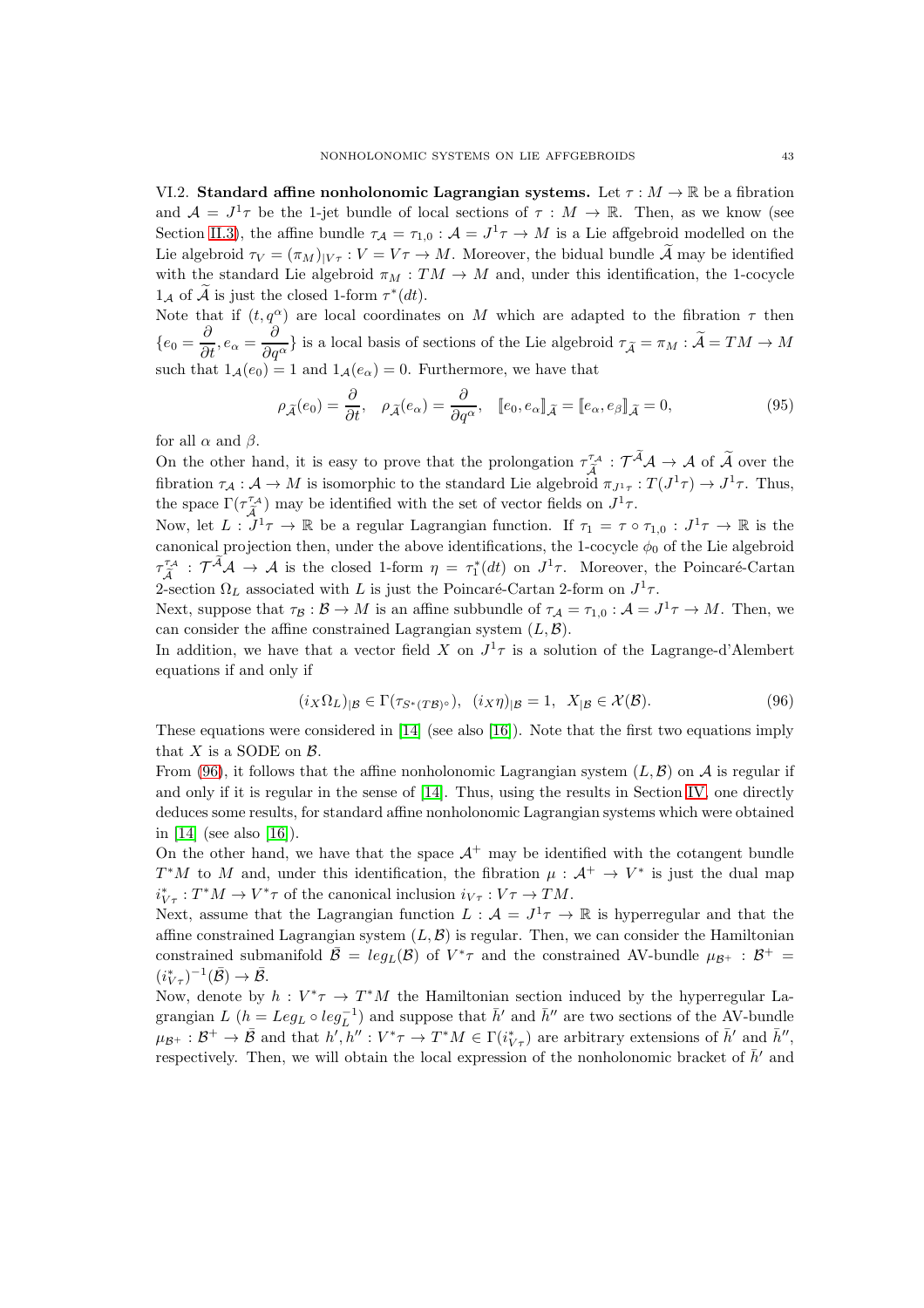VI.2. **Standard affine nonholonomic Lagrangian systems.** Let $\tau : M \to \mathbb{R}$ be a fibration and $\mathcal{A} = J^1\tau$ be the 1-jet bundle of local sections of $\tau : M \to \mathbb{R}$. Then, as we know (see Section II.3), the affine bundle $\tau_{\mathcal{A}} = \tau_{1,0} : \mathcal{A} = J^1\tau \to M$ is a Lie affgebroid modelled on the Lie algebroid $\tau_V = (\pi_M)_{|V\tau} : V = V\tau \to M$. Moreover, the bidual bundle $\widetilde{\mathcal{A}}$ may be identified with the standard Lie algebroid $\pi_M : TM \to M$ and, under this identification, the 1-cocycle $1_{\mathcal{A}}$ of $\widetilde{\mathcal{A}}$ is just the closed 1-form $\tau^*(dt)$.

Note that if $(t, q^\alpha)$ are local coordinates on $M$ which are adapted to the fibration $\tau$ then $\{e_0 = \dfrac{\partial}{\partial t}, e_\alpha = \dfrac{\partial}{\partial q^\alpha}\}$ is a local basis of sections of the Lie algebroid $\tau_{\widetilde{\mathcal{A}}} = \pi_M : \widetilde{\mathcal{A}} = TM \to M$ such that $1_{\mathcal{A}}(e_0) = 1$ and $1_{\mathcal{A}}(e_\alpha) = 0$. Furthermore, we have that

$$\rho_{\widetilde{\mathcal{A}}}(e_0) = \frac{\partial}{\partial t}, \quad \rho_{\widetilde{\mathcal{A}}}(e_\alpha) = \frac{\partial}{\partial q^\alpha}, \quad [\![e_0, e_\alpha]\!]_{\widetilde{\mathcal{A}}} = [\![e_\alpha, e_\beta]\!]_{\widetilde{\mathcal{A}}} = 0, \tag{95}$$

for all $\alpha$ and $\beta$.

On the other hand, it is easy to prove that the prolongation $\tau_{\widetilde{\mathcal{A}}}^{\tau_{\mathcal{A}}} : \mathcal{T}^{\widetilde{\mathcal{A}}}\mathcal{A} \to \mathcal{A}$ of $\widetilde{\mathcal{A}}$ over the fibration $\tau_{\mathcal{A}} : \mathcal{A} \to M$ is isomorphic to the standard Lie algebroid $\pi_{J^1\tau} : T(J^1\tau) \to J^1\tau$. Thus, the space $\Gamma(\tau_{\widetilde{\mathcal{A}}}^{\tau_{\mathcal{A}}})$ may be identified with the set of vector fields on $J^1\tau$.

Now, let $L : J^1\tau \to \mathbb{R}$ be a regular Lagrangian function. If $\tau_1 = \tau \circ \tau_{1,0} : J^1\tau \to \mathbb{R}$ is the canonical projection then, under the above identifications, the 1-cocycle $\phi_0$ of the Lie algebroid $\tau_{\widetilde{\mathcal{A}}}^{\tau_{\mathcal{A}}} : \mathcal{T}^{\widetilde{\mathcal{A}}}\mathcal{A} \to \mathcal{A}$ is the closed 1-form $\eta = \tau_1^*(dt)$ on $J^1\tau$. Moreover, the Poincaré-Cartan 2-section $\Omega_L$ associated with $L$ is just the Poincaré-Cartan 2-form on $J^1\tau$.

Next, suppose that $\tau_{\mathcal{B}} : \mathcal{B} \to M$ is an affine subbundle of $\tau_{\mathcal{A}} = \tau_{1,0} : \mathcal{A} = J^1\tau \to M$. Then, we can consider the affine constrained Lagrangian system $(L, \mathcal{B})$.

In addition, we have that a vector field $X$ on $J^1\tau$ is a solution of the Lagrange-d'Alembert equations if and only if

$$(i_X\Omega_L)_{|\mathcal{B}} \in \Gamma(\tau_{S^*(T\mathcal{B})^\circ}), \quad (i_X\eta)_{|\mathcal{B}} = 1, \quad X_{|\mathcal{B}} \in \mathcal{X}(\mathcal{B}). \tag{96}$$

These equations were considered in [14] (see also [16]). Note that the first two equations imply that $X$ is a SODE on $\mathcal{B}$.

From (96), it follows that the affine nonholonomic Lagrangian system $(L, \mathcal{B})$ on $\mathcal{A}$ is regular if and only if it is regular in the sense of [14]. Thus, using the results in Section IV, one directly deduces some results, for standard affine nonholonomic Lagrangian systems which were obtained in [14] (see also [16]).

On the other hand, we have that the space $\mathcal{A}^+$ may be identified with the cotangent bundle $T^*M$ to $M$ and, under this identification, the fibration $\mu : \mathcal{A}^+ \to V^*$ is just the dual map $i_{V\tau}^* : T^*M \to V^*\tau$ of the canonical inclusion $i_{V\tau} : V\tau \to TM$.

Next, assume that the Lagrangian function $L : \mathcal{A} = J^1\tau \to \mathbb{R}$ is hyperregular and that the affine constrained Lagrangian system $(L, \mathcal{B})$ is regular. Then, we can consider the Hamiltonian constrained submanifold $\bar{\mathcal{B}} = leg_L(\mathcal{B})$ of $V^*\tau$ and the constrained AV-bundle $\mu_{\mathcal{B}^+} : \mathcal{B}^+ = (i_{V\tau}^*)^{-1}(\bar{\mathcal{B}}) \to \bar{\mathcal{B}}$.

Now, denote by $h : V^*\tau \to T^*M$ the Hamiltonian section induced by the hyperregular Lagrangian $L$ ($h = Leg_L \circ leg_L^{-1}$) and suppose that $\bar{h}'$ and $\bar{h}''$ are two sections of the AV-bundle $\mu_{\mathcal{B}^+} : \mathcal{B}^+ \to \bar{\mathcal{B}}$ and that $h', h'' : V^*\tau \to T^*M \in \Gamma(i_{V\tau}^*)$ are arbitrary extensions of $\bar{h}'$ and $\bar{h}''$, respectively. Then, we will obtain the local expression of the nonholonomic bracket of $\bar{h}'$ and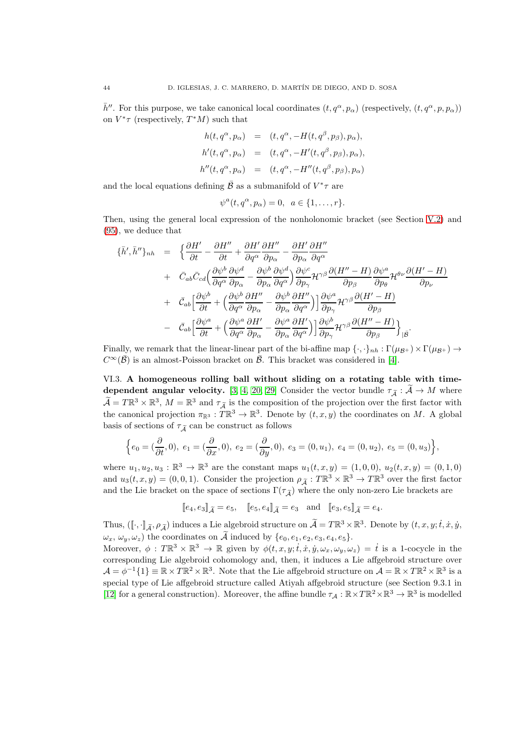$\bar{h}''$. For this purpose, we take canonical local coordinates $(t, q^\alpha, p_\alpha)$ (respectively, $(t, q^\alpha, p, p_\alpha)$) on $V^*\tau$ (respectively, $T^*M$) such that

$$
\begin{aligned}
h(t, q^\alpha, p_\alpha) &= (t, q^\alpha, -H(t, q^\beta, p_\beta), p_\alpha),\\
h'(t, q^\alpha, p_\alpha) &= (t, q^\alpha, -H'(t, q^\beta, p_\beta), p_\alpha),\\
h''(t, q^\alpha, p_\alpha) &= (t, q^\alpha, -H''(t, q^\beta, p_\beta), p_\alpha)
\end{aligned}
$$

and the local equations defining $\bar{\mathcal{B}}$ as a submanifold of $V^*\tau$ are

$$
\psi^a(t, q^\alpha, p_\alpha) = 0, \quad a \in \{1, \dots, r\}.
$$

Then, using the general local expression of the nonholonomic bracket (see Section V.2) and (95), we deduce that

$$
\begin{aligned}
\{\bar{h}', \bar{h}''\}_{nh} &= \Big\{ \frac{\partial H'}{\partial t} - \frac{\partial H''}{\partial t} + \frac{\partial H'}{\partial q^\alpha}\frac{\partial H''}{\partial p_\alpha} - \frac{\partial H'}{\partial p_\alpha}\frac{\partial H''}{\partial q^\alpha}\\
&+ \bar{C}_{ab}\bar{C}_{cd}\Big(\frac{\partial \psi^b}{\partial q^\alpha}\frac{\partial \psi^d}{\partial p_\alpha} - \frac{\partial \psi^b}{\partial p_\alpha}\frac{\partial \psi^d}{\partial q^\alpha}\Big)\frac{\partial \psi^c}{\partial p_\gamma}\mathcal{H}^{\gamma\beta}\frac{\partial (H''-H)}{\partial p_\beta}\frac{\partial \psi^a}{\partial p_\theta}\mathcal{H}^{\theta\nu}\frac{\partial (H'-H)}{\partial p_\nu}\\
&+ \bar{C}_{ab}\Big[\frac{\partial \psi^b}{\partial t} + \Big(\frac{\partial \psi^b}{\partial q^\alpha}\frac{\partial H''}{\partial p_\alpha} - \frac{\partial \psi^b}{\partial p_\alpha}\frac{\partial H''}{\partial q^\alpha}\Big)\Big]\frac{\partial \psi^a}{\partial p_\gamma}\mathcal{H}^{\gamma\beta}\frac{\partial (H'-H)}{\partial p_\beta}\\
&- \bar{C}_{ab}\Big[\frac{\partial \psi^a}{\partial t} + \Big(\frac{\partial \psi^a}{\partial q^\alpha}\frac{\partial H'}{\partial p_\alpha} - \frac{\partial \psi^a}{\partial p_\alpha}\frac{\partial H'}{\partial q^\alpha}\Big)\Big]\frac{\partial \psi^b}{\partial p_\gamma}\mathcal{H}^{\gamma\beta}\frac{\partial (H''-H)}{\partial p_\beta}\Big\}_{|\bar{\mathcal{B}}}.
\end{aligned}
$$

Finally, we remark that the linear-linear part of the bi-affine map $\{\cdot,\cdot\}_{nh} : \Gamma(\mu_{\mathcal{B}^+}) \times \Gamma(\mu_{\mathcal{B}^+}) \to C^\infty(\bar{\mathcal{B}})$ is an almost-Poisson bracket on $\bar{\mathcal{B}}$. This bracket was considered in [4].

VI.3. **A homogeneous rolling ball without sliding on a rotating table with time-dependent angular velocity.** [3, 4, 20, 29] Consider the vector bundle $\tau_{\widetilde{\mathcal{A}}} : \widetilde{\mathcal{A}} \to M$ where $\widetilde{\mathcal{A}} = T\mathbb{R}^3 \times \mathbb{R}^3$, $M = \mathbb{R}^3$ and $\tau_{\widetilde{\mathcal{A}}}$ is the composition of the projection over the first factor with the canonical projection $\pi_{\mathbb{R}^3} : T\mathbb{R}^3 \to \mathbb{R}^3$. Denote by $(t, x, y)$ the coordinates on $M$. A global basis of sections of $\tau_{\widetilde{\mathcal{A}}}$ can be construct as follows

$$
\Big\{ e_0 = (\frac{\partial}{\partial t}, 0),\ e_1 = (\frac{\partial}{\partial x}, 0),\ e_2 = (\frac{\partial}{\partial y}, 0),\ e_3 = (0, u_1),\ e_4 = (0, u_2),\ e_5 = (0, u_3) \Big\},
$$

where $u_1, u_2, u_3 : \mathbb{R}^3 \to \mathbb{R}^3$ are the constant maps $u_1(t, x, y) = (1, 0, 0)$, $u_2(t, x, y) = (0, 1, 0)$ and $u_3(t, x, y) = (0, 0, 1)$. Consider the projection $\rho_{\widetilde{\mathcal{A}}} : T\mathbb{R}^3 \times \mathbb{R}^3 \to T\mathbb{R}^3$ over the first factor and the Lie bracket on the space of sections $\Gamma(\tau_{\widetilde{\mathcal{A}}})$ where the only non-zero Lie brackets are

$$
[\![e_4, e_3]\!]_{\widetilde{\mathcal{A}}} = e_5, \quad [\![e_5, e_4]\!]_{\widetilde{\mathcal{A}}} = e_3 \quad \text{and} \quad [\![e_3, e_5]\!]_{\widetilde{\mathcal{A}}} = e_4.
$$

Thus, $([\![\cdot,\cdot]\!]_{\widetilde{\mathcal{A}}}, \rho_{\widetilde{\mathcal{A}}})$ induces a Lie algebroid structure on $\widetilde{\mathcal{A}} = T\mathbb{R}^3 \times \mathbb{R}^3$. Denote by $(t, x, y; \dot{t}, \dot{x}, \dot{y}, \omega_x, \omega_y, \omega_z)$ the coordinates on $\widetilde{\mathcal{A}}$ induced by $\{e_0, e_1, e_2, e_3, e_4, e_5\}$.

Moreover, $\phi : T\mathbb{R}^3 \times \mathbb{R}^3 \to \mathbb{R}$ given by $\phi(t, x, y; \dot{t}, \dot{x}, \dot{y}, \omega_x, \omega_y, \omega_z) = \dot{t}$ is a 1-cocycle in the corresponding Lie algebroid cohomology and, then, it induces a Lie affgebroid structure over $\mathcal{A} = \phi^{-1}\{1\} \equiv \mathbb{R} \times T\mathbb{R}^2 \times \mathbb{R}^3$. Note that the Lie affgebroid structure on $\mathcal{A} = \mathbb{R} \times T\mathbb{R}^2 \times \mathbb{R}^3$ is a special type of Lie affgebroid structure called Atiyah affgebroid structure (see Section 9.3.1 in [12] for a general construction). Moreover, the affine bundle $\tau_{\mathcal{A}} : \mathbb{R} \times T\mathbb{R}^2 \times \mathbb{R}^3 \to \mathbb{R}^3$ is modelled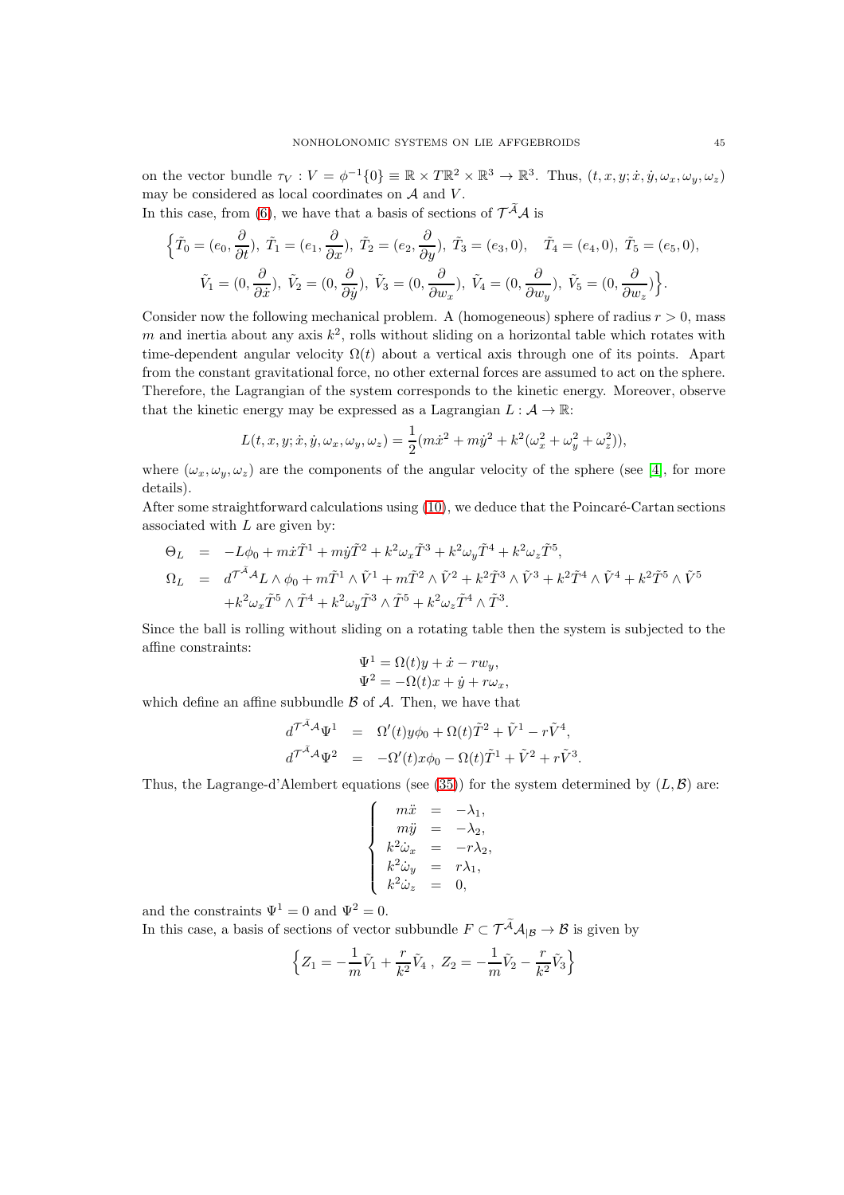on the vector bundle $\tau_V : V = \phi^{-1}\{0\} \equiv \mathbb{R} \times T\mathbb{R}^2 \times \mathbb{R}^3 \to \mathbb{R}^3$. Thus, $(t, x, y; \dot{x}, \dot{y}, \omega_x, \omega_y, \omega_z)$ may be considered as local coordinates on $\mathcal{A}$ and $V$.

In this case, from (6), we have that a basis of sections of $\mathcal{T}^{\tilde{\mathcal{A}}}\mathcal{A}$ is

$$
\Big\{ \tilde{T}_0 = (e_0, \frac{\partial}{\partial t}),\ \tilde{T}_1 = (e_1, \frac{\partial}{\partial x}),\ \tilde{T}_2 = (e_2, \frac{\partial}{\partial y}),\ \tilde{T}_3 = (e_3, 0),\quad \tilde{T}_4 = (e_4, 0),\ \tilde{T}_5 = (e_5, 0),
$$
$$
\tilde{V}_1 = (0, \frac{\partial}{\partial \dot{x}}),\ \tilde{V}_2 = (0, \frac{\partial}{\partial \dot{y}}),\ \tilde{V}_3 = (0, \frac{\partial}{\partial w_x}),\ \tilde{V}_4 = (0, \frac{\partial}{\partial w_y}),\ \tilde{V}_5 = (0, \frac{\partial}{\partial w_z}) \Big\}.
$$

Consider now the following mechanical problem. A (homogeneous) sphere of radius $r > 0$, mass $m$ and inertia about any axis $k^2$, rolls without sliding on a horizontal table which rotates with time-dependent angular velocity $\Omega(t)$ about a vertical axis through one of its points. Apart from the constant gravitational force, no other external forces are assumed to act on the sphere. Therefore, the Lagrangian of the system corresponds to the kinetic energy. Moreover, observe that the kinetic energy may be expressed as a Lagrangian $L : \mathcal{A} \to \mathbb{R}$:

$$
L(t, x, y; \dot{x}, \dot{y}, \omega_x, \omega_y, \omega_z) = \frac{1}{2}(m\dot{x}^2 + m\dot{y}^2 + k^2(\omega_x^2 + \omega_y^2 + \omega_z^2)),
$$

where $(\omega_x, \omega_y, \omega_z)$ are the components of the angular velocity of the sphere (see [4], for more details).

After some straightforward calculations using (10), we deduce that the Poincaré-Cartan sections associated with $L$ are given by:

$$
\begin{aligned}
\Theta_L &= -L\phi_0 + m\dot{x}\tilde{T}^1 + m\dot{y}\tilde{T}^2 + k^2\omega_x\tilde{T}^3 + k^2\omega_y\tilde{T}^4 + k^2\omega_z\tilde{T}^5, \\
\Omega_L &= d^{\mathcal{T}^{\tilde{\mathcal{A}}}\mathcal{A}}L \wedge \phi_0 + m\tilde{T}^1 \wedge \tilde{V}^1 + m\tilde{T}^2 \wedge \tilde{V}^2 + k^2\tilde{T}^3 \wedge \tilde{V}^3 + k^2\tilde{T}^4 \wedge \tilde{V}^4 + k^2\tilde{T}^5 \wedge \tilde{V}^5 \\
&\quad + k^2\omega_x\tilde{T}^5 \wedge \tilde{T}^4 + k^2\omega_y\tilde{T}^3 \wedge \tilde{T}^5 + k^2\omega_z\tilde{T}^4 \wedge \tilde{T}^3.
\end{aligned}
$$

Since the ball is rolling without sliding on a rotating table then the system is subjected to the affine constraints:

$$
\begin{aligned}
\Psi^1 &= \Omega(t)y + \dot{x} - rw_y, \\
\Psi^2 &= -\Omega(t)x + \dot{y} + r\omega_x,
\end{aligned}
$$

which define an affine subbundle $\mathcal{B}$ of $\mathcal{A}$. Then, we have that

$$
\begin{aligned}
d^{\mathcal{T}^{\tilde{\mathcal{A}}}\mathcal{A}}\Psi^1 &= \Omega'(t)y\phi_0 + \Omega(t)\tilde{T}^2 + \tilde{V}^1 - r\tilde{V}^4, \\
d^{\mathcal{T}^{\tilde{\mathcal{A}}}\mathcal{A}}\Psi^2 &= -\Omega'(t)x\phi_0 - \Omega(t)\tilde{T}^1 + \tilde{V}^2 + r\tilde{V}^3.
\end{aligned}
$$

Thus, the Lagrange-d'Alembert equations (see (35)) for the system determined by $(L, \mathcal{B})$ are:

$$
\left\{
\begin{array}{rcl}
m\ddot{x} &=& -\lambda_1, \\
m\ddot{y} &=& -\lambda_2, \\
k^2\dot{\omega}_x &=& -r\lambda_2, \\
k^2\dot{\omega}_y &=& r\lambda_1, \\
k^2\dot{\omega}_z &=& 0,
\end{array}
\right.
$$

and the constraints $\Psi^1 = 0$ and $\Psi^2 = 0$.

In this case, a basis of sections of vector subbundle $F \subset \mathcal{T}^{\tilde{\mathcal{A}}}\mathcal{A}_{|\mathcal{B}} \to \mathcal{B}$ is given by

$$
\Big\{ Z_1 = -\frac{1}{m}\tilde{V}_1 + \frac{r}{k^2}\tilde{V}_4\ ,\ Z_2 = -\frac{1}{m}\tilde{V}_2 - \frac{r}{k^2}\tilde{V}_3 \Big\}
$$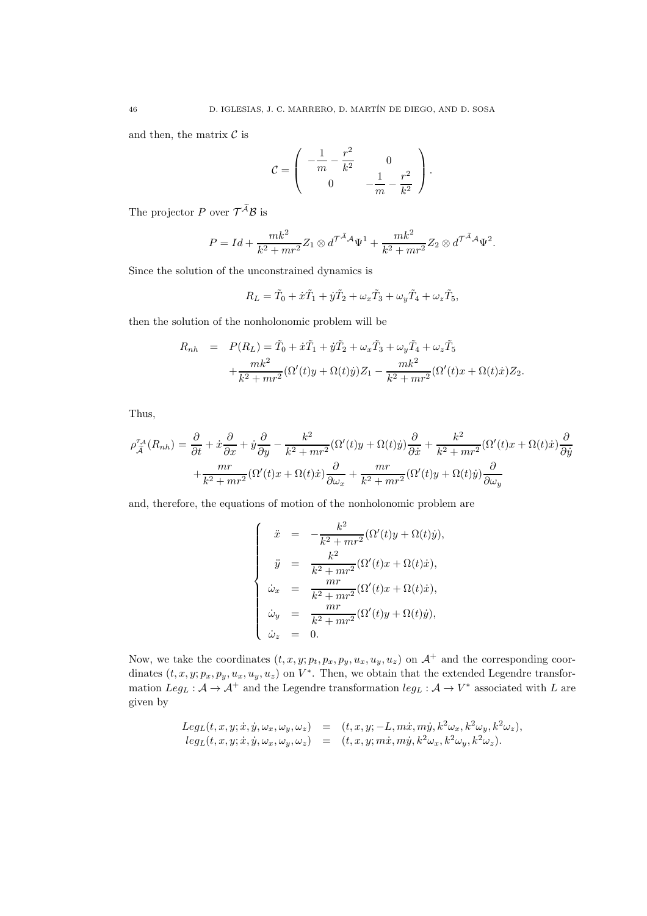and then, the matrix $\mathcal{C}$ is

$$
\mathcal{C} = \left( \begin{array}{cc} -\dfrac{1}{m} - \dfrac{r^2}{k^2} & 0 \\ 0 & -\dfrac{1}{m} - \dfrac{r^2}{k^2} \end{array} \right).
$$

The projector $P$ over $\mathcal{T}^{\tilde{\mathcal{A}}}\mathcal{B}$ is

$$
P = Id + \frac{mk^2}{k^2 + mr^2} Z_1 \otimes d^{\mathcal{T}^{\tilde{\mathcal{A}}}\mathcal{A}}\Psi^1 + \frac{mk^2}{k^2 + mr^2} Z_2 \otimes d^{\mathcal{T}^{\tilde{\mathcal{A}}}\mathcal{A}}\Psi^2.
$$

Since the solution of the unconstrained dynamics is

$$
R_L = \tilde{T}_0 + \dot{x}\tilde{T}_1 + \dot{y}\tilde{T}_2 + \omega_x \tilde{T}_3 + \omega_y \tilde{T}_4 + \omega_z \tilde{T}_5,
$$

then the solution of the nonholonomic problem will be

$$
\begin{aligned}
R_{nh} &= P(R_L) = \tilde{T}_0 + \dot{x}\tilde{T}_1 + \dot{y}\tilde{T}_2 + \omega_x \tilde{T}_3 + \omega_y \tilde{T}_4 + \omega_z \tilde{T}_5 \\
&\quad + \frac{mk^2}{k^2 + mr^2}(\Omega'(t)y + \Omega(t)\dot{y}) Z_1 - \frac{mk^2}{k^2 + mr^2}(\Omega'(t)x + \Omega(t)\dot{x}) Z_2.
\end{aligned}
$$

Thus,

$$
\begin{aligned}
\rho^{\tau_{\mathcal{A}}}_{\tilde{\mathcal{A}}}(R_{nh}) = \frac{\partial}{\partial t} + \dot{x}\frac{\partial}{\partial x} + \dot{y}\frac{\partial}{\partial y} - \frac{k^2}{k^2 + mr^2}(\Omega'(t)y + \Omega(t)\dot{y})\frac{\partial}{\partial \dot{x}} + \frac{k^2}{k^2 + mr^2}(\Omega'(t)x + \Omega(t)\dot{x})\frac{\partial}{\partial \dot{y}} \\
+ \frac{mr}{k^2 + mr^2}(\Omega'(t)x + \Omega(t)\dot{x})\frac{\partial}{\partial \omega_x} + \frac{mr}{k^2 + mr^2}(\Omega'(t)y + \Omega(t)\dot{y})\frac{\partial}{\partial \omega_y}
\end{aligned}
$$

and, therefore, the equations of motion of the nonholonomic problem are

$$
\left\{ \begin{array}{rcl}
\ddot{x} &=& -\dfrac{k^2}{k^2 + mr^2}(\Omega'(t)y + \Omega(t)\dot{y}), \\
\ddot{y} &=& \dfrac{k^2}{k^2 + mr^2}(\Omega'(t)x + \Omega(t)\dot{x}), \\
\dot{\omega}_x &=& \dfrac{mr}{k^2 + mr^2}(\Omega'(t)x + \Omega(t)\dot{x}), \\
\dot{\omega}_y &=& \dfrac{mr}{k^2 + mr^2}(\Omega'(t)y + \Omega(t)\dot{y}), \\
\dot{\omega}_z &=& 0.
\end{array} \right.
$$

Now, we take the coordinates $(t, x, y; p_t, p_x, p_y, u_x, u_y, u_z)$ on $\mathcal{A}^+$ and the corresponding coordinates $(t, x, y; p_x, p_y, u_x, u_y, u_z)$ on $V^*$. Then, we obtain that the extended Legendre transformation $Leg_L : \mathcal{A} \to \mathcal{A}^+$ and the Legendre transformation $leg_L : \mathcal{A} \to V^*$ associated with $L$ are given by

$$
\begin{aligned}
Leg_L(t, x, y; \dot{x}, \dot{y}, \omega_x, \omega_y, \omega_z) &= (t, x, y; -L, m\dot{x}, m\dot{y}, k^2\omega_x, k^2\omega_y, k^2\omega_z), \\
leg_L(t, x, y; \dot{x}, \dot{y}, \omega_x, \omega_y, \omega_z) &= (t, x, y; m\dot{x}, m\dot{y}, k^2\omega_x, k^2\omega_y, k^2\omega_z).
\end{aligned}
$$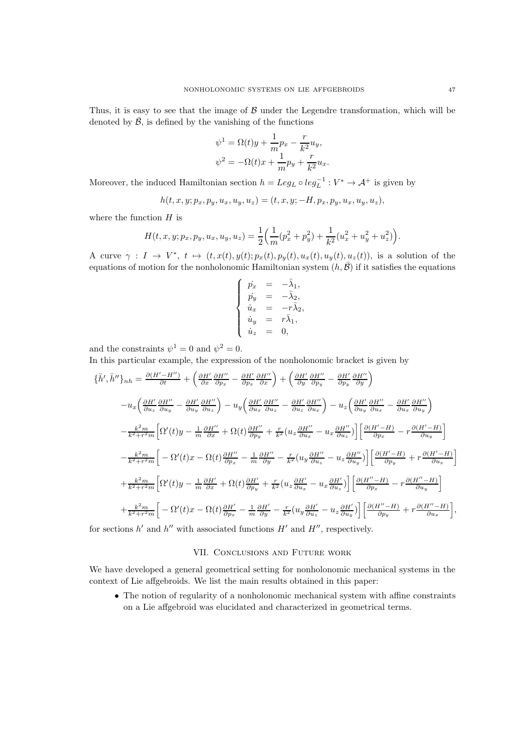Thus, it is easy to see that the image of $\mathcal{B}$ under the Legendre transformation, which will be denoted by $\bar{\mathcal{B}}$, is defined by the vanishing of the functions

$$
\psi^1 = \Omega(t)y + \frac{1}{m}p_x - \frac{r}{k^2}u_y,
$$
$$
\psi^2 = -\Omega(t)x + \frac{1}{m}p_y + \frac{r}{k^2}u_x.
$$

Moreover, the induced Hamiltonian section $h = Leg_L \circ leg_L^{-1} : V^* \to \mathcal{A}^+$ is given by

$$
h(t, x, y; p_x, p_y, u_x, u_y, u_z) = (t, x, y; -H, p_x, p_y, u_x, u_y, u_z),
$$

where the function $H$ is

$$
H(t, x, y; p_x, p_y, u_x, u_y, u_z) = \frac{1}{2}\Big(\frac{1}{m}(p_x^2 + p_y^2) + \frac{1}{k^2}(u_x^2 + u_y^2 + u_z^2)\Big).
$$

A curve $\gamma : I \to V^*$, $t \mapsto (t, x(t), y(t); p_x(t), p_y(t), u_x(t), u_y(t), u_z(t))$, is a solution of the equations of motion for the nonholonomic Hamiltonian system $(h, \bar{\mathcal{B}})$ if it satisfies the equations

$$
\left\{
\begin{array}{rcl}
\dot{p_x} & = & -\bar{\lambda}_1, \\
\dot{p_y} & = & -\bar{\lambda}_2, \\
\dot{u}_x & = & -r\bar{\lambda}_2, \\
\dot{u}_y & = & r\bar{\lambda}_1, \\
\dot{u}_z & = & 0,
\end{array}
\right.
$$

and the constraints $\psi^1 = 0$ and $\psi^2 = 0$.

In this particular example, the expression of the nonholonomic bracket is given by

$$
\begin{aligned}
\{\bar{h}', \bar{h}''\}_{nh} = & \tfrac{\partial(H'-H'')}{\partial t} + \Big(\tfrac{\partial H'}{\partial x}\tfrac{\partial H''}{\partial p_x} - \tfrac{\partial H'}{\partial p_x}\tfrac{\partial H''}{\partial x}\Big) + \Big(\tfrac{\partial H'}{\partial y}\tfrac{\partial H''}{\partial p_y} - \tfrac{\partial H'}{\partial p_y}\tfrac{\partial H''}{\partial y}\Big) \\
& -u_x\Big(\tfrac{\partial H'}{\partial u_z}\tfrac{\partial H''}{\partial u_y} - \tfrac{\partial H'}{\partial u_y}\tfrac{\partial H''}{\partial u_z}\Big) - u_y\Big(\tfrac{\partial H'}{\partial u_x}\tfrac{\partial H''}{\partial u_z} - \tfrac{\partial H'}{\partial u_z}\tfrac{\partial H''}{\partial u_x}\Big) - u_z\Big(\tfrac{\partial H'}{\partial u_y}\tfrac{\partial H''}{\partial u_x} - \tfrac{\partial H'}{\partial u_x}\tfrac{\partial H''}{\partial u_y}\Big) \\
& -\tfrac{k^2 m}{k^2+r^2 m}\Big[\Omega'(t)y - \tfrac{1}{m}\tfrac{\partial H''}{\partial x} + \Omega(t)\tfrac{\partial H''}{\partial p_y} + \tfrac{r}{k^2}(u_z\tfrac{\partial H''}{\partial u_x} - u_x\tfrac{\partial H''}{\partial u_z})\Big]\Big[\tfrac{\partial(H'-H)}{\partial p_x} - r\tfrac{\partial(H'-H)}{\partial u_y}\Big] \\
& -\tfrac{k^2 m}{k^2+r^2 m}\Big[-\Omega'(t)x - \Omega(t)\tfrac{\partial H''}{\partial p_x} - \tfrac{1}{m}\tfrac{\partial H''}{\partial y} - \tfrac{r}{k^2}(u_y\tfrac{\partial H''}{\partial u_z} - u_z\tfrac{\partial H''}{\partial u_y})\Big]\Big[\tfrac{\partial(H'-H)}{\partial p_y} + r\tfrac{\partial(H'-H)}{\partial u_x}\Big] \\
& +\tfrac{k^2 m}{k^2+r^2 m}\Big[\Omega'(t)y - \tfrac{1}{m}\tfrac{\partial H'}{\partial x} + \Omega(t)\tfrac{\partial H'}{\partial p_y} + \tfrac{r}{k^2}(u_z\tfrac{\partial H'}{\partial u_x} - u_x\tfrac{\partial H'}{\partial u_z})\Big]\Big[\tfrac{\partial(H''-H)}{\partial p_x} - r\tfrac{\partial(H''-H)}{\partial u_y}\Big] \\
& +\tfrac{k^2 m}{k^2+r^2 m}\Big[-\Omega'(t)x - \Omega(t)\tfrac{\partial H'}{\partial p_x} - \tfrac{1}{m}\tfrac{\partial H'}{\partial y} - \tfrac{r}{k^2}(u_y\tfrac{\partial H'}{\partial u_z} - u_z\tfrac{\partial H'}{\partial u_y})\Big]\Big[\tfrac{\partial(H''-H)}{\partial p_y} + r\tfrac{\partial(H''-H)}{\partial u_x}\Big],
\end{aligned}
$$

for sections $h'$ and $h''$ with associated functions $H'$ and $H''$, respectively.

## VII. Conclusions and Future work

We have developed a general geometrical setting for nonholonomic mechanical systems in the context of Lie affgebroids. We list the main results obtained in this paper:

- The notion of regularity of a nonholonomic mechanical system with affine constraints on a Lie affgebroid was elucidated and characterized in geometrical terms.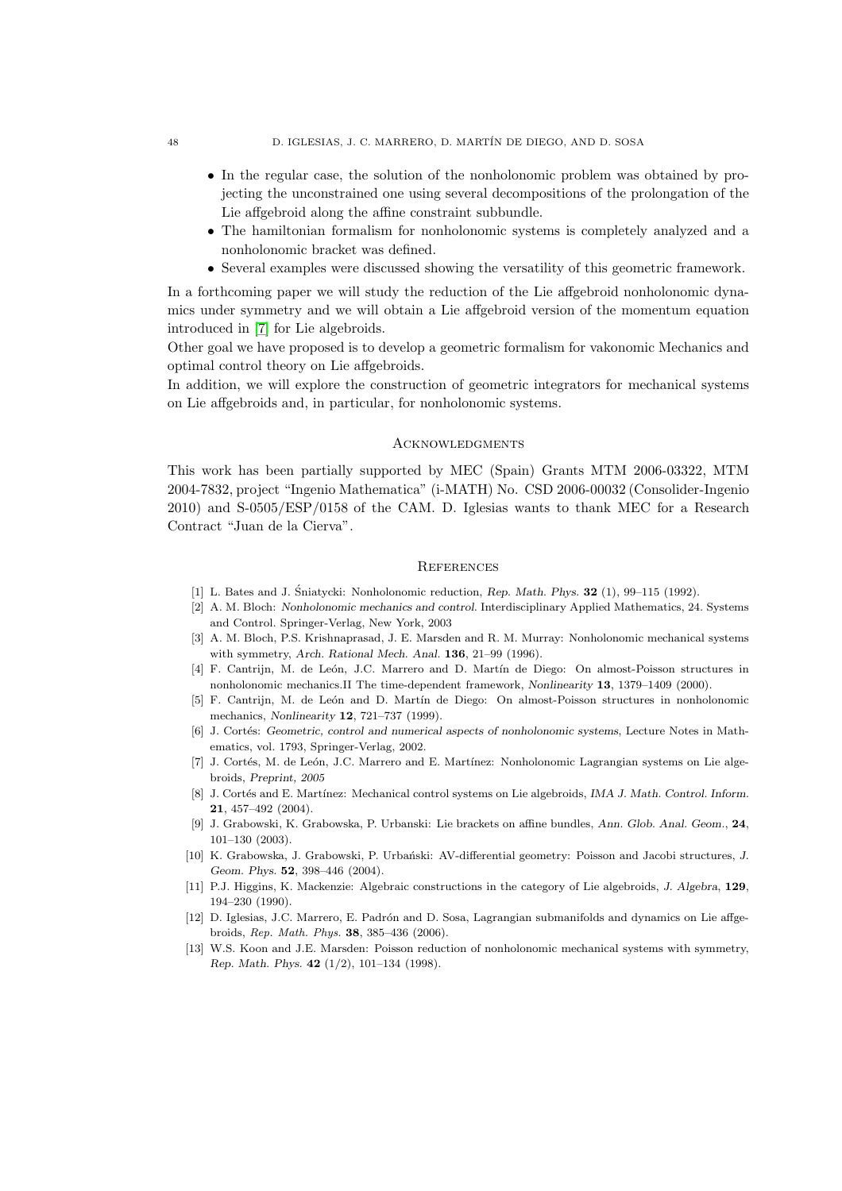- In the regular case, the solution of the nonholonomic problem was obtained by projecting the unconstrained one using several decompositions of the prolongation of the Lie affgebroid along the affine constraint subbundle.
- The hamiltonian formalism for nonholonomic systems is completely analyzed and a nonholonomic bracket was defined.
- Several examples were discussed showing the versatility of this geometric framework.

In a forthcoming paper we will study the reduction of the Lie affgebroid nonholonomic dynamics under symmetry and we will obtain a Lie affgebroid version of the momentum equation introduced in [7] for Lie algebroids.

Other goal we have proposed is to develop a geometric formalism for vakonomic Mechanics and optimal control theory on Lie affgebroids.

In addition, we will explore the construction of geometric integrators for mechanical systems on Lie affgebroids and, in particular, for nonholonomic systems.

## Acknowledgments

This work has been partially supported by MEC (Spain) Grants MTM 2006-03322, MTM 2004-7832, project "Ingenio Mathematica" (i-MATH) No. CSD 2006-00032 (Consolider-Ingenio 2010) and S-0505/ESP/0158 of the CAM. D. Iglesias wants to thank MEC for a Research Contract "Juan de la Cierva".

## References

[1] L. Bates and J. Śniatycki: Nonholonomic reduction, *Rep. Math. Phys.* **32** (1), 99–115 (1992).

[2] A. M. Bloch: *Nonholonomic mechanics and control*. Interdisciplinary Applied Mathematics, 24. Systems and Control. Springer-Verlag, New York, 2003

[3] A. M. Bloch, P.S. Krishnaprasad, J. E. Marsden and R. M. Murray: Nonholonomic mechanical systems with symmetry, *Arch. Rational Mech. Anal.* **136**, 21–99 (1996).

[4] F. Cantrijn, M. de León, J.C. Marrero and D. Martín de Diego: On almost-Poisson structures in nonholonomic mechanics.II The time-dependent framework, *Nonlinearity* **13**, 1379–1409 (2000).

[5] F. Cantrijn, M. de León and D. Martín de Diego: On almost-Poisson structures in nonholonomic mechanics, *Nonlinearity* **12**, 721–737 (1999).

[6] J. Cortés: *Geometric, control and numerical aspects of nonholonomic systems*, Lecture Notes in Mathematics, vol. 1793, Springer-Verlag, 2002.

[7] J. Cortés, M. de León, J.C. Marrero and E. Martínez: Nonholonomic Lagrangian systems on Lie algebroids, *Preprint, 2005*

[8] J. Cortés and E. Martínez: Mechanical control systems on Lie algebroids, *IMA J. Math. Control. Inform.* **21**, 457–492 (2004).

[9] J. Grabowski, K. Grabowska, P. Urbanski: Lie brackets on affine bundles, *Ann. Glob. Anal. Geom.*, **24**, 101–130 (2003).

[10] K. Grabowska, J. Grabowski, P. Urbański: AV-differential geometry: Poisson and Jacobi structures, *J. Geom. Phys.* **52**, 398–446 (2004).

[11] P.J. Higgins, K. Mackenzie: Algebraic constructions in the category of Lie algebroids, *J. Algebra*, **129**, 194–230 (1990).

[12] D. Iglesias, J.C. Marrero, E. Padrón and D. Sosa, Lagrangian submanifolds and dynamics on Lie affgebroids, *Rep. Math. Phys.* **38**, 385–436 (2006).

[13] W.S. Koon and J.E. Marsden: Poisson reduction of nonholonomic mechanical systems with symmetry, *Rep. Math. Phys.* **42** (1/2), 101–134 (1998).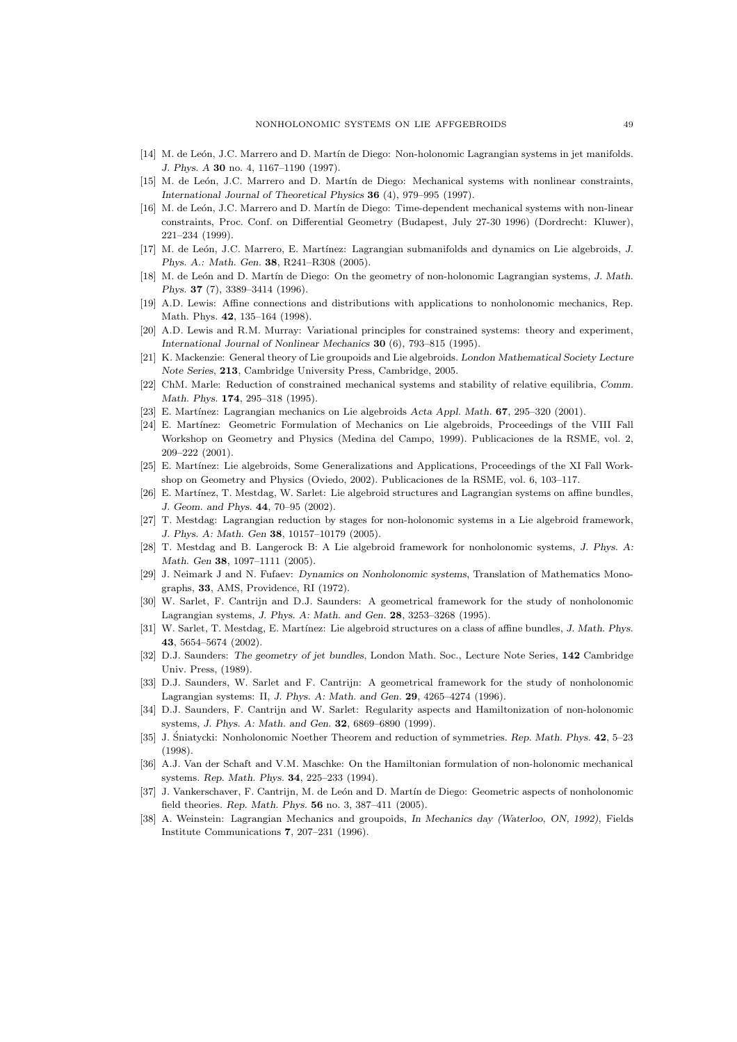[14] M. de León, J.C. Marrero and D. Martín de Diego: Non-holonomic Lagrangian systems in jet manifolds. *J. Phys. A* **30** no. 4, 1167–1190 (1997).

[15] M. de León, J.C. Marrero and D. Martín de Diego: Mechanical systems with nonlinear constraints, *International Journal of Theoretical Physics* **36** (4), 979–995 (1997).

[16] M. de León, J.C. Marrero and D. Martín de Diego: Time-dependent mechanical systems with non-linear constraints, Proc. Conf. on Differential Geometry (Budapest, July 27-30 1996) (Dordrecht: Kluwer), 221–234 (1999).

[17] M. de León, J.C. Marrero, E. Martínez: Lagrangian submanifolds and dynamics on Lie algebroids, *J. Phys. A.: Math. Gen.* **38**, R241–R308 (2005).

[18] M. de León and D. Martín de Diego: On the geometry of non-holonomic Lagrangian systems, *J. Math. Phys.* **37** (7), 3389–3414 (1996).

[19] A.D. Lewis: Affine connections and distributions with applications to nonholonomic mechanics, Rep. Math. Phys. **42**, 135–164 (1998).

[20] A.D. Lewis and R.M. Murray: Variational principles for constrained systems: theory and experiment, *International Journal of Nonlinear Mechanics* **30** (6), 793–815 (1995).

[21] K. Mackenzie: General theory of Lie groupoids and Lie algebroids. *London Mathematical Society Lecture Note Series*, **213**, Cambridge University Press, Cambridge, 2005.

[22] ChM. Marle: Reduction of constrained mechanical systems and stability of relative equilibria, *Comm. Math. Phys.* **174**, 295–318 (1995).

[23] E. Martínez: Lagrangian mechanics on Lie algebroids *Acta Appl. Math.* **67**, 295–320 (2001).

[24] E. Martínez: Geometric Formulation of Mechanics on Lie algebroids, Proceedings of the VIII Fall Workshop on Geometry and Physics (Medina del Campo, 1999). Publicaciones de la RSME, vol. 2, 209–222 (2001).

[25] E. Martínez: Lie algebroids, Some Generalizations and Applications, Proceedings of the XI Fall Workshop on Geometry and Physics (Oviedo, 2002). Publicaciones de la RSME, vol. 6, 103–117.

[26] E. Martínez, T. Mestdag, W. Sarlet: Lie algebroid structures and Lagrangian systems on affine bundles, *J. Geom. and Phys.* **44**, 70–95 (2002).

[27] T. Mestdag: Lagrangian reduction by stages for non-holonomic systems in a Lie algebroid framework, *J. Phys. A: Math. Gen* **38**, 10157–10179 (2005).

[28] T. Mestdag and B. Langerock B: A Lie algebroid framework for nonholonomic systems, *J. Phys. A: Math. Gen* **38**, 1097–1111 (2005).

[29] J. Neimark J and N. Fufaev: *Dynamics on Nonholonomic systems*, Translation of Mathematics Monographs, **33**, AMS, Providence, RI (1972).

[30] W. Sarlet, F. Cantrijn and D.J. Saunders: A geometrical framework for the study of nonholonomic Lagrangian systems, *J. Phys. A: Math. and Gen.* **28**, 3253–3268 (1995).

[31] W. Sarlet, T. Mestdag, E. Martínez: Lie algebroid structures on a class of affine bundles, *J. Math. Phys.* **43**, 5654–5674 (2002).

[32] D.J. Saunders: *The geometry of jet bundles*, London Math. Soc., Lecture Note Series, **142** Cambridge Univ. Press, (1989).

[33] D.J. Saunders, W. Sarlet and F. Cantrijn: A geometrical framework for the study of nonholonomic Lagrangian systems: II, *J. Phys. A: Math. and Gen.* **29**, 4265–4274 (1996).

[34] D.J. Saunders, F. Cantrijn and W. Sarlet: Regularity aspects and Hamiltonization of non-holonomic systems, *J. Phys. A: Math. and Gen.* **32**, 6869–6890 (1999).

[35] J. Śniatycki: Nonholonomic Noether Theorem and reduction of symmetries. *Rep. Math. Phys.* **42**, 5–23 (1998).

[36] A.J. Van der Schaft and V.M. Maschke: On the Hamiltonian formulation of non-holonomic mechanical systems. *Rep. Math. Phys.* **34**, 225–233 (1994).

[37] J. Vankerschaver, F. Cantrijn, M. de León and D. Martín de Diego: Geometric aspects of nonholonomic field theories. *Rep. Math. Phys.* **56** no. 3, 387–411 (2005).

[38] A. Weinstein: Lagrangian Mechanics and groupoids, *In Mechanics day (Waterloo, ON, 1992)*, Fields Institute Communications **7**, 207–231 (1996).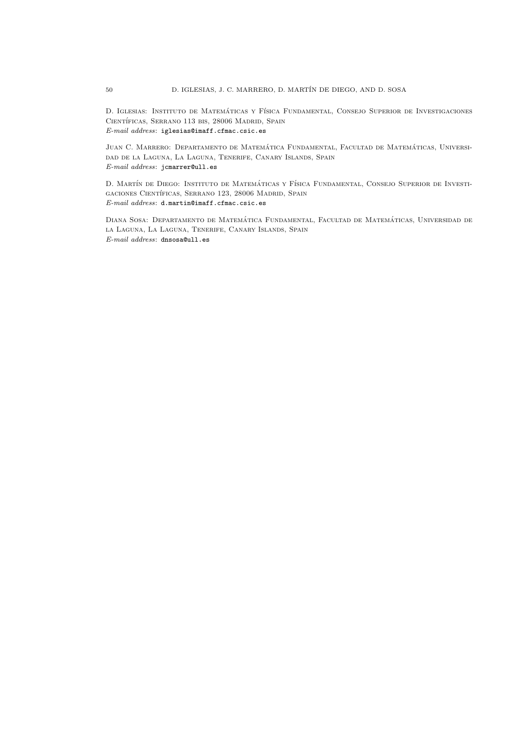D. Iglesias: Instituto de Matemáticas y Física Fundamental, Consejo Superior de Investigaciones Científicas, Serrano 113 bis, 28006 Madrid, Spain
*E-mail address*: iglesias@imaff.cfmac.csic.es

Juan C. Marrero: Departamento de Matemática Fundamental, Facultad de Matemáticas, Universidad de la Laguna, La Laguna, Tenerife, Canary Islands, Spain
*E-mail address*: jcmarrer@ull.es

D. Martín de Diego: Instituto de Matemáticas y Física Fundamental, Consejo Superior de Investigaciones Científicas, Serrano 123, 28006 Madrid, Spain
*E-mail address*: d.martin@imaff.cfmac.csic.es

Diana Sosa: Departamento de Matemática Fundamental, Facultad de Matemáticas, Universidad de la Laguna, La Laguna, Tenerife, Canary Islands, Spain
*E-mail address*: dnsosa@ull.es